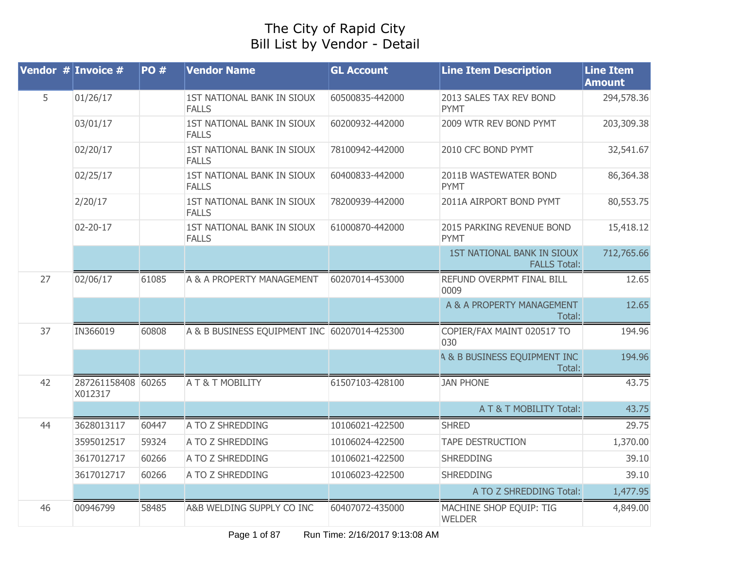# The City of Rapid City
## Bill List by Vendor - Detail

| Vendor # | Invoice # | PO # | Vendor Name | GL Account | Line Item Description | Line Item Amount |
|---|---|---|---|---|---|---|
| 5 | 01/26/17 | | 1ST NATIONAL BANK IN SIOUX FALLS | 60500835-442000 | 2013 SALES TAX REV BOND PYMT | 294,578.36 |
| | 03/01/17 | | 1ST NATIONAL BANK IN SIOUX FALLS | 60200932-442000 | 2009 WTR REV BOND PYMT | 203,309.38 |
| | 02/20/17 | | 1ST NATIONAL BANK IN SIOUX FALLS | 78100942-442000 | 2010 CFC BOND PYMT | 32,541.67 |
| | 02/25/17 | | 1ST NATIONAL BANK IN SIOUX FALLS | 60400833-442000 | 2011B WASTEWATER BOND PYMT | 86,364.38 |
| | 2/20/17 | | 1ST NATIONAL BANK IN SIOUX FALLS | 78200939-442000 | 2011A AIRPORT BOND PYMT | 80,553.75 |
| | 02-20-17 | | 1ST NATIONAL BANK IN SIOUX FALLS | 61000870-442000 | 2015 PARKING REVENUE BOND PYMT | 15,418.12 |
| | | | | | 1ST NATIONAL BANK IN SIOUX FALLS Total: | 712,765.66 |
| 27 | 02/06/17 | 61085 | A & A PROPERTY MANAGEMENT | 60207014-453000 | REFUND OVERPMT FINAL BILL 0009 | 12.65 |
| | | | | | A & A PROPERTY MANAGEMENT Total: | 12.65 |
| 37 | IN366019 | 60808 | A & B BUSINESS EQUIPMENT INC | 60207014-425300 | COPIER/FAX MAINT 020517 TO 030 | 194.96 |
| | | | | | A & B BUSINESS EQUIPMENT INC Total: | 194.96 |
| 42 | 287261158408 X012317 | 60265 | A T & T MOBILITY | 61507103-428100 | JAN PHONE | 43.75 |
| | | | | | A T & T MOBILITY Total: | 43.75 |
| 44 | 3628013117 | 60447 | A TO Z SHREDDING | 10106021-422500 | SHRED | 29.75 |
| | 3595012517 | 59324 | A TO Z SHREDDING | 10106024-422500 | TAPE DESTRUCTION | 1,370.00 |
| | 3617012717 | 60266 | A TO Z SHREDDING | 10106021-422500 | SHREDDING | 39.10 |
| | 3617012717 | 60266 | A TO Z SHREDDING | 10106023-422500 | SHREDDING | 39.10 |
| | | | | | A TO Z SHREDDING Total: | 1,477.95 |
| 46 | 00946799 | 58485 | A&B WELDING SUPPLY CO INC | 60407072-435000 | MACHINE SHOP EQUIP: TIG WELDER | 4,849.00 |

Run Time: 2/16/2017 9:13:08 AM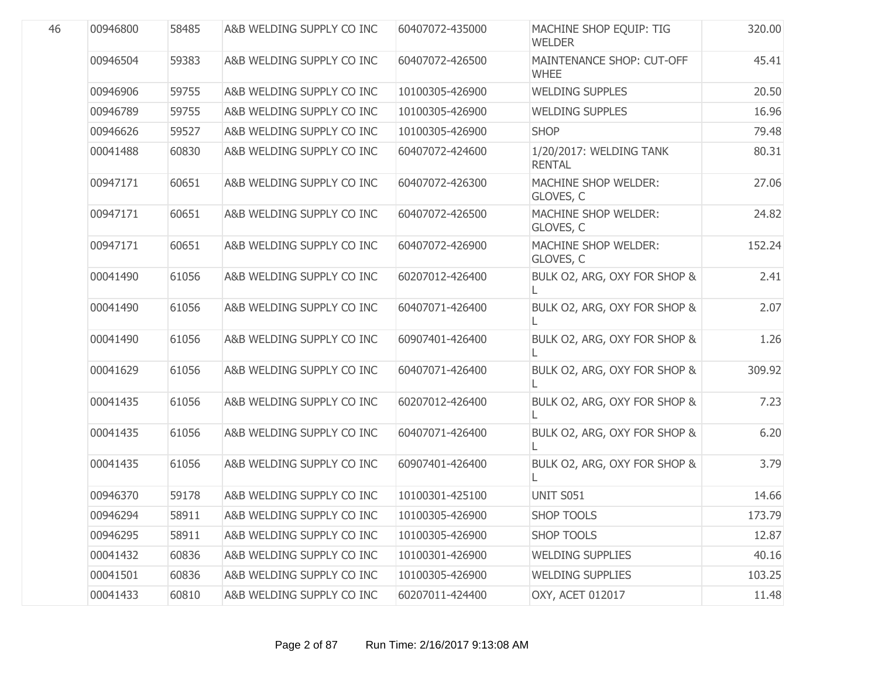| | | | | | | |
|---|---|---|---|---|---|---|
| 46 | 00946800 | 58485 | A&B WELDING SUPPLY CO INC | 60407072-435000 | MACHINE SHOP EQUIP: TIG WELDER | 320.00 |
| | 00946504 | 59383 | A&B WELDING SUPPLY CO INC | 60407072-426500 | MAINTENANCE SHOP: CUT-OFF WHEE | 45.41 |
| | 00946906 | 59755 | A&B WELDING SUPPLY CO INC | 10100305-426900 | WELDING SUPPLES | 20.50 |
| | 00946789 | 59755 | A&B WELDING SUPPLY CO INC | 10100305-426900 | WELDING SUPPLES | 16.96 |
| | 00946626 | 59527 | A&B WELDING SUPPLY CO INC | 10100305-426900 | SHOP | 79.48 |
| | 00041488 | 60830 | A&B WELDING SUPPLY CO INC | 60407072-424600 | 1/20/2017: WELDING TANK RENTAL | 80.31 |
| | 00947171 | 60651 | A&B WELDING SUPPLY CO INC | 60407072-426300 | MACHINE SHOP WELDER: GLOVES, C | 27.06 |
| | 00947171 | 60651 | A&B WELDING SUPPLY CO INC | 60407072-426500 | MACHINE SHOP WELDER: GLOVES, C | 24.82 |
| | 00947171 | 60651 | A&B WELDING SUPPLY CO INC | 60407072-426900 | MACHINE SHOP WELDER: GLOVES, C | 152.24 |
| | 00041490 | 61056 | A&B WELDING SUPPLY CO INC | 60207012-426400 | BULK O2, ARG, OXY FOR SHOP & L | 2.41 |
| | 00041490 | 61056 | A&B WELDING SUPPLY CO INC | 60407071-426400 | BULK O2, ARG, OXY FOR SHOP & L | 2.07 |
| | 00041490 | 61056 | A&B WELDING SUPPLY CO INC | 60907401-426400 | BULK O2, ARG, OXY FOR SHOP & L | 1.26 |
| | 00041629 | 61056 | A&B WELDING SUPPLY CO INC | 60407071-426400 | BULK O2, ARG, OXY FOR SHOP & L | 309.92 |
| | 00041435 | 61056 | A&B WELDING SUPPLY CO INC | 60207012-426400 | BULK O2, ARG, OXY FOR SHOP & L | 7.23 |
| | 00041435 | 61056 | A&B WELDING SUPPLY CO INC | 60407071-426400 | BULK O2, ARG, OXY FOR SHOP & L | 6.20 |
| | 00041435 | 61056 | A&B WELDING SUPPLY CO INC | 60907401-426400 | BULK O2, ARG, OXY FOR SHOP & L | 3.79 |
| | 00946370 | 59178 | A&B WELDING SUPPLY CO INC | 10100301-425100 | UNIT S051 | 14.66 |
| | 00946294 | 58911 | A&B WELDING SUPPLY CO INC | 10100305-426900 | SHOP TOOLS | 173.79 |
| | 00946295 | 58911 | A&B WELDING SUPPLY CO INC | 10100305-426900 | SHOP TOOLS | 12.87 |
| | 00041432 | 60836 | A&B WELDING SUPPLY CO INC | 10100301-426900 | WELDING SUPPLIES | 40.16 |
| | 00041501 | 60836 | A&B WELDING SUPPLY CO INC | 10100305-426900 | WELDING SUPPLIES | 103.25 |
| | 00041433 | 60810 | A&B WELDING SUPPLY CO INC | 60207011-424400 | OXY, ACET 012017 | 11.48 |

Run Time: 2/16/2017 9:13:08 AM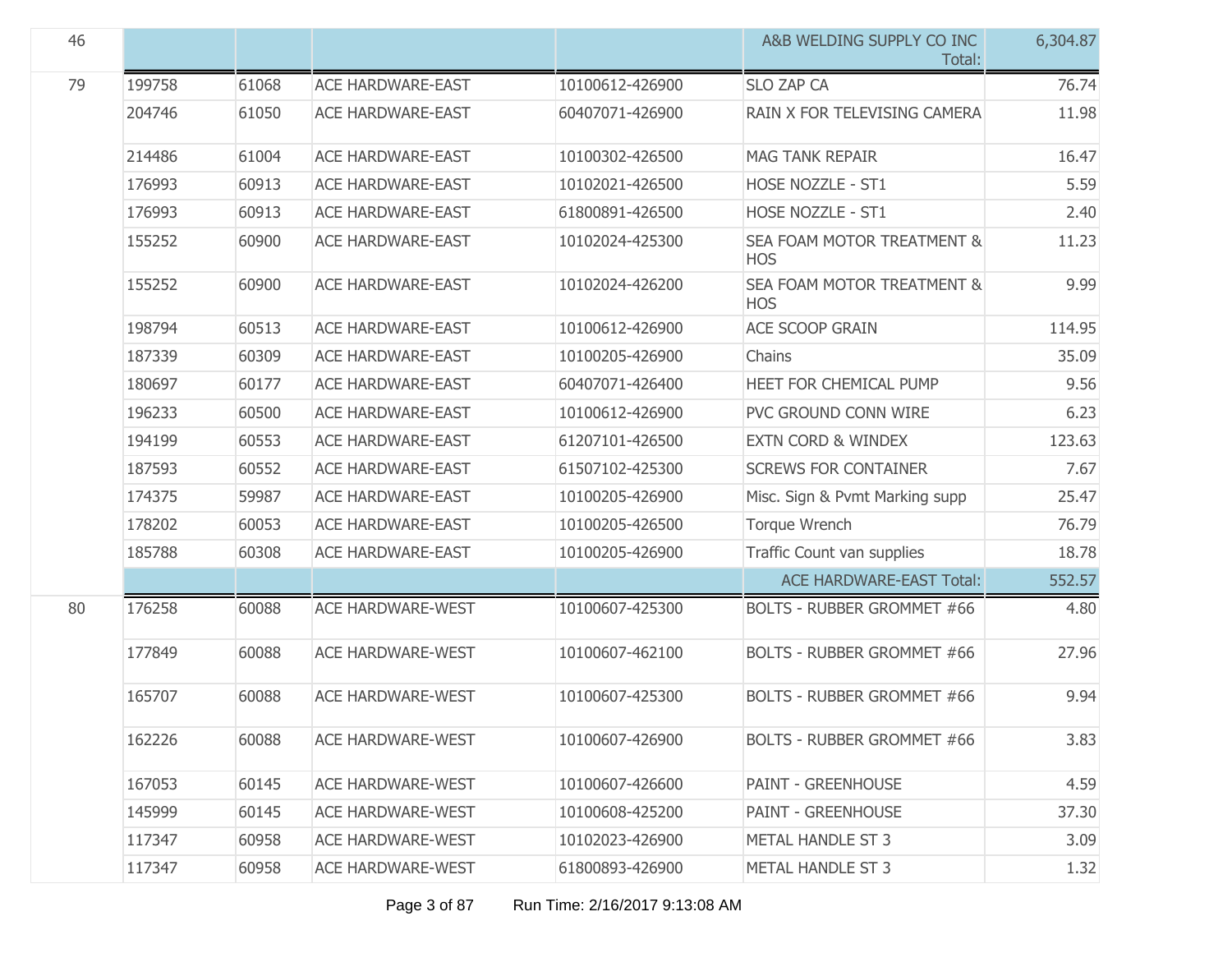| | | | | | | |
|---|---|---|---|---|---|---|
| 46 | | | | | A&B WELDING SUPPLY CO INC Total: | 6,304.87 |
| 79 | 199758 | 61068 | ACE HARDWARE-EAST | 10100612-426900 | SLO ZAP CA | 76.74 |
| | 204746 | 61050 | ACE HARDWARE-EAST | 60407071-426900 | RAIN X FOR TELEVISING CAMERA | 11.98 |
| | 214486 | 61004 | ACE HARDWARE-EAST | 10100302-426500 | MAG TANK REPAIR | 16.47 |
| | 176993 | 60913 | ACE HARDWARE-EAST | 10102021-426500 | HOSE NOZZLE - ST1 | 5.59 |
| | 176993 | 60913 | ACE HARDWARE-EAST | 61800891-426500 | HOSE NOZZLE - ST1 | 2.40 |
| | 155252 | 60900 | ACE HARDWARE-EAST | 10102024-425300 | SEA FOAM MOTOR TREATMENT & HOS | 11.23 |
| | 155252 | 60900 | ACE HARDWARE-EAST | 10102024-426200 | SEA FOAM MOTOR TREATMENT & HOS | 9.99 |
| | 198794 | 60513 | ACE HARDWARE-EAST | 10100612-426900 | ACE SCOOP GRAIN | 114.95 |
| | 187339 | 60309 | ACE HARDWARE-EAST | 10100205-426900 | Chains | 35.09 |
| | 180697 | 60177 | ACE HARDWARE-EAST | 60407071-426400 | HEET FOR CHEMICAL PUMP | 9.56 |
| | 196233 | 60500 | ACE HARDWARE-EAST | 10100612-426900 | PVC GROUND CONN WIRE | 6.23 |
| | 194199 | 60553 | ACE HARDWARE-EAST | 61207101-426500 | EXTN CORD & WINDEX | 123.63 |
| | 187593 | 60552 | ACE HARDWARE-EAST | 61507102-425300 | SCREWS FOR CONTAINER | 7.67 |
| | 174375 | 59987 | ACE HARDWARE-EAST | 10100205-426900 | Misc. Sign & Pvmt Marking supp | 25.47 |
| | 178202 | 60053 | ACE HARDWARE-EAST | 10100205-426500 | Torque Wrench | 76.79 |
| | 185788 | 60308 | ACE HARDWARE-EAST | 10100205-426900 | Traffic Count van supplies | 18.78 |
| | | | | | ACE HARDWARE-EAST Total: | 552.57 |
| 80 | 176258 | 60088 | ACE HARDWARE-WEST | 10100607-425300 | BOLTS - RUBBER GROMMET #66 | 4.80 |
| | 177849 | 60088 | ACE HARDWARE-WEST | 10100607-462100 | BOLTS - RUBBER GROMMET #66 | 27.96 |
| | 165707 | 60088 | ACE HARDWARE-WEST | 10100607-425300 | BOLTS - RUBBER GROMMET #66 | 9.94 |
| | 162226 | 60088 | ACE HARDWARE-WEST | 10100607-426900 | BOLTS - RUBBER GROMMET #66 | 3.83 |
| | 167053 | 60145 | ACE HARDWARE-WEST | 10100607-426600 | PAINT - GREENHOUSE | 4.59 |
| | 145999 | 60145 | ACE HARDWARE-WEST | 10100608-425200 | PAINT - GREENHOUSE | 37.30 |
| | 117347 | 60958 | ACE HARDWARE-WEST | 10102023-426900 | METAL HANDLE ST 3 | 3.09 |
| | 117347 | 60958 | ACE HARDWARE-WEST | 61800893-426900 | METAL HANDLE ST 3 | 1.32 |

Run Time: 2/16/2017 9:13:08 AM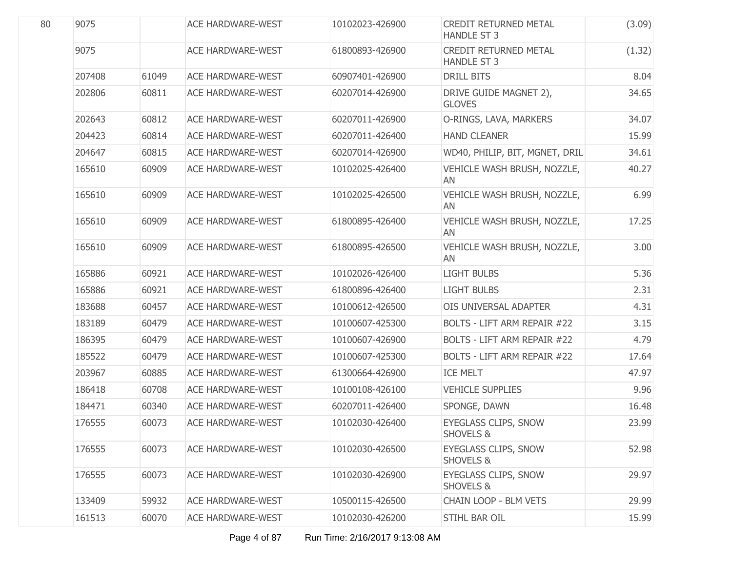| | | | | | | |
|---|---|---|---|---|---|---|
| 80 | 9075 | | ACE HARDWARE-WEST | 10102023-426900 | CREDIT RETURNED METAL HANDLE ST 3 | (3.09) |
| | 9075 | | ACE HARDWARE-WEST | 61800893-426900 | CREDIT RETURNED METAL HANDLE ST 3 | (1.32) |
| | 207408 | 61049 | ACE HARDWARE-WEST | 60907401-426900 | DRILL BITS | 8.04 |
| | 202806 | 60811 | ACE HARDWARE-WEST | 60207014-426900 | DRIVE GUIDE MAGNET 2), GLOVES | 34.65 |
| | 202643 | 60812 | ACE HARDWARE-WEST | 60207011-426900 | O-RINGS, LAVA, MARKERS | 34.07 |
| | 204423 | 60814 | ACE HARDWARE-WEST | 60207011-426400 | HAND CLEANER | 15.99 |
| | 204647 | 60815 | ACE HARDWARE-WEST | 60207014-426900 | WD40, PHILIP, BIT, MGNET, DRIL | 34.61 |
| | 165610 | 60909 | ACE HARDWARE-WEST | 10102025-426400 | VEHICLE WASH BRUSH, NOZZLE, AN | 40.27 |
| | 165610 | 60909 | ACE HARDWARE-WEST | 10102025-426500 | VEHICLE WASH BRUSH, NOZZLE, AN | 6.99 |
| | 165610 | 60909 | ACE HARDWARE-WEST | 61800895-426400 | VEHICLE WASH BRUSH, NOZZLE, AN | 17.25 |
| | 165610 | 60909 | ACE HARDWARE-WEST | 61800895-426500 | VEHICLE WASH BRUSH, NOZZLE, AN | 3.00 |
| | 165886 | 60921 | ACE HARDWARE-WEST | 10102026-426400 | LIGHT BULBS | 5.36 |
| | 165886 | 60921 | ACE HARDWARE-WEST | 61800896-426400 | LIGHT BULBS | 2.31 |
| | 183688 | 60457 | ACE HARDWARE-WEST | 10100612-426500 | OIS UNIVERSAL ADAPTER | 4.31 |
| | 183189 | 60479 | ACE HARDWARE-WEST | 10100607-425300 | BOLTS - LIFT ARM REPAIR #22 | 3.15 |
| | 186395 | 60479 | ACE HARDWARE-WEST | 10100607-426900 | BOLTS - LIFT ARM REPAIR #22 | 4.79 |
| | 185522 | 60479 | ACE HARDWARE-WEST | 10100607-425300 | BOLTS - LIFT ARM REPAIR #22 | 17.64 |
| | 203967 | 60885 | ACE HARDWARE-WEST | 61300664-426900 | ICE MELT | 47.97 |
| | 186418 | 60708 | ACE HARDWARE-WEST | 10100108-426100 | VEHICLE SUPPLIES | 9.96 |
| | 184471 | 60340 | ACE HARDWARE-WEST | 60207011-426400 | SPONGE, DAWN | 16.48 |
| | 176555 | 60073 | ACE HARDWARE-WEST | 10102030-426400 | EYEGLASS CLIPS, SNOW SHOVELS & | 23.99 |
| | 176555 | 60073 | ACE HARDWARE-WEST | 10102030-426500 | EYEGLASS CLIPS, SNOW SHOVELS & | 52.98 |
| | 176555 | 60073 | ACE HARDWARE-WEST | 10102030-426900 | EYEGLASS CLIPS, SNOW SHOVELS & | 29.97 |
| | 133409 | 59932 | ACE HARDWARE-WEST | 10500115-426500 | CHAIN LOOP - BLM VETS | 29.99 |
| | 161513 | 60070 | ACE HARDWARE-WEST | 10102030-426200 | STIHL BAR OIL | 15.99 |

Run Time: 2/16/2017 9:13:08 AM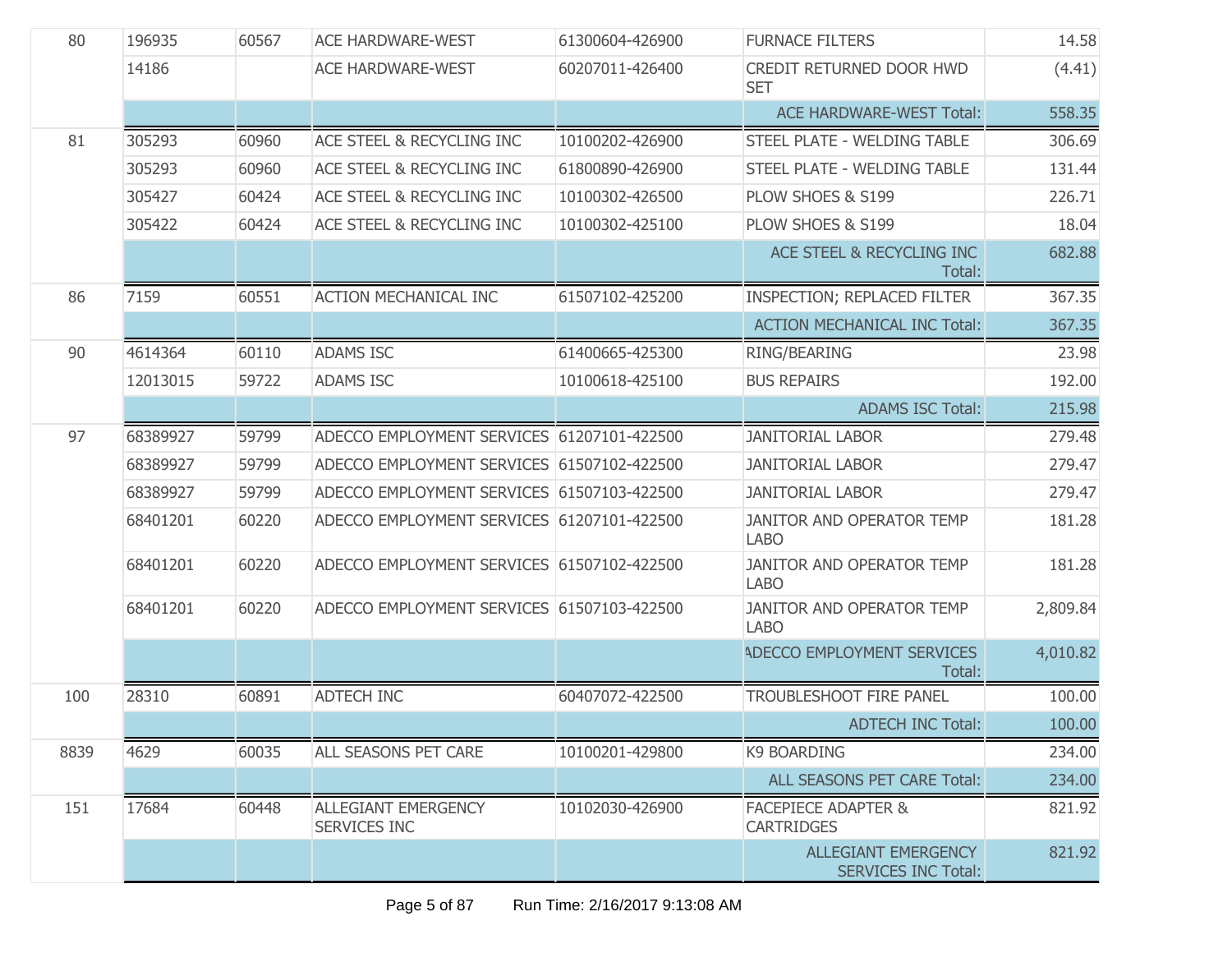| | | | | | | |
|---|---|---|---|---|---|---|
| 80 | 196935 | 60567 | ACE HARDWARE-WEST | 61300604-426900 | FURNACE FILTERS | 14.58 |
| | 14186 | | ACE HARDWARE-WEST | 60207011-426400 | CREDIT RETURNED DOOR HWD SET | (4.41) |
| | | | | | ACE HARDWARE-WEST Total: | 558.35 |
| 81 | 305293 | 60960 | ACE STEEL & RECYCLING INC | 10100202-426900 | STEEL PLATE - WELDING TABLE | 306.69 |
| | 305293 | 60960 | ACE STEEL & RECYCLING INC | 61800890-426900 | STEEL PLATE - WELDING TABLE | 131.44 |
| | 305427 | 60424 | ACE STEEL & RECYCLING INC | 10100302-426500 | PLOW SHOES & S199 | 226.71 |
| | 305422 | 60424 | ACE STEEL & RECYCLING INC | 10100302-425100 | PLOW SHOES & S199 | 18.04 |
| | | | | | ACE STEEL & RECYCLING INC Total: | 682.88 |
| 86 | 7159 | 60551 | ACTION MECHANICAL INC | 61507102-425200 | INSPECTION; REPLACED FILTER | 367.35 |
| | | | | | ACTION MECHANICAL INC Total: | 367.35 |
| 90 | 4614364 | 60110 | ADAMS ISC | 61400665-425300 | RING/BEARING | 23.98 |
| | 12013015 | 59722 | ADAMS ISC | 10100618-425100 | BUS REPAIRS | 192.00 |
| | | | | | ADAMS ISC Total: | 215.98 |
| 97 | 68389927 | 59799 | ADECCO EMPLOYMENT SERVICES | 61207101-422500 | JANITORIAL LABOR | 279.48 |
| | 68389927 | 59799 | ADECCO EMPLOYMENT SERVICES | 61507102-422500 | JANITORIAL LABOR | 279.47 |
| | 68389927 | 59799 | ADECCO EMPLOYMENT SERVICES | 61507103-422500 | JANITORIAL LABOR | 279.47 |
| | 68401201 | 60220 | ADECCO EMPLOYMENT SERVICES | 61207101-422500 | JANITOR AND OPERATOR TEMP LABO | 181.28 |
| | 68401201 | 60220 | ADECCO EMPLOYMENT SERVICES | 61507102-422500 | JANITOR AND OPERATOR TEMP LABO | 181.28 |
| | 68401201 | 60220 | ADECCO EMPLOYMENT SERVICES | 61507103-422500 | JANITOR AND OPERATOR TEMP LABO | 2,809.84 |
| | | | | | ADECCO EMPLOYMENT SERVICES Total: | 4,010.82 |
| 100 | 28310 | 60891 | ADTECH INC | 60407072-422500 | TROUBLESHOOT FIRE PANEL | 100.00 |
| | | | | | ADTECH INC Total: | 100.00 |
| 8839 | 4629 | 60035 | ALL SEASONS PET CARE | 10100201-429800 | K9 BOARDING | 234.00 |
| | | | | | ALL SEASONS PET CARE Total: | 234.00 |
| 151 | 17684 | 60448 | ALLEGIANT EMERGENCY SERVICES INC | 10102030-426900 | FACEPIECE ADAPTER & CARTRIDGES | 821.92 |
| | | | | | ALLEGIANT EMERGENCY SERVICES INC Total: | 821.92 |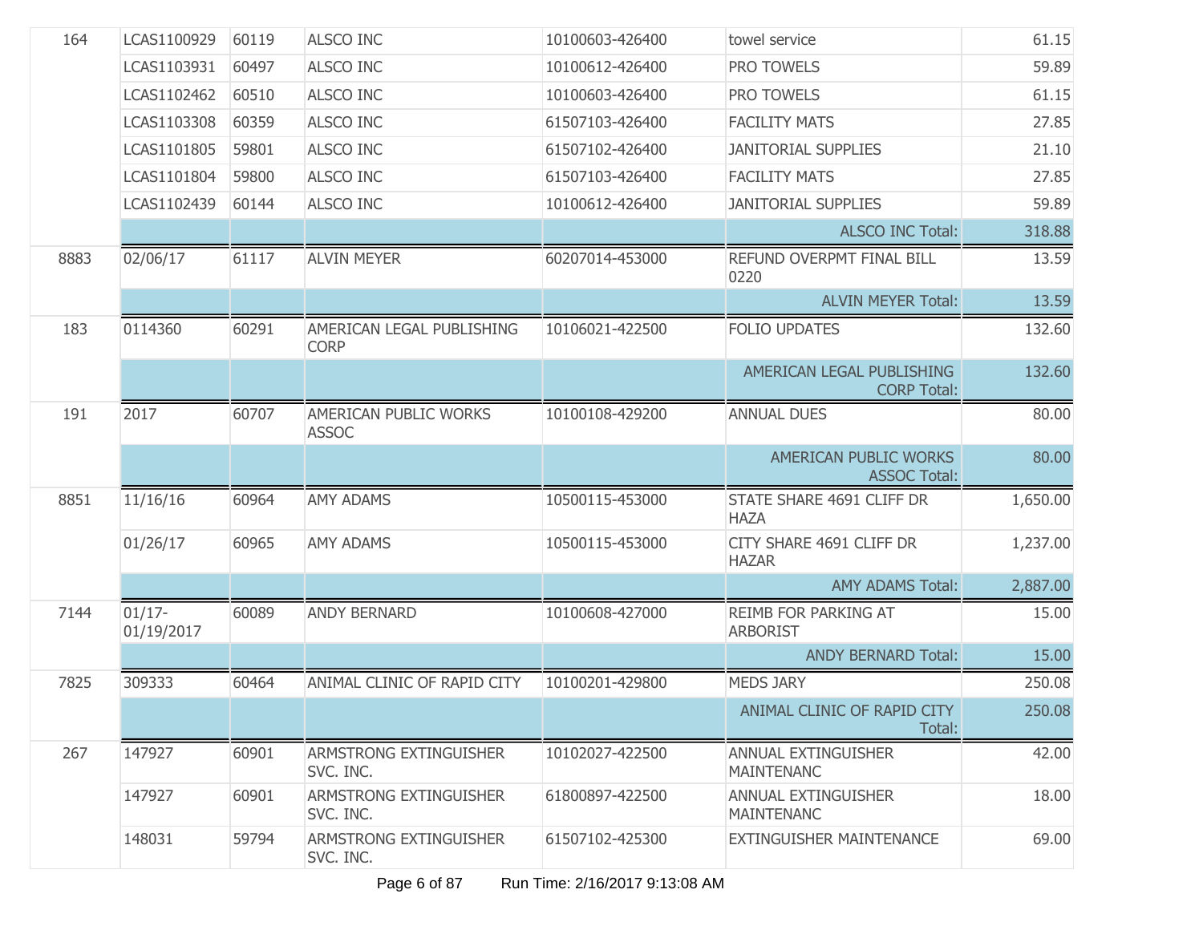| | | | | | | |
|---|---|---|---|---|---|---|
| 164 | LCAS1100929 | 60119 | ALSCO INC | 10100603-426400 | towel service | 61.15 |
| | LCAS1103931 | 60497 | ALSCO INC | 10100612-426400 | PRO TOWELS | 59.89 |
| | LCAS1102462 | 60510 | ALSCO INC | 10100603-426400 | PRO TOWELS | 61.15 |
| | LCAS1103308 | 60359 | ALSCO INC | 61507103-426400 | FACILITY MATS | 27.85 |
| | LCAS1101805 | 59801 | ALSCO INC | 61507102-426400 | JANITORIAL SUPPLIES | 21.10 |
| | LCAS1101804 | 59800 | ALSCO INC | 61507103-426400 | FACILITY MATS | 27.85 |
| | LCAS1102439 | 60144 | ALSCO INC | 10100612-426400 | JANITORIAL SUPPLIES | 59.89 |
| | | | | | ALSCO INC Total: | 318.88 |
| 8883 | 02/06/17 | 61117 | ALVIN MEYER | 60207014-453000 | REFUND OVERPMT FINAL BILL 0220 | 13.59 |
| | | | | | ALVIN MEYER Total: | 13.59 |
| 183 | 0114360 | 60291 | AMERICAN LEGAL PUBLISHING CORP | 10106021-422500 | FOLIO UPDATES | 132.60 |
| | | | | | AMERICAN LEGAL PUBLISHING CORP Total: | 132.60 |
| 191 | 2017 | 60707 | AMERICAN PUBLIC WORKS ASSOC | 10100108-429200 | ANNUAL DUES | 80.00 |
| | | | | | AMERICAN PUBLIC WORKS ASSOC Total: | 80.00 |
| 8851 | 11/16/16 | 60964 | AMY ADAMS | 10500115-453000 | STATE SHARE 4691 CLIFF DR HAZA | 1,650.00 |
| | 01/26/17 | 60965 | AMY ADAMS | 10500115-453000 | CITY SHARE 4691 CLIFF DR HAZAR | 1,237.00 |
| | | | | | AMY ADAMS Total: | 2,887.00 |
| 7144 | 01/17-01/19/2017 | 60089 | ANDY BERNARD | 10100608-427000 | REIMB FOR PARKING AT ARBORIST | 15.00 |
| | | | | | ANDY BERNARD Total: | 15.00 |
| 7825 | 309333 | 60464 | ANIMAL CLINIC OF RAPID CITY | 10100201-429800 | MEDS JARY | 250.08 |
| | | | | | ANIMAL CLINIC OF RAPID CITY Total: | 250.08 |
| 267 | 147927 | 60901 | ARMSTRONG EXTINGUISHER SVC. INC. | 10102027-422500 | ANNUAL EXTINGUISHER MAINTENANC | 42.00 |
| | 147927 | 60901 | ARMSTRONG EXTINGUISHER SVC. INC. | 61800897-422500 | ANNUAL EXTINGUISHER MAINTENANC | 18.00 |
| | 148031 | 59794 | ARMSTRONG EXTINGUISHER SVC. INC. | 61507102-425300 | EXTINGUISHER MAINTENANCE | 69.00 |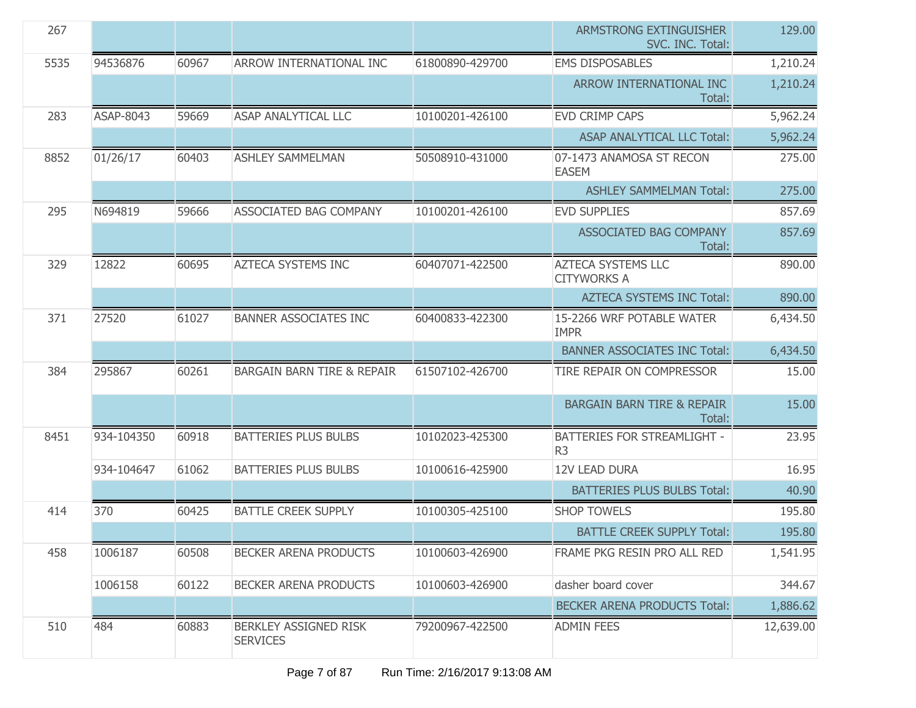| | | | | | | |
|---|---|---|---|---|---|---|
| 267 | | | | | ARMSTRONG EXTINGUISHER SVC. INC. Total: | 129.00 |
| 5535 | 94536876 | 60967 | ARROW INTERNATIONAL INC | 61800890-429700 | EMS DISPOSABLES | 1,210.24 |
| | | | | | ARROW INTERNATIONAL INC Total: | 1,210.24 |
| 283 | ASAP-8043 | 59669 | ASAP ANALYTICAL LLC | 10100201-426100 | EVD CRIMP CAPS | 5,962.24 |
| | | | | | ASAP ANALYTICAL LLC Total: | 5,962.24 |
| 8852 | 01/26/17 | 60403 | ASHLEY SAMMELMAN | 50508910-431000 | 07-1473 ANAMOSA ST RECON EASEM | 275.00 |
| | | | | | ASHLEY SAMMELMAN Total: | 275.00 |
| 295 | N694819 | 59666 | ASSOCIATED BAG COMPANY | 10100201-426100 | EVD SUPPLIES | 857.69 |
| | | | | | ASSOCIATED BAG COMPANY Total: | 857.69 |
| 329 | 12822 | 60695 | AZTECA SYSTEMS INC | 60407071-422500 | AZTECA SYSTEMS LLC CITYWORKS A | 890.00 |
| | | | | | AZTECA SYSTEMS INC Total: | 890.00 |
| 371 | 27520 | 61027 | BANNER ASSOCIATES INC | 60400833-422300 | 15-2266 WRF POTABLE WATER IMPR | 6,434.50 |
| | | | | | BANNER ASSOCIATES INC Total: | 6,434.50 |
| 384 | 295867 | 60261 | BARGAIN BARN TIRE & REPAIR | 61507102-426700 | TIRE REPAIR ON COMPRESSOR | 15.00 |
| | | | | | BARGAIN BARN TIRE & REPAIR Total: | 15.00 |
| 8451 | 934-104350 | 60918 | BATTERIES PLUS BULBS | 10102023-425300 | BATTERIES FOR STREAMLIGHT - R3 | 23.95 |
| | 934-104647 | 61062 | BATTERIES PLUS BULBS | 10100616-425900 | 12V LEAD DURA | 16.95 |
| | | | | | BATTERIES PLUS BULBS Total: | 40.90 |
| 414 | 370 | 60425 | BATTLE CREEK SUPPLY | 10100305-425100 | SHOP TOWELS | 195.80 |
| | | | | | BATTLE CREEK SUPPLY Total: | 195.80 |
| 458 | 1006187 | 60508 | BECKER ARENA PRODUCTS | 10100603-426900 | FRAME PKG RESIN PRO ALL RED | 1,541.95 |
| | 1006158 | 60122 | BECKER ARENA PRODUCTS | 10100603-426900 | dasher board cover | 344.67 |
| | | | | | BECKER ARENA PRODUCTS Total: | 1,886.62 |
| 510 | 484 | 60883 | BERKLEY ASSIGNED RISK SERVICES | 79200967-422500 | ADMIN FEES | 12,639.00 |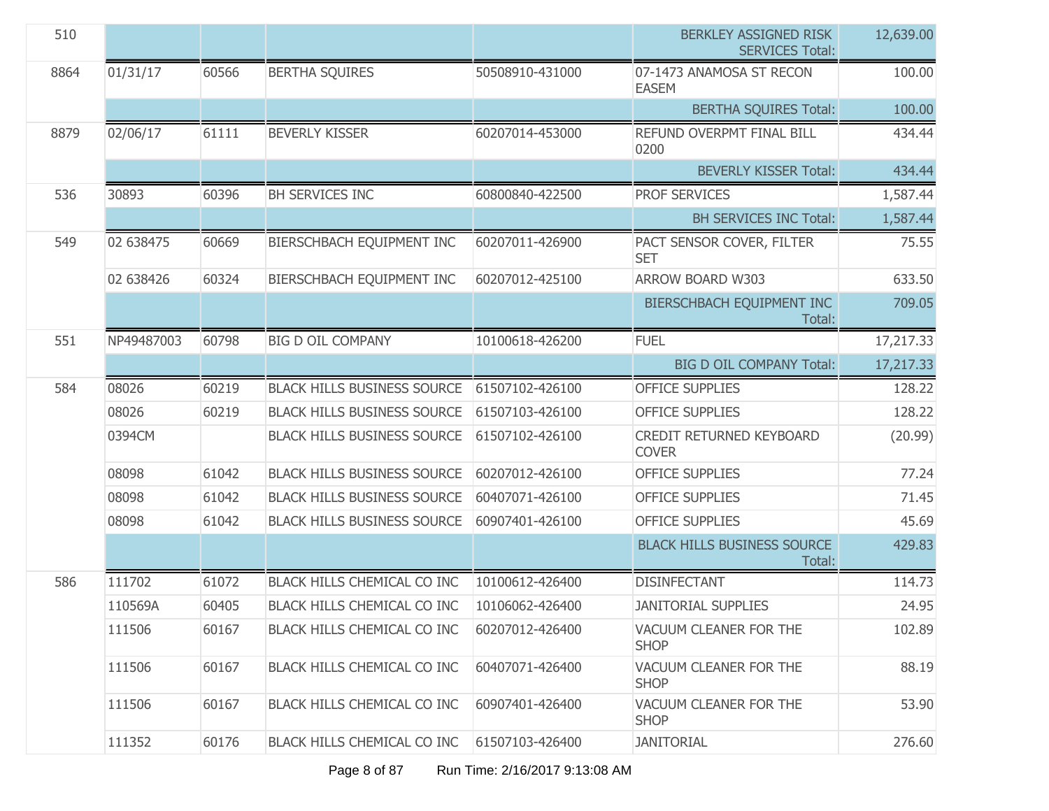| | | | | | | |
|---|---|---|---|---|---|---|
| 510 | | | | | BERKLEY ASSIGNED RISK SERVICES Total: | 12,639.00 |
| 8864 | 01/31/17 | 60566 | BERTHA SQUIRES | 50508910-431000 | 07-1473 ANAMOSA ST RECON EASEM | 100.00 |
| | | | | | BERTHA SQUIRES Total: | 100.00 |
| 8879 | 02/06/17 | 61111 | BEVERLY KISSER | 60207014-453000 | REFUND OVERPMT FINAL BILL 0200 | 434.44 |
| | | | | | BEVERLY KISSER Total: | 434.44 |
| 536 | 30893 | 60396 | BH SERVICES INC | 60800840-422500 | PROF SERVICES | 1,587.44 |
| | | | | | BH SERVICES INC Total: | 1,587.44 |
| 549 | 02 638475 | 60669 | BIERSCHBACH EQUIPMENT INC | 60207011-426900 | PACT SENSOR COVER, FILTER SET | 75.55 |
| | 02 638426 | 60324 | BIERSCHBACH EQUIPMENT INC | 60207012-425100 | ARROW BOARD W303 | 633.50 |
| | | | | | BIERSCHBACH EQUIPMENT INC Total: | 709.05 |
| 551 | NP49487003 | 60798 | BIG D OIL COMPANY | 10100618-426200 | FUEL | 17,217.33 |
| | | | | | BIG D OIL COMPANY Total: | 17,217.33 |
| 584 | 08026 | 60219 | BLACK HILLS BUSINESS SOURCE | 61507102-426100 | OFFICE SUPPLIES | 128.22 |
| | 08026 | 60219 | BLACK HILLS BUSINESS SOURCE | 61507103-426100 | OFFICE SUPPLIES | 128.22 |
| | 0394CM | | BLACK HILLS BUSINESS SOURCE | 61507102-426100 | CREDIT RETURNED KEYBOARD COVER | (20.99) |
| | 08098 | 61042 | BLACK HILLS BUSINESS SOURCE | 60207012-426100 | OFFICE SUPPLIES | 77.24 |
| | 08098 | 61042 | BLACK HILLS BUSINESS SOURCE | 60407071-426100 | OFFICE SUPPLIES | 71.45 |
| | 08098 | 61042 | BLACK HILLS BUSINESS SOURCE | 60907401-426100 | OFFICE SUPPLIES | 45.69 |
| | | | | | BLACK HILLS BUSINESS SOURCE Total: | 429.83 |
| 586 | 111702 | 61072 | BLACK HILLS CHEMICAL CO INC | 10100612-426400 | DISINFECTANT | 114.73 |
| | 110569A | 60405 | BLACK HILLS CHEMICAL CO INC | 10106062-426400 | JANITORIAL SUPPLIES | 24.95 |
| | 111506 | 60167 | BLACK HILLS CHEMICAL CO INC | 60207012-426400 | VACUUM CLEANER FOR THE SHOP | 102.89 |
| | 111506 | 60167 | BLACK HILLS CHEMICAL CO INC | 60407071-426400 | VACUUM CLEANER FOR THE SHOP | 88.19 |
| | 111506 | 60167 | BLACK HILLS CHEMICAL CO INC | 60907401-426400 | VACUUM CLEANER FOR THE SHOP | 53.90 |
| | 111352 | 60176 | BLACK HILLS CHEMICAL CO INC | 61507103-426400 | JANITORIAL | 276.60 |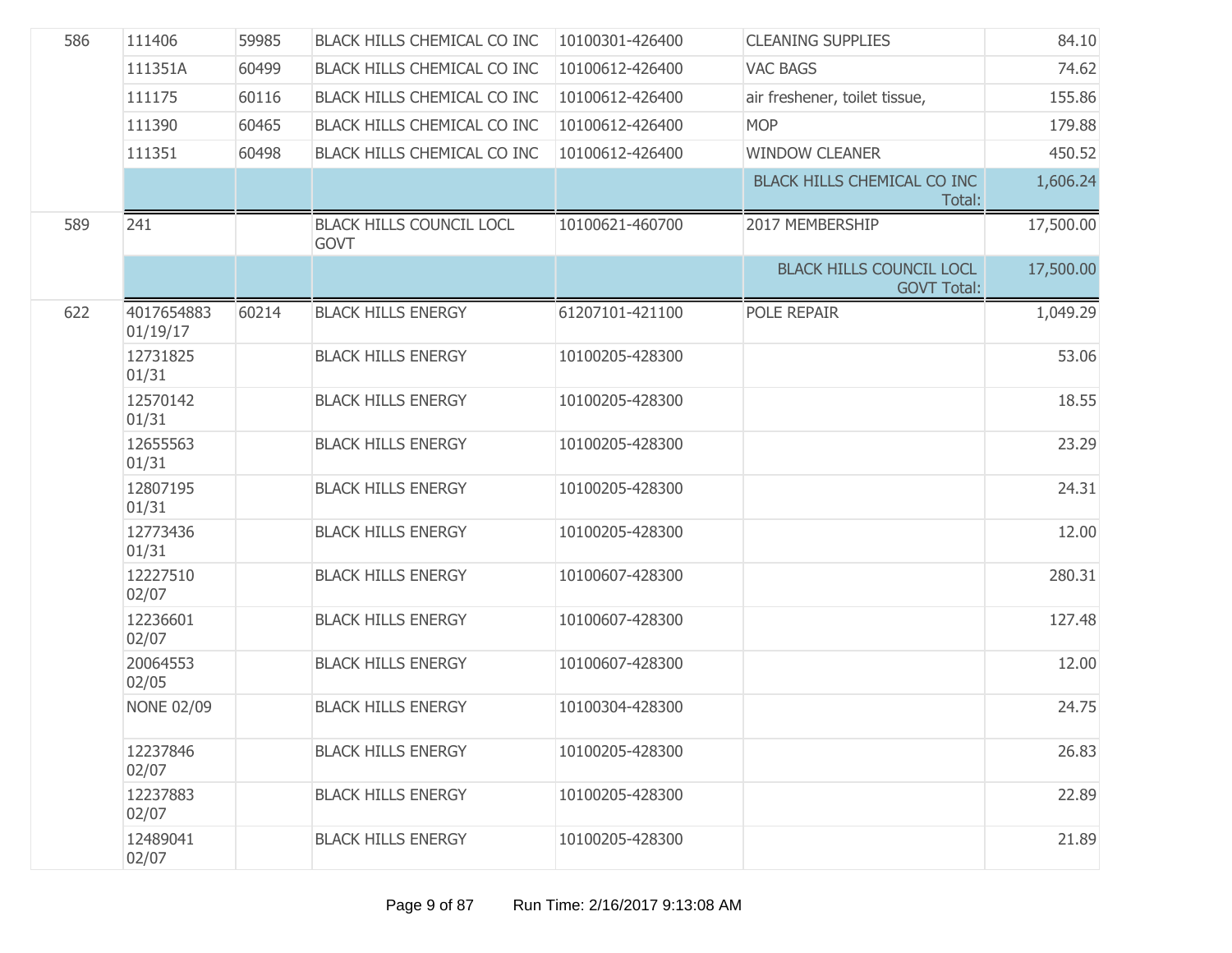| | | | | | | |
|---|---|---|---|---|---|---|
| 586 | 111406 | 59985 | BLACK HILLS CHEMICAL CO INC | 10100301-426400 | CLEANING SUPPLIES | 84.10 |
| | 111351A | 60499 | BLACK HILLS CHEMICAL CO INC | 10100612-426400 | VAC BAGS | 74.62 |
| | 111175 | 60116 | BLACK HILLS CHEMICAL CO INC | 10100612-426400 | air freshener, toilet tissue, | 155.86 |
| | 111390 | 60465 | BLACK HILLS CHEMICAL CO INC | 10100612-426400 | MOP | 179.88 |
| | 111351 | 60498 | BLACK HILLS CHEMICAL CO INC | 10100612-426400 | WINDOW CLEANER | 450.52 |
| | | | | | BLACK HILLS CHEMICAL CO INC Total: | 1,606.24 |
| 589 | 241 | | BLACK HILLS COUNCIL LOCL GOVT | 10100621-460700 | 2017 MEMBERSHIP | 17,500.00 |
| | | | | | BLACK HILLS COUNCIL LOCL GOVT Total: | 17,500.00 |
| 622 | 4017654883 01/19/17 | 60214 | BLACK HILLS ENERGY | 61207101-421100 | POLE REPAIR | 1,049.29 |
| | 12731825 01/31 | | BLACK HILLS ENERGY | 10100205-428300 | | 53.06 |
| | 12570142 01/31 | | BLACK HILLS ENERGY | 10100205-428300 | | 18.55 |
| | 12655563 01/31 | | BLACK HILLS ENERGY | 10100205-428300 | | 23.29 |
| | 12807195 01/31 | | BLACK HILLS ENERGY | 10100205-428300 | | 24.31 |
| | 12773436 01/31 | | BLACK HILLS ENERGY | 10100205-428300 | | 12.00 |
| | 12227510 02/07 | | BLACK HILLS ENERGY | 10100607-428300 | | 280.31 |
| | 12236601 02/07 | | BLACK HILLS ENERGY | 10100607-428300 | | 127.48 |
| | 20064553 02/05 | | BLACK HILLS ENERGY | 10100607-428300 | | 12.00 |
| | NONE 02/09 | | BLACK HILLS ENERGY | 10100304-428300 | | 24.75 |
| | 12237846 02/07 | | BLACK HILLS ENERGY | 10100205-428300 | | 26.83 |
| | 12237883 02/07 | | BLACK HILLS ENERGY | 10100205-428300 | | 22.89 |
| | 12489041 02/07 | | BLACK HILLS ENERGY | 10100205-428300 | | 21.89 |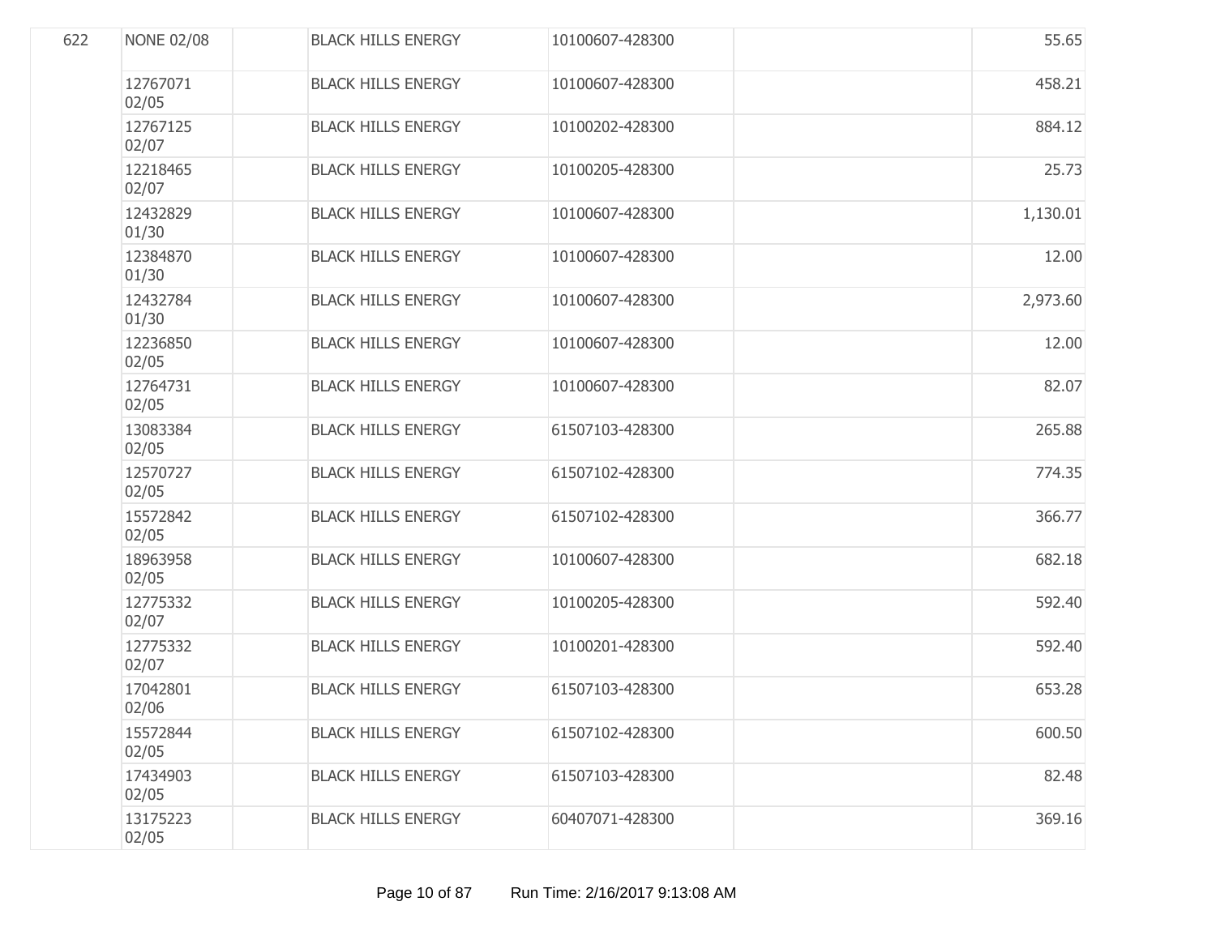| | | | | | | |
|---|---|---|---|---|---|---|
| 622 | NONE 02/08 | | BLACK HILLS ENERGY | 10100607-428300 | | 55.65 |
| | 12767071 02/05 | | BLACK HILLS ENERGY | 10100607-428300 | | 458.21 |
| | 12767125 02/07 | | BLACK HILLS ENERGY | 10100202-428300 | | 884.12 |
| | 12218465 02/07 | | BLACK HILLS ENERGY | 10100205-428300 | | 25.73 |
| | 12432829 01/30 | | BLACK HILLS ENERGY | 10100607-428300 | | 1,130.01 |
| | 12384870 01/30 | | BLACK HILLS ENERGY | 10100607-428300 | | 12.00 |
| | 12432784 01/30 | | BLACK HILLS ENERGY | 10100607-428300 | | 2,973.60 |
| | 12236850 02/05 | | BLACK HILLS ENERGY | 10100607-428300 | | 12.00 |
| | 12764731 02/05 | | BLACK HILLS ENERGY | 10100607-428300 | | 82.07 |
| | 13083384 02/05 | | BLACK HILLS ENERGY | 61507103-428300 | | 265.88 |
| | 12570727 02/05 | | BLACK HILLS ENERGY | 61507102-428300 | | 774.35 |
| | 15572842 02/05 | | BLACK HILLS ENERGY | 61507102-428300 | | 366.77 |
| | 18963958 02/05 | | BLACK HILLS ENERGY | 10100607-428300 | | 682.18 |
| | 12775332 02/07 | | BLACK HILLS ENERGY | 10100205-428300 | | 592.40 |
| | 12775332 02/07 | | BLACK HILLS ENERGY | 10100201-428300 | | 592.40 |
| | 17042801 02/06 | | BLACK HILLS ENERGY | 61507103-428300 | | 653.28 |
| | 15572844 02/05 | | BLACK HILLS ENERGY | 61507102-428300 | | 600.50 |
| | 17434903 02/05 | | BLACK HILLS ENERGY | 61507103-428300 | | 82.48 |
| | 13175223 02/05 | | BLACK HILLS ENERGY | 60407071-428300 | | 369.16 |

Run Time: 2/16/2017 9:13:08 AM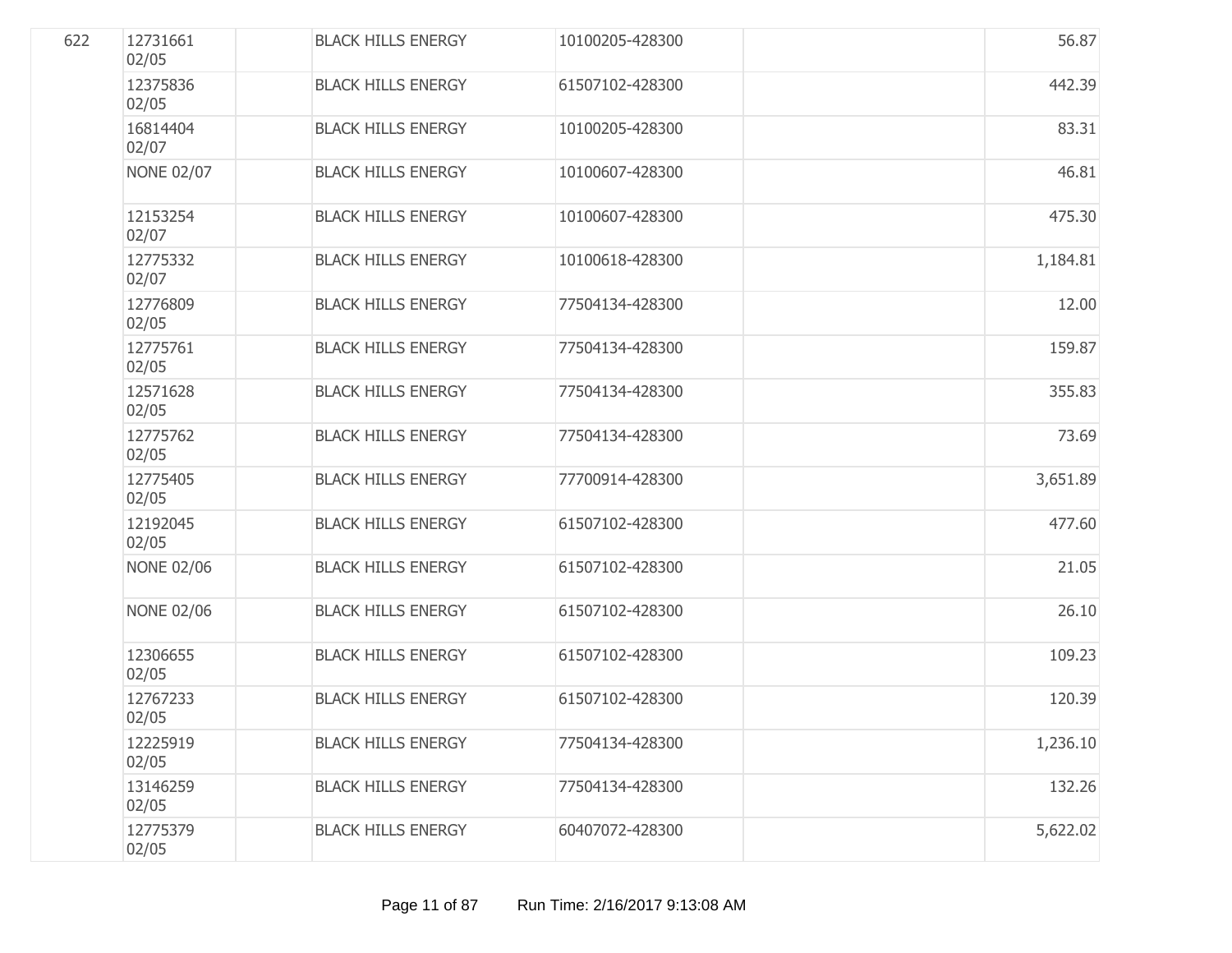| | | | | | | |
|---|---|---|---|---|---|---|
| 622 | 12731661 02/05 | | BLACK HILLS ENERGY | 10100205-428300 | | 56.87 |
| | 12375836 02/05 | | BLACK HILLS ENERGY | 61507102-428300 | | 442.39 |
| | 16814404 02/07 | | BLACK HILLS ENERGY | 10100205-428300 | | 83.31 |
| | NONE 02/07 | | BLACK HILLS ENERGY | 10100607-428300 | | 46.81 |
| | 12153254 02/07 | | BLACK HILLS ENERGY | 10100607-428300 | | 475.30 |
| | 12775332 02/07 | | BLACK HILLS ENERGY | 10100618-428300 | | 1,184.81 |
| | 12776809 02/05 | | BLACK HILLS ENERGY | 77504134-428300 | | 12.00 |
| | 12775761 02/05 | | BLACK HILLS ENERGY | 77504134-428300 | | 159.87 |
| | 12571628 02/05 | | BLACK HILLS ENERGY | 77504134-428300 | | 355.83 |
| | 12775762 02/05 | | BLACK HILLS ENERGY | 77504134-428300 | | 73.69 |
| | 12775405 02/05 | | BLACK HILLS ENERGY | 77700914-428300 | | 3,651.89 |
| | 12192045 02/05 | | BLACK HILLS ENERGY | 61507102-428300 | | 477.60 |
| | NONE 02/06 | | BLACK HILLS ENERGY | 61507102-428300 | | 21.05 |
| | NONE 02/06 | | BLACK HILLS ENERGY | 61507102-428300 | | 26.10 |
| | 12306655 02/05 | | BLACK HILLS ENERGY | 61507102-428300 | | 109.23 |
| | 12767233 02/05 | | BLACK HILLS ENERGY | 61507102-428300 | | 120.39 |
| | 12225919 02/05 | | BLACK HILLS ENERGY | 77504134-428300 | | 1,236.10 |
| | 13146259 02/05 | | BLACK HILLS ENERGY | 77504134-428300 | | 132.26 |
| | 12775379 02/05 | | BLACK HILLS ENERGY | 60407072-428300 | | 5,622.02 |

Run Time: 2/16/2017 9:13:08 AM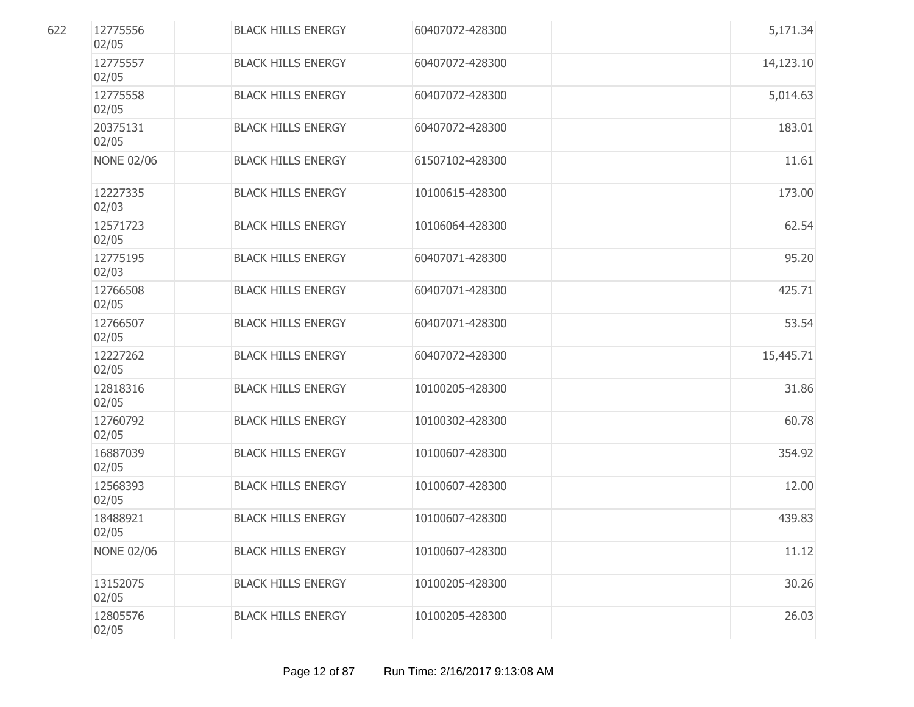| | | | | | | |
|---|---|---|---|---|---|---|
| 622 | 12775556 02/05 | | BLACK HILLS ENERGY | 60407072-428300 | | 5,171.34 |
| | 12775557 02/05 | | BLACK HILLS ENERGY | 60407072-428300 | | 14,123.10 |
| | 12775558 02/05 | | BLACK HILLS ENERGY | 60407072-428300 | | 5,014.63 |
| | 20375131 02/05 | | BLACK HILLS ENERGY | 60407072-428300 | | 183.01 |
| | NONE 02/06 | | BLACK HILLS ENERGY | 61507102-428300 | | 11.61 |
| | 12227335 02/03 | | BLACK HILLS ENERGY | 10100615-428300 | | 173.00 |
| | 12571723 02/05 | | BLACK HILLS ENERGY | 10106064-428300 | | 62.54 |
| | 12775195 02/03 | | BLACK HILLS ENERGY | 60407071-428300 | | 95.20 |
| | 12766508 02/05 | | BLACK HILLS ENERGY | 60407071-428300 | | 425.71 |
| | 12766507 02/05 | | BLACK HILLS ENERGY | 60407071-428300 | | 53.54 |
| | 12227262 02/05 | | BLACK HILLS ENERGY | 60407072-428300 | | 15,445.71 |
| | 12818316 02/05 | | BLACK HILLS ENERGY | 10100205-428300 | | 31.86 |
| | 12760792 02/05 | | BLACK HILLS ENERGY | 10100302-428300 | | 60.78 |
| | 16887039 02/05 | | BLACK HILLS ENERGY | 10100607-428300 | | 354.92 |
| | 12568393 02/05 | | BLACK HILLS ENERGY | 10100607-428300 | | 12.00 |
| | 18488921 02/05 | | BLACK HILLS ENERGY | 10100607-428300 | | 439.83 |
| | NONE 02/06 | | BLACK HILLS ENERGY | 10100607-428300 | | 11.12 |
| | 13152075 02/05 | | BLACK HILLS ENERGY | 10100205-428300 | | 30.26 |
| | 12805576 02/05 | | BLACK HILLS ENERGY | 10100205-428300 | | 26.03 |

Run Time: 2/16/2017 9:13:08 AM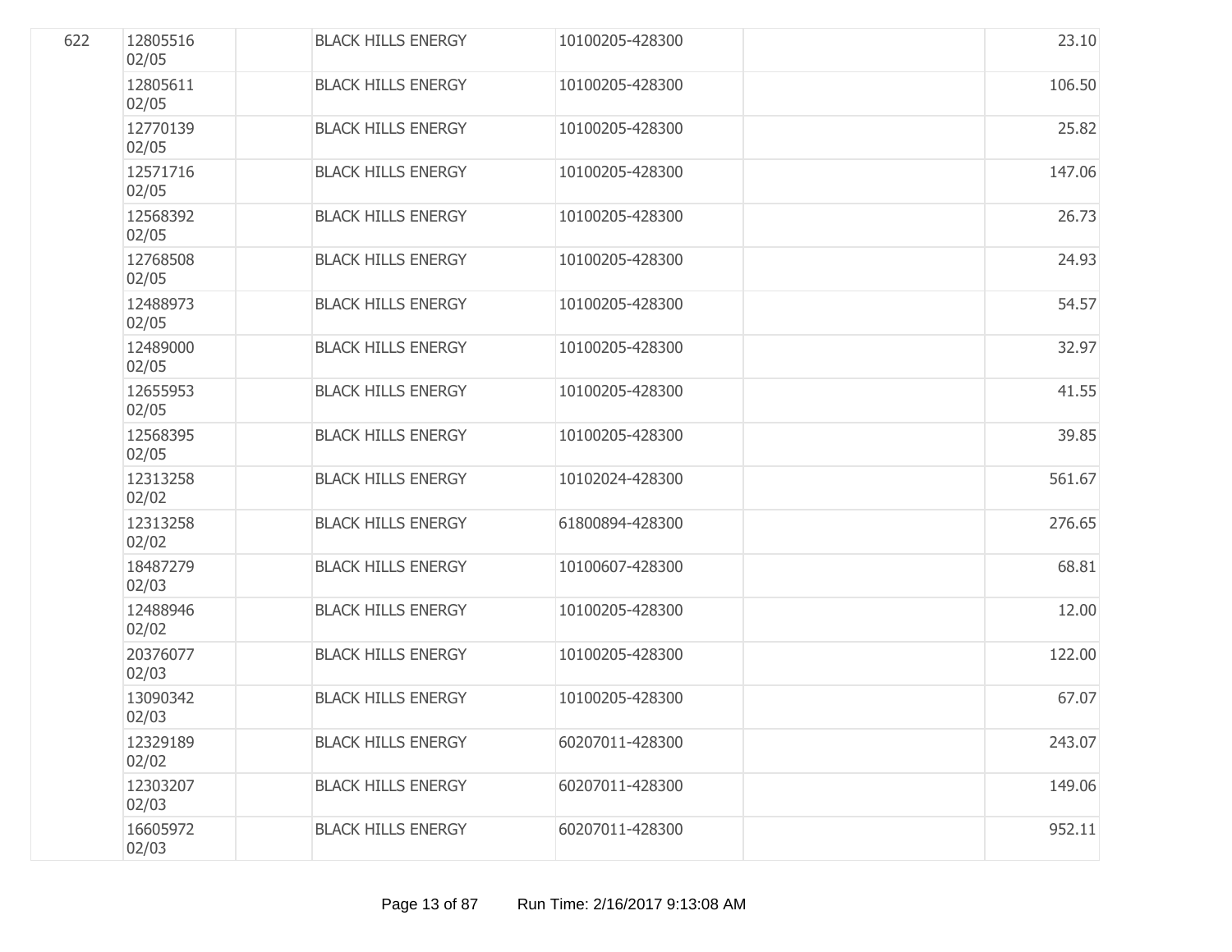| | | | | | | |
|---|---|---|---|---|---|---|
| 622 | 12805516 02/05 | | BLACK HILLS ENERGY | 10100205-428300 | | 23.10 |
| | 12805611 02/05 | | BLACK HILLS ENERGY | 10100205-428300 | | 106.50 |
| | 12770139 02/05 | | BLACK HILLS ENERGY | 10100205-428300 | | 25.82 |
| | 12571716 02/05 | | BLACK HILLS ENERGY | 10100205-428300 | | 147.06 |
| | 12568392 02/05 | | BLACK HILLS ENERGY | 10100205-428300 | | 26.73 |
| | 12768508 02/05 | | BLACK HILLS ENERGY | 10100205-428300 | | 24.93 |
| | 12488973 02/05 | | BLACK HILLS ENERGY | 10100205-428300 | | 54.57 |
| | 12489000 02/05 | | BLACK HILLS ENERGY | 10100205-428300 | | 32.97 |
| | 12655953 02/05 | | BLACK HILLS ENERGY | 10100205-428300 | | 41.55 |
| | 12568395 02/05 | | BLACK HILLS ENERGY | 10100205-428300 | | 39.85 |
| | 12313258 02/02 | | BLACK HILLS ENERGY | 10102024-428300 | | 561.67 |
| | 12313258 02/02 | | BLACK HILLS ENERGY | 61800894-428300 | | 276.65 |
| | 18487279 02/03 | | BLACK HILLS ENERGY | 10100607-428300 | | 68.81 |
| | 12488946 02/02 | | BLACK HILLS ENERGY | 10100205-428300 | | 12.00 |
| | 20376077 02/03 | | BLACK HILLS ENERGY | 10100205-428300 | | 122.00 |
| | 13090342 02/03 | | BLACK HILLS ENERGY | 10100205-428300 | | 67.07 |
| | 12329189 02/02 | | BLACK HILLS ENERGY | 60207011-428300 | | 243.07 |
| | 12303207 02/03 | | BLACK HILLS ENERGY | 60207011-428300 | | 149.06 |
| | 16605972 02/03 | | BLACK HILLS ENERGY | 60207011-428300 | | 952.11 |

Run Time: 2/16/2017 9:13:08 AM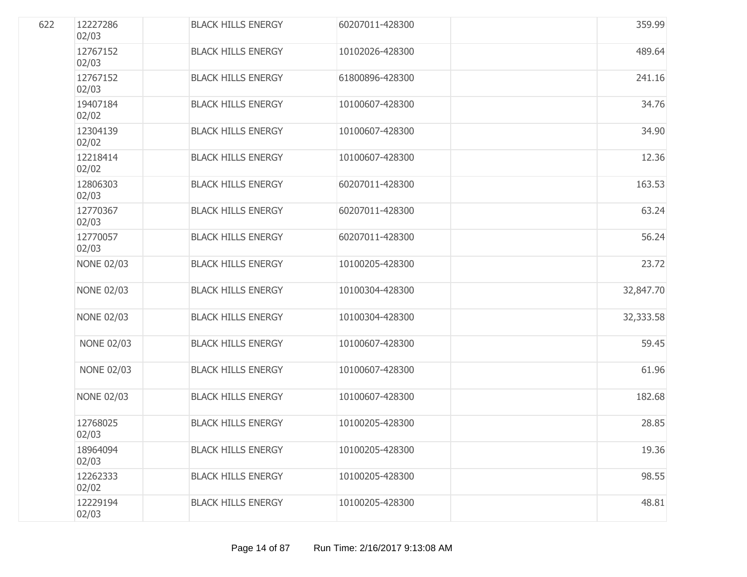| | | | | | | |
|---|---|---|---|---|---|---|
| 622 | 12227286 02/03 | | BLACK HILLS ENERGY | 60207011-428300 | | 359.99 |
| | 12767152 02/03 | | BLACK HILLS ENERGY | 10102026-428300 | | 489.64 |
| | 12767152 02/03 | | BLACK HILLS ENERGY | 61800896-428300 | | 241.16 |
| | 19407184 02/02 | | BLACK HILLS ENERGY | 10100607-428300 | | 34.76 |
| | 12304139 02/02 | | BLACK HILLS ENERGY | 10100607-428300 | | 34.90 |
| | 12218414 02/02 | | BLACK HILLS ENERGY | 10100607-428300 | | 12.36 |
| | 12806303 02/03 | | BLACK HILLS ENERGY | 60207011-428300 | | 163.53 |
| | 12770367 02/03 | | BLACK HILLS ENERGY | 60207011-428300 | | 63.24 |
| | 12770057 02/03 | | BLACK HILLS ENERGY | 60207011-428300 | | 56.24 |
| | NONE 02/03 | | BLACK HILLS ENERGY | 10100205-428300 | | 23.72 |
| | NONE 02/03 | | BLACK HILLS ENERGY | 10100304-428300 | | 32,847.70 |
| | NONE 02/03 | | BLACK HILLS ENERGY | 10100304-428300 | | 32,333.58 |
| | NONE 02/03 | | BLACK HILLS ENERGY | 10100607-428300 | | 59.45 |
| | NONE 02/03 | | BLACK HILLS ENERGY | 10100607-428300 | | 61.96 |
| | NONE 02/03 | | BLACK HILLS ENERGY | 10100607-428300 | | 182.68 |
| | 12768025 02/03 | | BLACK HILLS ENERGY | 10100205-428300 | | 28.85 |
| | 18964094 02/03 | | BLACK HILLS ENERGY | 10100205-428300 | | 19.36 |
| | 12262333 02/02 | | BLACK HILLS ENERGY | 10100205-428300 | | 98.55 |
| | 12229194 02/03 | | BLACK HILLS ENERGY | 10100205-428300 | | 48.81 |

Run Time: 2/16/2017 9:13:08 AM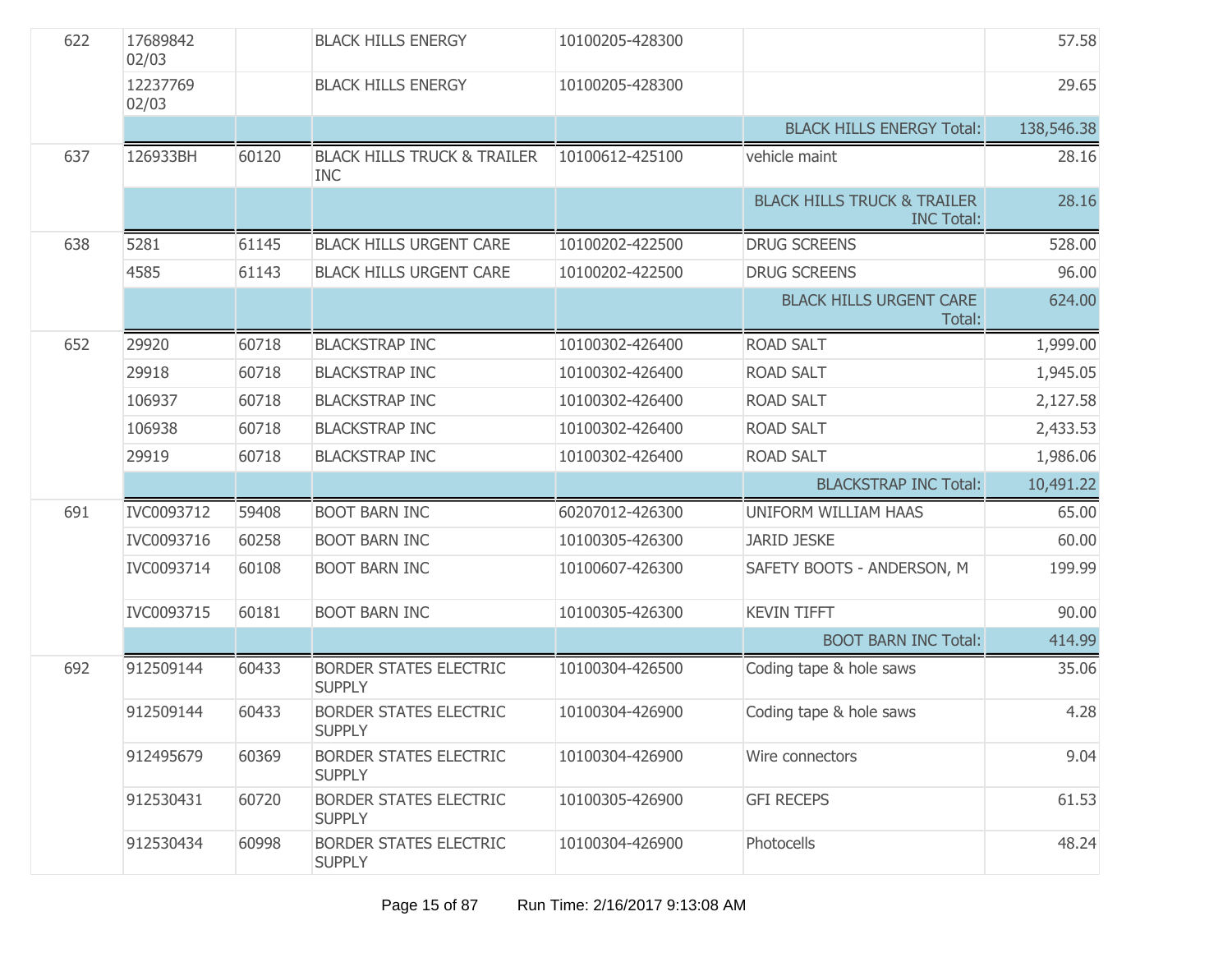| | | | | | | |
|---|---|---|---|---|---|---|
| 622 | 17689842 02/03 | | BLACK HILLS ENERGY | 10100205-428300 | | 57.58 |
| | 12237769 02/03 | | BLACK HILLS ENERGY | 10100205-428300 | | 29.65 |
| | | | | | BLACK HILLS ENERGY Total: | 138,546.38 |
| 637 | 126933BH | 60120 | BLACK HILLS TRUCK & TRAILER INC | 10100612-425100 | vehicle maint | 28.16 |
| | | | | | BLACK HILLS TRUCK & TRAILER INC Total: | 28.16 |
| 638 | 5281 | 61145 | BLACK HILLS URGENT CARE | 10100202-422500 | DRUG SCREENS | 528.00 |
| | 4585 | 61143 | BLACK HILLS URGENT CARE | 10100202-422500 | DRUG SCREENS | 96.00 |
| | | | | | BLACK HILLS URGENT CARE Total: | 624.00 |
| 652 | 29920 | 60718 | BLACKSTRAP INC | 10100302-426400 | ROAD SALT | 1,999.00 |
| | 29918 | 60718 | BLACKSTRAP INC | 10100302-426400 | ROAD SALT | 1,945.05 |
| | 106937 | 60718 | BLACKSTRAP INC | 10100302-426400 | ROAD SALT | 2,127.58 |
| | 106938 | 60718 | BLACKSTRAP INC | 10100302-426400 | ROAD SALT | 2,433.53 |
| | 29919 | 60718 | BLACKSTRAP INC | 10100302-426400 | ROAD SALT | 1,986.06 |
| | | | | | BLACKSTRAP INC Total: | 10,491.22 |
| 691 | IVC0093712 | 59408 | BOOT BARN INC | 60207012-426300 | UNIFORM WILLIAM HAAS | 65.00 |
| | IVC0093716 | 60258 | BOOT BARN INC | 10100305-426300 | JARID JESKE | 60.00 |
| | IVC0093714 | 60108 | BOOT BARN INC | 10100607-426300 | SAFETY BOOTS - ANDERSON, M | 199.99 |
| | IVC0093715 | 60181 | BOOT BARN INC | 10100305-426300 | KEVIN TIFFT | 90.00 |
| | | | | | BOOT BARN INC Total: | 414.99 |
| 692 | 912509144 | 60433 | BORDER STATES ELECTRIC SUPPLY | 10100304-426500 | Coding tape & hole saws | 35.06 |
| | 912509144 | 60433 | BORDER STATES ELECTRIC SUPPLY | 10100304-426900 | Coding tape & hole saws | 4.28 |
| | 912495679 | 60369 | BORDER STATES ELECTRIC SUPPLY | 10100304-426900 | Wire connectors | 9.04 |
| | 912530431 | 60720 | BORDER STATES ELECTRIC SUPPLY | 10100305-426900 | GFI RECEPS | 61.53 |
| | 912530434 | 60998 | BORDER STATES ELECTRIC SUPPLY | 10100304-426900 | Photocells | 48.24 |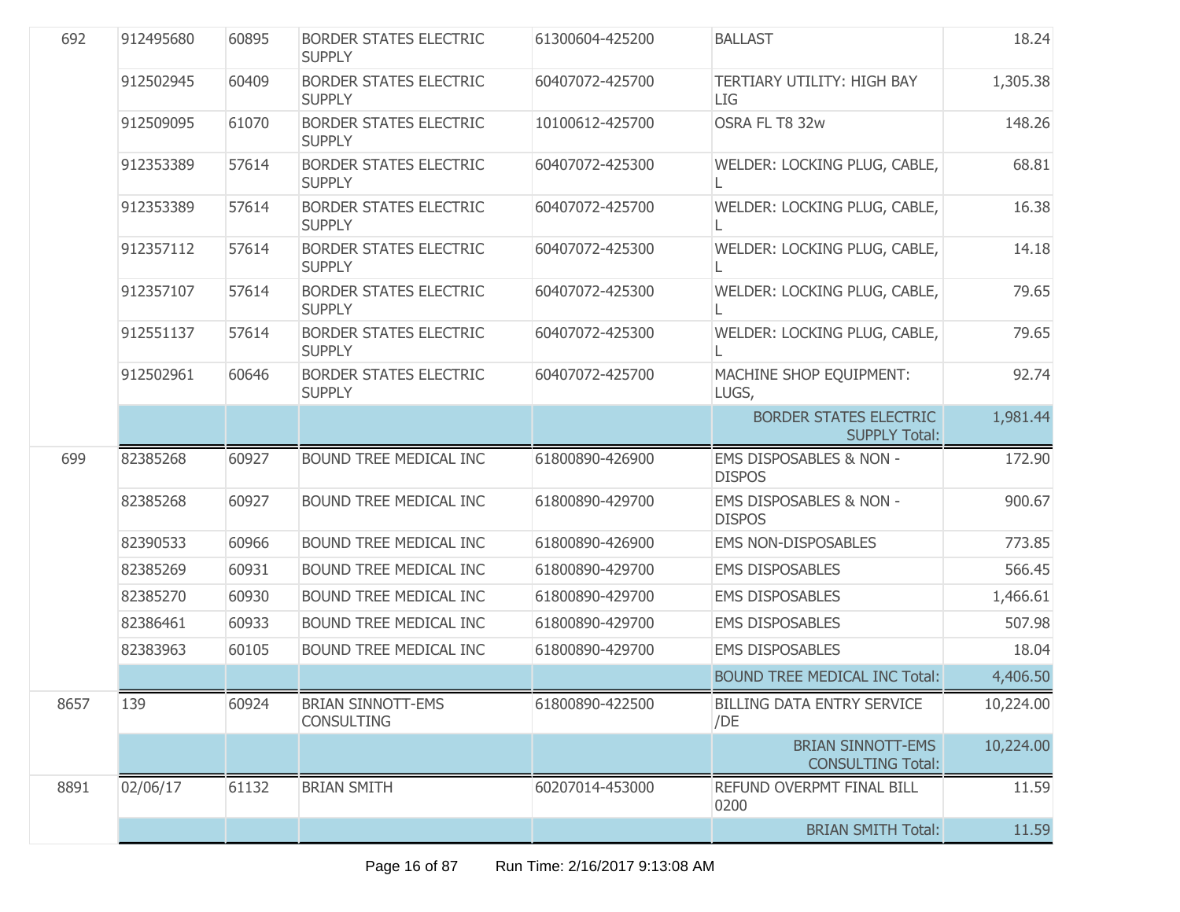| | | | | | | |
|---|---|---|---|---|---|---|
| 692 | 912495680 | 60895 | BORDER STATES ELECTRIC SUPPLY | 61300604-425200 | BALLAST | 18.24 |
| | 912502945 | 60409 | BORDER STATES ELECTRIC SUPPLY | 60407072-425700 | TERTIARY UTILITY: HIGH BAY LIG | 1,305.38 |
| | 912509095 | 61070 | BORDER STATES ELECTRIC SUPPLY | 10100612-425700 | OSRA FL T8 32w | 148.26 |
| | 912353389 | 57614 | BORDER STATES ELECTRIC SUPPLY | 60407072-425300 | WELDER: LOCKING PLUG, CABLE, L | 68.81 |
| | 912353389 | 57614 | BORDER STATES ELECTRIC SUPPLY | 60407072-425700 | WELDER: LOCKING PLUG, CABLE, L | 16.38 |
| | 912357112 | 57614 | BORDER STATES ELECTRIC SUPPLY | 60407072-425300 | WELDER: LOCKING PLUG, CABLE, L | 14.18 |
| | 912357107 | 57614 | BORDER STATES ELECTRIC SUPPLY | 60407072-425300 | WELDER: LOCKING PLUG, CABLE, L | 79.65 |
| | 912551137 | 57614 | BORDER STATES ELECTRIC SUPPLY | 60407072-425300 | WELDER: LOCKING PLUG, CABLE, L | 79.65 |
| | 912502961 | 60646 | BORDER STATES ELECTRIC SUPPLY | 60407072-425700 | MACHINE SHOP EQUIPMENT: LUGS, | 92.74 |
| | | | | | BORDER STATES ELECTRIC SUPPLY Total: | 1,981.44 |
| 699 | 82385268 | 60927 | BOUND TREE MEDICAL INC | 61800890-426900 | EMS DISPOSABLES & NON - DISPOS | 172.90 |
| | 82385268 | 60927 | BOUND TREE MEDICAL INC | 61800890-429700 | EMS DISPOSABLES & NON - DISPOS | 900.67 |
| | 82390533 | 60966 | BOUND TREE MEDICAL INC | 61800890-426900 | EMS NON-DISPOSABLES | 773.85 |
| | 82385269 | 60931 | BOUND TREE MEDICAL INC | 61800890-429700 | EMS DISPOSABLES | 566.45 |
| | 82385270 | 60930 | BOUND TREE MEDICAL INC | 61800890-429700 | EMS DISPOSABLES | 1,466.61 |
| | 82386461 | 60933 | BOUND TREE MEDICAL INC | 61800890-429700 | EMS DISPOSABLES | 507.98 |
| | 82383963 | 60105 | BOUND TREE MEDICAL INC | 61800890-429700 | EMS DISPOSABLES | 18.04 |
| | | | | | BOUND TREE MEDICAL INC Total: | 4,406.50 |
| 8657 | 139 | 60924 | BRIAN SINNOTT-EMS CONSULTING | 61800890-422500 | BILLING DATA ENTRY SERVICE /DE | 10,224.00 |
| | | | | | BRIAN SINNOTT-EMS CONSULTING Total: | 10,224.00 |
| 8891 | 02/06/17 | 61132 | BRIAN SMITH | 60207014-453000 | REFUND OVERPMT FINAL BILL 0200 | 11.59 |
| | | | | | BRIAN SMITH Total: | 11.59 |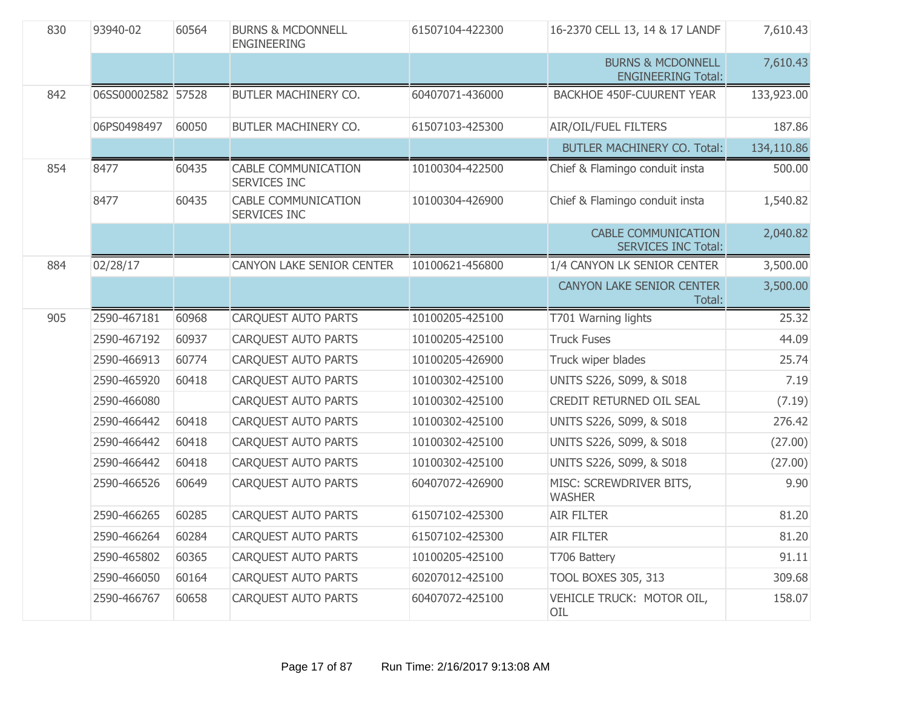| | | | | | | |
|---|---|---|---|---|---|---|
| 830 | 93940-02 | 60564 | BURNS & MCDONNELL ENGINEERING | 61507104-422300 | 16-2370 CELL 13, 14 & 17 LANDF | 7,610.43 |
| | | | | | BURNS & MCDONNELL ENGINEERING Total: | 7,610.43 |
| 842 | 06SS00002582 | 57528 | BUTLER MACHINERY CO. | 60407071-436000 | BACKHOE 450F-CUURENT YEAR | 133,923.00 |
| | 06PS0498497 | 60050 | BUTLER MACHINERY CO. | 61507103-425300 | AIR/OIL/FUEL FILTERS | 187.86 |
| | | | | | BUTLER MACHINERY CO. Total: | 134,110.86 |
| 854 | 8477 | 60435 | CABLE COMMUNICATION SERVICES INC | 10100304-422500 | Chief & Flamingo conduit insta | 500.00 |
| | 8477 | 60435 | CABLE COMMUNICATION SERVICES INC | 10100304-426900 | Chief & Flamingo conduit insta | 1,540.82 |
| | | | | | CABLE COMMUNICATION SERVICES INC Total: | 2,040.82 |
| 884 | 02/28/17 | | CANYON LAKE SENIOR CENTER | 10100621-456800 | 1/4 CANYON LK SENIOR CENTER | 3,500.00 |
| | | | | | CANYON LAKE SENIOR CENTER Total: | 3,500.00 |
| 905 | 2590-467181 | 60968 | CARQUEST AUTO PARTS | 10100205-425100 | T701 Warning lights | 25.32 |
| | 2590-467192 | 60937 | CARQUEST AUTO PARTS | 10100205-425100 | Truck Fuses | 44.09 |
| | 2590-466913 | 60774 | CARQUEST AUTO PARTS | 10100205-426900 | Truck wiper blades | 25.74 |
| | 2590-465920 | 60418 | CARQUEST AUTO PARTS | 10100302-425100 | UNITS S226, S099, & S018 | 7.19 |
| | 2590-466080 | | CARQUEST AUTO PARTS | 10100302-425100 | CREDIT RETURNED OIL SEAL | (7.19) |
| | 2590-466442 | 60418 | CARQUEST AUTO PARTS | 10100302-425100 | UNITS S226, S099, & S018 | 276.42 |
| | 2590-466442 | 60418 | CARQUEST AUTO PARTS | 10100302-425100 | UNITS S226, S099, & S018 | (27.00) |
| | 2590-466442 | 60418 | CARQUEST AUTO PARTS | 10100302-425100 | UNITS S226, S099, & S018 | (27.00) |
| | 2590-466526 | 60649 | CARQUEST AUTO PARTS | 60407072-426900 | MISC: SCREWDRIVER BITS, WASHER | 9.90 |
| | 2590-466265 | 60285 | CARQUEST AUTO PARTS | 61507102-425300 | AIR FILTER | 81.20 |
| | 2590-466264 | 60284 | CARQUEST AUTO PARTS | 61507102-425300 | AIR FILTER | 81.20 |
| | 2590-465802 | 60365 | CARQUEST AUTO PARTS | 10100205-425100 | T706 Battery | 91.11 |
| | 2590-466050 | 60164 | CARQUEST AUTO PARTS | 60207012-425100 | TOOL BOXES 305, 313 | 309.68 |
| | 2590-466767 | 60658 | CARQUEST AUTO PARTS | 60407072-425100 | VEHICLE TRUCK: MOTOR OIL, OIL | 158.07 |

Run Time: 2/16/2017 9:13:08 AM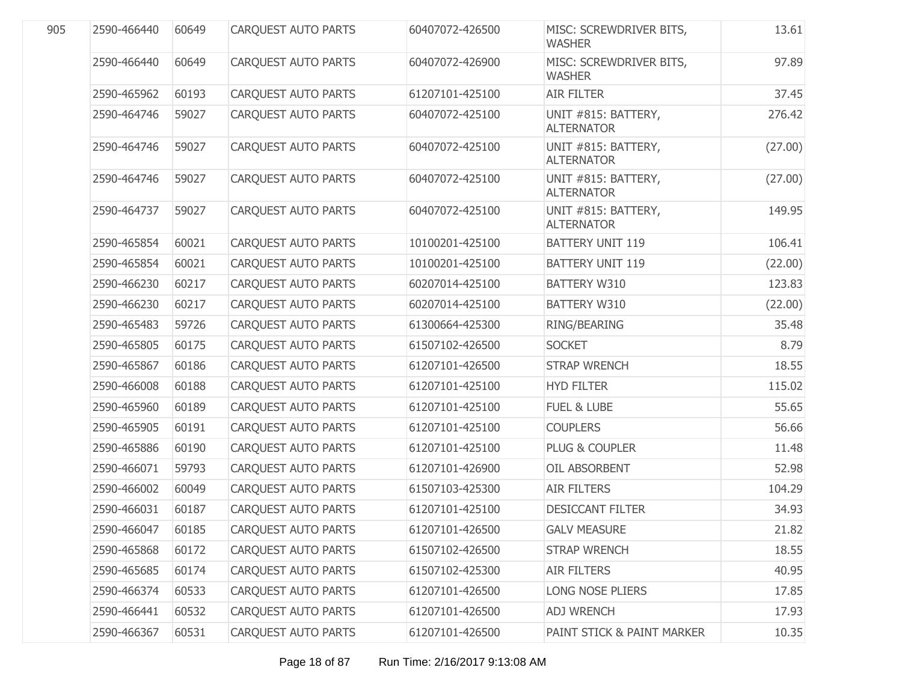| | | | | | | |
|---|---|---|---|---|---|---|
| 905 | 2590-466440 | 60649 | CARQUEST AUTO PARTS | 60407072-426500 | MISC: SCREWDRIVER BITS, WASHER | 13.61 |
| | 2590-466440 | 60649 | CARQUEST AUTO PARTS | 60407072-426900 | MISC: SCREWDRIVER BITS, WASHER | 97.89 |
| | 2590-465962 | 60193 | CARQUEST AUTO PARTS | 61207101-425100 | AIR FILTER | 37.45 |
| | 2590-464746 | 59027 | CARQUEST AUTO PARTS | 60407072-425100 | UNIT #815: BATTERY, ALTERNATOR | 276.42 |
| | 2590-464746 | 59027 | CARQUEST AUTO PARTS | 60407072-425100 | UNIT #815: BATTERY, ALTERNATOR | (27.00) |
| | 2590-464746 | 59027 | CARQUEST AUTO PARTS | 60407072-425100 | UNIT #815: BATTERY, ALTERNATOR | (27.00) |
| | 2590-464737 | 59027 | CARQUEST AUTO PARTS | 60407072-425100 | UNIT #815: BATTERY, ALTERNATOR | 149.95 |
| | 2590-465854 | 60021 | CARQUEST AUTO PARTS | 10100201-425100 | BATTERY UNIT 119 | 106.41 |
| | 2590-465854 | 60021 | CARQUEST AUTO PARTS | 10100201-425100 | BATTERY UNIT 119 | (22.00) |
| | 2590-466230 | 60217 | CARQUEST AUTO PARTS | 60207014-425100 | BATTERY W310 | 123.83 |
| | 2590-466230 | 60217 | CARQUEST AUTO PARTS | 60207014-425100 | BATTERY W310 | (22.00) |
| | 2590-465483 | 59726 | CARQUEST AUTO PARTS | 61300664-425300 | RING/BEARING | 35.48 |
| | 2590-465805 | 60175 | CARQUEST AUTO PARTS | 61507102-426500 | SOCKET | 8.79 |
| | 2590-465867 | 60186 | CARQUEST AUTO PARTS | 61207101-426500 | STRAP WRENCH | 18.55 |
| | 2590-466008 | 60188 | CARQUEST AUTO PARTS | 61207101-425100 | HYD FILTER | 115.02 |
| | 2590-465960 | 60189 | CARQUEST AUTO PARTS | 61207101-425100 | FUEL & LUBE | 55.65 |
| | 2590-465905 | 60191 | CARQUEST AUTO PARTS | 61207101-425100 | COUPLERS | 56.66 |
| | 2590-465886 | 60190 | CARQUEST AUTO PARTS | 61207101-425100 | PLUG & COUPLER | 11.48 |
| | 2590-466071 | 59793 | CARQUEST AUTO PARTS | 61207101-426900 | OIL ABSORBENT | 52.98 |
| | 2590-466002 | 60049 | CARQUEST AUTO PARTS | 61507103-425300 | AIR FILTERS | 104.29 |
| | 2590-466031 | 60187 | CARQUEST AUTO PARTS | 61207101-425100 | DESICCANT FILTER | 34.93 |
| | 2590-466047 | 60185 | CARQUEST AUTO PARTS | 61207101-426500 | GALV MEASURE | 21.82 |
| | 2590-465868 | 60172 | CARQUEST AUTO PARTS | 61507102-426500 | STRAP WRENCH | 18.55 |
| | 2590-465685 | 60174 | CARQUEST AUTO PARTS | 61507102-425300 | AIR FILTERS | 40.95 |
| | 2590-466374 | 60533 | CARQUEST AUTO PARTS | 61207101-426500 | LONG NOSE PLIERS | 17.85 |
| | 2590-466441 | 60532 | CARQUEST AUTO PARTS | 61207101-426500 | ADJ WRENCH | 17.93 |
| | 2590-466367 | 60531 | CARQUEST AUTO PARTS | 61207101-426500 | PAINT STICK & PAINT MARKER | 10.35 |

Run Time: 2/16/2017 9:13:08 AM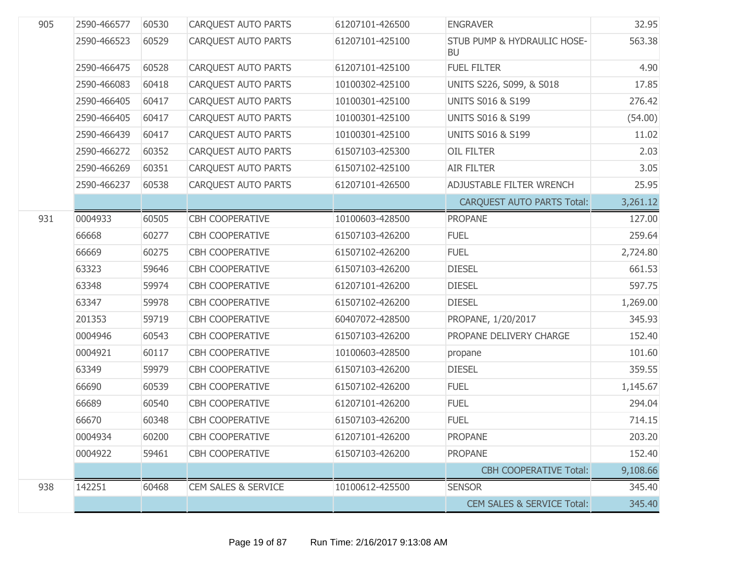| | | | | | | |
|---|---|---|---|---|---|---|
| 905 | 2590-466577 | 60530 | CARQUEST AUTO PARTS | 61207101-426500 | ENGRAVER | 32.95 |
| | 2590-466523 | 60529 | CARQUEST AUTO PARTS | 61207101-425100 | STUB PUMP & HYDRAULIC HOSE-BU | 563.38 |
| | 2590-466475 | 60528 | CARQUEST AUTO PARTS | 61207101-425100 | FUEL FILTER | 4.90 |
| | 2590-466083 | 60418 | CARQUEST AUTO PARTS | 10100302-425100 | UNITS S226, S099, & S018 | 17.85 |
| | 2590-466405 | 60417 | CARQUEST AUTO PARTS | 10100301-425100 | UNITS S016 & S199 | 276.42 |
| | 2590-466405 | 60417 | CARQUEST AUTO PARTS | 10100301-425100 | UNITS S016 & S199 | (54.00) |
| | 2590-466439 | 60417 | CARQUEST AUTO PARTS | 10100301-425100 | UNITS S016 & S199 | 11.02 |
| | 2590-466272 | 60352 | CARQUEST AUTO PARTS | 61507103-425300 | OIL FILTER | 2.03 |
| | 2590-466269 | 60351 | CARQUEST AUTO PARTS | 61507102-425100 | AIR FILTER | 3.05 |
| | 2590-466237 | 60538 | CARQUEST AUTO PARTS | 61207101-426500 | ADJUSTABLE FILTER WRENCH | 25.95 |
| | | | | | CARQUEST AUTO PARTS Total: | 3,261.12 |
| 931 | 0004933 | 60505 | CBH COOPERATIVE | 10100603-428500 | PROPANE | 127.00 |
| | 66668 | 60277 | CBH COOPERATIVE | 61507103-426200 | FUEL | 259.64 |
| | 66669 | 60275 | CBH COOPERATIVE | 61507102-426200 | FUEL | 2,724.80 |
| | 63323 | 59646 | CBH COOPERATIVE | 61507103-426200 | DIESEL | 661.53 |
| | 63348 | 59974 | CBH COOPERATIVE | 61207101-426200 | DIESEL | 597.75 |
| | 63347 | 59978 | CBH COOPERATIVE | 61507102-426200 | DIESEL | 1,269.00 |
| | 201353 | 59719 | CBH COOPERATIVE | 60407072-428500 | PROPANE, 1/20/2017 | 345.93 |
| | 0004946 | 60543 | CBH COOPERATIVE | 61507103-426200 | PROPANE DELIVERY CHARGE | 152.40 |
| | 0004921 | 60117 | CBH COOPERATIVE | 10100603-428500 | propane | 101.60 |
| | 63349 | 59979 | CBH COOPERATIVE | 61507103-426200 | DIESEL | 359.55 |
| | 66690 | 60539 | CBH COOPERATIVE | 61507102-426200 | FUEL | 1,145.67 |
| | 66689 | 60540 | CBH COOPERATIVE | 61207101-426200 | FUEL | 294.04 |
| | 66670 | 60348 | CBH COOPERATIVE | 61507103-426200 | FUEL | 714.15 |
| | 0004934 | 60200 | CBH COOPERATIVE | 61207101-426200 | PROPANE | 203.20 |
| | 0004922 | 59461 | CBH COOPERATIVE | 61507103-426200 | PROPANE | 152.40 |
| | | | | | CBH COOPERATIVE Total: | 9,108.66 |
| 938 | 142251 | 60468 | CEM SALES & SERVICE | 10100612-425500 | SENSOR | 345.40 |
| | | | | | CEM SALES & SERVICE Total: | 345.40 |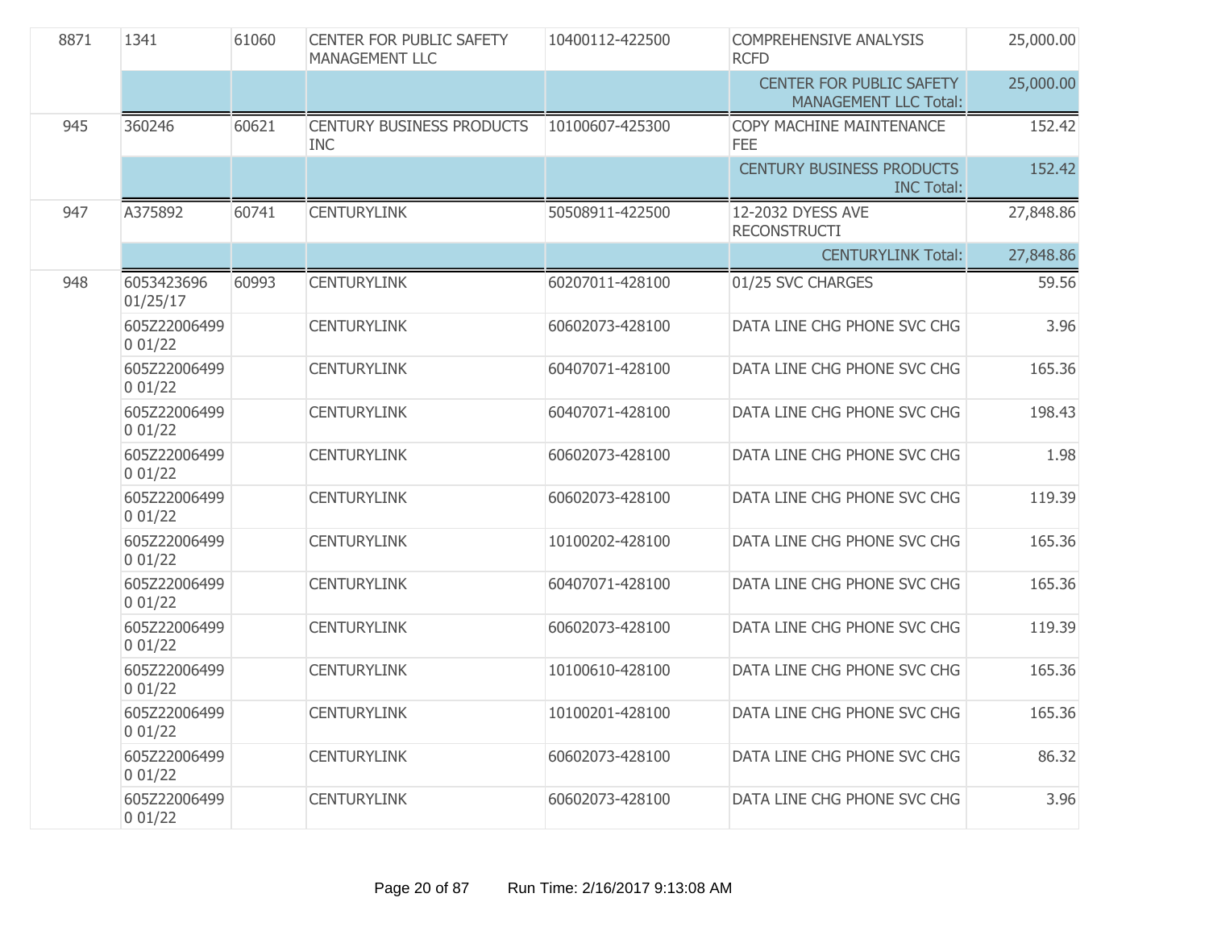| | | | | | | |
|---|---|---|---|---|---|---|
| 8871 | 1341 | 61060 | CENTER FOR PUBLIC SAFETY MANAGEMENT LLC | 10400112-422500 | COMPREHENSIVE ANALYSIS RCFD | 25,000.00 |
| | | | | | CENTER FOR PUBLIC SAFETY MANAGEMENT LLC Total: | 25,000.00 |
| 945 | 360246 | 60621 | CENTURY BUSINESS PRODUCTS INC | 10100607-425300 | COPY MACHINE MAINTENANCE FEE | 152.42 |
| | | | | | CENTURY BUSINESS PRODUCTS INC Total: | 152.42 |
| 947 | A375892 | 60741 | CENTURYLINK | 50508911-422500 | 12-2032 DYESS AVE RECONSTRUCTI | 27,848.86 |
| | | | | | CENTURYLINK Total: | 27,848.86 |
| 948 | 6053423696 01/25/17 | 60993 | CENTURYLINK | 60207011-428100 | 01/25 SVC CHARGES | 59.56 |
| | 605Z22006499 0 01/22 | | CENTURYLINK | 60602073-428100 | DATA LINE CHG PHONE SVC CHG | 3.96 |
| | 605Z22006499 0 01/22 | | CENTURYLINK | 60407071-428100 | DATA LINE CHG PHONE SVC CHG | 165.36 |
| | 605Z22006499 0 01/22 | | CENTURYLINK | 60407071-428100 | DATA LINE CHG PHONE SVC CHG | 198.43 |
| | 605Z22006499 0 01/22 | | CENTURYLINK | 60602073-428100 | DATA LINE CHG PHONE SVC CHG | 1.98 |
| | 605Z22006499 0 01/22 | | CENTURYLINK | 60602073-428100 | DATA LINE CHG PHONE SVC CHG | 119.39 |
| | 605Z22006499 0 01/22 | | CENTURYLINK | 10100202-428100 | DATA LINE CHG PHONE SVC CHG | 165.36 |
| | 605Z22006499 0 01/22 | | CENTURYLINK | 60407071-428100 | DATA LINE CHG PHONE SVC CHG | 165.36 |
| | 605Z22006499 0 01/22 | | CENTURYLINK | 60602073-428100 | DATA LINE CHG PHONE SVC CHG | 119.39 |
| | 605Z22006499 0 01/22 | | CENTURYLINK | 10100610-428100 | DATA LINE CHG PHONE SVC CHG | 165.36 |
| | 605Z22006499 0 01/22 | | CENTURYLINK | 10100201-428100 | DATA LINE CHG PHONE SVC CHG | 165.36 |
| | 605Z22006499 0 01/22 | | CENTURYLINK | 60602073-428100 | DATA LINE CHG PHONE SVC CHG | 86.32 |
| | 605Z22006499 0 01/22 | | CENTURYLINK | 60602073-428100 | DATA LINE CHG PHONE SVC CHG | 3.96 |

Run Time: 2/16/2017 9:13:08 AM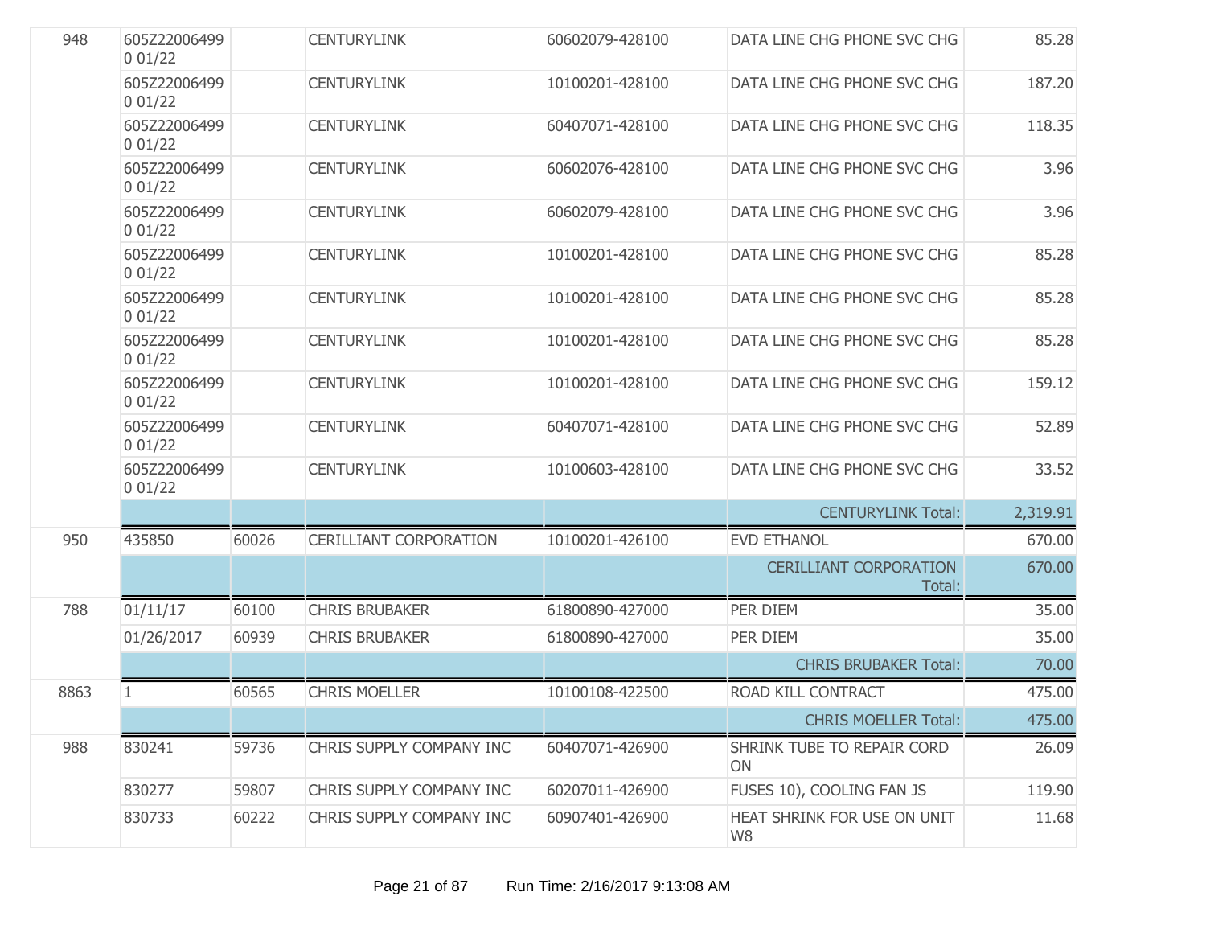| | | | | | | |
|---|---|---|---|---|---|---|
| 948 | 605Z22006499 0 01/22 | | CENTURYLINK | 60602079-428100 | DATA LINE CHG PHONE SVC CHG | 85.28 |
| | 605Z22006499 0 01/22 | | CENTURYLINK | 10100201-428100 | DATA LINE CHG PHONE SVC CHG | 187.20 |
| | 605Z22006499 0 01/22 | | CENTURYLINK | 60407071-428100 | DATA LINE CHG PHONE SVC CHG | 118.35 |
| | 605Z22006499 0 01/22 | | CENTURYLINK | 60602076-428100 | DATA LINE CHG PHONE SVC CHG | 3.96 |
| | 605Z22006499 0 01/22 | | CENTURYLINK | 60602079-428100 | DATA LINE CHG PHONE SVC CHG | 3.96 |
| | 605Z22006499 0 01/22 | | CENTURYLINK | 10100201-428100 | DATA LINE CHG PHONE SVC CHG | 85.28 |
| | 605Z22006499 0 01/22 | | CENTURYLINK | 10100201-428100 | DATA LINE CHG PHONE SVC CHG | 85.28 |
| | 605Z22006499 0 01/22 | | CENTURYLINK | 10100201-428100 | DATA LINE CHG PHONE SVC CHG | 85.28 |
| | 605Z22006499 0 01/22 | | CENTURYLINK | 10100201-428100 | DATA LINE CHG PHONE SVC CHG | 159.12 |
| | 605Z22006499 0 01/22 | | CENTURYLINK | 60407071-428100 | DATA LINE CHG PHONE SVC CHG | 52.89 |
| | 605Z22006499 0 01/22 | | CENTURYLINK | 10100603-428100 | DATA LINE CHG PHONE SVC CHG | 33.52 |
| | | | | | CENTURYLINK Total: | 2,319.91 |
| 950 | 435850 | 60026 | CERILLIANT CORPORATION | 10100201-426100 | EVD ETHANOL | 670.00 |
| | | | | | CERILLIANT CORPORATION Total: | 670.00 |
| 788 | 01/11/17 | 60100 | CHRIS BRUBAKER | 61800890-427000 | PER DIEM | 35.00 |
| | 01/26/2017 | 60939 | CHRIS BRUBAKER | 61800890-427000 | PER DIEM | 35.00 |
| | | | | | CHRIS BRUBAKER Total: | 70.00 |
| 8863 | 1 | 60565 | CHRIS MOELLER | 10100108-422500 | ROAD KILL CONTRACT | 475.00 |
| | | | | | CHRIS MOELLER Total: | 475.00 |
| 988 | 830241 | 59736 | CHRIS SUPPLY COMPANY INC | 60407071-426900 | SHRINK TUBE TO REPAIR CORD ON | 26.09 |
| | 830277 | 59807 | CHRIS SUPPLY COMPANY INC | 60207011-426900 | FUSES 10), COOLING FAN JS | 119.90 |
| | 830733 | 60222 | CHRIS SUPPLY COMPANY INC | 60907401-426900 | HEAT SHRINK FOR USE ON UNIT W8 | 11.68 |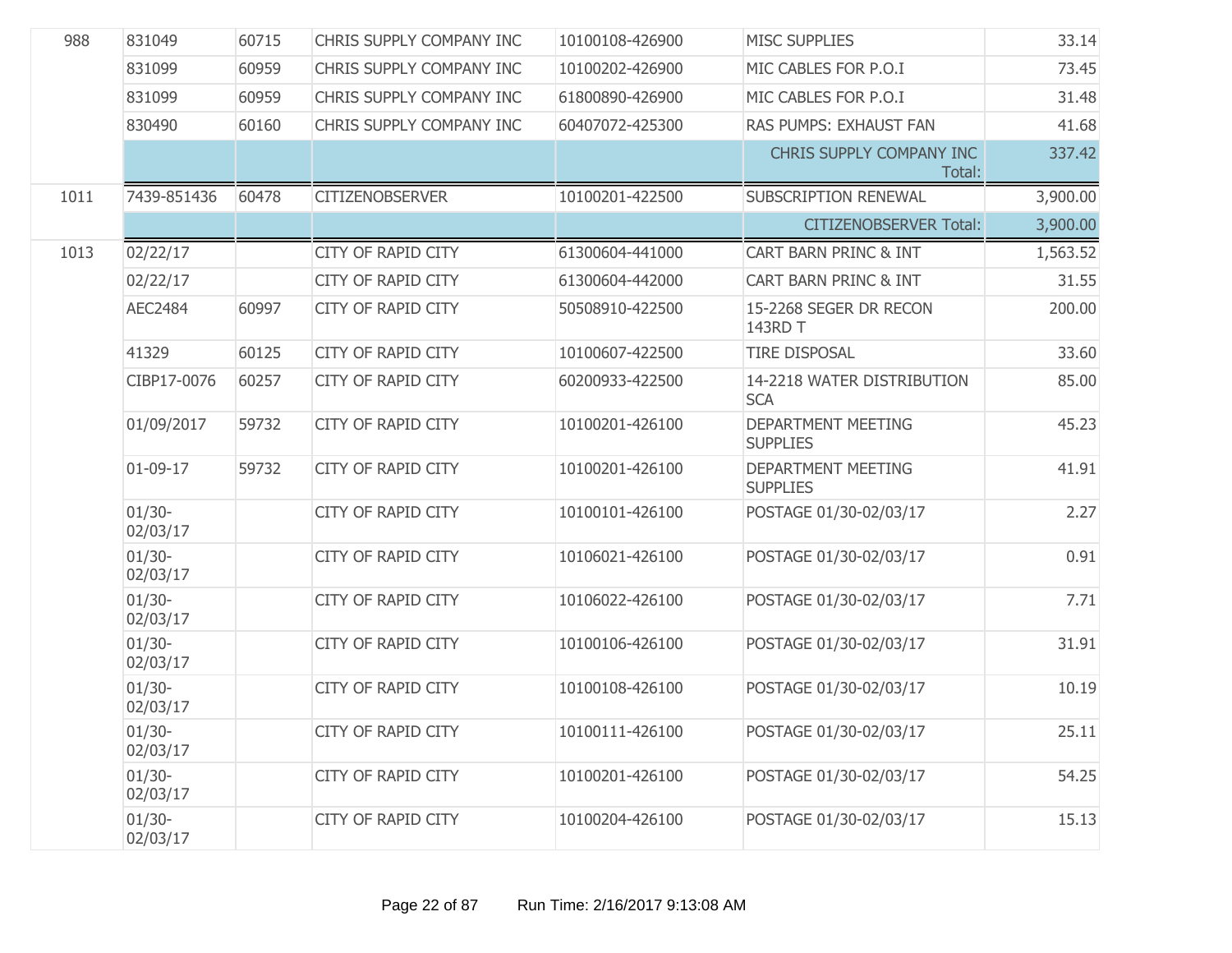| | | | | | | |
|---|---|---|---|---|---|---|
| 988 | 831049 | 60715 | CHRIS SUPPLY COMPANY INC | 10100108-426900 | MISC SUPPLIES | 33.14 |
| | 831099 | 60959 | CHRIS SUPPLY COMPANY INC | 10100202-426900 | MIC CABLES FOR P.O.I | 73.45 |
| | 831099 | 60959 | CHRIS SUPPLY COMPANY INC | 61800890-426900 | MIC CABLES FOR P.O.I | 31.48 |
| | 830490 | 60160 | CHRIS SUPPLY COMPANY INC | 60407072-425300 | RAS PUMPS: EXHAUST FAN | 41.68 |
| | | | | | CHRIS SUPPLY COMPANY INC Total: | 337.42 |
| 1011 | 7439-851436 | 60478 | CITIZENOBSERVER | 10100201-422500 | SUBSCRIPTION RENEWAL | 3,900.00 |
| | | | | | CITIZENOBSERVER Total: | 3,900.00 |
| 1013 | 02/22/17 | | CITY OF RAPID CITY | 61300604-441000 | CART BARN PRINC & INT | 1,563.52 |
| | 02/22/17 | | CITY OF RAPID CITY | 61300604-442000 | CART BARN PRINC & INT | 31.55 |
| | AEC2484 | 60997 | CITY OF RAPID CITY | 50508910-422500 | 15-2268 SEGER DR RECON 143RD T | 200.00 |
| | 41329 | 60125 | CITY OF RAPID CITY | 10100607-422500 | TIRE DISPOSAL | 33.60 |
| | CIBP17-0076 | 60257 | CITY OF RAPID CITY | 60200933-422500 | 14-2218 WATER DISTRIBUTION SCA | 85.00 |
| | 01/09/2017 | 59732 | CITY OF RAPID CITY | 10100201-426100 | DEPARTMENT MEETING SUPPLIES | 45.23 |
| | 01-09-17 | 59732 | CITY OF RAPID CITY | 10100201-426100 | DEPARTMENT MEETING SUPPLIES | 41.91 |
| | 01/30-02/03/17 | | CITY OF RAPID CITY | 10100101-426100 | POSTAGE 01/30-02/03/17 | 2.27 |
| | 01/30-02/03/17 | | CITY OF RAPID CITY | 10106021-426100 | POSTAGE 01/30-02/03/17 | 0.91 |
| | 01/30-02/03/17 | | CITY OF RAPID CITY | 10106022-426100 | POSTAGE 01/30-02/03/17 | 7.71 |
| | 01/30-02/03/17 | | CITY OF RAPID CITY | 10100106-426100 | POSTAGE 01/30-02/03/17 | 31.91 |
| | 01/30-02/03/17 | | CITY OF RAPID CITY | 10100108-426100 | POSTAGE 01/30-02/03/17 | 10.19 |
| | 01/30-02/03/17 | | CITY OF RAPID CITY | 10100111-426100 | POSTAGE 01/30-02/03/17 | 25.11 |
| | 01/30-02/03/17 | | CITY OF RAPID CITY | 10100201-426100 | POSTAGE 01/30-02/03/17 | 54.25 |
| | 01/30-02/03/17 | | CITY OF RAPID CITY | 10100204-426100 | POSTAGE 01/30-02/03/17 | 15.13 |

Run Time: 2/16/2017 9:13:08 AM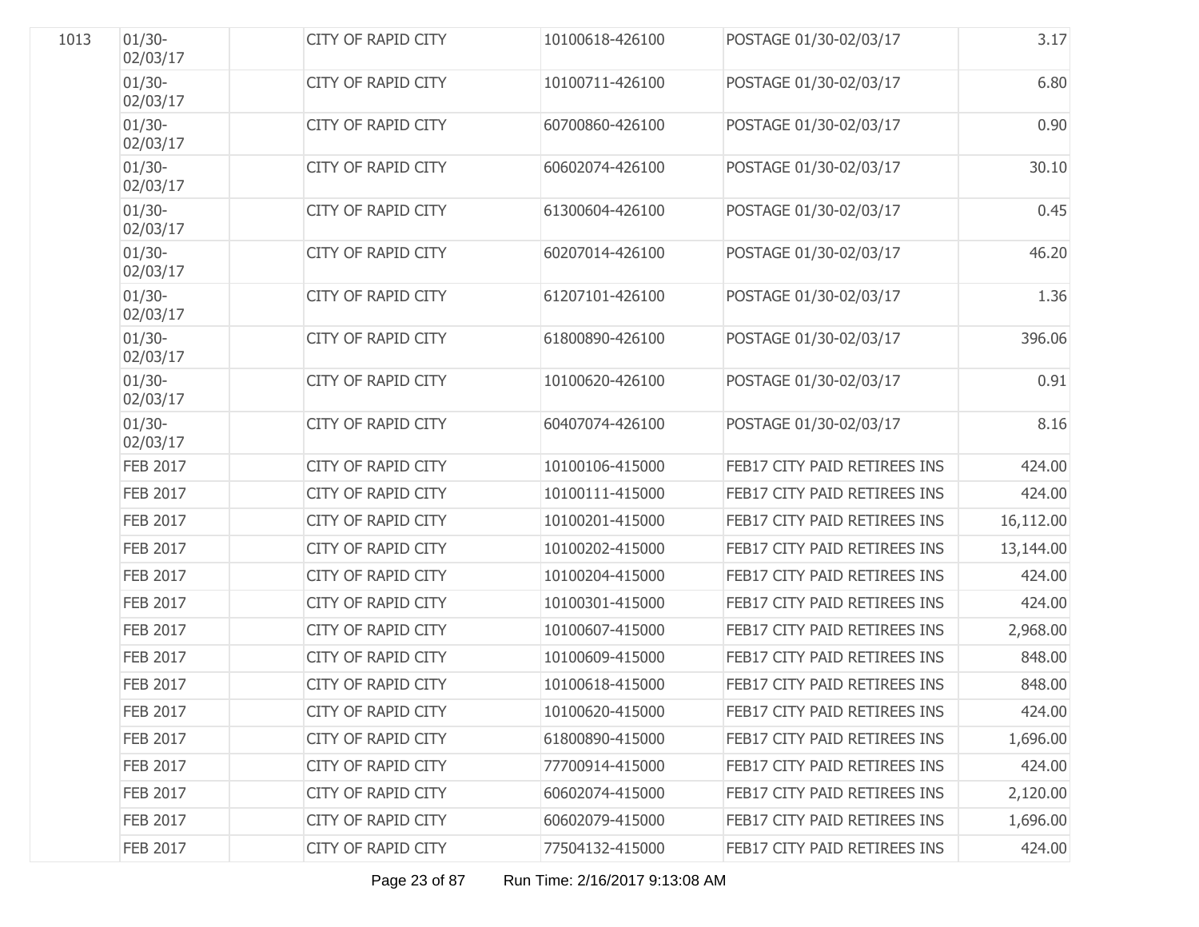| | | | | | | |
|---|---|---|---|---|---|---|
| 1013 | 01/30-02/03/17 | | CITY OF RAPID CITY | 10100618-426100 | POSTAGE 01/30-02/03/17 | 3.17 |
| | 01/30-02/03/17 | | CITY OF RAPID CITY | 10100711-426100 | POSTAGE 01/30-02/03/17 | 6.80 |
| | 01/30-02/03/17 | | CITY OF RAPID CITY | 60700860-426100 | POSTAGE 01/30-02/03/17 | 0.90 |
| | 01/30-02/03/17 | | CITY OF RAPID CITY | 60602074-426100 | POSTAGE 01/30-02/03/17 | 30.10 |
| | 01/30-02/03/17 | | CITY OF RAPID CITY | 61300604-426100 | POSTAGE 01/30-02/03/17 | 0.45 |
| | 01/30-02/03/17 | | CITY OF RAPID CITY | 60207014-426100 | POSTAGE 01/30-02/03/17 | 46.20 |
| | 01/30-02/03/17 | | CITY OF RAPID CITY | 61207101-426100 | POSTAGE 01/30-02/03/17 | 1.36 |
| | 01/30-02/03/17 | | CITY OF RAPID CITY | 61800890-426100 | POSTAGE 01/30-02/03/17 | 396.06 |
| | 01/30-02/03/17 | | CITY OF RAPID CITY | 10100620-426100 | POSTAGE 01/30-02/03/17 | 0.91 |
| | 01/30-02/03/17 | | CITY OF RAPID CITY | 60407074-426100 | POSTAGE 01/30-02/03/17 | 8.16 |
| | FEB 2017 | | CITY OF RAPID CITY | 10100106-415000 | FEB17 CITY PAID RETIREES INS | 424.00 |
| | FEB 2017 | | CITY OF RAPID CITY | 10100111-415000 | FEB17 CITY PAID RETIREES INS | 424.00 |
| | FEB 2017 | | CITY OF RAPID CITY | 10100201-415000 | FEB17 CITY PAID RETIREES INS | 16,112.00 |
| | FEB 2017 | | CITY OF RAPID CITY | 10100202-415000 | FEB17 CITY PAID RETIREES INS | 13,144.00 |
| | FEB 2017 | | CITY OF RAPID CITY | 10100204-415000 | FEB17 CITY PAID RETIREES INS | 424.00 |
| | FEB 2017 | | CITY OF RAPID CITY | 10100301-415000 | FEB17 CITY PAID RETIREES INS | 424.00 |
| | FEB 2017 | | CITY OF RAPID CITY | 10100607-415000 | FEB17 CITY PAID RETIREES INS | 2,968.00 |
| | FEB 2017 | | CITY OF RAPID CITY | 10100609-415000 | FEB17 CITY PAID RETIREES INS | 848.00 |
| | FEB 2017 | | CITY OF RAPID CITY | 10100618-415000 | FEB17 CITY PAID RETIREES INS | 848.00 |
| | FEB 2017 | | CITY OF RAPID CITY | 10100620-415000 | FEB17 CITY PAID RETIREES INS | 424.00 |
| | FEB 2017 | | CITY OF RAPID CITY | 61800890-415000 | FEB17 CITY PAID RETIREES INS | 1,696.00 |
| | FEB 2017 | | CITY OF RAPID CITY | 77700914-415000 | FEB17 CITY PAID RETIREES INS | 424.00 |
| | FEB 2017 | | CITY OF RAPID CITY | 60602074-415000 | FEB17 CITY PAID RETIREES INS | 2,120.00 |
| | FEB 2017 | | CITY OF RAPID CITY | 60602079-415000 | FEB17 CITY PAID RETIREES INS | 1,696.00 |
| | FEB 2017 | | CITY OF RAPID CITY | 77504132-415000 | FEB17 CITY PAID RETIREES INS | 424.00 |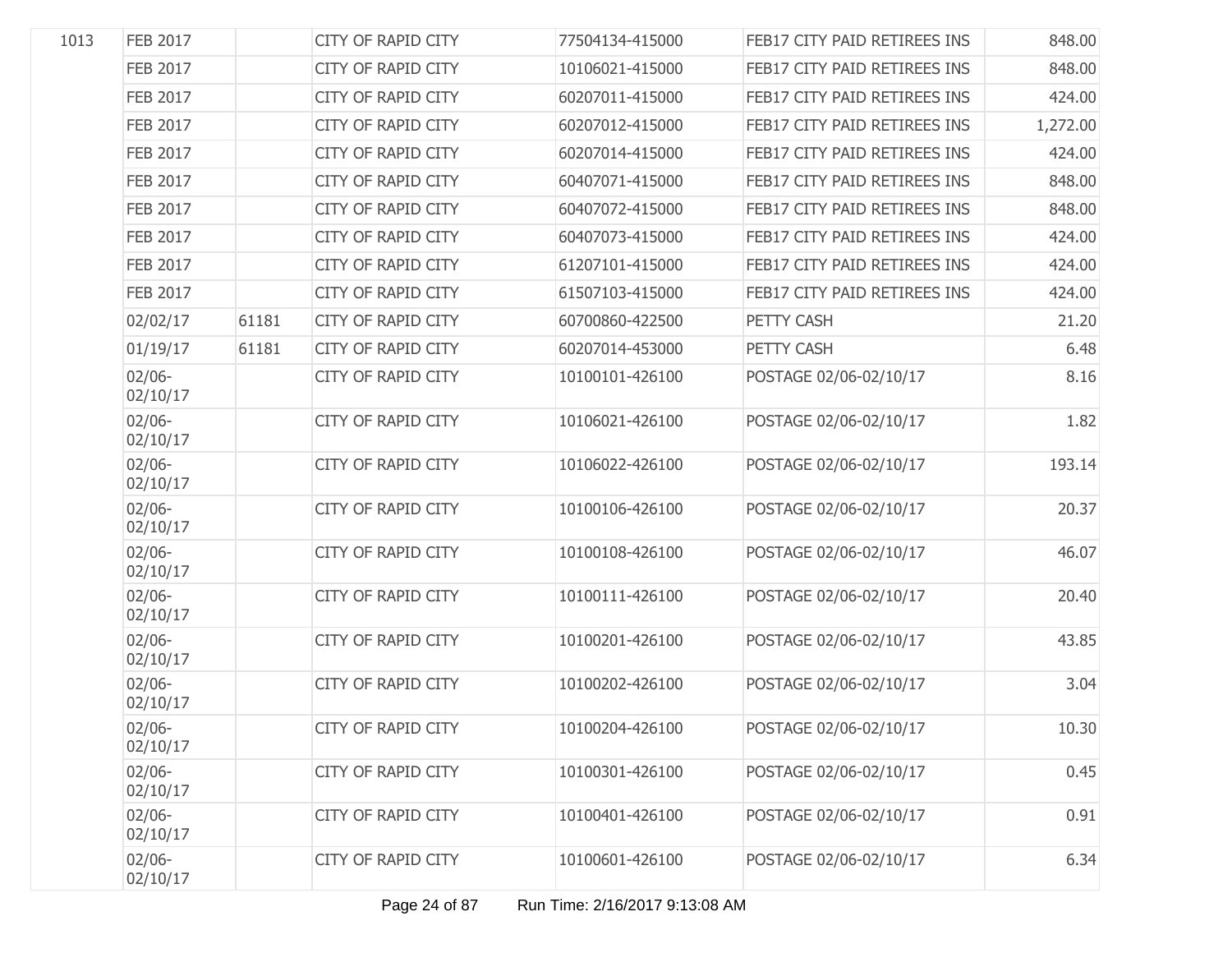| | | | | | | |
|---|---|---|---|---|---|---|
| 1013 | FEB 2017 | | CITY OF RAPID CITY | 77504134-415000 | FEB17 CITY PAID RETIREES INS | 848.00 |
| | FEB 2017 | | CITY OF RAPID CITY | 10106021-415000 | FEB17 CITY PAID RETIREES INS | 848.00 |
| | FEB 2017 | | CITY OF RAPID CITY | 60207011-415000 | FEB17 CITY PAID RETIREES INS | 424.00 |
| | FEB 2017 | | CITY OF RAPID CITY | 60207012-415000 | FEB17 CITY PAID RETIREES INS | 1,272.00 |
| | FEB 2017 | | CITY OF RAPID CITY | 60207014-415000 | FEB17 CITY PAID RETIREES INS | 424.00 |
| | FEB 2017 | | CITY OF RAPID CITY | 60407071-415000 | FEB17 CITY PAID RETIREES INS | 848.00 |
| | FEB 2017 | | CITY OF RAPID CITY | 60407072-415000 | FEB17 CITY PAID RETIREES INS | 848.00 |
| | FEB 2017 | | CITY OF RAPID CITY | 60407073-415000 | FEB17 CITY PAID RETIREES INS | 424.00 |
| | FEB 2017 | | CITY OF RAPID CITY | 61207101-415000 | FEB17 CITY PAID RETIREES INS | 424.00 |
| | FEB 2017 | | CITY OF RAPID CITY | 61507103-415000 | FEB17 CITY PAID RETIREES INS | 424.00 |
| | 02/02/17 | 61181 | CITY OF RAPID CITY | 60700860-422500 | PETTY CASH | 21.20 |
| | 01/19/17 | 61181 | CITY OF RAPID CITY | 60207014-453000 | PETTY CASH | 6.48 |
| | 02/06-02/10/17 | | CITY OF RAPID CITY | 10100101-426100 | POSTAGE 02/06-02/10/17 | 8.16 |
| | 02/06-02/10/17 | | CITY OF RAPID CITY | 10106021-426100 | POSTAGE 02/06-02/10/17 | 1.82 |
| | 02/06-02/10/17 | | CITY OF RAPID CITY | 10106022-426100 | POSTAGE 02/06-02/10/17 | 193.14 |
| | 02/06-02/10/17 | | CITY OF RAPID CITY | 10100106-426100 | POSTAGE 02/06-02/10/17 | 20.37 |
| | 02/06-02/10/17 | | CITY OF RAPID CITY | 10100108-426100 | POSTAGE 02/06-02/10/17 | 46.07 |
| | 02/06-02/10/17 | | CITY OF RAPID CITY | 10100111-426100 | POSTAGE 02/06-02/10/17 | 20.40 |
| | 02/06-02/10/17 | | CITY OF RAPID CITY | 10100201-426100 | POSTAGE 02/06-02/10/17 | 43.85 |
| | 02/06-02/10/17 | | CITY OF RAPID CITY | 10100202-426100 | POSTAGE 02/06-02/10/17 | 3.04 |
| | 02/06-02/10/17 | | CITY OF RAPID CITY | 10100204-426100 | POSTAGE 02/06-02/10/17 | 10.30 |
| | 02/06-02/10/17 | | CITY OF RAPID CITY | 10100301-426100 | POSTAGE 02/06-02/10/17 | 0.45 |
| | 02/06-02/10/17 | | CITY OF RAPID CITY | 10100401-426100 | POSTAGE 02/06-02/10/17 | 0.91 |
| | 02/06-02/10/17 | | CITY OF RAPID CITY | 10100601-426100 | POSTAGE 02/06-02/10/17 | 6.34 |

Run Time: 2/16/2017 9:13:08 AM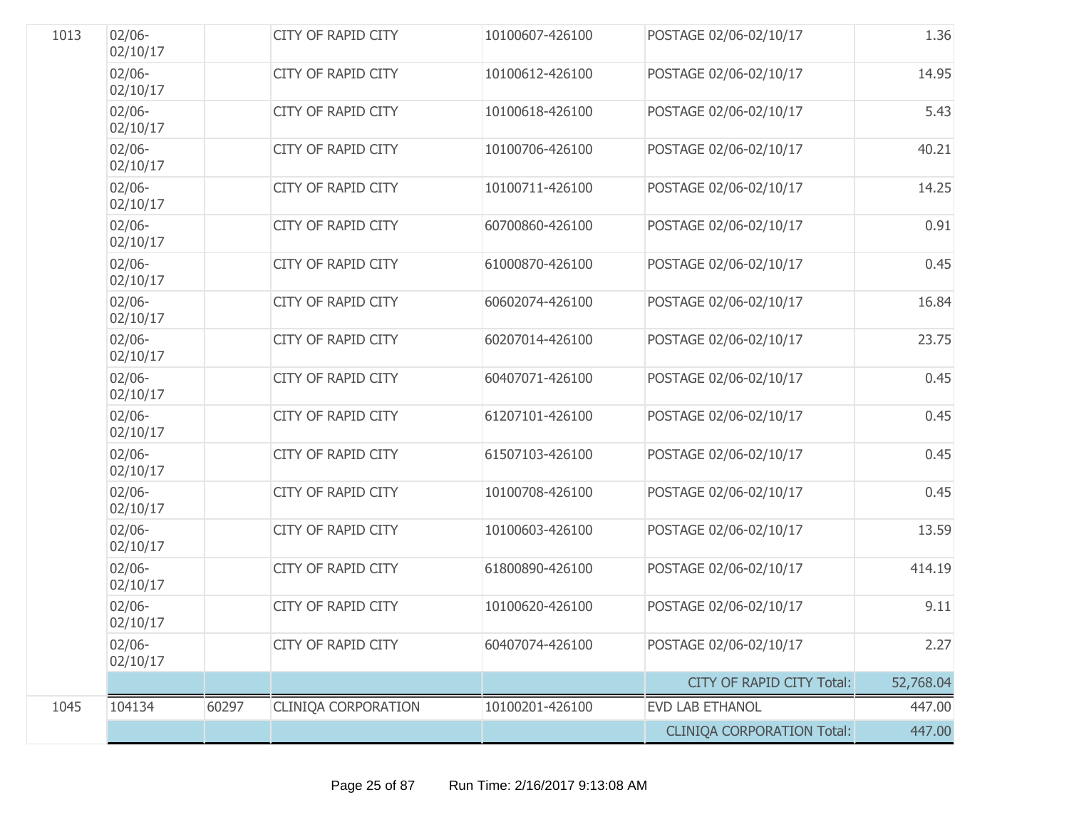| | | | | | | |
|---|---|---|---|---|---|---|
| 1013 | 02/06-02/10/17 | | CITY OF RAPID CITY | 10100607-426100 | POSTAGE 02/06-02/10/17 | 1.36 |
| | 02/06-02/10/17 | | CITY OF RAPID CITY | 10100612-426100 | POSTAGE 02/06-02/10/17 | 14.95 |
| | 02/06-02/10/17 | | CITY OF RAPID CITY | 10100618-426100 | POSTAGE 02/06-02/10/17 | 5.43 |
| | 02/06-02/10/17 | | CITY OF RAPID CITY | 10100706-426100 | POSTAGE 02/06-02/10/17 | 40.21 |
| | 02/06-02/10/17 | | CITY OF RAPID CITY | 10100711-426100 | POSTAGE 02/06-02/10/17 | 14.25 |
| | 02/06-02/10/17 | | CITY OF RAPID CITY | 60700860-426100 | POSTAGE 02/06-02/10/17 | 0.91 |
| | 02/06-02/10/17 | | CITY OF RAPID CITY | 61000870-426100 | POSTAGE 02/06-02/10/17 | 0.45 |
| | 02/06-02/10/17 | | CITY OF RAPID CITY | 60602074-426100 | POSTAGE 02/06-02/10/17 | 16.84 |
| | 02/06-02/10/17 | | CITY OF RAPID CITY | 60207014-426100 | POSTAGE 02/06-02/10/17 | 23.75 |
| | 02/06-02/10/17 | | CITY OF RAPID CITY | 60407071-426100 | POSTAGE 02/06-02/10/17 | 0.45 |
| | 02/06-02/10/17 | | CITY OF RAPID CITY | 61207101-426100 | POSTAGE 02/06-02/10/17 | 0.45 |
| | 02/06-02/10/17 | | CITY OF RAPID CITY | 61507103-426100 | POSTAGE 02/06-02/10/17 | 0.45 |
| | 02/06-02/10/17 | | CITY OF RAPID CITY | 10100708-426100 | POSTAGE 02/06-02/10/17 | 0.45 |
| | 02/06-02/10/17 | | CITY OF RAPID CITY | 10100603-426100 | POSTAGE 02/06-02/10/17 | 13.59 |
| | 02/06-02/10/17 | | CITY OF RAPID CITY | 61800890-426100 | POSTAGE 02/06-02/10/17 | 414.19 |
| | 02/06-02/10/17 | | CITY OF RAPID CITY | 10100620-426100 | POSTAGE 02/06-02/10/17 | 9.11 |
| | 02/06-02/10/17 | | CITY OF RAPID CITY | 60407074-426100 | POSTAGE 02/06-02/10/17 | 2.27 |
| | | | | | CITY OF RAPID CITY Total: | 52,768.04 |
| 1045 | 104134 | 60297 | CLINIQA CORPORATION | 10100201-426100 | EVD LAB ETHANOL | 447.00 |
| | | | | | CLINIQA CORPORATION Total: | 447.00 |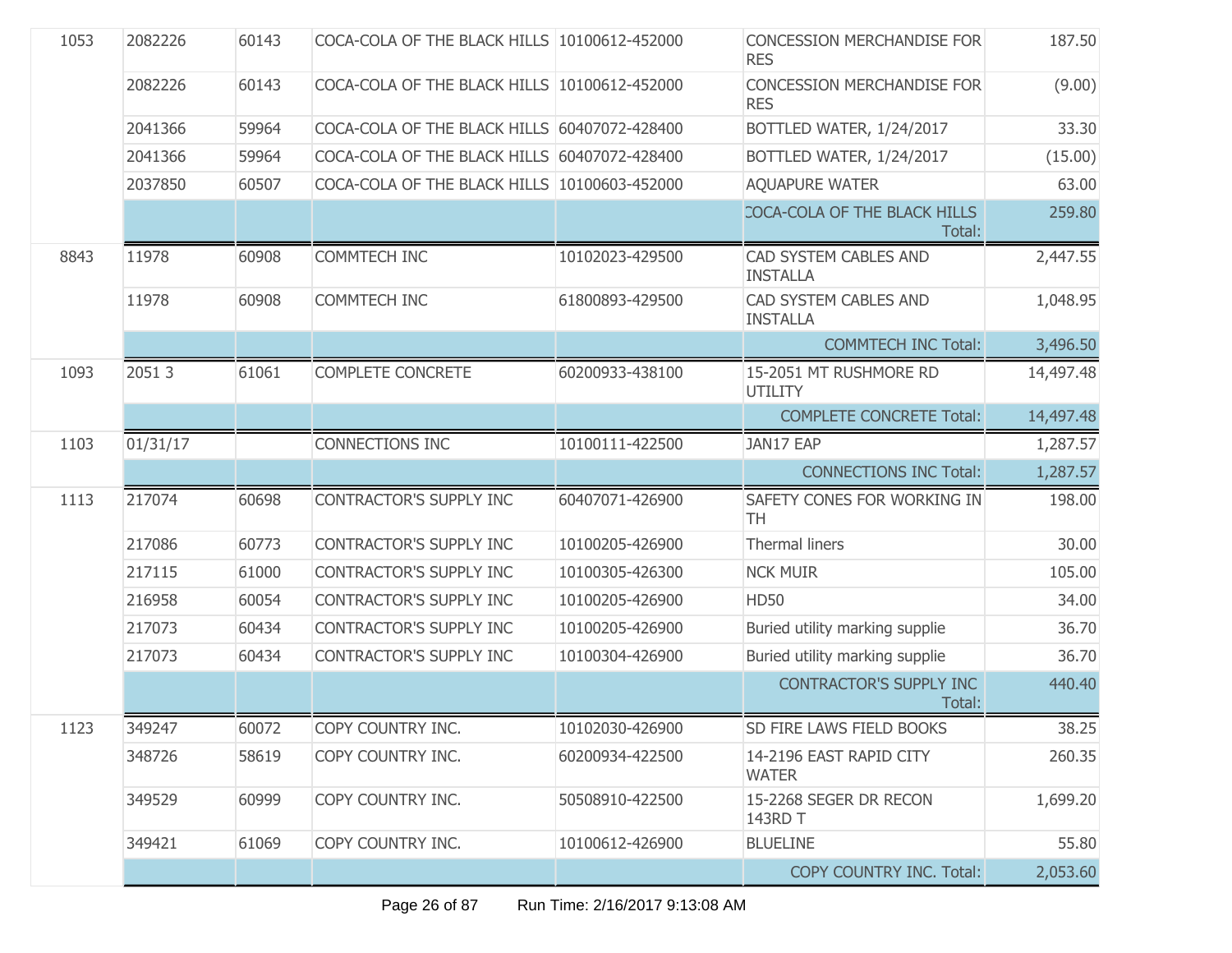| | | | | | | |
|---|---|---|---|---|---|---|
| 1053 | 2082226 | 60143 | COCA-COLA OF THE BLACK HILLS | 10100612-452000 | CONCESSION MERCHANDISE FOR RES | 187.50 |
| | 2082226 | 60143 | COCA-COLA OF THE BLACK HILLS | 10100612-452000 | CONCESSION MERCHANDISE FOR RES | (9.00) |
| | 2041366 | 59964 | COCA-COLA OF THE BLACK HILLS | 60407072-428400 | BOTTLED WATER, 1/24/2017 | 33.30 |
| | 2041366 | 59964 | COCA-COLA OF THE BLACK HILLS | 60407072-428400 | BOTTLED WATER, 1/24/2017 | (15.00) |
| | 2037850 | 60507 | COCA-COLA OF THE BLACK HILLS | 10100603-452000 | AQUAPURE WATER | 63.00 |
| | | | | | COCA-COLA OF THE BLACK HILLS Total: | 259.80 |
| 8843 | 11978 | 60908 | COMMTECH INC | 10102023-429500 | CAD SYSTEM CABLES AND INSTALLA | 2,447.55 |
| | 11978 | 60908 | COMMTECH INC | 61800893-429500 | CAD SYSTEM CABLES AND INSTALLA | 1,048.95 |
| | | | | | COMMTECH INC Total: | 3,496.50 |
| 1093 | 2051 3 | 61061 | COMPLETE CONCRETE | 60200933-438100 | 15-2051 MT RUSHMORE RD UTILITY | 14,497.48 |
| | | | | | COMPLETE CONCRETE Total: | 14,497.48 |
| 1103 | 01/31/17 | | CONNECTIONS INC | 10100111-422500 | JAN17 EAP | 1,287.57 |
| | | | | | CONNECTIONS INC Total: | 1,287.57 |
| 1113 | 217074 | 60698 | CONTRACTOR'S SUPPLY INC | 60407071-426900 | SAFETY CONES FOR WORKING IN TH | 198.00 |
| | 217086 | 60773 | CONTRACTOR'S SUPPLY INC | 10100205-426900 | Thermal liners | 30.00 |
| | 217115 | 61000 | CONTRACTOR'S SUPPLY INC | 10100305-426300 | NCK MUIR | 105.00 |
| | 216958 | 60054 | CONTRACTOR'S SUPPLY INC | 10100205-426900 | HD50 | 34.00 |
| | 217073 | 60434 | CONTRACTOR'S SUPPLY INC | 10100205-426900 | Buried utility marking supplie | 36.70 |
| | 217073 | 60434 | CONTRACTOR'S SUPPLY INC | 10100304-426900 | Buried utility marking supplie | 36.70 |
| | | | | | CONTRACTOR'S SUPPLY INC Total: | 440.40 |
| 1123 | 349247 | 60072 | COPY COUNTRY INC. | 10102030-426900 | SD FIRE LAWS FIELD BOOKS | 38.25 |
| | 348726 | 58619 | COPY COUNTRY INC. | 60200934-422500 | 14-2196 EAST RAPID CITY WATER | 260.35 |
| | 349529 | 60999 | COPY COUNTRY INC. | 50508910-422500 | 15-2268 SEGER DR RECON 143RD T | 1,699.20 |
| | 349421 | 61069 | COPY COUNTRY INC. | 10100612-426900 | BLUELINE | 55.80 |
| | | | | | COPY COUNTRY INC. Total: | 2,053.60 |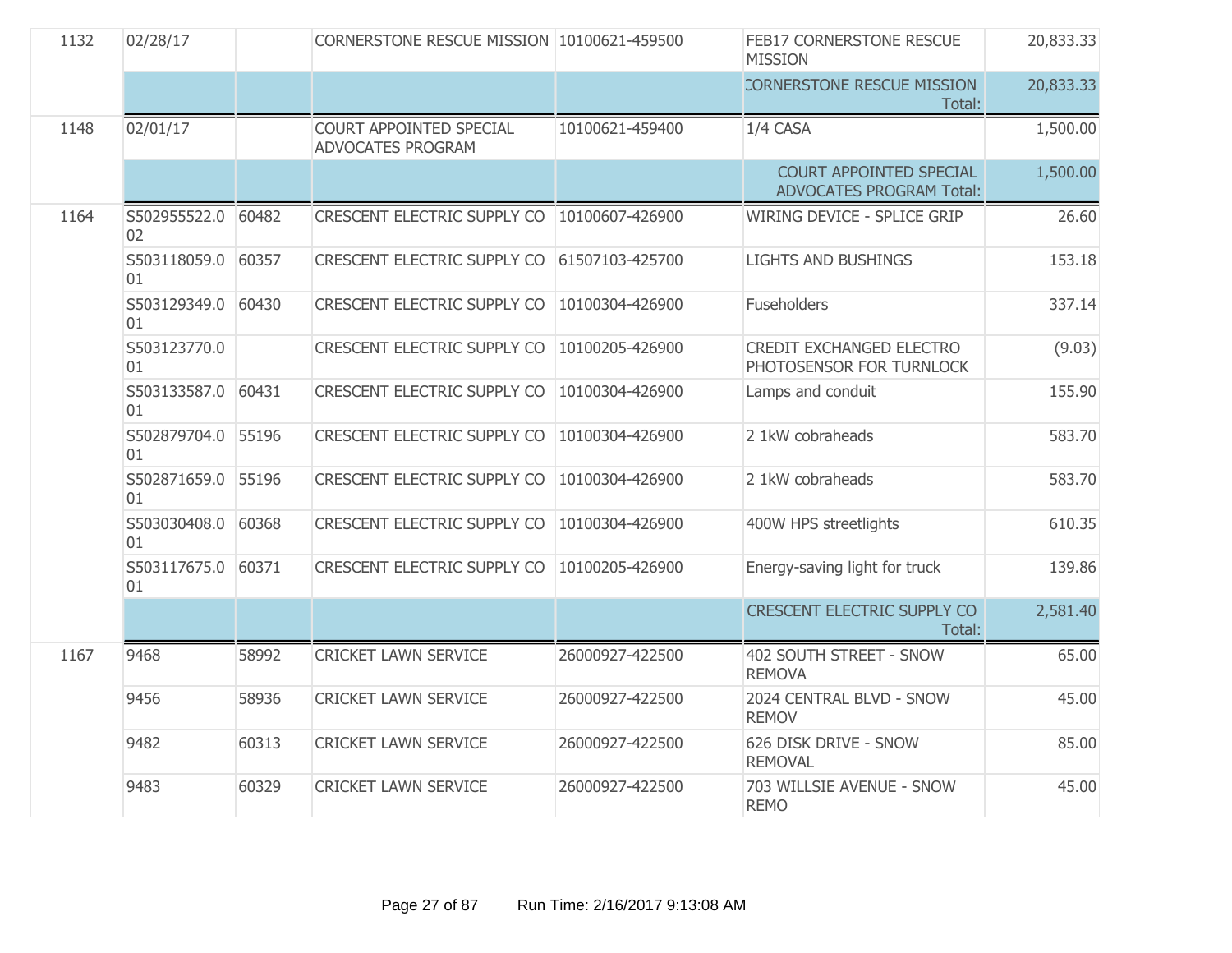| | | | | | | |
|---|---|---|---|---|---|---|
| 1132 | 02/28/17 | | CORNERSTONE RESCUE MISSION | 10100621-459500 | FEB17 CORNERSTONE RESCUE MISSION | 20,833.33 |
| | | | | | CORNERSTONE RESCUE MISSION Total: | 20,833.33 |
| 1148 | 02/01/17 | | COURT APPOINTED SPECIAL ADVOCATES PROGRAM | 10100621-459400 | 1/4 CASA | 1,500.00 |
| | | | | | COURT APPOINTED SPECIAL ADVOCATES PROGRAM Total: | 1,500.00 |
| 1164 | S502955522.002 | 60482 | CRESCENT ELECTRIC SUPPLY CO | 10100607-426900 | WIRING DEVICE - SPLICE GRIP | 26.60 |
| | S503118059.001 | 60357 | CRESCENT ELECTRIC SUPPLY CO | 61507103-425700 | LIGHTS AND BUSHINGS | 153.18 |
| | S503129349.001 | 60430 | CRESCENT ELECTRIC SUPPLY CO | 10100304-426900 | Fuseholders | 337.14 |
| | S503123770.001 | | CRESCENT ELECTRIC SUPPLY CO | 10100205-426900 | CREDIT EXCHANGED ELECTRO PHOTOSENSOR FOR TURNLOCK | (9.03) |
| | S503133587.001 | 60431 | CRESCENT ELECTRIC SUPPLY CO | 10100304-426900 | Lamps and conduit | 155.90 |
| | S502879704.001 | 55196 | CRESCENT ELECTRIC SUPPLY CO | 10100304-426900 | 2 1kW cobraheads | 583.70 |
| | S502871659.001 | 55196 | CRESCENT ELECTRIC SUPPLY CO | 10100304-426900 | 2 1kW cobraheads | 583.70 |
| | S503030408.001 | 60368 | CRESCENT ELECTRIC SUPPLY CO | 10100304-426900 | 400W HPS streetlights | 610.35 |
| | S503117675.001 | 60371 | CRESCENT ELECTRIC SUPPLY CO | 10100205-426900 | Energy-saving light for truck | 139.86 |
| | | | | | CRESCENT ELECTRIC SUPPLY CO Total: | 2,581.40 |
| 1167 | 9468 | 58992 | CRICKET LAWN SERVICE | 26000927-422500 | 402 SOUTH STREET - SNOW REMOVA | 65.00 |
| | 9456 | 58936 | CRICKET LAWN SERVICE | 26000927-422500 | 2024 CENTRAL BLVD - SNOW REMOV | 45.00 |
| | 9482 | 60313 | CRICKET LAWN SERVICE | 26000927-422500 | 626 DISK DRIVE - SNOW REMOVAL | 85.00 |
| | 9483 | 60329 | CRICKET LAWN SERVICE | 26000927-422500 | 703 WILLSIE AVENUE - SNOW REMO | 45.00 |

Run Time: 2/16/2017 9:13:08 AM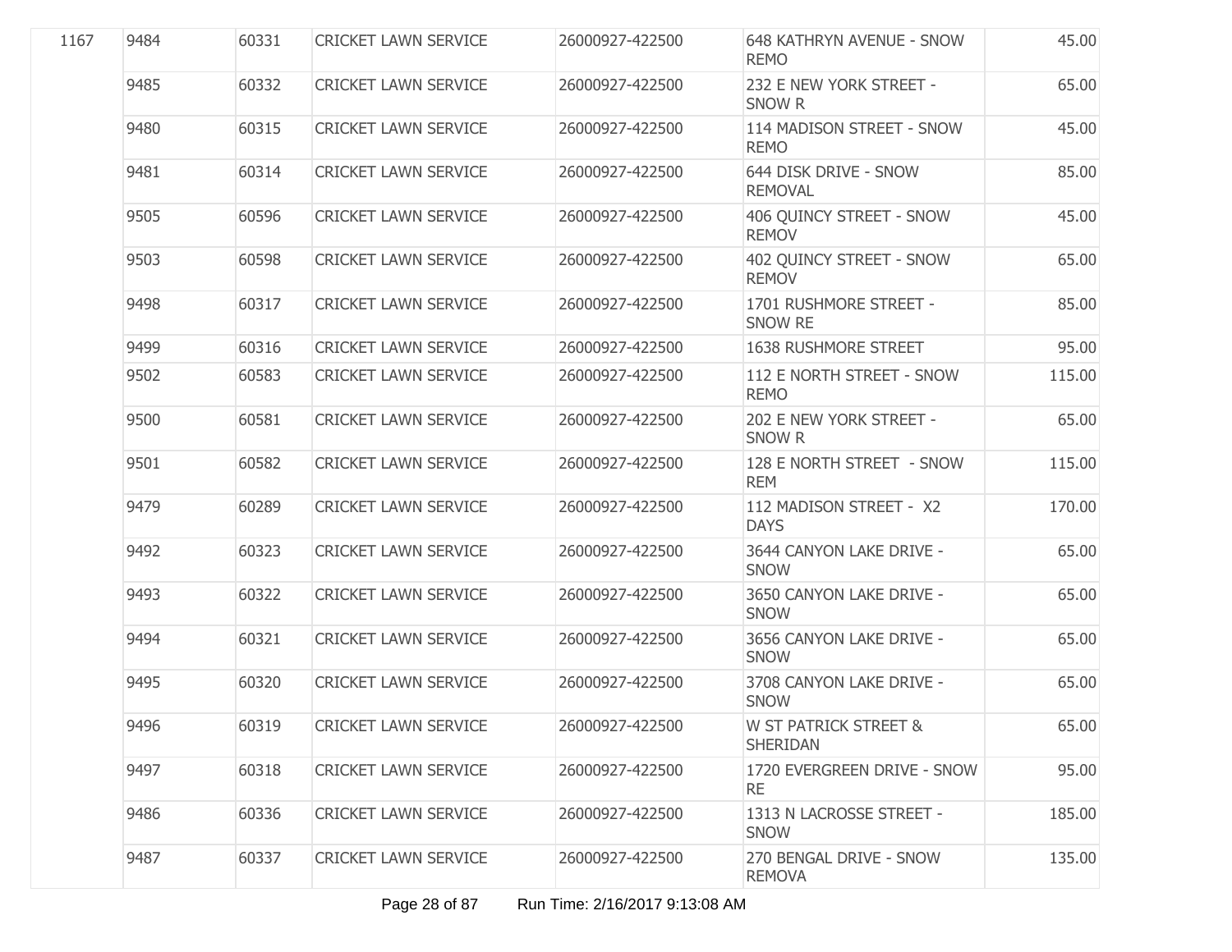| | | | | | | |
|---|---|---|---|---|---|---|
| 1167 | 9484 | 60331 | CRICKET LAWN SERVICE | 26000927-422500 | 648 KATHRYN AVENUE - SNOW REMO | 45.00 |
| | 9485 | 60332 | CRICKET LAWN SERVICE | 26000927-422500 | 232 E NEW YORK STREET - SNOW R | 65.00 |
| | 9480 | 60315 | CRICKET LAWN SERVICE | 26000927-422500 | 114 MADISON STREET - SNOW REMO | 45.00 |
| | 9481 | 60314 | CRICKET LAWN SERVICE | 26000927-422500 | 644 DISK DRIVE - SNOW REMOVAL | 85.00 |
| | 9505 | 60596 | CRICKET LAWN SERVICE | 26000927-422500 | 406 QUINCY STREET - SNOW REMOV | 45.00 |
| | 9503 | 60598 | CRICKET LAWN SERVICE | 26000927-422500 | 402 QUINCY STREET - SNOW REMOV | 65.00 |
| | 9498 | 60317 | CRICKET LAWN SERVICE | 26000927-422500 | 1701 RUSHMORE STREET - SNOW RE | 85.00 |
| | 9499 | 60316 | CRICKET LAWN SERVICE | 26000927-422500 | 1638 RUSHMORE STREET | 95.00 |
| | 9502 | 60583 | CRICKET LAWN SERVICE | 26000927-422500 | 112 E NORTH STREET - SNOW REMO | 115.00 |
| | 9500 | 60581 | CRICKET LAWN SERVICE | 26000927-422500 | 202 E NEW YORK STREET - SNOW R | 65.00 |
| | 9501 | 60582 | CRICKET LAWN SERVICE | 26000927-422500 | 128 E NORTH STREET - SNOW REM | 115.00 |
| | 9479 | 60289 | CRICKET LAWN SERVICE | 26000927-422500 | 112 MADISON STREET - X2 DAYS | 170.00 |
| | 9492 | 60323 | CRICKET LAWN SERVICE | 26000927-422500 | 3644 CANYON LAKE DRIVE - SNOW | 65.00 |
| | 9493 | 60322 | CRICKET LAWN SERVICE | 26000927-422500 | 3650 CANYON LAKE DRIVE - SNOW | 65.00 |
| | 9494 | 60321 | CRICKET LAWN SERVICE | 26000927-422500 | 3656 CANYON LAKE DRIVE - SNOW | 65.00 |
| | 9495 | 60320 | CRICKET LAWN SERVICE | 26000927-422500 | 3708 CANYON LAKE DRIVE - SNOW | 65.00 |
| | 9496 | 60319 | CRICKET LAWN SERVICE | 26000927-422500 | W ST PATRICK STREET & SHERIDAN | 65.00 |
| | 9497 | 60318 | CRICKET LAWN SERVICE | 26000927-422500 | 1720 EVERGREEN DRIVE - SNOW RE | 95.00 |
| | 9486 | 60336 | CRICKET LAWN SERVICE | 26000927-422500 | 1313 N LACROSSE STREET - SNOW | 185.00 |
| | 9487 | 60337 | CRICKET LAWN SERVICE | 26000927-422500 | 270 BENGAL DRIVE - SNOW REMOVA | 135.00 |

Run Time: 2/16/2017 9:13:08 AM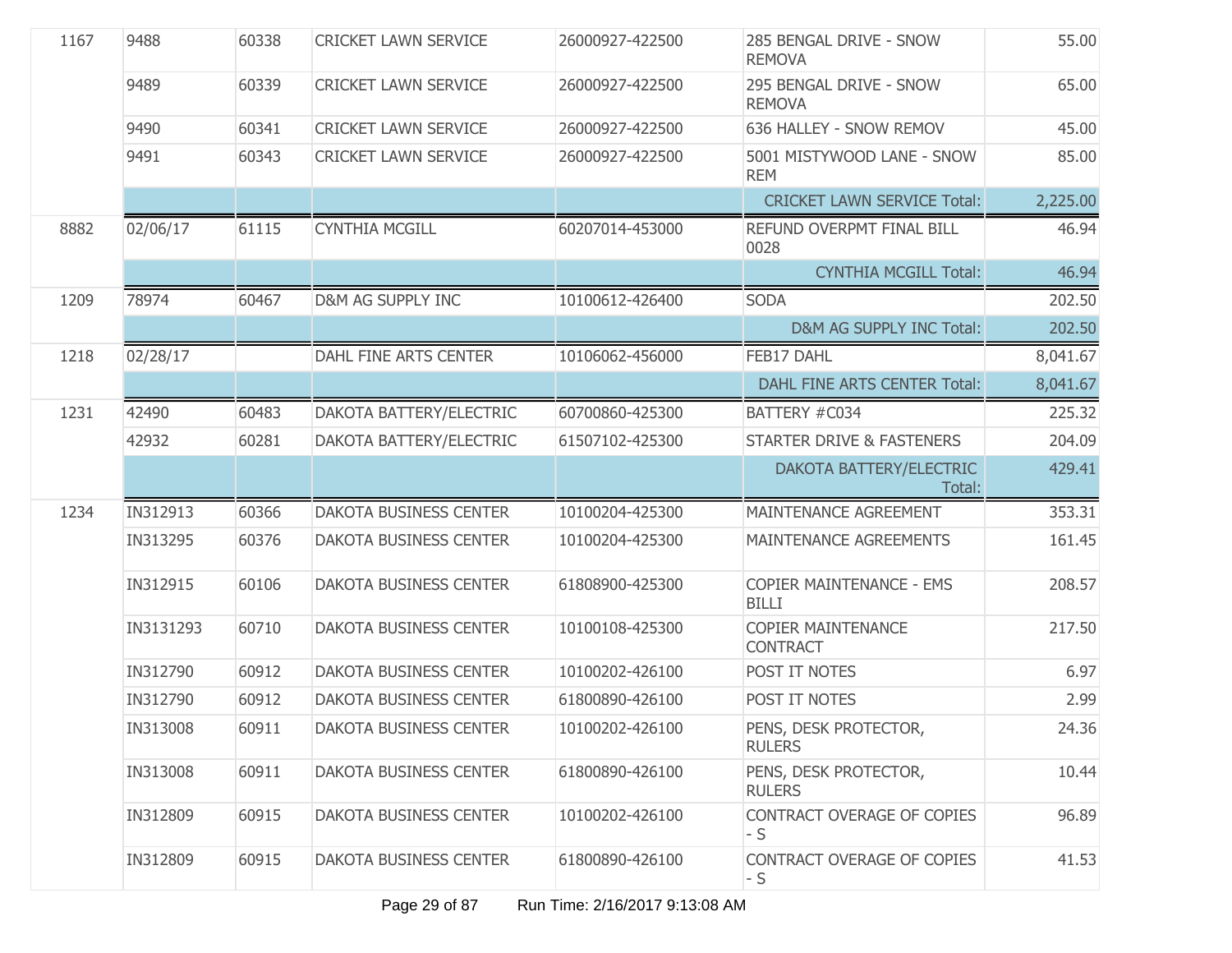| | | | | | | |
|---|---|---|---|---|---|---|
| 1167 | 9488 | 60338 | CRICKET LAWN SERVICE | 26000927-422500 | 285 BENGAL DRIVE - SNOW REMOVA | 55.00 |
| | 9489 | 60339 | CRICKET LAWN SERVICE | 26000927-422500 | 295 BENGAL DRIVE - SNOW REMOVA | 65.00 |
| | 9490 | 60341 | CRICKET LAWN SERVICE | 26000927-422500 | 636 HALLEY - SNOW REMOV | 45.00 |
| | 9491 | 60343 | CRICKET LAWN SERVICE | 26000927-422500 | 5001 MISTYWOOD LANE - SNOW REM | 85.00 |
| | | | | | CRICKET LAWN SERVICE Total: | 2,225.00 |
| 8882 | 02/06/17 | 61115 | CYNTHIA MCGILL | 60207014-453000 | REFUND OVERPMT FINAL BILL 0028 | 46.94 |
| | | | | | CYNTHIA MCGILL Total: | 46.94 |
| 1209 | 78974 | 60467 | D&M AG SUPPLY INC | 10100612-426400 | SODA | 202.50 |
| | | | | | D&M AG SUPPLY INC Total: | 202.50 |
| 1218 | 02/28/17 | | DAHL FINE ARTS CENTER | 10106062-456000 | FEB17 DAHL | 8,041.67 |
| | | | | | DAHL FINE ARTS CENTER Total: | 8,041.67 |
| 1231 | 42490 | 60483 | DAKOTA BATTERY/ELECTRIC | 60700860-425300 | BATTERY #C034 | 225.32 |
| | 42932 | 60281 | DAKOTA BATTERY/ELECTRIC | 61507102-425300 | STARTER DRIVE & FASTENERS | 204.09 |
| | | | | | DAKOTA BATTERY/ELECTRIC Total: | 429.41 |
| 1234 | IN312913 | 60366 | DAKOTA BUSINESS CENTER | 10100204-425300 | MAINTENANCE AGREEMENT | 353.31 |
| | IN313295 | 60376 | DAKOTA BUSINESS CENTER | 10100204-425300 | MAINTENANCE AGREEMENTS | 161.45 |
| | IN312915 | 60106 | DAKOTA BUSINESS CENTER | 61808900-425300 | COPIER MAINTENANCE - EMS BILLI | 208.57 |
| | IN3131293 | 60710 | DAKOTA BUSINESS CENTER | 10100108-425300 | COPIER MAINTENANCE CONTRACT | 217.50 |
| | IN312790 | 60912 | DAKOTA BUSINESS CENTER | 10100202-426100 | POST IT NOTES | 6.97 |
| | IN312790 | 60912 | DAKOTA BUSINESS CENTER | 61800890-426100 | POST IT NOTES | 2.99 |
| | IN313008 | 60911 | DAKOTA BUSINESS CENTER | 10100202-426100 | PENS, DESK PROTECTOR, RULERS | 24.36 |
| | IN313008 | 60911 | DAKOTA BUSINESS CENTER | 61800890-426100 | PENS, DESK PROTECTOR, RULERS | 10.44 |
| | IN312809 | 60915 | DAKOTA BUSINESS CENTER | 10100202-426100 | CONTRACT OVERAGE OF COPIES - S | 96.89 |
| | IN312809 | 60915 | DAKOTA BUSINESS CENTER | 61800890-426100 | CONTRACT OVERAGE OF COPIES - S | 41.53 |

Run Time: 2/16/2017 9:13:08 AM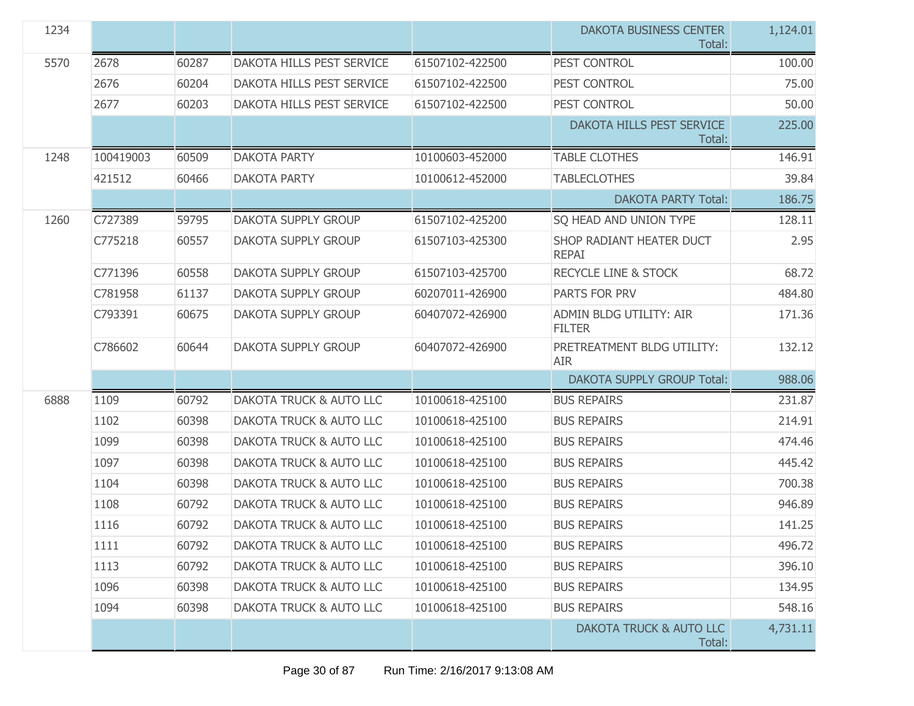| | | | | | | |
|---|---|---|---|---|---|---|
| 1234 | | | | | DAKOTA BUSINESS CENTER Total: | 1,124.01 |
| 5570 | 2678 | 60287 | DAKOTA HILLS PEST SERVICE | 61507102-422500 | PEST CONTROL | 100.00 |
| | 2676 | 60204 | DAKOTA HILLS PEST SERVICE | 61507102-422500 | PEST CONTROL | 75.00 |
| | 2677 | 60203 | DAKOTA HILLS PEST SERVICE | 61507102-422500 | PEST CONTROL | 50.00 |
| | | | | | DAKOTA HILLS PEST SERVICE Total: | 225.00 |
| 1248 | 100419003 | 60509 | DAKOTA PARTY | 10100603-452000 | TABLE CLOTHES | 146.91 |
| | 421512 | 60466 | DAKOTA PARTY | 10100612-452000 | TABLECLOTHES | 39.84 |
| | | | | | DAKOTA PARTY Total: | 186.75 |
| 1260 | C727389 | 59795 | DAKOTA SUPPLY GROUP | 61507102-425200 | SQ HEAD AND UNION TYPE | 128.11 |
| | C775218 | 60557 | DAKOTA SUPPLY GROUP | 61507103-425300 | SHOP RADIANT HEATER DUCT REPAI | 2.95 |
| | C771396 | 60558 | DAKOTA SUPPLY GROUP | 61507103-425700 | RECYCLE LINE & STOCK | 68.72 |
| | C781958 | 61137 | DAKOTA SUPPLY GROUP | 60207011-426900 | PARTS FOR PRV | 484.80 |
| | C793391 | 60675 | DAKOTA SUPPLY GROUP | 60407072-426900 | ADMIN BLDG UTILITY: AIR FILTER | 171.36 |
| | C786602 | 60644 | DAKOTA SUPPLY GROUP | 60407072-426900 | PRETREATMENT BLDG UTILITY: AIR | 132.12 |
| | | | | | DAKOTA SUPPLY GROUP Total: | 988.06 |
| 6888 | 1109 | 60792 | DAKOTA TRUCK & AUTO LLC | 10100618-425100 | BUS REPAIRS | 231.87 |
| | 1102 | 60398 | DAKOTA TRUCK & AUTO LLC | 10100618-425100 | BUS REPAIRS | 214.91 |
| | 1099 | 60398 | DAKOTA TRUCK & AUTO LLC | 10100618-425100 | BUS REPAIRS | 474.46 |
| | 1097 | 60398 | DAKOTA TRUCK & AUTO LLC | 10100618-425100 | BUS REPAIRS | 445.42 |
| | 1104 | 60398 | DAKOTA TRUCK & AUTO LLC | 10100618-425100 | BUS REPAIRS | 700.38 |
| | 1108 | 60792 | DAKOTA TRUCK & AUTO LLC | 10100618-425100 | BUS REPAIRS | 946.89 |
| | 1116 | 60792 | DAKOTA TRUCK & AUTO LLC | 10100618-425100 | BUS REPAIRS | 141.25 |
| | 1111 | 60792 | DAKOTA TRUCK & AUTO LLC | 10100618-425100 | BUS REPAIRS | 496.72 |
| | 1113 | 60792 | DAKOTA TRUCK & AUTO LLC | 10100618-425100 | BUS REPAIRS | 396.10 |
| | 1096 | 60398 | DAKOTA TRUCK & AUTO LLC | 10100618-425100 | BUS REPAIRS | 134.95 |
| | 1094 | 60398 | DAKOTA TRUCK & AUTO LLC | 10100618-425100 | BUS REPAIRS | 548.16 |
| | | | | | DAKOTA TRUCK & AUTO LLC Total: | 4,731.11 |

Run Time: 2/16/2017 9:13:08 AM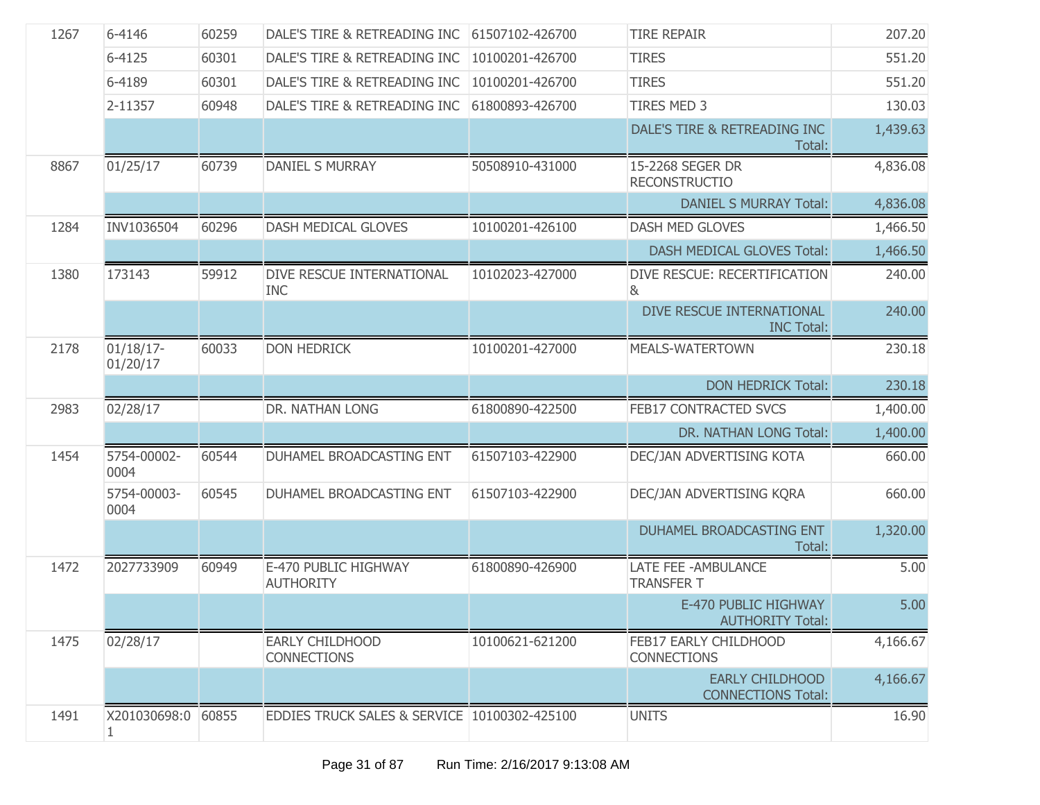| | | | | | | |
|---|---|---|---|---|---|---|
| 1267 | 6-4146 | 60259 | DALE'S TIRE & RETREADING INC | 61507102-426700 | TIRE REPAIR | 207.20 |
| | 6-4125 | 60301 | DALE'S TIRE & RETREADING INC | 10100201-426700 | TIRES | 551.20 |
| | 6-4189 | 60301 | DALE'S TIRE & RETREADING INC | 10100201-426700 | TIRES | 551.20 |
| | 2-11357 | 60948 | DALE'S TIRE & RETREADING INC | 61800893-426700 | TIRES MED 3 | 130.03 |
| | | | | | DALE'S TIRE & RETREADING INC Total: | 1,439.63 |
| 8867 | 01/25/17 | 60739 | DANIEL S MURRAY | 50508910-431000 | 15-2268 SEGER DR RECONSTRUCTIO | 4,836.08 |
| | | | | | DANIEL S MURRAY Total: | 4,836.08 |
| 1284 | INV1036504 | 60296 | DASH MEDICAL GLOVES | 10100201-426100 | DASH MED GLOVES | 1,466.50 |
| | | | | | DASH MEDICAL GLOVES Total: | 1,466.50 |
| 1380 | 173143 | 59912 | DIVE RESCUE INTERNATIONAL INC | 10102023-427000 | DIVE RESCUE: RECERTIFICATION & | 240.00 |
| | | | | | DIVE RESCUE INTERNATIONAL INC Total: | 240.00 |
| 2178 | 01/18/17-01/20/17 | 60033 | DON HEDRICK | 10100201-427000 | MEALS-WATERTOWN | 230.18 |
| | | | | | DON HEDRICK Total: | 230.18 |
| 2983 | 02/28/17 | | DR. NATHAN LONG | 61800890-422500 | FEB17 CONTRACTED SVCS | 1,400.00 |
| | | | | | DR. NATHAN LONG Total: | 1,400.00 |
| 1454 | 5754-00002-0004 | 60544 | DUHAMEL BROADCASTING ENT | 61507103-422900 | DEC/JAN ADVERTISING KOTA | 660.00 |
| | 5754-00003-0004 | 60545 | DUHAMEL BROADCASTING ENT | 61507103-422900 | DEC/JAN ADVERTISING KQRA | 660.00 |
| | | | | | DUHAMEL BROADCASTING ENT Total: | 1,320.00 |
| 1472 | 2027733909 | 60949 | E-470 PUBLIC HIGHWAY AUTHORITY | 61800890-426900 | LATE FEE -AMBULANCE TRANSFER T | 5.00 |
| | | | | | E-470 PUBLIC HIGHWAY AUTHORITY Total: | 5.00 |
| 1475 | 02/28/17 | | EARLY CHILDHOOD CONNECTIONS | 10100621-621200 | FEB17 EARLY CHILDHOOD CONNECTIONS | 4,166.67 |
| | | | | | EARLY CHILDHOOD CONNECTIONS Total: | 4,166.67 |
| 1491 | X201030698:01 | 60855 | EDDIES TRUCK SALES & SERVICE | 10100302-425100 | UNITS | 16.90 |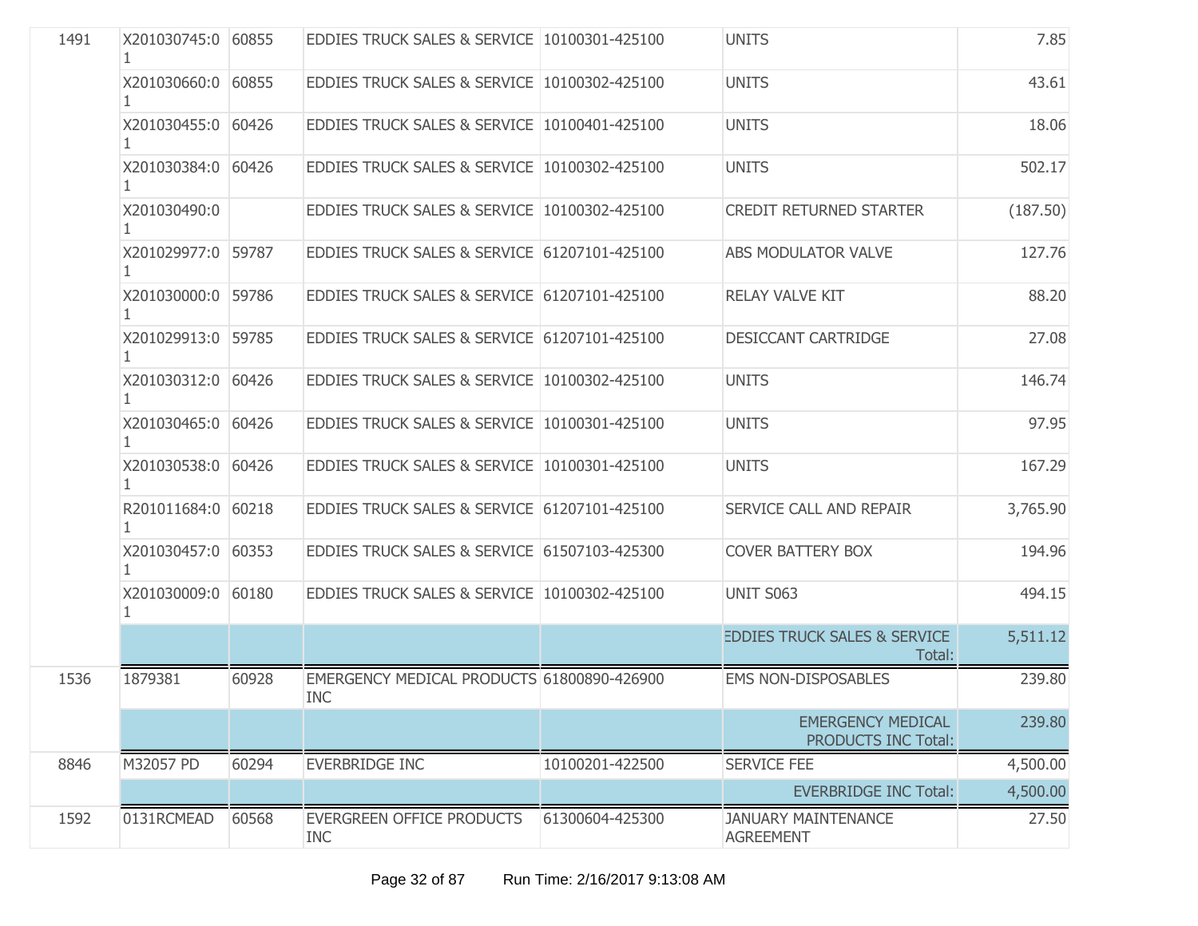| | | | | | | |
|---|---|---|---|---|---|---|
| 1491 | X201030745:01 | 60855 | EDDIES TRUCK SALES & SERVICE | 10100301-425100 | UNITS | 7.85 |
| | X201030660:01 | 60855 | EDDIES TRUCK SALES & SERVICE | 10100302-425100 | UNITS | 43.61 |
| | X201030455:01 | 60426 | EDDIES TRUCK SALES & SERVICE | 10100401-425100 | UNITS | 18.06 |
| | X201030384:01 | 60426 | EDDIES TRUCK SALES & SERVICE | 10100302-425100 | UNITS | 502.17 |
| | X201030490:01 | | EDDIES TRUCK SALES & SERVICE | 10100302-425100 | CREDIT RETURNED STARTER | (187.50) |
| | X201029977:01 | 59787 | EDDIES TRUCK SALES & SERVICE | 61207101-425100 | ABS MODULATOR VALVE | 127.76 |
| | X201030000:01 | 59786 | EDDIES TRUCK SALES & SERVICE | 61207101-425100 | RELAY VALVE KIT | 88.20 |
| | X201029913:01 | 59785 | EDDIES TRUCK SALES & SERVICE | 61207101-425100 | DESICCANT CARTRIDGE | 27.08 |
| | X201030312:01 | 60426 | EDDIES TRUCK SALES & SERVICE | 10100302-425100 | UNITS | 146.74 |
| | X201030465:01 | 60426 | EDDIES TRUCK SALES & SERVICE | 10100301-425100 | UNITS | 97.95 |
| | X201030538:01 | 60426 | EDDIES TRUCK SALES & SERVICE | 10100301-425100 | UNITS | 167.29 |
| | R201011684:01 | 60218 | EDDIES TRUCK SALES & SERVICE | 61207101-425100 | SERVICE CALL AND REPAIR | 3,765.90 |
| | X201030457:01 | 60353 | EDDIES TRUCK SALES & SERVICE | 61507103-425300 | COVER BATTERY BOX | 194.96 |
| | X201030009:01 | 60180 | EDDIES TRUCK SALES & SERVICE | 10100302-425100 | UNIT S063 | 494.15 |
| | | | | | EDDIES TRUCK SALES & SERVICE Total: | 5,511.12 |
| 1536 | 1879381 | 60928 | EMERGENCY MEDICAL PRODUCTS INC | 61800890-426900 | EMS NON-DISPOSABLES | 239.80 |
| | | | | | EMERGENCY MEDICAL PRODUCTS INC Total: | 239.80 |
| 8846 | M32057 PD | 60294 | EVERBRIDGE INC | 10100201-422500 | SERVICE FEE | 4,500.00 |
| | | | | | EVERBRIDGE INC Total: | 4,500.00 |
| 1592 | 0131RCMEAD | 60568 | EVERGREEN OFFICE PRODUCTS INC | 61300604-425300 | JANUARY MAINTENANCE AGREEMENT | 27.50 |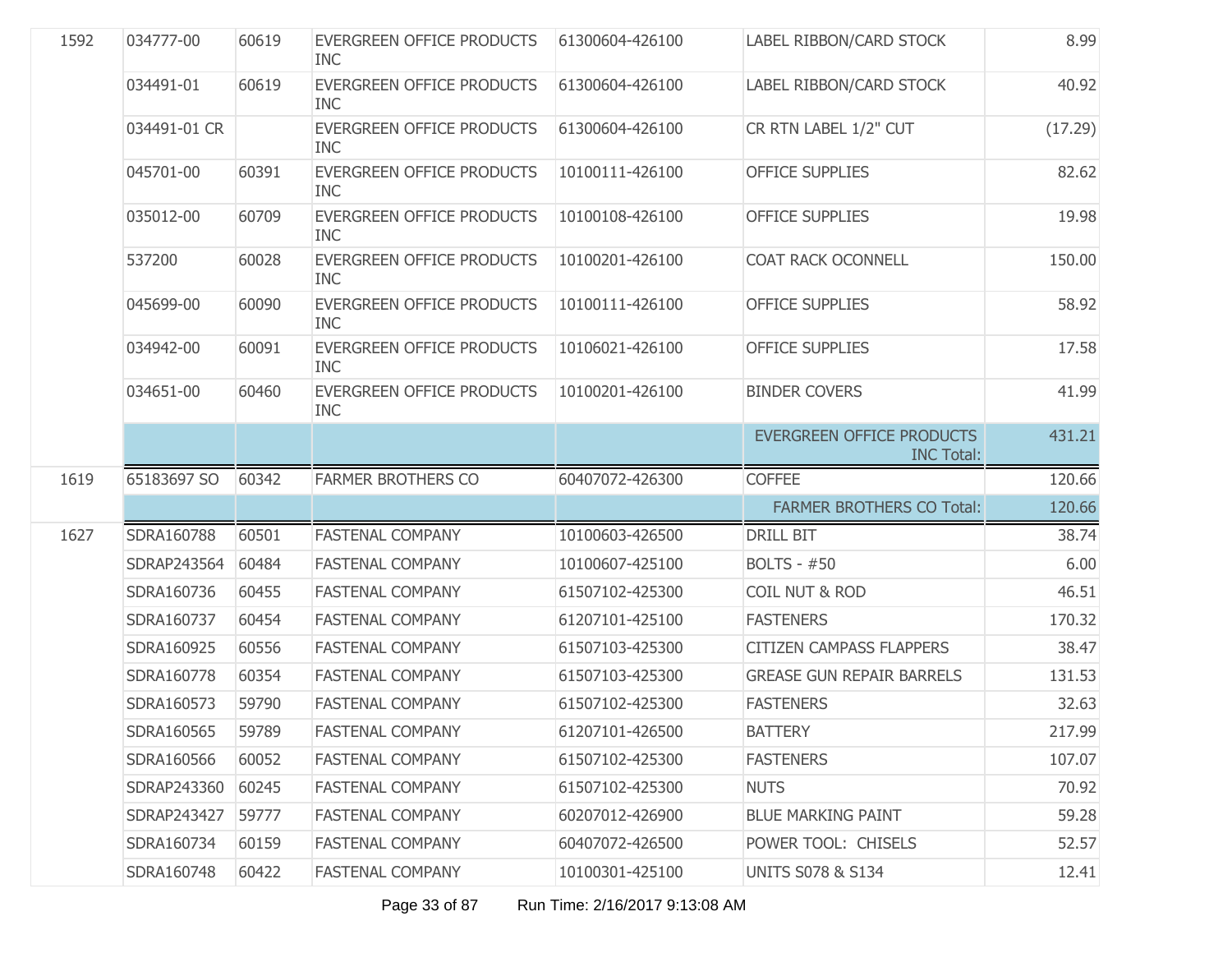| | | | | | | |
|---|---|---|---|---|---|---|
| 1592 | 034777-00 | 60619 | EVERGREEN OFFICE PRODUCTS INC | 61300604-426100 | LABEL RIBBON/CARD STOCK | 8.99 |
| | 034491-01 | 60619 | EVERGREEN OFFICE PRODUCTS INC | 61300604-426100 | LABEL RIBBON/CARD STOCK | 40.92 |
| | 034491-01 CR | | EVERGREEN OFFICE PRODUCTS INC | 61300604-426100 | CR RTN LABEL 1/2" CUT | (17.29) |
| | 045701-00 | 60391 | EVERGREEN OFFICE PRODUCTS INC | 10100111-426100 | OFFICE SUPPLIES | 82.62 |
| | 035012-00 | 60709 | EVERGREEN OFFICE PRODUCTS INC | 10100108-426100 | OFFICE SUPPLIES | 19.98 |
| | 537200 | 60028 | EVERGREEN OFFICE PRODUCTS INC | 10100201-426100 | COAT RACK OCONNELL | 150.00 |
| | 045699-00 | 60090 | EVERGREEN OFFICE PRODUCTS INC | 10100111-426100 | OFFICE SUPPLIES | 58.92 |
| | 034942-00 | 60091 | EVERGREEN OFFICE PRODUCTS INC | 10106021-426100 | OFFICE SUPPLIES | 17.58 |
| | 034651-00 | 60460 | EVERGREEN OFFICE PRODUCTS INC | 10100201-426100 | BINDER COVERS | 41.99 |
| | | | | | EVERGREEN OFFICE PRODUCTS INC Total: | 431.21 |
| 1619 | 65183697 SO | 60342 | FARMER BROTHERS CO | 60407072-426300 | COFFEE | 120.66 |
| | | | | | FARMER BROTHERS CO Total: | 120.66 |
| 1627 | SDRA160788 | 60501 | FASTENAL COMPANY | 10100603-426500 | DRILL BIT | 38.74 |
| | SDRAP243564 | 60484 | FASTENAL COMPANY | 10100607-425100 | BOLTS - #50 | 6.00 |
| | SDRA160736 | 60455 | FASTENAL COMPANY | 61507102-425300 | COIL NUT & ROD | 46.51 |
| | SDRA160737 | 60454 | FASTENAL COMPANY | 61207101-425100 | FASTENERS | 170.32 |
| | SDRA160925 | 60556 | FASTENAL COMPANY | 61507103-425300 | CITIZEN CAMPASS FLAPPERS | 38.47 |
| | SDRA160778 | 60354 | FASTENAL COMPANY | 61507103-425300 | GREASE GUN REPAIR BARRELS | 131.53 |
| | SDRA160573 | 59790 | FASTENAL COMPANY | 61507102-425300 | FASTENERS | 32.63 |
| | SDRA160565 | 59789 | FASTENAL COMPANY | 61207101-426500 | BATTERY | 217.99 |
| | SDRA160566 | 60052 | FASTENAL COMPANY | 61507102-425300 | FASTENERS | 107.07 |
| | SDRAP243360 | 60245 | FASTENAL COMPANY | 61507102-425300 | NUTS | 70.92 |
| | SDRAP243427 | 59777 | FASTENAL COMPANY | 60207012-426900 | BLUE MARKING PAINT | 59.28 |
| | SDRA160734 | 60159 | FASTENAL COMPANY | 60407072-426500 | POWER TOOL: CHISELS | 52.57 |
| | SDRA160748 | 60422 | FASTENAL COMPANY | 10100301-425100 | UNITS S078 & S134 | 12.41 |

Run Time: 2/16/2017 9:13:08 AM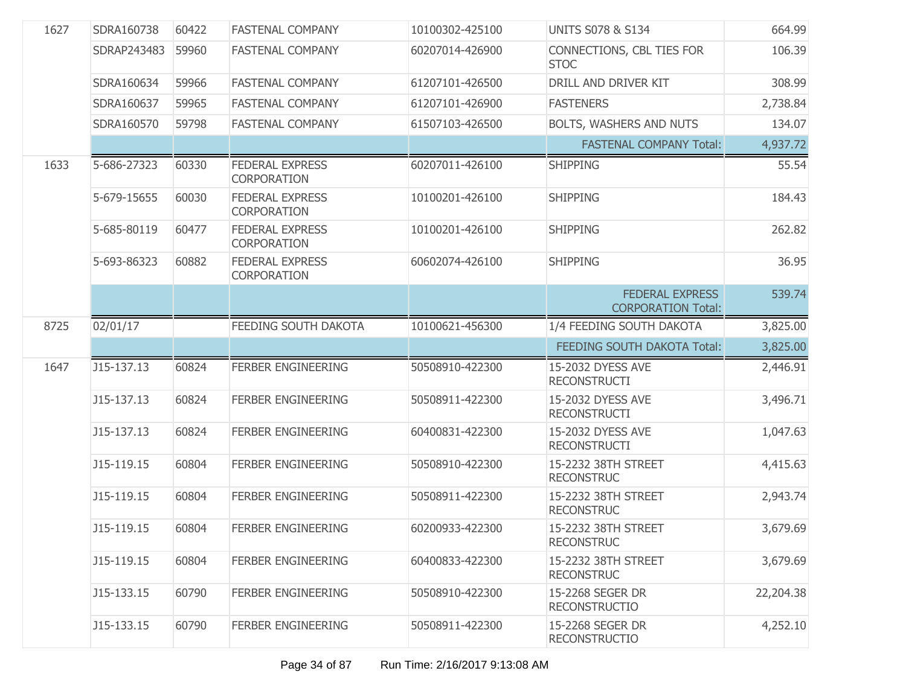| | | | | | | |
|---|---|---|---|---|---|---|
| 1627 | SDRA160738 | 60422 | FASTENAL COMPANY | 10100302-425100 | UNITS S078 & S134 | 664.99 |
| | SDRAP243483 | 59960 | FASTENAL COMPANY | 60207014-426900 | CONNECTIONS, CBL TIES FOR STOC | 106.39 |
| | SDRA160634 | 59966 | FASTENAL COMPANY | 61207101-426500 | DRILL AND DRIVER KIT | 308.99 |
| | SDRA160637 | 59965 | FASTENAL COMPANY | 61207101-426900 | FASTENERS | 2,738.84 |
| | SDRA160570 | 59798 | FASTENAL COMPANY | 61507103-426500 | BOLTS, WASHERS AND NUTS | 134.07 |
| | | | | | FASTENAL COMPANY Total: | 4,937.72 |
| 1633 | 5-686-27323 | 60330 | FEDERAL EXPRESS CORPORATION | 60207011-426100 | SHIPPING | 55.54 |
| | 5-679-15655 | 60030 | FEDERAL EXPRESS CORPORATION | 10100201-426100 | SHIPPING | 184.43 |
| | 5-685-80119 | 60477 | FEDERAL EXPRESS CORPORATION | 10100201-426100 | SHIPPING | 262.82 |
| | 5-693-86323 | 60882 | FEDERAL EXPRESS CORPORATION | 60602074-426100 | SHIPPING | 36.95 |
| | | | | | FEDERAL EXPRESS CORPORATION Total: | 539.74 |
| 8725 | 02/01/17 | | FEEDING SOUTH DAKOTA | 10100621-456300 | 1/4 FEEDING SOUTH DAKOTA | 3,825.00 |
| | | | | | FEEDING SOUTH DAKOTA Total: | 3,825.00 |
| 1647 | J15-137.13 | 60824 | FERBER ENGINEERING | 50508910-422300 | 15-2032 DYESS AVE RECONSTRUCTI | 2,446.91 |
| | J15-137.13 | 60824 | FERBER ENGINEERING | 50508911-422300 | 15-2032 DYESS AVE RECONSTRUCTI | 3,496.71 |
| | J15-137.13 | 60824 | FERBER ENGINEERING | 60400831-422300 | 15-2032 DYESS AVE RECONSTRUCTI | 1,047.63 |
| | J15-119.15 | 60804 | FERBER ENGINEERING | 50508910-422300 | 15-2232 38TH STREET RECONSTRUC | 4,415.63 |
| | J15-119.15 | 60804 | FERBER ENGINEERING | 50508911-422300 | 15-2232 38TH STREET RECONSTRUC | 2,943.74 |
| | J15-119.15 | 60804 | FERBER ENGINEERING | 60200933-422300 | 15-2232 38TH STREET RECONSTRUC | 3,679.69 |
| | J15-119.15 | 60804 | FERBER ENGINEERING | 60400833-422300 | 15-2232 38TH STREET RECONSTRUC | 3,679.69 |
| | J15-133.15 | 60790 | FERBER ENGINEERING | 50508910-422300 | 15-2268 SEGER DR RECONSTRUCTIO | 22,204.38 |
| | J15-133.15 | 60790 | FERBER ENGINEERING | 50508911-422300 | 15-2268 SEGER DR RECONSTRUCTIO | 4,252.10 |

Run Time: 2/16/2017 9:13:08 AM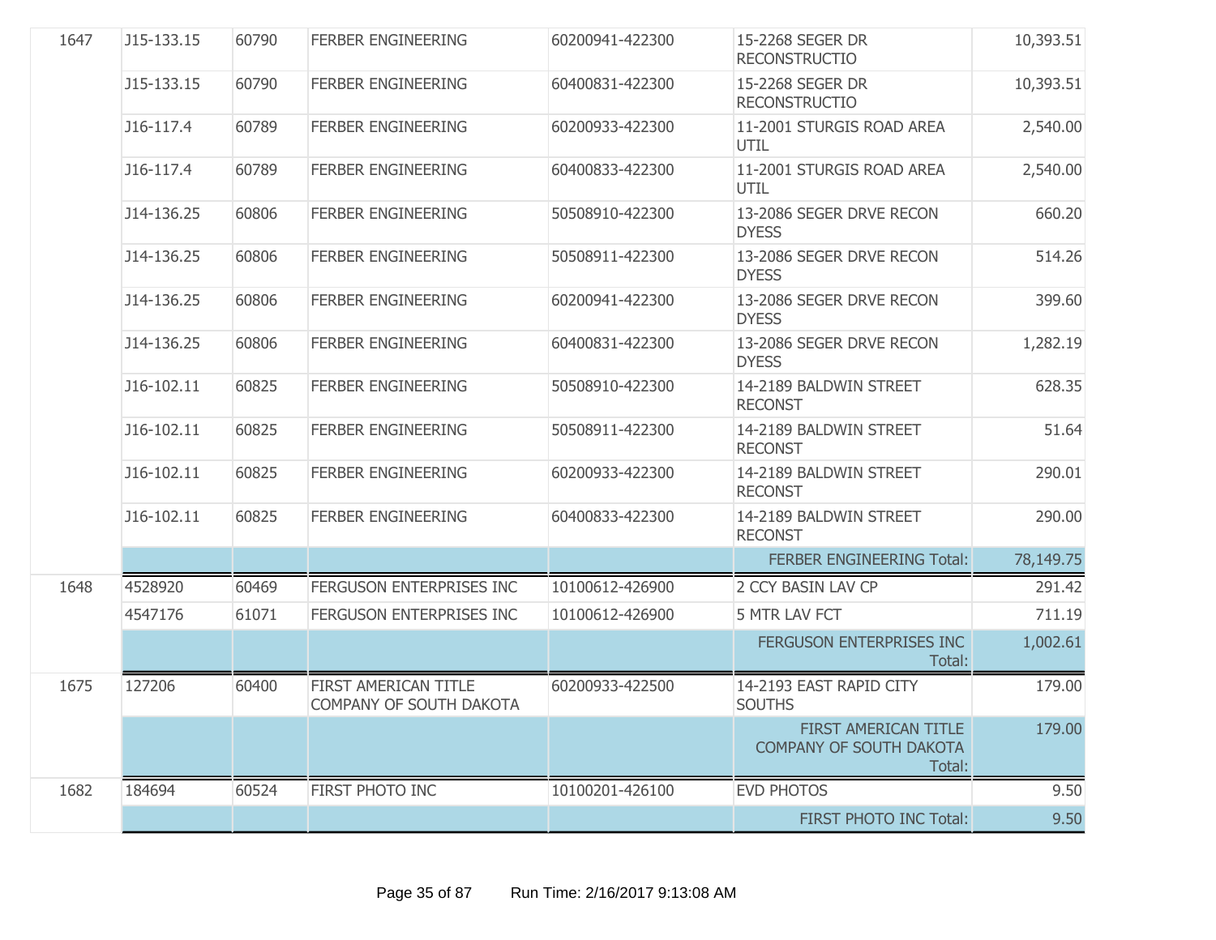| | | | | | | |
|---|---|---|---|---|---|---|
| 1647 | J15-133.15 | 60790 | FERBER ENGINEERING | 60200941-422300 | 15-2268 SEGER DR RECONSTRUCTIO | 10,393.51 |
| | J15-133.15 | 60790 | FERBER ENGINEERING | 60400831-422300 | 15-2268 SEGER DR RECONSTRUCTIO | 10,393.51 |
| | J16-117.4 | 60789 | FERBER ENGINEERING | 60200933-422300 | 11-2001 STURGIS ROAD AREA UTIL | 2,540.00 |
| | J16-117.4 | 60789 | FERBER ENGINEERING | 60400833-422300 | 11-2001 STURGIS ROAD AREA UTIL | 2,540.00 |
| | J14-136.25 | 60806 | FERBER ENGINEERING | 50508910-422300 | 13-2086 SEGER DRVE RECON DYESS | 660.20 |
| | J14-136.25 | 60806 | FERBER ENGINEERING | 50508911-422300 | 13-2086 SEGER DRVE RECON DYESS | 514.26 |
| | J14-136.25 | 60806 | FERBER ENGINEERING | 60200941-422300 | 13-2086 SEGER DRVE RECON DYESS | 399.60 |
| | J14-136.25 | 60806 | FERBER ENGINEERING | 60400831-422300 | 13-2086 SEGER DRVE RECON DYESS | 1,282.19 |
| | J16-102.11 | 60825 | FERBER ENGINEERING | 50508910-422300 | 14-2189 BALDWIN STREET RECONST | 628.35 |
| | J16-102.11 | 60825 | FERBER ENGINEERING | 50508911-422300 | 14-2189 BALDWIN STREET RECONST | 51.64 |
| | J16-102.11 | 60825 | FERBER ENGINEERING | 60200933-422300 | 14-2189 BALDWIN STREET RECONST | 290.01 |
| | J16-102.11 | 60825 | FERBER ENGINEERING | 60400833-422300 | 14-2189 BALDWIN STREET RECONST | 290.00 |
| | | | | | FERBER ENGINEERING Total: | 78,149.75 |
| 1648 | 4528920 | 60469 | FERGUSON ENTERPRISES INC | 10100612-426900 | 2 CCY BASIN LAV CP | 291.42 |
| | 4547176 | 61071 | FERGUSON ENTERPRISES INC | 10100612-426900 | 5 MTR LAV FCT | 711.19 |
| | | | | | FERGUSON ENTERPRISES INC Total: | 1,002.61 |
| 1675 | 127206 | 60400 | FIRST AMERICAN TITLE COMPANY OF SOUTH DAKOTA | 60200933-422500 | 14-2193 EAST RAPID CITY SOUTHS | 179.00 |
| | | | | | FIRST AMERICAN TITLE COMPANY OF SOUTH DAKOTA Total: | 179.00 |
| 1682 | 184694 | 60524 | FIRST PHOTO INC | 10100201-426100 | EVD PHOTOS | 9.50 |
| | | | | | FIRST PHOTO INC Total: | 9.50 |

Run Time: 2/16/2017 9:13:08 AM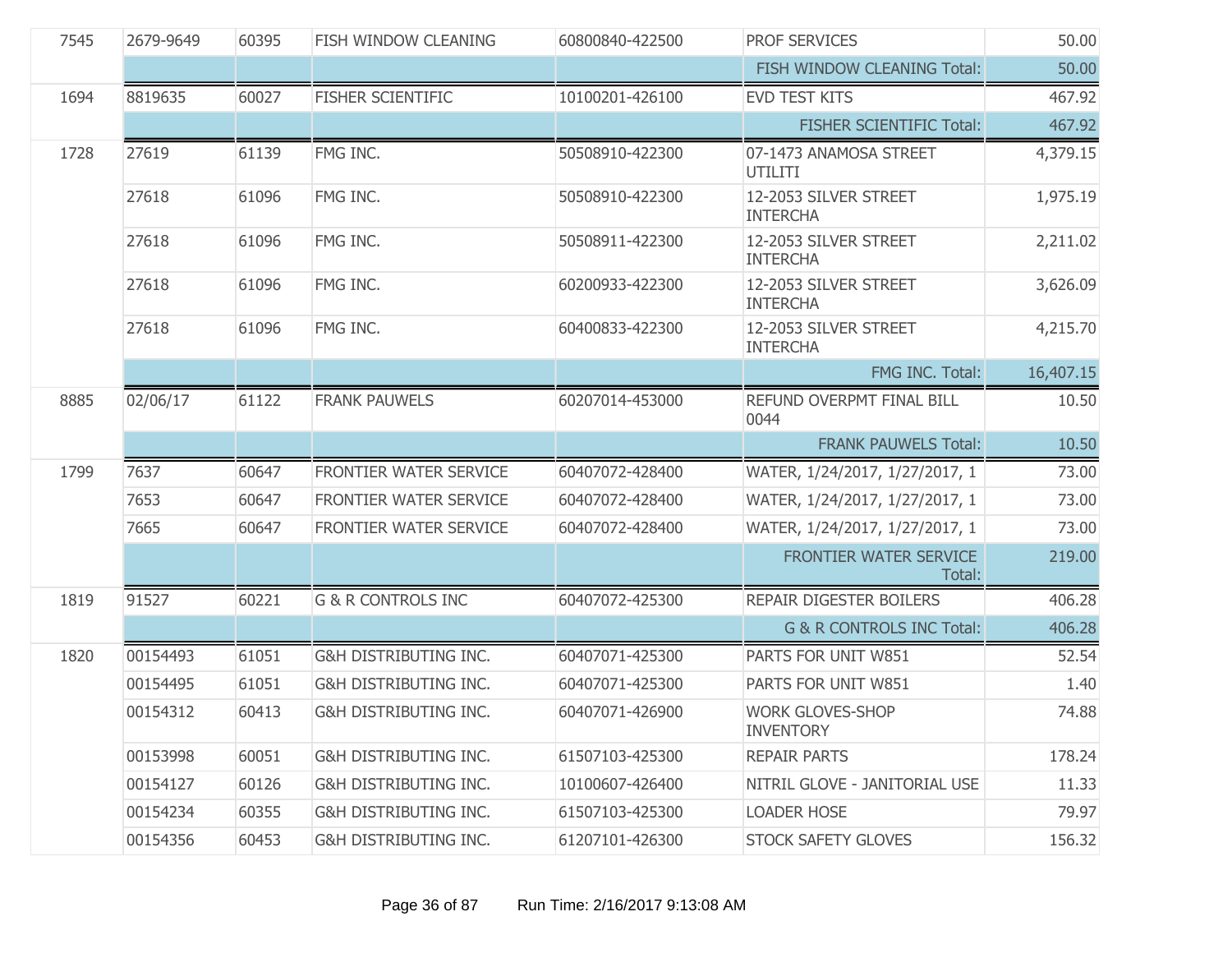| | | | | | | |
|---|---|---|---|---|---|---|
| 7545 | 2679-9649 | 60395 | FISH WINDOW CLEANING | 60800840-422500 | PROF SERVICES | 50.00 |
| | | | | | FISH WINDOW CLEANING Total: | 50.00 |
| 1694 | 8819635 | 60027 | FISHER SCIENTIFIC | 10100201-426100 | EVD TEST KITS | 467.92 |
| | | | | | FISHER SCIENTIFIC Total: | 467.92 |
| 1728 | 27619 | 61139 | FMG INC. | 50508910-422300 | 07-1473 ANAMOSA STREET UTILITI | 4,379.15 |
| | 27618 | 61096 | FMG INC. | 50508910-422300 | 12-2053 SILVER STREET INTERCHA | 1,975.19 |
| | 27618 | 61096 | FMG INC. | 50508911-422300 | 12-2053 SILVER STREET INTERCHA | 2,211.02 |
| | 27618 | 61096 | FMG INC. | 60200933-422300 | 12-2053 SILVER STREET INTERCHA | 3,626.09 |
| | 27618 | 61096 | FMG INC. | 60400833-422300 | 12-2053 SILVER STREET INTERCHA | 4,215.70 |
| | | | | | FMG INC. Total: | 16,407.15 |
| 8885 | 02/06/17 | 61122 | FRANK PAUWELS | 60207014-453000 | REFUND OVERPMT FINAL BILL 0044 | 10.50 |
| | | | | | FRANK PAUWELS Total: | 10.50 |
| 1799 | 7637 | 60647 | FRONTIER WATER SERVICE | 60407072-428400 | WATER, 1/24/2017, 1/27/2017, 1 | 73.00 |
| | 7653 | 60647 | FRONTIER WATER SERVICE | 60407072-428400 | WATER, 1/24/2017, 1/27/2017, 1 | 73.00 |
| | 7665 | 60647 | FRONTIER WATER SERVICE | 60407072-428400 | WATER, 1/24/2017, 1/27/2017, 1 | 73.00 |
| | | | | | FRONTIER WATER SERVICE Total: | 219.00 |
| 1819 | 91527 | 60221 | G & R CONTROLS INC | 60407072-425300 | REPAIR DIGESTER BOILERS | 406.28 |
| | | | | | G & R CONTROLS INC Total: | 406.28 |
| 1820 | 00154493 | 61051 | G&H DISTRIBUTING INC. | 60407071-425300 | PARTS FOR UNIT W851 | 52.54 |
| | 00154495 | 61051 | G&H DISTRIBUTING INC. | 60407071-425300 | PARTS FOR UNIT W851 | 1.40 |
| | 00154312 | 60413 | G&H DISTRIBUTING INC. | 60407071-426900 | WORK GLOVES-SHOP INVENTORY | 74.88 |
| | 00153998 | 60051 | G&H DISTRIBUTING INC. | 61507103-425300 | REPAIR PARTS | 178.24 |
| | 00154127 | 60126 | G&H DISTRIBUTING INC. | 10100607-426400 | NITRIL GLOVE - JANITORIAL USE | 11.33 |
| | 00154234 | 60355 | G&H DISTRIBUTING INC. | 61507103-425300 | LOADER HOSE | 79.97 |
| | 00154356 | 60453 | G&H DISTRIBUTING INC. | 61207101-426300 | STOCK SAFETY GLOVES | 156.32 |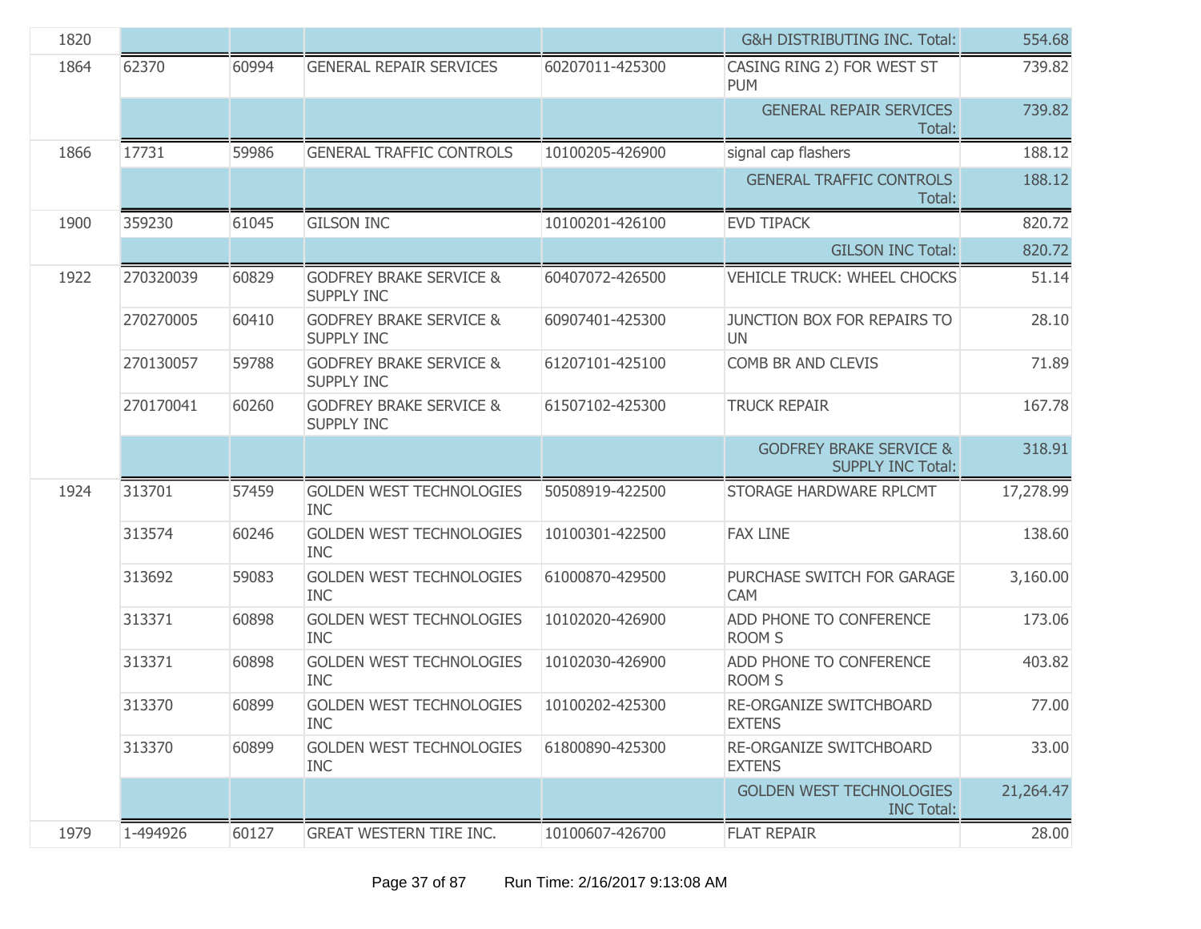| | | | | | | |
|---|---|---|---|---|---|---|
| 1820 | | | | | G&H DISTRIBUTING INC. Total: | 554.68 |
| 1864 | 62370 | 60994 | GENERAL REPAIR SERVICES | 60207011-425300 | CASING RING 2) FOR WEST ST PUM | 739.82 |
| | | | | | GENERAL REPAIR SERVICES Total: | 739.82 |
| 1866 | 17731 | 59986 | GENERAL TRAFFIC CONTROLS | 10100205-426900 | signal cap flashers | 188.12 |
| | | | | | GENERAL TRAFFIC CONTROLS Total: | 188.12 |
| 1900 | 359230 | 61045 | GILSON INC | 10100201-426100 | EVD TIPACK | 820.72 |
| | | | | | GILSON INC Total: | 820.72 |
| 1922 | 270320039 | 60829 | GODFREY BRAKE SERVICE & SUPPLY INC | 60407072-426500 | VEHICLE TRUCK: WHEEL CHOCKS | 51.14 |
| | 270270005 | 60410 | GODFREY BRAKE SERVICE & SUPPLY INC | 60907401-425300 | JUNCTION BOX FOR REPAIRS TO UN | 28.10 |
| | 270130057 | 59788 | GODFREY BRAKE SERVICE & SUPPLY INC | 61207101-425100 | COMB BR AND CLEVIS | 71.89 |
| | 270170041 | 60260 | GODFREY BRAKE SERVICE & SUPPLY INC | 61507102-425300 | TRUCK REPAIR | 167.78 |
| | | | | | GODFREY BRAKE SERVICE & SUPPLY INC Total: | 318.91 |
| 1924 | 313701 | 57459 | GOLDEN WEST TECHNOLOGIES INC | 50508919-422500 | STORAGE HARDWARE RPLCMT | 17,278.99 |
| | 313574 | 60246 | GOLDEN WEST TECHNOLOGIES INC | 10100301-422500 | FAX LINE | 138.60 |
| | 313692 | 59083 | GOLDEN WEST TECHNOLOGIES INC | 61000870-429500 | PURCHASE SWITCH FOR GARAGE CAM | 3,160.00 |
| | 313371 | 60898 | GOLDEN WEST TECHNOLOGIES INC | 10102020-426900 | ADD PHONE TO CONFERENCE ROOM S | 173.06 |
| | 313371 | 60898 | GOLDEN WEST TECHNOLOGIES INC | 10102030-426900 | ADD PHONE TO CONFERENCE ROOM S | 403.82 |
| | 313370 | 60899 | GOLDEN WEST TECHNOLOGIES INC | 10100202-425300 | RE-ORGANIZE SWITCHBOARD EXTENS | 77.00 |
| | 313370 | 60899 | GOLDEN WEST TECHNOLOGIES INC | 61800890-425300 | RE-ORGANIZE SWITCHBOARD EXTENS | 33.00 |
| | | | | | GOLDEN WEST TECHNOLOGIES INC Total: | 21,264.47 |
| 1979 | 1-494926 | 60127 | GREAT WESTERN TIRE INC. | 10100607-426700 | FLAT REPAIR | 28.00 |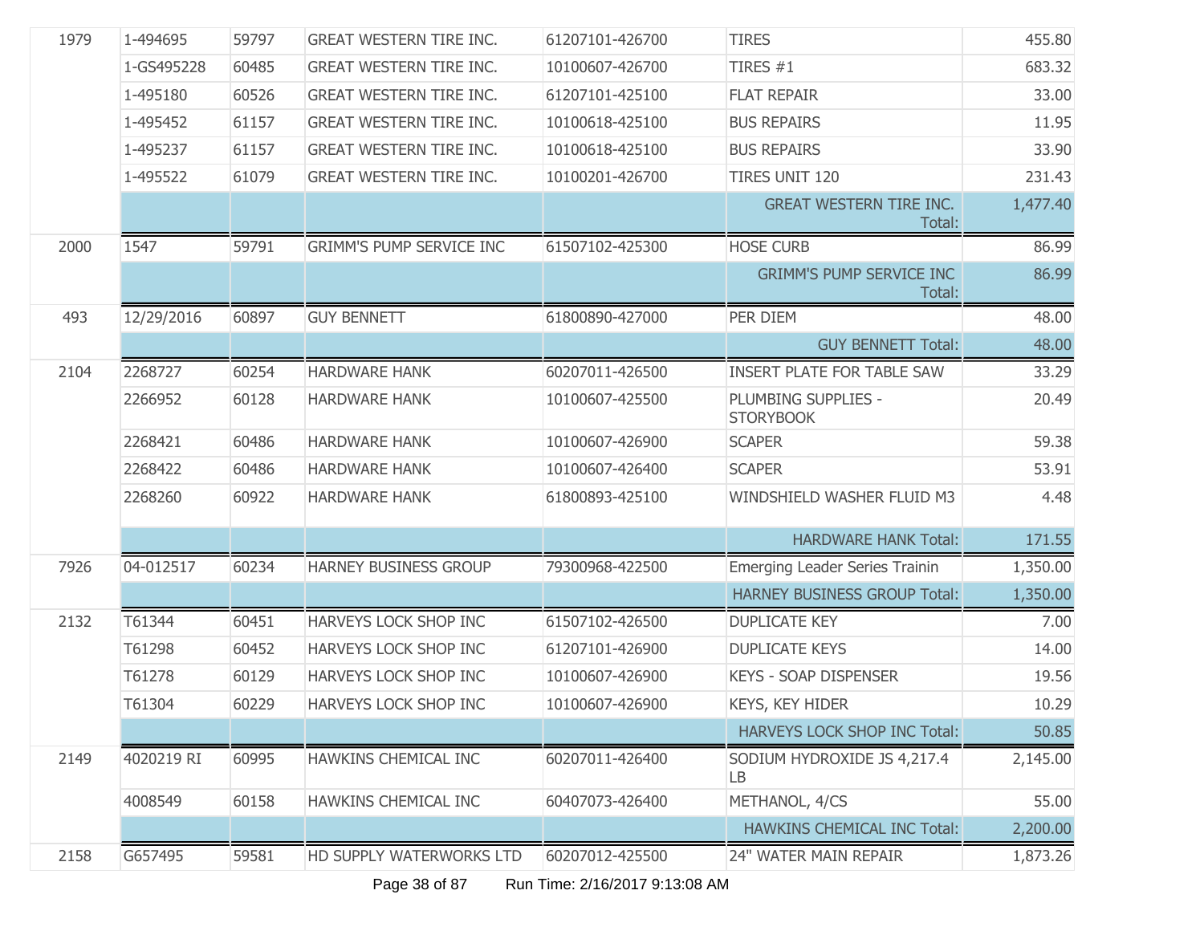| | | | | | | |
|---|---|---|---|---|---|---|
| 1979 | 1-494695 | 59797 | GREAT WESTERN TIRE INC. | 61207101-426700 | TIRES | 455.80 |
| | 1-GS495228 | 60485 | GREAT WESTERN TIRE INC. | 10100607-426700 | TIRES #1 | 683.32 |
| | 1-495180 | 60526 | GREAT WESTERN TIRE INC. | 61207101-425100 | FLAT REPAIR | 33.00 |
| | 1-495452 | 61157 | GREAT WESTERN TIRE INC. | 10100618-425100 | BUS REPAIRS | 11.95 |
| | 1-495237 | 61157 | GREAT WESTERN TIRE INC. | 10100618-425100 | BUS REPAIRS | 33.90 |
| | 1-495522 | 61079 | GREAT WESTERN TIRE INC. | 10100201-426700 | TIRES UNIT 120 | 231.43 |
| | | | | | GREAT WESTERN TIRE INC. Total: | 1,477.40 |
| 2000 | 1547 | 59791 | GRIMM'S PUMP SERVICE INC | 61507102-425300 | HOSE CURB | 86.99 |
| | | | | | GRIMM'S PUMP SERVICE INC Total: | 86.99 |
| 493 | 12/29/2016 | 60897 | GUY BENNETT | 61800890-427000 | PER DIEM | 48.00 |
| | | | | | GUY BENNETT Total: | 48.00 |
| 2104 | 2268727 | 60254 | HARDWARE HANK | 60207011-426500 | INSERT PLATE FOR TABLE SAW | 33.29 |
| | 2266952 | 60128 | HARDWARE HANK | 10100607-425500 | PLUMBING SUPPLIES - STORYBOOK | 20.49 |
| | 2268421 | 60486 | HARDWARE HANK | 10100607-426900 | SCAPER | 59.38 |
| | 2268422 | 60486 | HARDWARE HANK | 10100607-426400 | SCAPER | 53.91 |
| | 2268260 | 60922 | HARDWARE HANK | 61800893-425100 | WINDSHIELD WASHER FLUID M3 | 4.48 |
| | | | | | HARDWARE HANK Total: | 171.55 |
| 7926 | 04-012517 | 60234 | HARNEY BUSINESS GROUP | 79300968-422500 | Emerging Leader Series Trainin | 1,350.00 |
| | | | | | HARNEY BUSINESS GROUP Total: | 1,350.00 |
| 2132 | T61344 | 60451 | HARVEYS LOCK SHOP INC | 61507102-426500 | DUPLICATE KEY | 7.00 |
| | T61298 | 60452 | HARVEYS LOCK SHOP INC | 61207101-426900 | DUPLICATE KEYS | 14.00 |
| | T61278 | 60129 | HARVEYS LOCK SHOP INC | 10100607-426900 | KEYS - SOAP DISPENSER | 19.56 |
| | T61304 | 60229 | HARVEYS LOCK SHOP INC | 10100607-426900 | KEYS, KEY HIDER | 10.29 |
| | | | | | HARVEYS LOCK SHOP INC Total: | 50.85 |
| 2149 | 4020219 RI | 60995 | HAWKINS CHEMICAL INC | 60207011-426400 | SODIUM HYDROXIDE JS 4,217.4 LB | 2,145.00 |
| | 4008549 | 60158 | HAWKINS CHEMICAL INC | 60407073-426400 | METHANOL, 4/CS | 55.00 |
| | | | | | HAWKINS CHEMICAL INC Total: | 2,200.00 |
| 2158 | G657495 | 59581 | HD SUPPLY WATERWORKS LTD | 60207012-425500 | 24" WATER MAIN REPAIR | 1,873.26 |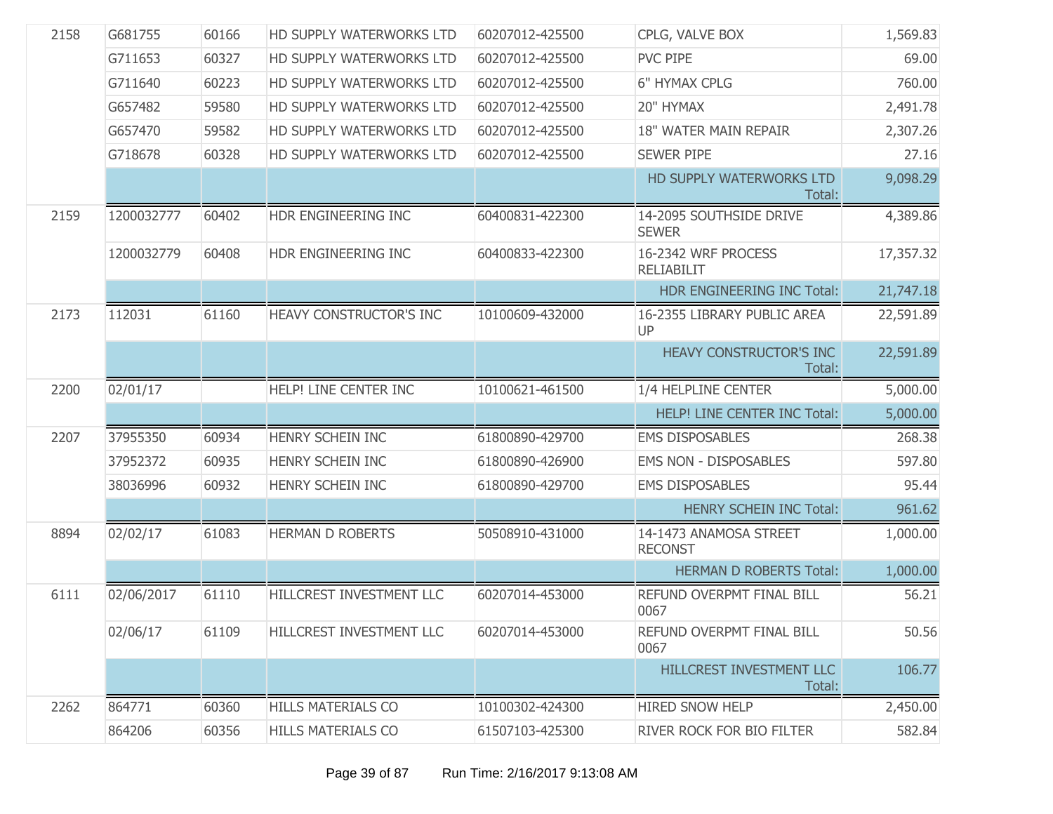| | | | | | | |
|---|---|---|---|---|---|---|
| 2158 | G681755 | 60166 | HD SUPPLY WATERWORKS LTD | 60207012-425500 | CPLG, VALVE BOX | 1,569.83 |
| | G711653 | 60327 | HD SUPPLY WATERWORKS LTD | 60207012-425500 | PVC PIPE | 69.00 |
| | G711640 | 60223 | HD SUPPLY WATERWORKS LTD | 60207012-425500 | 6" HYMAX CPLG | 760.00 |
| | G657482 | 59580 | HD SUPPLY WATERWORKS LTD | 60207012-425500 | 20" HYMAX | 2,491.78 |
| | G657470 | 59582 | HD SUPPLY WATERWORKS LTD | 60207012-425500 | 18" WATER MAIN REPAIR | 2,307.26 |
| | G718678 | 60328 | HD SUPPLY WATERWORKS LTD | 60207012-425500 | SEWER PIPE | 27.16 |
| | | | | | HD SUPPLY WATERWORKS LTD Total: | 9,098.29 |
| 2159 | 1200032777 | 60402 | HDR ENGINEERING INC | 60400831-422300 | 14-2095 SOUTHSIDE DRIVE SEWER | 4,389.86 |
| | 1200032779 | 60408 | HDR ENGINEERING INC | 60400833-422300 | 16-2342 WRF PROCESS RELIABILIT | 17,357.32 |
| | | | | | HDR ENGINEERING INC Total: | 21,747.18 |
| 2173 | 112031 | 61160 | HEAVY CONSTRUCTOR'S INC | 10100609-432000 | 16-2355 LIBRARY PUBLIC AREA UP | 22,591.89 |
| | | | | | HEAVY CONSTRUCTOR'S INC Total: | 22,591.89 |
| 2200 | 02/01/17 | | HELP! LINE CENTER INC | 10100621-461500 | 1/4 HELPLINE CENTER | 5,000.00 |
| | | | | | HELP! LINE CENTER INC Total: | 5,000.00 |
| 2207 | 37955350 | 60934 | HENRY SCHEIN INC | 61800890-429700 | EMS DISPOSABLES | 268.38 |
| | 37952372 | 60935 | HENRY SCHEIN INC | 61800890-426900 | EMS NON - DISPOSABLES | 597.80 |
| | 38036996 | 60932 | HENRY SCHEIN INC | 61800890-429700 | EMS DISPOSABLES | 95.44 |
| | | | | | HENRY SCHEIN INC Total: | 961.62 |
| 8894 | 02/02/17 | 61083 | HERMAN D ROBERTS | 50508910-431000 | 14-1473 ANAMOSA STREET RECONST | 1,000.00 |
| | | | | | HERMAN D ROBERTS Total: | 1,000.00 |
| 6111 | 02/06/2017 | 61110 | HILLCREST INVESTMENT LLC | 60207014-453000 | REFUND OVERPMT FINAL BILL 0067 | 56.21 |
| | 02/06/17 | 61109 | HILLCREST INVESTMENT LLC | 60207014-453000 | REFUND OVERPMT FINAL BILL 0067 | 50.56 |
| | | | | | HILLCREST INVESTMENT LLC Total: | 106.77 |
| 2262 | 864771 | 60360 | HILLS MATERIALS CO | 10100302-424300 | HIRED SNOW HELP | 2,450.00 |
| | 864206 | 60356 | HILLS MATERIALS CO | 61507103-425300 | RIVER ROCK FOR BIO FILTER | 582.84 |

Run Time: 2/16/2017 9:13:08 AM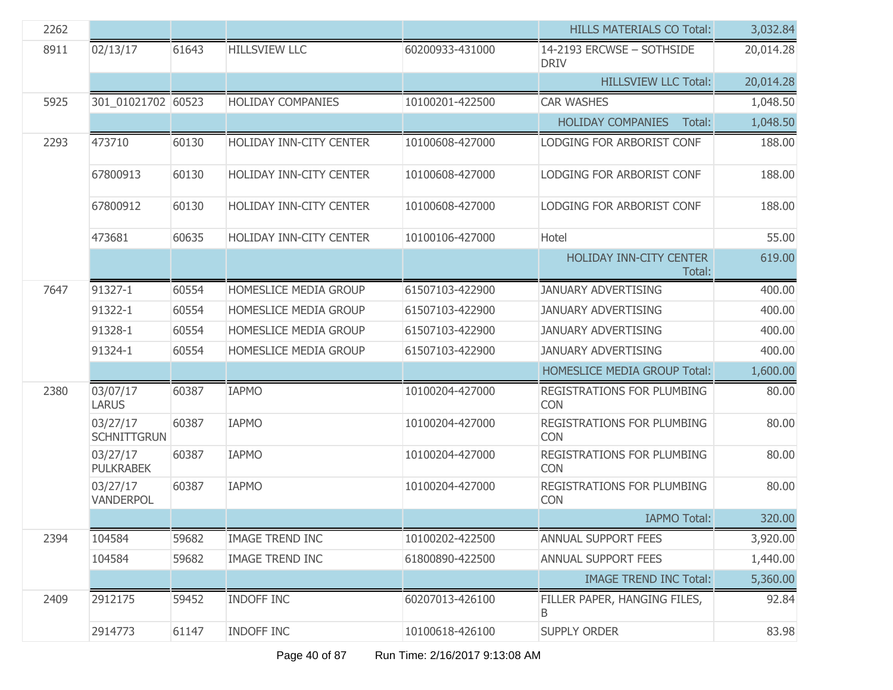| | | | | | | |
|---|---|---|---|---|---|---|
| 2262 | | | | | HILLS MATERIALS CO Total: | 3,032.84 |
| 8911 | 02/13/17 | 61643 | HILLSVIEW LLC | 60200933-431000 | 14-2193 ERCWSE – SOTHSIDE DRIV | 20,014.28 |
| | | | | | HILLSVIEW LLC Total: | 20,014.28 |
| 5925 | 301_01021702 | 60523 | HOLIDAY COMPANIES | 10100201-422500 | CAR WASHES | 1,048.50 |
| | | | | | HOLIDAY COMPANIES Total: | 1,048.50 |
| 2293 | 473710 | 60130 | HOLIDAY INN-CITY CENTER | 10100608-427000 | LODGING FOR ARBORIST CONF | 188.00 |
| | 67800913 | 60130 | HOLIDAY INN-CITY CENTER | 10100608-427000 | LODGING FOR ARBORIST CONF | 188.00 |
| | 67800912 | 60130 | HOLIDAY INN-CITY CENTER | 10100608-427000 | LODGING FOR ARBORIST CONF | 188.00 |
| | 473681 | 60635 | HOLIDAY INN-CITY CENTER | 10100106-427000 | Hotel | 55.00 |
| | | | | | HOLIDAY INN-CITY CENTER Total: | 619.00 |
| 7647 | 91327-1 | 60554 | HOMESLICE MEDIA GROUP | 61507103-422900 | JANUARY ADVERTISING | 400.00 |
| | 91322-1 | 60554 | HOMESLICE MEDIA GROUP | 61507103-422900 | JANUARY ADVERTISING | 400.00 |
| | 91328-1 | 60554 | HOMESLICE MEDIA GROUP | 61507103-422900 | JANUARY ADVERTISING | 400.00 |
| | 91324-1 | 60554 | HOMESLICE MEDIA GROUP | 61507103-422900 | JANUARY ADVERTISING | 400.00 |
| | | | | | HOMESLICE MEDIA GROUP Total: | 1,600.00 |
| 2380 | 03/07/17 LARUS | 60387 | IAPMO | 10100204-427000 | REGISTRATIONS FOR PLUMBING CON | 80.00 |
| | 03/27/17 SCHNITTGRUN | 60387 | IAPMO | 10100204-427000 | REGISTRATIONS FOR PLUMBING CON | 80.00 |
| | 03/27/17 PULKRABEK | 60387 | IAPMO | 10100204-427000 | REGISTRATIONS FOR PLUMBING CON | 80.00 |
| | 03/27/17 VANDERPOL | 60387 | IAPMO | 10100204-427000 | REGISTRATIONS FOR PLUMBING CON | 80.00 |
| | | | | | IAPMO Total: | 320.00 |
| 2394 | 104584 | 59682 | IMAGE TREND INC | 10100202-422500 | ANNUAL SUPPORT FEES | 3,920.00 |
| | 104584 | 59682 | IMAGE TREND INC | 61800890-422500 | ANNUAL SUPPORT FEES | 1,440.00 |
| | | | | | IMAGE TREND INC Total: | 5,360.00 |
| 2409 | 2912175 | 59452 | INDOFF INC | 60207013-426100 | FILLER PAPER, HANGING FILES, B | 92.84 |
| | 2914773 | 61147 | INDOFF INC | 10100618-426100 | SUPPLY ORDER | 83.98 |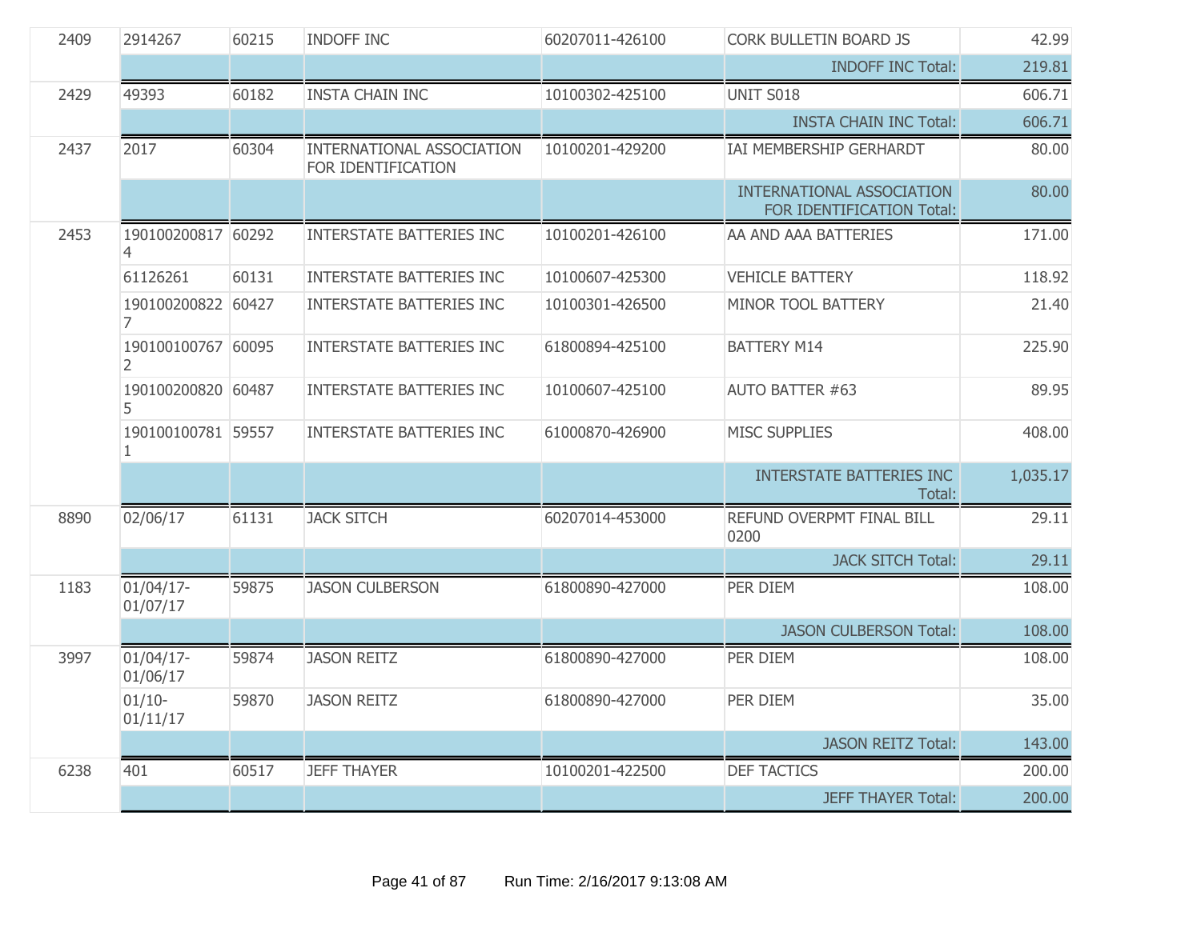| | | | | | | |
|---|---|---|---|---|---|---|
| 2409 | 2914267 | 60215 | INDOFF INC | 60207011-426100 | CORK BULLETIN BOARD JS | 42.99 |
| | | | | | INDOFF INC Total: | 219.81 |
| 2429 | 49393 | 60182 | INSTA CHAIN INC | 10100302-425100 | UNIT S018 | 606.71 |
| | | | | | INSTA CHAIN INC Total: | 606.71 |
| 2437 | 2017 | 60304 | INTERNATIONAL ASSOCIATION FOR IDENTIFICATION | 10100201-429200 | IAI MEMBERSHIP GERHARDT | 80.00 |
| | | | | | INTERNATIONAL ASSOCIATION FOR IDENTIFICATION Total: | 80.00 |
| 2453 | 1901002008174 | 60292 | INTERSTATE BATTERIES INC | 10100201-426100 | AA AND AAA BATTERIES | 171.00 |
| | 61126261 | 60131 | INTERSTATE BATTERIES INC | 10100607-425300 | VEHICLE BATTERY | 118.92 |
| | 1901002008227 | 60427 | INTERSTATE BATTERIES INC | 10100301-426500 | MINOR TOOL BATTERY | 21.40 |
| | 1901001007672 | 60095 | INTERSTATE BATTERIES INC | 61800894-425100 | BATTERY M14 | 225.90 |
| | 1901002008205 | 60487 | INTERSTATE BATTERIES INC | 10100607-425100 | AUTO BATTER #63 | 89.95 |
| | 1901001007811 | 59557 | INTERSTATE BATTERIES INC | 61000870-426900 | MISC SUPPLIES | 408.00 |
| | | | | | INTERSTATE BATTERIES INC Total: | 1,035.17 |
| 8890 | 02/06/17 | 61131 | JACK SITCH | 60207014-453000 | REFUND OVERPMT FINAL BILL 0200 | 29.11 |
| | | | | | JACK SITCH Total: | 29.11 |
| 1183 | 01/04/17-01/07/17 | 59875 | JASON CULBERSON | 61800890-427000 | PER DIEM | 108.00 |
| | | | | | JASON CULBERSON Total: | 108.00 |
| 3997 | 01/04/17-01/06/17 | 59874 | JASON REITZ | 61800890-427000 | PER DIEM | 108.00 |
| | 01/10-01/11/17 | 59870 | JASON REITZ | 61800890-427000 | PER DIEM | 35.00 |
| | | | | | JASON REITZ Total: | 143.00 |
| 6238 | 401 | 60517 | JEFF THAYER | 10100201-422500 | DEF TACTICS | 200.00 |
| | | | | | JEFF THAYER Total: | 200.00 |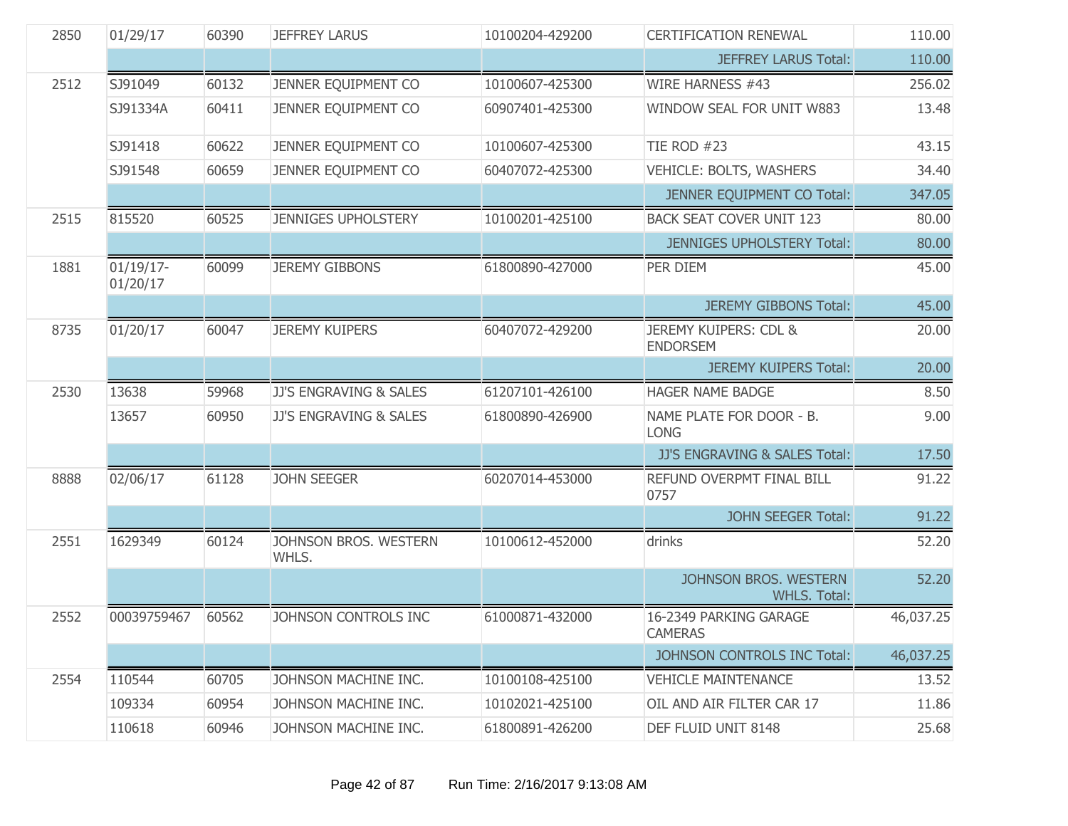| | | | | | | |
|---|---|---|---|---|---|---|
| 2850 | 01/29/17 | 60390 | JEFFREY LARUS | 10100204-429200 | CERTIFICATION RENEWAL | 110.00 |
| | | | | | JEFFREY LARUS Total: | 110.00 |
| 2512 | SJ91049 | 60132 | JENNER EQUIPMENT CO | 10100607-425300 | WIRE HARNESS #43 | 256.02 |
| | SJ91334A | 60411 | JENNER EQUIPMENT CO | 60907401-425300 | WINDOW SEAL FOR UNIT W883 | 13.48 |
| | SJ91418 | 60622 | JENNER EQUIPMENT CO | 10100607-425300 | TIE ROD #23 | 43.15 |
| | SJ91548 | 60659 | JENNER EQUIPMENT CO | 60407072-425300 | VEHICLE: BOLTS, WASHERS | 34.40 |
| | | | | | JENNER EQUIPMENT CO Total: | 347.05 |
| 2515 | 815520 | 60525 | JENNIGES UPHOLSTERY | 10100201-425100 | BACK SEAT COVER UNIT 123 | 80.00 |
| | | | | | JENNIGES UPHOLSTERY Total: | 80.00 |
| 1881 | 01/19/17-01/20/17 | 60099 | JEREMY GIBBONS | 61800890-427000 | PER DIEM | 45.00 |
| | | | | | JEREMY GIBBONS Total: | 45.00 |
| 8735 | 01/20/17 | 60047 | JEREMY KUIPERS | 60407072-429200 | JEREMY KUIPERS: CDL & ENDORSEM | 20.00 |
| | | | | | JEREMY KUIPERS Total: | 20.00 |
| 2530 | 13638 | 59968 | JJ'S ENGRAVING & SALES | 61207101-426100 | HAGER NAME BADGE | 8.50 |
| | 13657 | 60950 | JJ'S ENGRAVING & SALES | 61800890-426900 | NAME PLATE FOR DOOR - B. LONG | 9.00 |
| | | | | | JJ'S ENGRAVING & SALES Total: | 17.50 |
| 8888 | 02/06/17 | 61128 | JOHN SEEGER | 60207014-453000 | REFUND OVERPMT FINAL BILL 0757 | 91.22 |
| | | | | | JOHN SEEGER Total: | 91.22 |
| 2551 | 1629349 | 60124 | JOHNSON BROS. WESTERN WHLS. | 10100612-452000 | drinks | 52.20 |
| | | | | | JOHNSON BROS. WESTERN WHLS. Total: | 52.20 |
| 2552 | 00039759467 | 60562 | JOHNSON CONTROLS INC | 61000871-432000 | 16-2349 PARKING GARAGE CAMERAS | 46,037.25 |
| | | | | | JOHNSON CONTROLS INC Total: | 46,037.25 |
| 2554 | 110544 | 60705 | JOHNSON MACHINE INC. | 10100108-425100 | VEHICLE MAINTENANCE | 13.52 |
| | 109334 | 60954 | JOHNSON MACHINE INC. | 10102021-425100 | OIL AND AIR FILTER CAR 17 | 11.86 |
| | 110618 | 60946 | JOHNSON MACHINE INC. | 61800891-426200 | DEF FLUID UNIT 8148 | 25.68 |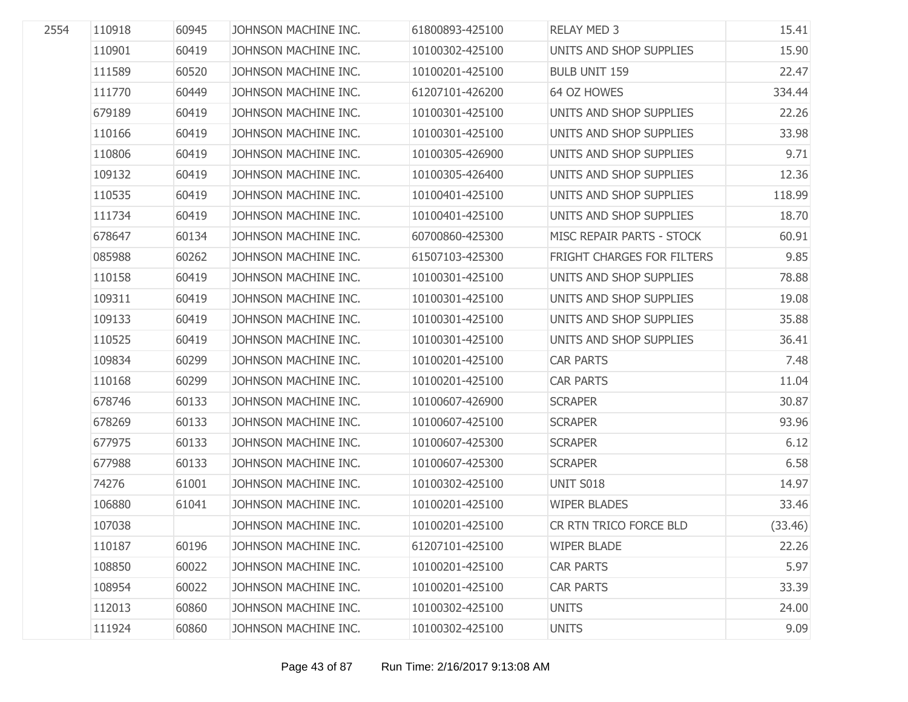| | | | | | | |
|---|---|---|---|---|---|---|
| 2554 | 110918 | 60945 | JOHNSON MACHINE INC. | 61800893-425100 | RELAY MED 3 | 15.41 |
| | 110901 | 60419 | JOHNSON MACHINE INC. | 10100302-425100 | UNITS AND SHOP SUPPLIES | 15.90 |
| | 111589 | 60520 | JOHNSON MACHINE INC. | 10100201-425100 | BULB UNIT 159 | 22.47 |
| | 111770 | 60449 | JOHNSON MACHINE INC. | 61207101-426200 | 64 OZ HOWES | 334.44 |
| | 679189 | 60419 | JOHNSON MACHINE INC. | 10100301-425100 | UNITS AND SHOP SUPPLIES | 22.26 |
| | 110166 | 60419 | JOHNSON MACHINE INC. | 10100301-425100 | UNITS AND SHOP SUPPLIES | 33.98 |
| | 110806 | 60419 | JOHNSON MACHINE INC. | 10100305-426900 | UNITS AND SHOP SUPPLIES | 9.71 |
| | 109132 | 60419 | JOHNSON MACHINE INC. | 10100305-426400 | UNITS AND SHOP SUPPLIES | 12.36 |
| | 110535 | 60419 | JOHNSON MACHINE INC. | 10100401-425100 | UNITS AND SHOP SUPPLIES | 118.99 |
| | 111734 | 60419 | JOHNSON MACHINE INC. | 10100401-425100 | UNITS AND SHOP SUPPLIES | 18.70 |
| | 678647 | 60134 | JOHNSON MACHINE INC. | 60700860-425300 | MISC REPAIR PARTS - STOCK | 60.91 |
| | 085988 | 60262 | JOHNSON MACHINE INC. | 61507103-425300 | FRIGHT CHARGES FOR FILTERS | 9.85 |
| | 110158 | 60419 | JOHNSON MACHINE INC. | 10100301-425100 | UNITS AND SHOP SUPPLIES | 78.88 |
| | 109311 | 60419 | JOHNSON MACHINE INC. | 10100301-425100 | UNITS AND SHOP SUPPLIES | 19.08 |
| | 109133 | 60419 | JOHNSON MACHINE INC. | 10100301-425100 | UNITS AND SHOP SUPPLIES | 35.88 |
| | 110525 | 60419 | JOHNSON MACHINE INC. | 10100301-425100 | UNITS AND SHOP SUPPLIES | 36.41 |
| | 109834 | 60299 | JOHNSON MACHINE INC. | 10100201-425100 | CAR PARTS | 7.48 |
| | 110168 | 60299 | JOHNSON MACHINE INC. | 10100201-425100 | CAR PARTS | 11.04 |
| | 678746 | 60133 | JOHNSON MACHINE INC. | 10100607-426900 | SCRAPER | 30.87 |
| | 678269 | 60133 | JOHNSON MACHINE INC. | 10100607-425100 | SCRAPER | 93.96 |
| | 677975 | 60133 | JOHNSON MACHINE INC. | 10100607-425300 | SCRAPER | 6.12 |
| | 677988 | 60133 | JOHNSON MACHINE INC. | 10100607-425300 | SCRAPER | 6.58 |
| | 74276 | 61001 | JOHNSON MACHINE INC. | 10100302-425100 | UNIT S018 | 14.97 |
| | 106880 | 61041 | JOHNSON MACHINE INC. | 10100201-425100 | WIPER BLADES | 33.46 |
| | 107038 | | JOHNSON MACHINE INC. | 10100201-425100 | CR RTN TRICO FORCE BLD | (33.46) |
| | 110187 | 60196 | JOHNSON MACHINE INC. | 61207101-425100 | WIPER BLADE | 22.26 |
| | 108850 | 60022 | JOHNSON MACHINE INC. | 10100201-425100 | CAR PARTS | 5.97 |
| | 108954 | 60022 | JOHNSON MACHINE INC. | 10100201-425100 | CAR PARTS | 33.39 |
| | 112013 | 60860 | JOHNSON MACHINE INC. | 10100302-425100 | UNITS | 24.00 |
| | 111924 | 60860 | JOHNSON MACHINE INC. | 10100302-425100 | UNITS | 9.09 |

Run Time: 2/16/2017 9:13:08 AM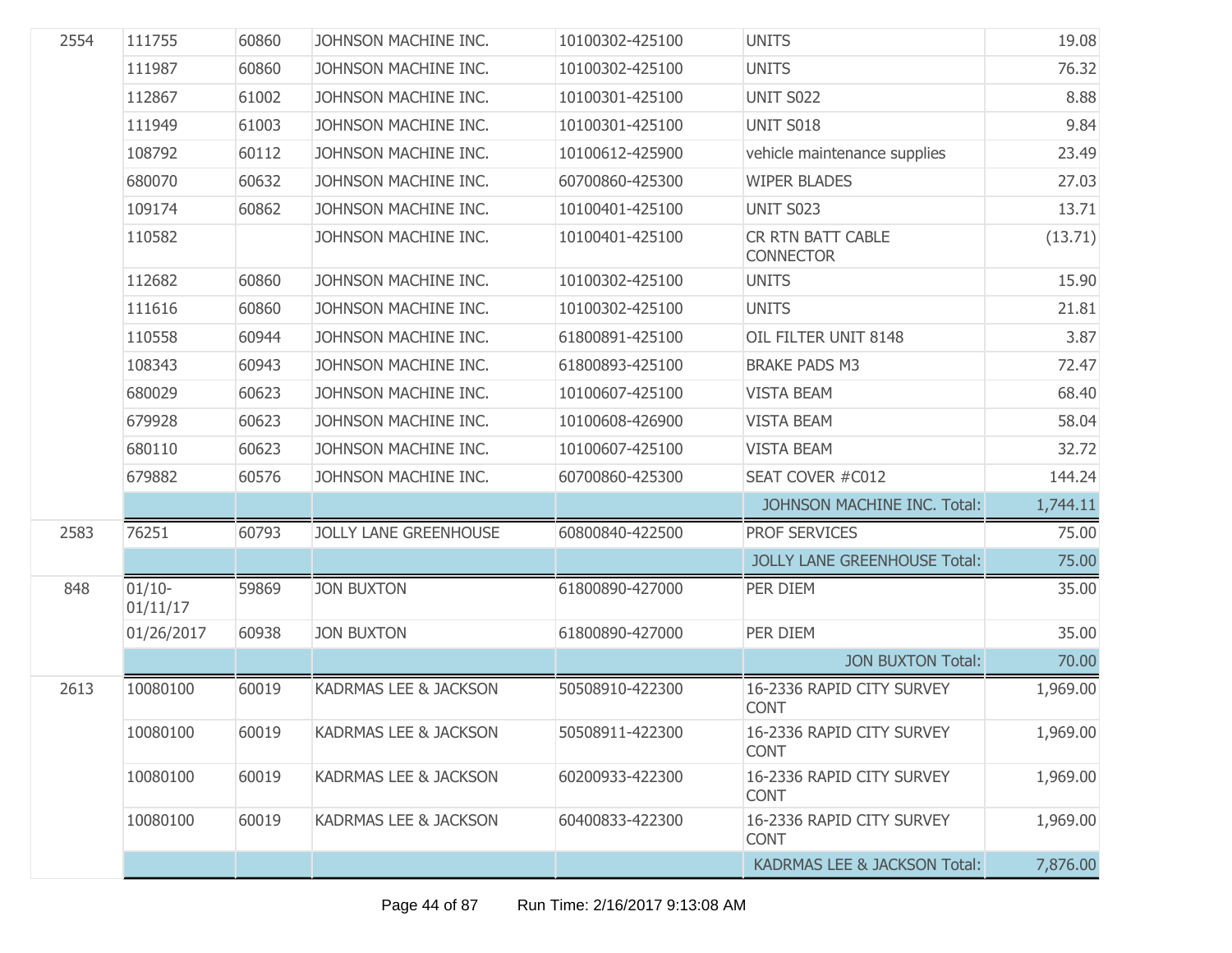| | | | | | | |
|---|---|---|---|---|---|---|
| 2554 | 111755 | 60860 | JOHNSON MACHINE INC. | 10100302-425100 | UNITS | 19.08 |
| | 111987 | 60860 | JOHNSON MACHINE INC. | 10100302-425100 | UNITS | 76.32 |
| | 112867 | 61002 | JOHNSON MACHINE INC. | 10100301-425100 | UNIT S022 | 8.88 |
| | 111949 | 61003 | JOHNSON MACHINE INC. | 10100301-425100 | UNIT S018 | 9.84 |
| | 108792 | 60112 | JOHNSON MACHINE INC. | 10100612-425900 | vehicle maintenance supplies | 23.49 |
| | 680070 | 60632 | JOHNSON MACHINE INC. | 60700860-425300 | WIPER BLADES | 27.03 |
| | 109174 | 60862 | JOHNSON MACHINE INC. | 10100401-425100 | UNIT S023 | 13.71 |
| | 110582 | | JOHNSON MACHINE INC. | 10100401-425100 | CR RTN BATT CABLE CONNECTOR | (13.71) |
| | 112682 | 60860 | JOHNSON MACHINE INC. | 10100302-425100 | UNITS | 15.90 |
| | 111616 | 60860 | JOHNSON MACHINE INC. | 10100302-425100 | UNITS | 21.81 |
| | 110558 | 60944 | JOHNSON MACHINE INC. | 61800891-425100 | OIL FILTER UNIT 8148 | 3.87 |
| | 108343 | 60943 | JOHNSON MACHINE INC. | 61800893-425100 | BRAKE PADS M3 | 72.47 |
| | 680029 | 60623 | JOHNSON MACHINE INC. | 10100607-425100 | VISTA BEAM | 68.40 |
| | 679928 | 60623 | JOHNSON MACHINE INC. | 10100608-426900 | VISTA BEAM | 58.04 |
| | 680110 | 60623 | JOHNSON MACHINE INC. | 10100607-425100 | VISTA BEAM | 32.72 |
| | 679882 | 60576 | JOHNSON MACHINE INC. | 60700860-425300 | SEAT COVER #C012 | 144.24 |
| | | | | | JOHNSON MACHINE INC. Total: | 1,744.11 |
| 2583 | 76251 | 60793 | JOLLY LANE GREENHOUSE | 60800840-422500 | PROF SERVICES | 75.00 |
| | | | | | JOLLY LANE GREENHOUSE Total: | 75.00 |
| 848 | 01/10-01/11/17 | 59869 | JON BUXTON | 61800890-427000 | PER DIEM | 35.00 |
| | 01/26/2017 | 60938 | JON BUXTON | 61800890-427000 | PER DIEM | 35.00 |
| | | | | | JON BUXTON Total: | 70.00 |
| 2613 | 10080100 | 60019 | KADRMAS LEE & JACKSON | 50508910-422300 | 16-2336 RAPID CITY SURVEY CONT | 1,969.00 |
| | 10080100 | 60019 | KADRMAS LEE & JACKSON | 50508911-422300 | 16-2336 RAPID CITY SURVEY CONT | 1,969.00 |
| | 10080100 | 60019 | KADRMAS LEE & JACKSON | 60200933-422300 | 16-2336 RAPID CITY SURVEY CONT | 1,969.00 |
| | 10080100 | 60019 | KADRMAS LEE & JACKSON | 60400833-422300 | 16-2336 RAPID CITY SURVEY CONT | 1,969.00 |
| | | | | | KADRMAS LEE & JACKSON Total: | 7,876.00 |

Run Time: 2/16/2017 9:13:08 AM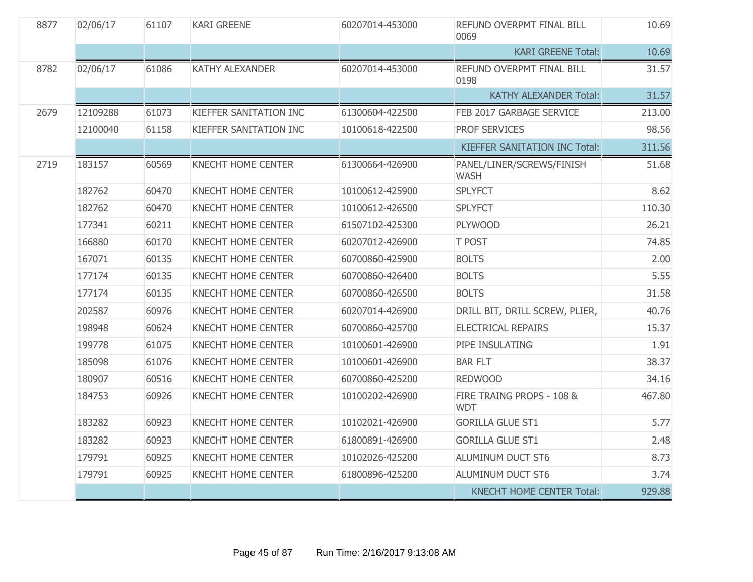| | | | | | | |
|---|---|---|---|---|---|---|
| 8877 | 02/06/17 | 61107 | KARI GREENE | 60207014-453000 | REFUND OVERPMT FINAL BILL 0069 | 10.69 |
| | | | | | KARI GREENE Total: | 10.69 |
| 8782 | 02/06/17 | 61086 | KATHY ALEXANDER | 60207014-453000 | REFUND OVERPMT FINAL BILL 0198 | 31.57 |
| | | | | | KATHY ALEXANDER Total: | 31.57 |
| 2679 | 12109288 | 61073 | KIEFFER SANITATION INC | 61300604-422500 | FEB 2017 GARBAGE SERVICE | 213.00 |
| | 12100040 | 61158 | KIEFFER SANITATION INC | 10100618-422500 | PROF SERVICES | 98.56 |
| | | | | | KIEFFER SANITATION INC Total: | 311.56 |
| 2719 | 183157 | 60569 | KNECHT HOME CENTER | 61300664-426900 | PANEL/LINER/SCREWS/FINISH WASH | 51.68 |
| | 182762 | 60470 | KNECHT HOME CENTER | 10100612-425900 | SPLYFCT | 8.62 |
| | 182762 | 60470 | KNECHT HOME CENTER | 10100612-426500 | SPLYFCT | 110.30 |
| | 177341 | 60211 | KNECHT HOME CENTER | 61507102-425300 | PLYWOOD | 26.21 |
| | 166880 | 60170 | KNECHT HOME CENTER | 60207012-426900 | T POST | 74.85 |
| | 167071 | 60135 | KNECHT HOME CENTER | 60700860-425900 | BOLTS | 2.00 |
| | 177174 | 60135 | KNECHT HOME CENTER | 60700860-426400 | BOLTS | 5.55 |
| | 177174 | 60135 | KNECHT HOME CENTER | 60700860-426500 | BOLTS | 31.58 |
| | 202587 | 60976 | KNECHT HOME CENTER | 60207014-426900 | DRILL BIT, DRILL SCREW, PLIER, | 40.76 |
| | 198948 | 60624 | KNECHT HOME CENTER | 60700860-425700 | ELECTRICAL REPAIRS | 15.37 |
| | 199778 | 61075 | KNECHT HOME CENTER | 10100601-426900 | PIPE INSULATING | 1.91 |
| | 185098 | 61076 | KNECHT HOME CENTER | 10100601-426900 | BAR FLT | 38.37 |
| | 180907 | 60516 | KNECHT HOME CENTER | 60700860-425200 | REDWOOD | 34.16 |
| | 184753 | 60926 | KNECHT HOME CENTER | 10100202-426900 | FIRE TRAING PROPS - 108 & WDT | 467.80 |
| | 183282 | 60923 | KNECHT HOME CENTER | 10102021-426900 | GORILLA GLUE ST1 | 5.77 |
| | 183282 | 60923 | KNECHT HOME CENTER | 61800891-426900 | GORILLA GLUE ST1 | 2.48 |
| | 179791 | 60925 | KNECHT HOME CENTER | 10102026-425200 | ALUMINUM DUCT ST6 | 8.73 |
| | 179791 | 60925 | KNECHT HOME CENTER | 61800896-425200 | ALUMINUM DUCT ST6 | 3.74 |
| | | | | | KNECHT HOME CENTER Total: | 929.88 |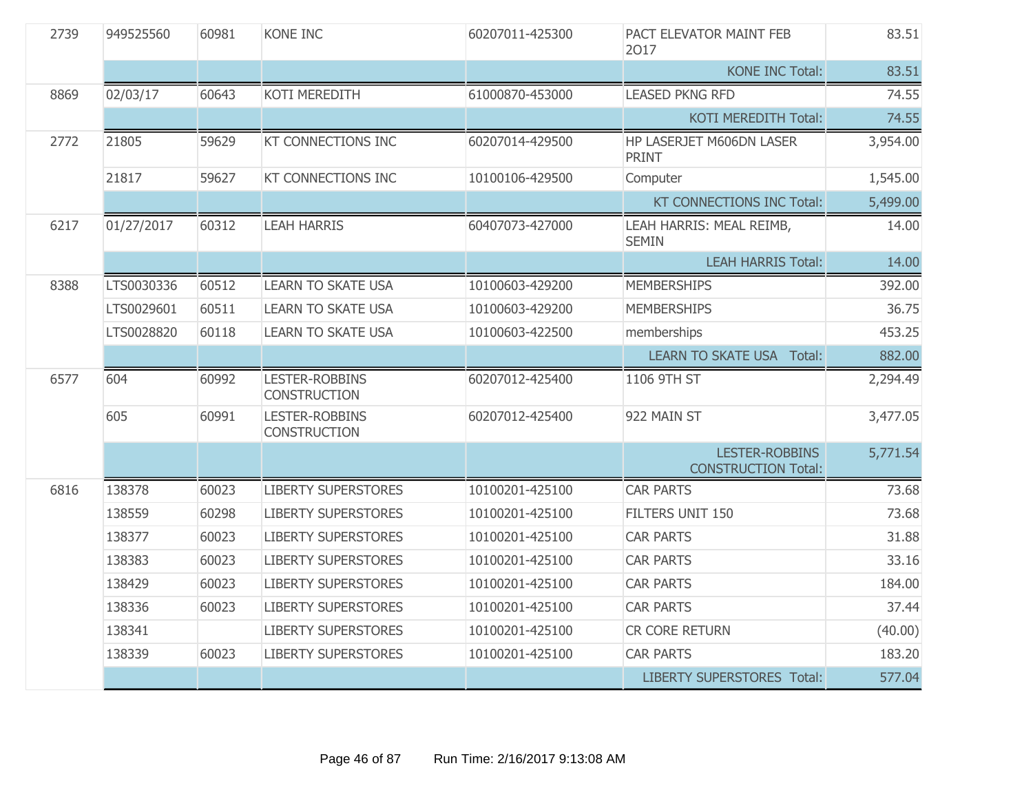| | | | | | | |
|---|---|---|---|---|---|---|
| 2739 | 949525560 | 60981 | KONE INC | 60207011-425300 | PACT ELEVATOR MAINT FEB 2O17 | 83.51 |
| | | | | | KONE INC Total: | 83.51 |
| 8869 | 02/03/17 | 60643 | KOTI MEREDITH | 61000870-453000 | LEASED PKNG RFD | 74.55 |
| | | | | | KOTI MEREDITH Total: | 74.55 |
| 2772 | 21805 | 59629 | KT CONNECTIONS INC | 60207014-429500 | HP LASERJET M606DN LASER PRINT | 3,954.00 |
| | 21817 | 59627 | KT CONNECTIONS INC | 10100106-429500 | Computer | 1,545.00 |
| | | | | | KT CONNECTIONS INC Total: | 5,499.00 |
| 6217 | 01/27/2017 | 60312 | LEAH HARRIS | 60407073-427000 | LEAH HARRIS: MEAL REIMB, SEMIN | 14.00 |
| | | | | | LEAH HARRIS Total: | 14.00 |
| 8388 | LTS0030336 | 60512 | LEARN TO SKATE USA | 10100603-429200 | MEMBERSHIPS | 392.00 |
| | LTS0029601 | 60511 | LEARN TO SKATE USA | 10100603-429200 | MEMBERSHIPS | 36.75 |
| | LTS0028820 | 60118 | LEARN TO SKATE USA | 10100603-422500 | memberships | 453.25 |
| | | | | | LEARN TO SKATE USA Total: | 882.00 |
| 6577 | 604 | 60992 | LESTER-ROBBINS CONSTRUCTION | 60207012-425400 | 1106 9TH ST | 2,294.49 |
| | 605 | 60991 | LESTER-ROBBINS CONSTRUCTION | 60207012-425400 | 922 MAIN ST | 3,477.05 |
| | | | | | LESTER-ROBBINS CONSTRUCTION Total: | 5,771.54 |
| 6816 | 138378 | 60023 | LIBERTY SUPERSTORES | 10100201-425100 | CAR PARTS | 73.68 |
| | 138559 | 60298 | LIBERTY SUPERSTORES | 10100201-425100 | FILTERS UNIT 150 | 73.68 |
| | 138377 | 60023 | LIBERTY SUPERSTORES | 10100201-425100 | CAR PARTS | 31.88 |
| | 138383 | 60023 | LIBERTY SUPERSTORES | 10100201-425100 | CAR PARTS | 33.16 |
| | 138429 | 60023 | LIBERTY SUPERSTORES | 10100201-425100 | CAR PARTS | 184.00 |
| | 138336 | 60023 | LIBERTY SUPERSTORES | 10100201-425100 | CAR PARTS | 37.44 |
| | 138341 | | LIBERTY SUPERSTORES | 10100201-425100 | CR CORE RETURN | (40.00) |
| | 138339 | 60023 | LIBERTY SUPERSTORES | 10100201-425100 | CAR PARTS | 183.20 |
| | | | | | LIBERTY SUPERSTORES Total: | 577.04 |

Run Time: 2/16/2017 9:13:08 AM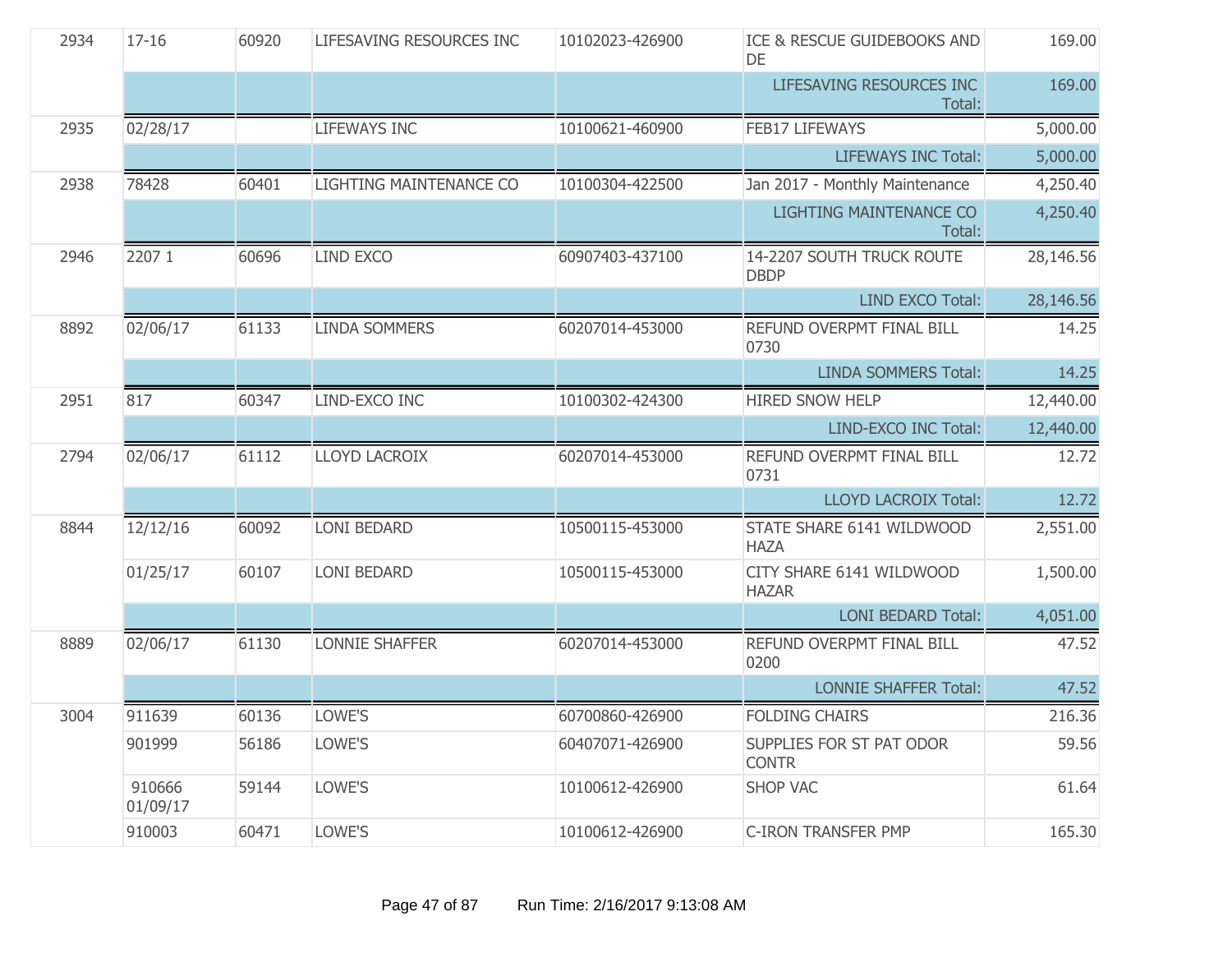| | | | | | | |
|---|---|---|---|---|---|---|
| 2934 | 17-16 | 60920 | LIFESAVING RESOURCES INC | 10102023-426900 | ICE & RESCUE GUIDEBOOKS AND DE | 169.00 |
| | | | | | LIFESAVING RESOURCES INC Total: | 169.00 |
| 2935 | 02/28/17 | | LIFEWAYS INC | 10100621-460900 | FEB17 LIFEWAYS | 5,000.00 |
| | | | | | LIFEWAYS INC Total: | 5,000.00 |
| 2938 | 78428 | 60401 | LIGHTING MAINTENANCE CO | 10100304-422500 | Jan 2017 - Monthly Maintenance | 4,250.40 |
| | | | | | LIGHTING MAINTENANCE CO Total: | 4,250.40 |
| 2946 | 2207 1 | 60696 | LIND EXCO | 60907403-437100 | 14-2207 SOUTH TRUCK ROUTE DBDP | 28,146.56 |
| | | | | | LIND EXCO Total: | 28,146.56 |
| 8892 | 02/06/17 | 61133 | LINDA SOMMERS | 60207014-453000 | REFUND OVERPMT FINAL BILL 0730 | 14.25 |
| | | | | | LINDA SOMMERS Total: | 14.25 |
| 2951 | 817 | 60347 | LIND-EXCO INC | 10100302-424300 | HIRED SNOW HELP | 12,440.00 |
| | | | | | LIND-EXCO INC Total: | 12,440.00 |
| 2794 | 02/06/17 | 61112 | LLOYD LACROIX | 60207014-453000 | REFUND OVERPMT FINAL BILL 0731 | 12.72 |
| | | | | | LLOYD LACROIX Total: | 12.72 |
| 8844 | 12/12/16 | 60092 | LONI BEDARD | 10500115-453000 | STATE SHARE 6141 WILDWOOD HAZA | 2,551.00 |
| | 01/25/17 | 60107 | LONI BEDARD | 10500115-453000 | CITY SHARE 6141 WILDWOOD HAZAR | 1,500.00 |
| | | | | | LONI BEDARD Total: | 4,051.00 |
| 8889 | 02/06/17 | 61130 | LONNIE SHAFFER | 60207014-453000 | REFUND OVERPMT FINAL BILL 0200 | 47.52 |
| | | | | | LONNIE SHAFFER Total: | 47.52 |
| 3004 | 911639 | 60136 | LOWE'S | 60700860-426900 | FOLDING CHAIRS | 216.36 |
| | 901999 | 56186 | LOWE'S | 60407071-426900 | SUPPLIES FOR ST PAT ODOR CONTR | 59.56 |
| | 910666 01/09/17 | 59144 | LOWE'S | 10100612-426900 | SHOP VAC | 61.64 |
| | 910003 | 60471 | LOWE'S | 10100612-426900 | C-IRON TRANSFER PMP | 165.30 |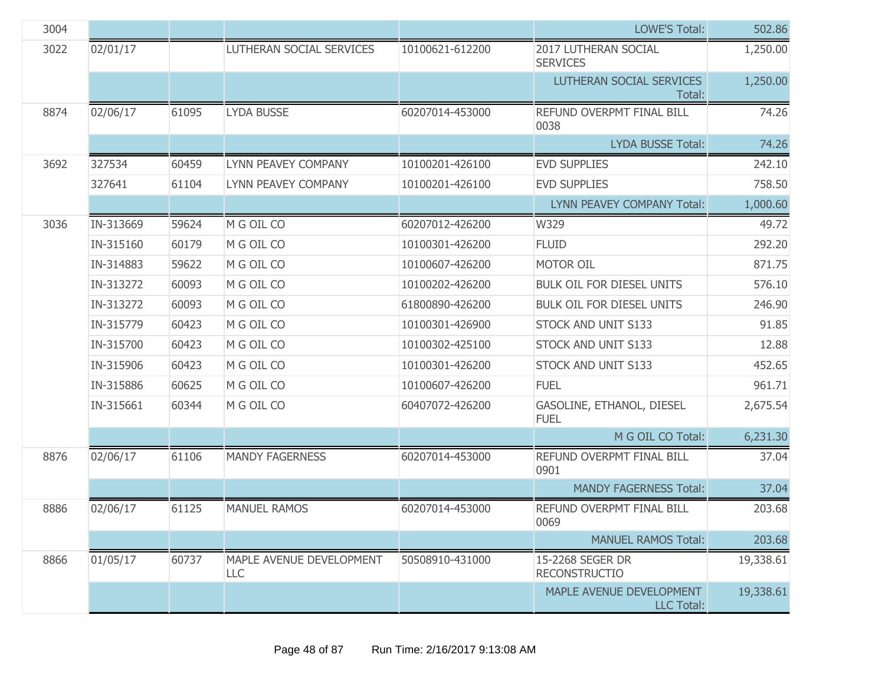| | | | | | | |
|---|---|---|---|---|---|---|
| 3004 | | | | | LOWE'S Total: | 502.86 |
| 3022 | 02/01/17 | | LUTHERAN SOCIAL SERVICES | 10100621-612200 | 2017 LUTHERAN SOCIAL SERVICES | 1,250.00 |
| | | | | | LUTHERAN SOCIAL SERVICES Total: | 1,250.00 |
| 8874 | 02/06/17 | 61095 | LYDA BUSSE | 60207014-453000 | REFUND OVERPMT FINAL BILL 0038 | 74.26 |
| | | | | | LYDA BUSSE Total: | 74.26 |
| 3692 | 327534 | 60459 | LYNN PEAVEY COMPANY | 10100201-426100 | EVD SUPPLIES | 242.10 |
| | 327641 | 61104 | LYNN PEAVEY COMPANY | 10100201-426100 | EVD SUPPLIES | 758.50 |
| | | | | | LYNN PEAVEY COMPANY Total: | 1,000.60 |
| 3036 | IN-313669 | 59624 | M G OIL CO | 60207012-426200 | W329 | 49.72 |
| | IN-315160 | 60179 | M G OIL CO | 10100301-426200 | FLUID | 292.20 |
| | IN-314883 | 59622 | M G OIL CO | 10100607-426200 | MOTOR OIL | 871.75 |
| | IN-313272 | 60093 | M G OIL CO | 10100202-426200 | BULK OIL FOR DIESEL UNITS | 576.10 |
| | IN-313272 | 60093 | M G OIL CO | 61800890-426200 | BULK OIL FOR DIESEL UNITS | 246.90 |
| | IN-315779 | 60423 | M G OIL CO | 10100301-426900 | STOCK AND UNIT S133 | 91.85 |
| | IN-315700 | 60423 | M G OIL CO | 10100302-425100 | STOCK AND UNIT S133 | 12.88 |
| | IN-315906 | 60423 | M G OIL CO | 10100301-426200 | STOCK AND UNIT S133 | 452.65 |
| | IN-315886 | 60625 | M G OIL CO | 10100607-426200 | FUEL | 961.71 |
| | IN-315661 | 60344 | M G OIL CO | 60407072-426200 | GASOLINE, ETHANOL, DIESEL FUEL | 2,675.54 |
| | | | | | M G OIL CO Total: | 6,231.30 |
| 8876 | 02/06/17 | 61106 | MANDY FAGERNESS | 60207014-453000 | REFUND OVERPMT FINAL BILL 0901 | 37.04 |
| | | | | | MANDY FAGERNESS Total: | 37.04 |
| 8886 | 02/06/17 | 61125 | MANUEL RAMOS | 60207014-453000 | REFUND OVERPMT FINAL BILL 0069 | 203.68 |
| | | | | | MANUEL RAMOS Total: | 203.68 |
| 8866 | 01/05/17 | 60737 | MAPLE AVENUE DEVELOPMENT LLC | 50508910-431000 | 15-2268 SEGER DR RECONSTRUCTIO | 19,338.61 |
| | | | | | MAPLE AVENUE DEVELOPMENT LLC Total: | 19,338.61 |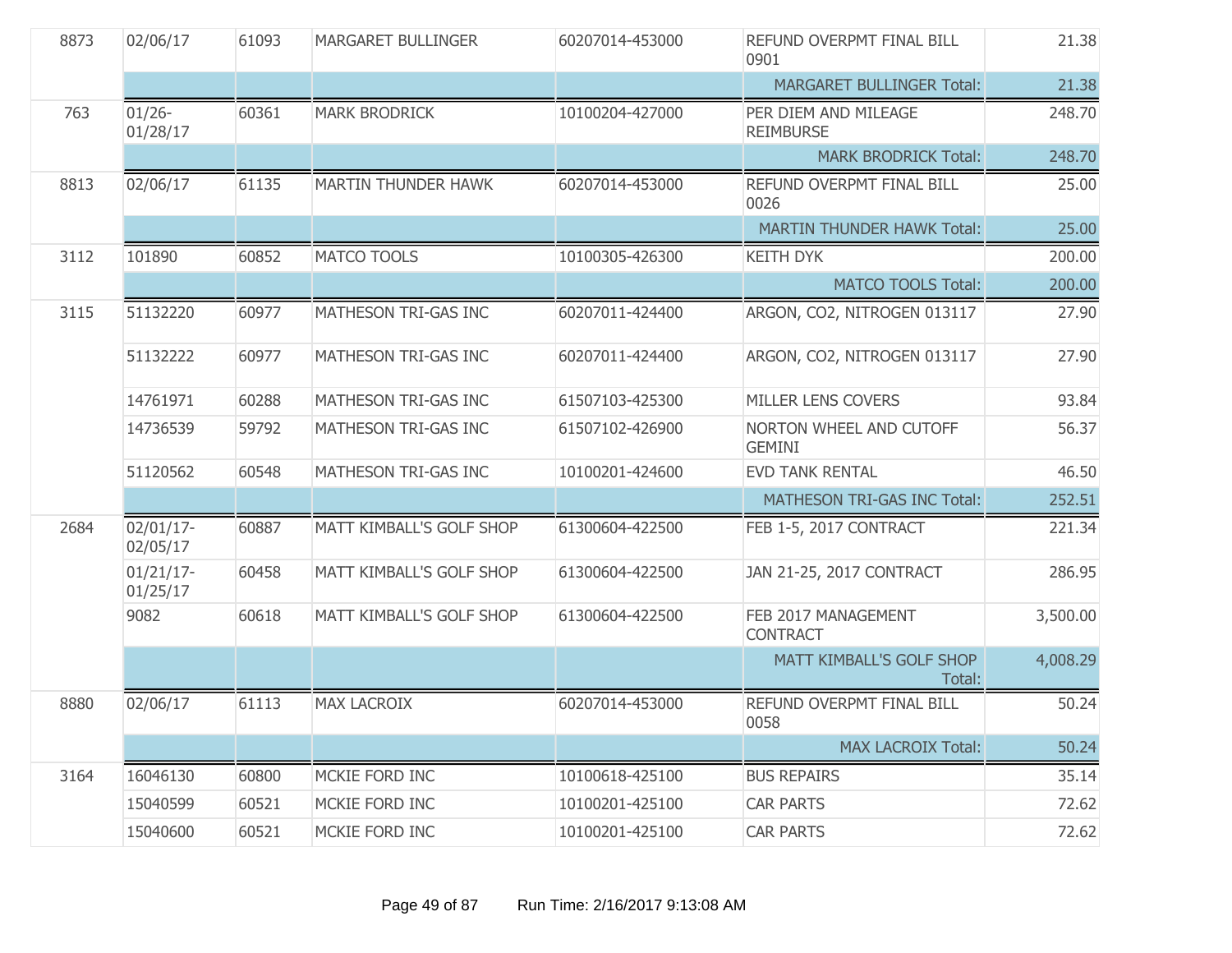| | | | | | | |
|---|---|---|---|---|---|---|
| 8873 | 02/06/17 | 61093 | MARGARET BULLINGER | 60207014-453000 | REFUND OVERPMT FINAL BILL 0901 | 21.38 |
| | | | | | MARGARET BULLINGER Total: | 21.38 |
| 763 | 01/26-01/28/17 | 60361 | MARK BRODRICK | 10100204-427000 | PER DIEM AND MILEAGE REIMBURSE | 248.70 |
| | | | | | MARK BRODRICK Total: | 248.70 |
| 8813 | 02/06/17 | 61135 | MARTIN THUNDER HAWK | 60207014-453000 | REFUND OVERPMT FINAL BILL 0026 | 25.00 |
| | | | | | MARTIN THUNDER HAWK Total: | 25.00 |
| 3112 | 101890 | 60852 | MATCO TOOLS | 10100305-426300 | KEITH DYK | 200.00 |
| | | | | | MATCO TOOLS Total: | 200.00 |
| 3115 | 51132220 | 60977 | MATHESON TRI-GAS INC | 60207011-424400 | ARGON, CO2, NITROGEN 013117 | 27.90 |
| | 51132222 | 60977 | MATHESON TRI-GAS INC | 60207011-424400 | ARGON, CO2, NITROGEN 013117 | 27.90 |
| | 14761971 | 60288 | MATHESON TRI-GAS INC | 61507103-425300 | MILLER LENS COVERS | 93.84 |
| | 14736539 | 59792 | MATHESON TRI-GAS INC | 61507102-426900 | NORTON WHEEL AND CUTOFF GEMINI | 56.37 |
| | 51120562 | 60548 | MATHESON TRI-GAS INC | 10100201-424600 | EVD TANK RENTAL | 46.50 |
| | | | | | MATHESON TRI-GAS INC Total: | 252.51 |
| 2684 | 02/01/17-02/05/17 | 60887 | MATT KIMBALL'S GOLF SHOP | 61300604-422500 | FEB 1-5, 2017 CONTRACT | 221.34 |
| | 01/21/17-01/25/17 | 60458 | MATT KIMBALL'S GOLF SHOP | 61300604-422500 | JAN 21-25, 2017 CONTRACT | 286.95 |
| | 9082 | 60618 | MATT KIMBALL'S GOLF SHOP | 61300604-422500 | FEB 2017 MANAGEMENT CONTRACT | 3,500.00 |
| | | | | | MATT KIMBALL'S GOLF SHOP Total: | 4,008.29 |
| 8880 | 02/06/17 | 61113 | MAX LACROIX | 60207014-453000 | REFUND OVERPMT FINAL BILL 0058 | 50.24 |
| | | | | | MAX LACROIX Total: | 50.24 |
| 3164 | 16046130 | 60800 | MCKIE FORD INC | 10100618-425100 | BUS REPAIRS | 35.14 |
| | 15040599 | 60521 | MCKIE FORD INC | 10100201-425100 | CAR PARTS | 72.62 |
| | 15040600 | 60521 | MCKIE FORD INC | 10100201-425100 | CAR PARTS | 72.62 |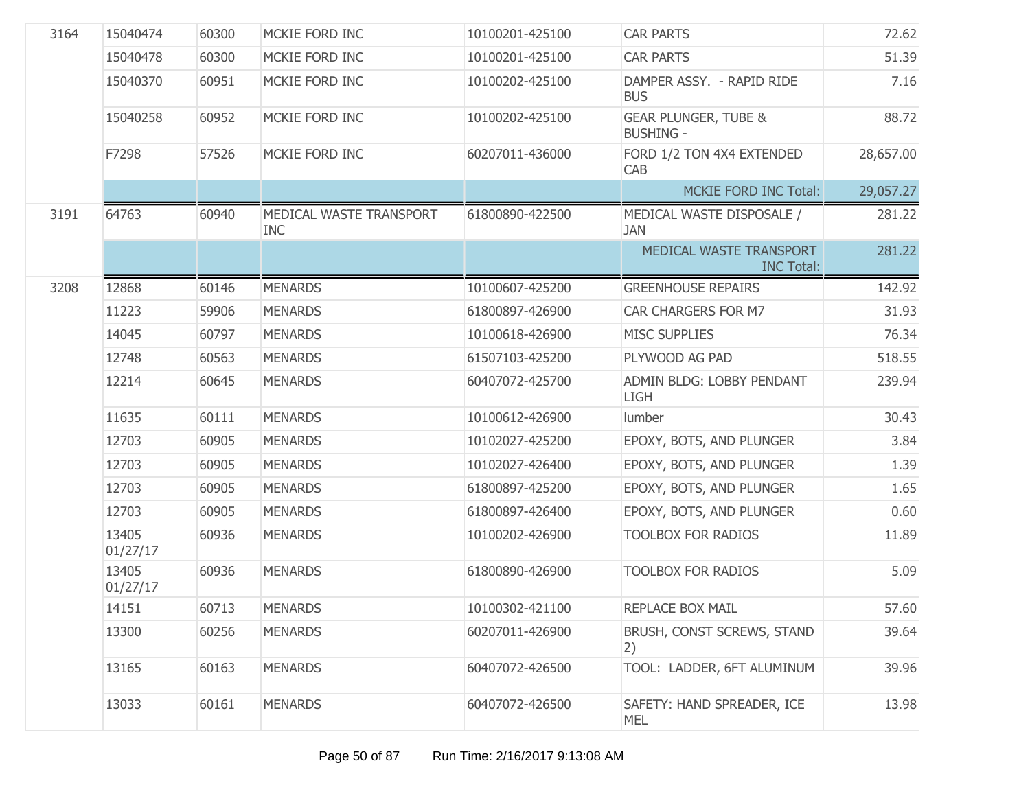| | | | | | | |
|---|---|---|---|---|---|---|
| 3164 | 15040474 | 60300 | MCKIE FORD INC | 10100201-425100 | CAR PARTS | 72.62 |
| | 15040478 | 60300 | MCKIE FORD INC | 10100201-425100 | CAR PARTS | 51.39 |
| | 15040370 | 60951 | MCKIE FORD INC | 10100202-425100 | DAMPER ASSY. - RAPID RIDE BUS | 7.16 |
| | 15040258 | 60952 | MCKIE FORD INC | 10100202-425100 | GEAR PLUNGER, TUBE & BUSHING - | 88.72 |
| | F7298 | 57526 | MCKIE FORD INC | 60207011-436000 | FORD 1/2 TON 4X4 EXTENDED CAB | 28,657.00 |
| | | | | | MCKIE FORD INC Total: | 29,057.27 |
| 3191 | 64763 | 60940 | MEDICAL WASTE TRANSPORT INC | 61800890-422500 | MEDICAL WASTE DISPOSALE / JAN | 281.22 |
| | | | | | MEDICAL WASTE TRANSPORT INC Total: | 281.22 |
| 3208 | 12868 | 60146 | MENARDS | 10100607-425200 | GREENHOUSE REPAIRS | 142.92 |
| | 11223 | 59906 | MENARDS | 61800897-426900 | CAR CHARGERS FOR M7 | 31.93 |
| | 14045 | 60797 | MENARDS | 10100618-426900 | MISC SUPPLIES | 76.34 |
| | 12748 | 60563 | MENARDS | 61507103-425200 | PLYWOOD AG PAD | 518.55 |
| | 12214 | 60645 | MENARDS | 60407072-425700 | ADMIN BLDG: LOBBY PENDANT LIGH | 239.94 |
| | 11635 | 60111 | MENARDS | 10100612-426900 | lumber | 30.43 |
| | 12703 | 60905 | MENARDS | 10102027-425200 | EPOXY, BOTS, AND PLUNGER | 3.84 |
| | 12703 | 60905 | MENARDS | 10102027-426400 | EPOXY, BOTS, AND PLUNGER | 1.39 |
| | 12703 | 60905 | MENARDS | 61800897-425200 | EPOXY, BOTS, AND PLUNGER | 1.65 |
| | 12703 | 60905 | MENARDS | 61800897-426400 | EPOXY, BOTS, AND PLUNGER | 0.60 |
| | 13405 01/27/17 | 60936 | MENARDS | 10100202-426900 | TOOLBOX FOR RADIOS | 11.89 |
| | 13405 01/27/17 | 60936 | MENARDS | 61800890-426900 | TOOLBOX FOR RADIOS | 5.09 |
| | 14151 | 60713 | MENARDS | 10100302-421100 | REPLACE BOX MAIL | 57.60 |
| | 13300 | 60256 | MENARDS | 60207011-426900 | BRUSH, CONST SCREWS, STAND 2) | 39.64 |
| | 13165 | 60163 | MENARDS | 60407072-426500 | TOOL: LADDER, 6FT ALUMINUM | 39.96 |
| | 13033 | 60161 | MENARDS | 60407072-426500 | SAFETY: HAND SPREADER, ICE MEL | 13.98 |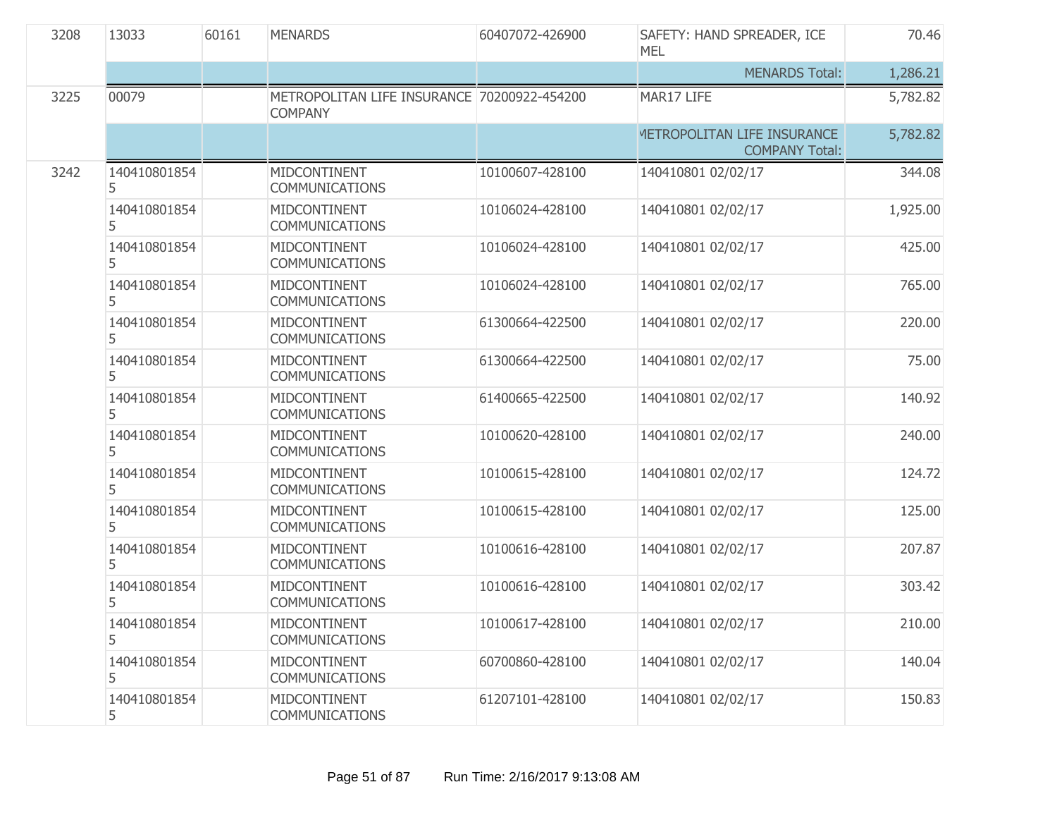| | | | | | | |
|---|---|---|---|---|---|---|
| 3208 | 13033 | 60161 | MENARDS | 60407072-426900 | SAFETY: HAND SPREADER, ICE MEL | 70.46 |
| | | | | | MENARDS Total: | 1,286.21 |
| 3225 | 00079 | | METROPOLITAN LIFE INSURANCE COMPANY | 70200922-454200 | MAR17 LIFE | 5,782.82 |
| | | | | | METROPOLITAN LIFE INSURANCE COMPANY Total: | 5,782.82 |
| 3242 | 1404108018545 | | MIDCONTINENT COMMUNICATIONS | 10100607-428100 | 140410801 02/02/17 | 344.08 |
| | 1404108018545 | | MIDCONTINENT COMMUNICATIONS | 10106024-428100 | 140410801 02/02/17 | 1,925.00 |
| | 1404108018545 | | MIDCONTINENT COMMUNICATIONS | 10106024-428100 | 140410801 02/02/17 | 425.00 |
| | 1404108018545 | | MIDCONTINENT COMMUNICATIONS | 10106024-428100 | 140410801 02/02/17 | 765.00 |
| | 1404108018545 | | MIDCONTINENT COMMUNICATIONS | 61300664-422500 | 140410801 02/02/17 | 220.00 |
| | 1404108018545 | | MIDCONTINENT COMMUNICATIONS | 61300664-422500 | 140410801 02/02/17 | 75.00 |
| | 1404108018545 | | MIDCONTINENT COMMUNICATIONS | 61400665-422500 | 140410801 02/02/17 | 140.92 |
| | 1404108018545 | | MIDCONTINENT COMMUNICATIONS | 10100620-428100 | 140410801 02/02/17 | 240.00 |
| | 1404108018545 | | MIDCONTINENT COMMUNICATIONS | 10100615-428100 | 140410801 02/02/17 | 124.72 |
| | 1404108018545 | | MIDCONTINENT COMMUNICATIONS | 10100615-428100 | 140410801 02/02/17 | 125.00 |
| | 1404108018545 | | MIDCONTINENT COMMUNICATIONS | 10100616-428100 | 140410801 02/02/17 | 207.87 |
| | 1404108018545 | | MIDCONTINENT COMMUNICATIONS | 10100616-428100 | 140410801 02/02/17 | 303.42 |
| | 1404108018545 | | MIDCONTINENT COMMUNICATIONS | 10100617-428100 | 140410801 02/02/17 | 210.00 |
| | 1404108018545 | | MIDCONTINENT COMMUNICATIONS | 60700860-428100 | 140410801 02/02/17 | 140.04 |
| | 1404108018545 | | MIDCONTINENT COMMUNICATIONS | 61207101-428100 | 140410801 02/02/17 | 150.83 |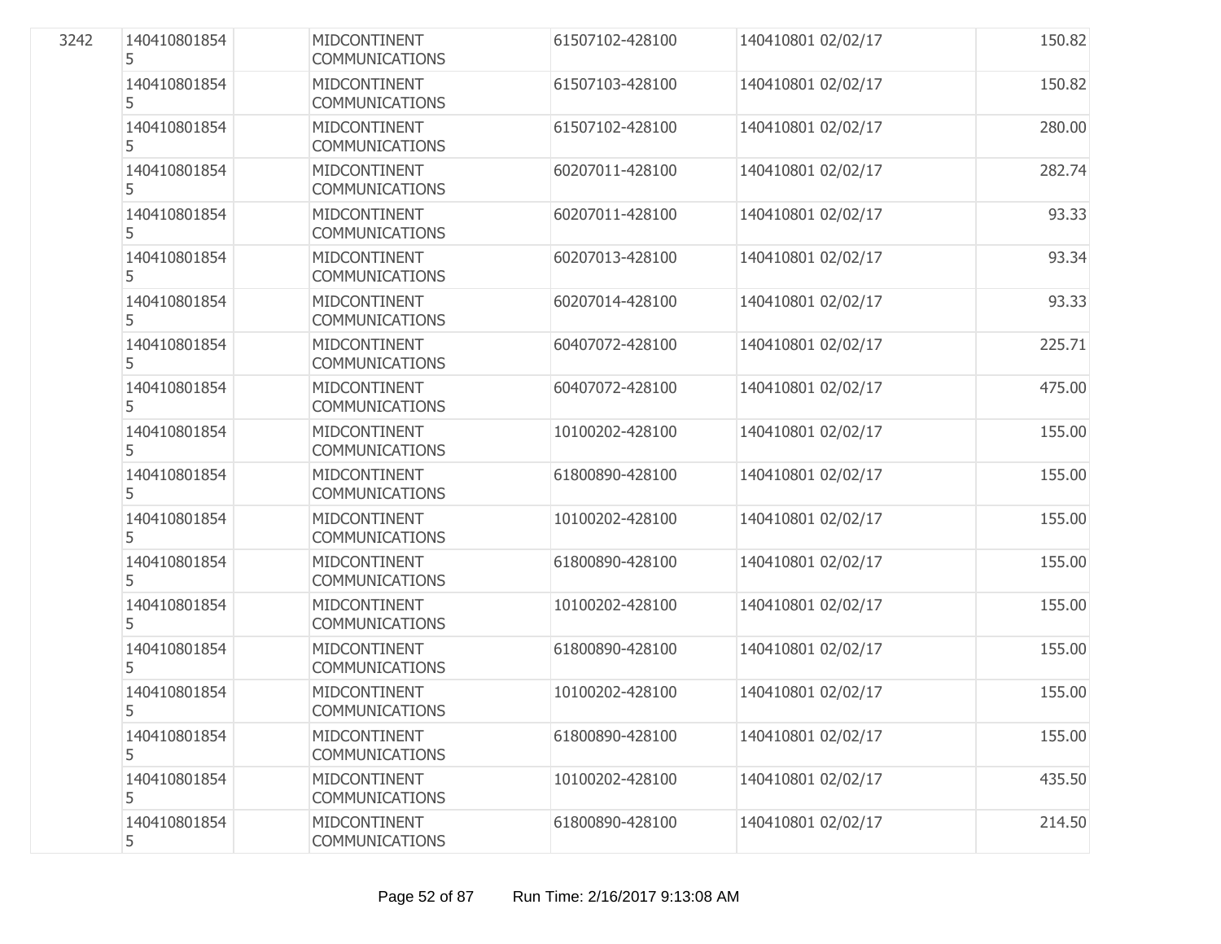| | | | | | | |
|---|---|---|---|---|---|---|
| 3242 | 1404108018545 | | MIDCONTINENT COMMUNICATIONS | 61507102-428100 | 140410801 02/02/17 | 150.82 |
| | 1404108018545 | | MIDCONTINENT COMMUNICATIONS | 61507103-428100 | 140410801 02/02/17 | 150.82 |
| | 1404108018545 | | MIDCONTINENT COMMUNICATIONS | 61507102-428100 | 140410801 02/02/17 | 280.00 |
| | 1404108018545 | | MIDCONTINENT COMMUNICATIONS | 60207011-428100 | 140410801 02/02/17 | 282.74 |
| | 1404108018545 | | MIDCONTINENT COMMUNICATIONS | 60207011-428100 | 140410801 02/02/17 | 93.33 |
| | 1404108018545 | | MIDCONTINENT COMMUNICATIONS | 60207013-428100 | 140410801 02/02/17 | 93.34 |
| | 1404108018545 | | MIDCONTINENT COMMUNICATIONS | 60207014-428100 | 140410801 02/02/17 | 93.33 |
| | 1404108018545 | | MIDCONTINENT COMMUNICATIONS | 60407072-428100 | 140410801 02/02/17 | 225.71 |
| | 1404108018545 | | MIDCONTINENT COMMUNICATIONS | 60407072-428100 | 140410801 02/02/17 | 475.00 |
| | 1404108018545 | | MIDCONTINENT COMMUNICATIONS | 10100202-428100 | 140410801 02/02/17 | 155.00 |
| | 1404108018545 | | MIDCONTINENT COMMUNICATIONS | 61800890-428100 | 140410801 02/02/17 | 155.00 |
| | 1404108018545 | | MIDCONTINENT COMMUNICATIONS | 10100202-428100 | 140410801 02/02/17 | 155.00 |
| | 1404108018545 | | MIDCONTINENT COMMUNICATIONS | 61800890-428100 | 140410801 02/02/17 | 155.00 |
| | 1404108018545 | | MIDCONTINENT COMMUNICATIONS | 10100202-428100 | 140410801 02/02/17 | 155.00 |
| | 1404108018545 | | MIDCONTINENT COMMUNICATIONS | 61800890-428100 | 140410801 02/02/17 | 155.00 |
| | 1404108018545 | | MIDCONTINENT COMMUNICATIONS | 10100202-428100 | 140410801 02/02/17 | 155.00 |
| | 1404108018545 | | MIDCONTINENT COMMUNICATIONS | 61800890-428100 | 140410801 02/02/17 | 155.00 |
| | 1404108018545 | | MIDCONTINENT COMMUNICATIONS | 10100202-428100 | 140410801 02/02/17 | 435.50 |
| | 1404108018545 | | MIDCONTINENT COMMUNICATIONS | 61800890-428100 | 140410801 02/02/17 | 214.50 |

Run Time: 2/16/2017 9:13:08 AM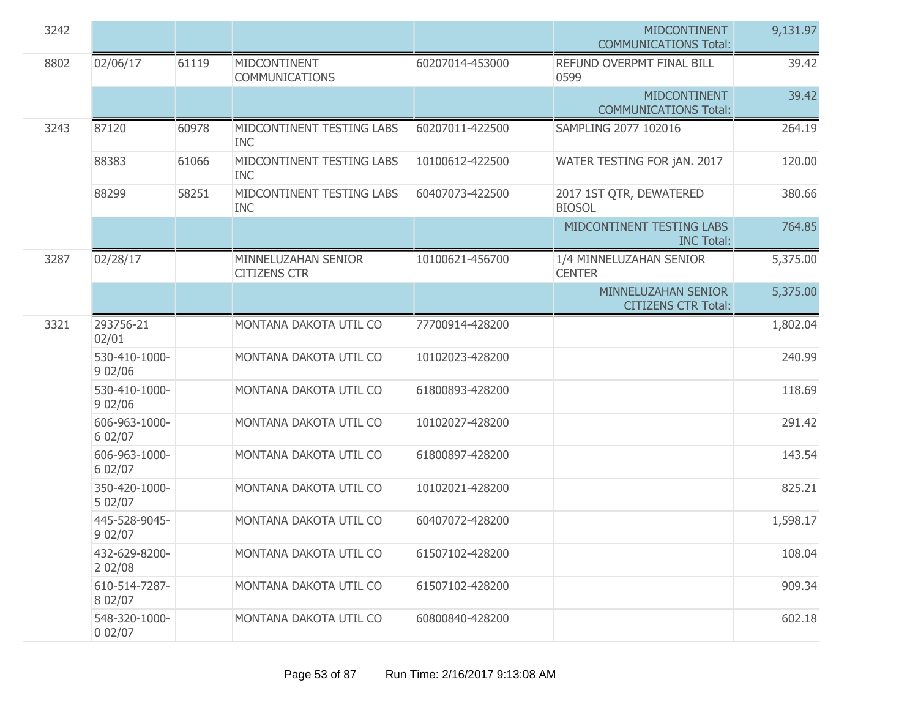| | | | | | | |
|---|---|---|---|---|---|---|
| 3242 | | | | | MIDCONTINENT COMMUNICATIONS Total: | 9,131.97 |
| 8802 | 02/06/17 | 61119 | MIDCONTINENT COMMUNICATIONS | 60207014-453000 | REFUND OVERPMT FINAL BILL 0599 | 39.42 |
| | | | | | MIDCONTINENT COMMUNICATIONS Total: | 39.42 |
| 3243 | 87120 | 60978 | MIDCONTINENT TESTING LABS INC | 60207011-422500 | SAMPLING 2077 102016 | 264.19 |
| | 88383 | 61066 | MIDCONTINENT TESTING LABS INC | 10100612-422500 | WATER TESTING FOR jAN. 2017 | 120.00 |
| | 88299 | 58251 | MIDCONTINENT TESTING LABS INC | 60407073-422500 | 2017 1ST QTR, DEWATERED BIOSOL | 380.66 |
| | | | | | MIDCONTINENT TESTING LABS INC Total: | 764.85 |
| 3287 | 02/28/17 | | MINNELUZAHAN SENIOR CITIZENS CTR | 10100621-456700 | 1/4 MINNELUZAHAN SENIOR CENTER | 5,375.00 |
| | | | | | MINNELUZAHAN SENIOR CITIZENS CTR Total: | 5,375.00 |
| 3321 | 293756-21 02/01 | | MONTANA DAKOTA UTIL CO | 77700914-428200 | | 1,802.04 |
| | 530-410-1000-9 02/06 | | MONTANA DAKOTA UTIL CO | 10102023-428200 | | 240.99 |
| | 530-410-1000-9 02/06 | | MONTANA DAKOTA UTIL CO | 61800893-428200 | | 118.69 |
| | 606-963-1000-6 02/07 | | MONTANA DAKOTA UTIL CO | 10102027-428200 | | 291.42 |
| | 606-963-1000-6 02/07 | | MONTANA DAKOTA UTIL CO | 61800897-428200 | | 143.54 |
| | 350-420-1000-5 02/07 | | MONTANA DAKOTA UTIL CO | 10102021-428200 | | 825.21 |
| | 445-528-9045-9 02/07 | | MONTANA DAKOTA UTIL CO | 60407072-428200 | | 1,598.17 |
| | 432-629-8200-2 02/08 | | MONTANA DAKOTA UTIL CO | 61507102-428200 | | 108.04 |
| | 610-514-7287-8 02/07 | | MONTANA DAKOTA UTIL CO | 61507102-428200 | | 909.34 |
| | 548-320-1000-0 02/07 | | MONTANA DAKOTA UTIL CO | 60800840-428200 | | 602.18 |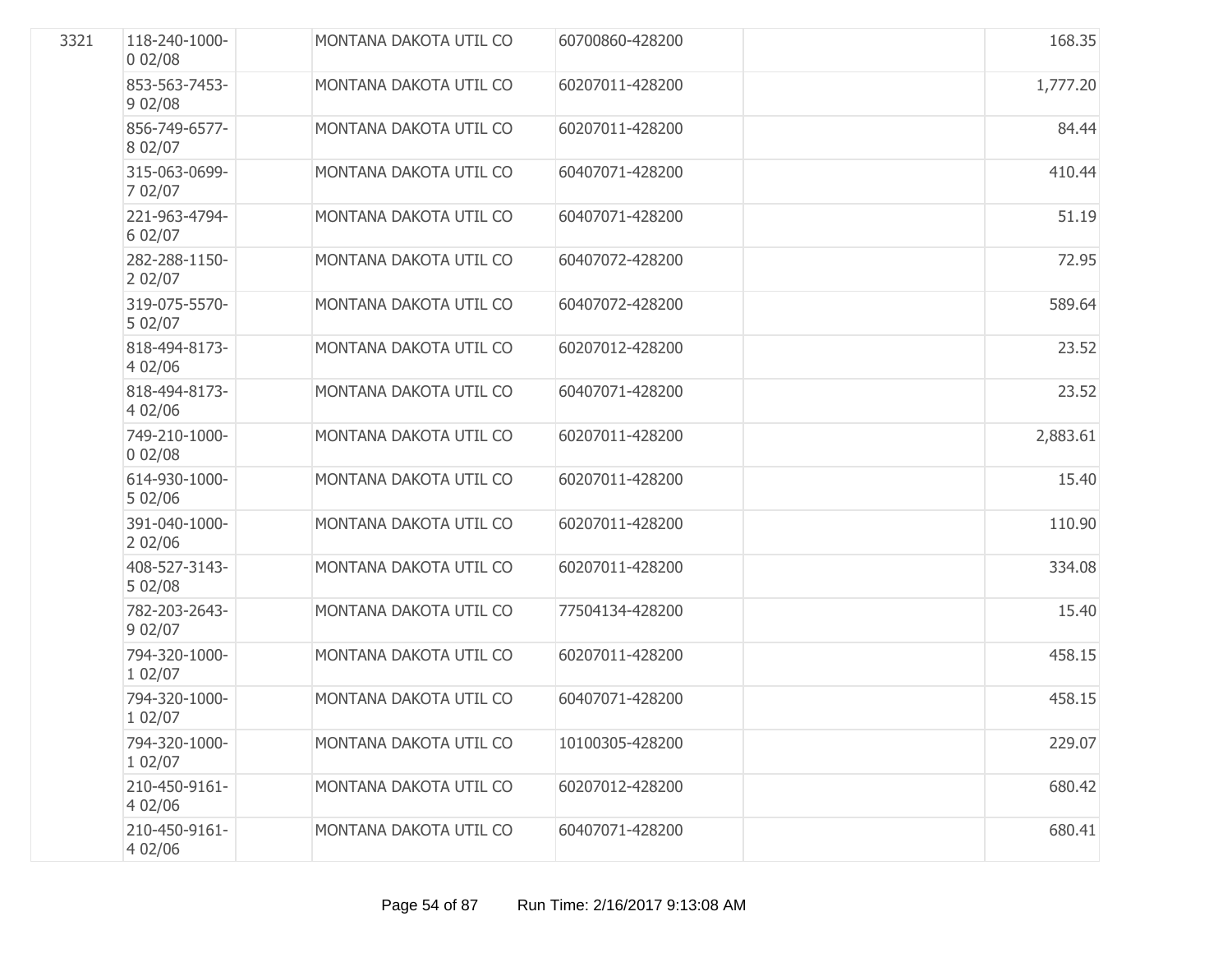| | | | | | | |
|---|---|---|---|---|---|---|
| 3321 | 118-240-1000-0 02/08 | | MONTANA DAKOTA UTIL CO | 60700860-428200 | | 168.35 |
| | 853-563-7453-9 02/08 | | MONTANA DAKOTA UTIL CO | 60207011-428200 | | 1,777.20 |
| | 856-749-6577-8 02/07 | | MONTANA DAKOTA UTIL CO | 60207011-428200 | | 84.44 |
| | 315-063-0699-7 02/07 | | MONTANA DAKOTA UTIL CO | 60407071-428200 | | 410.44 |
| | 221-963-4794-6 02/07 | | MONTANA DAKOTA UTIL CO | 60407071-428200 | | 51.19 |
| | 282-288-1150-2 02/07 | | MONTANA DAKOTA UTIL CO | 60407072-428200 | | 72.95 |
| | 319-075-5570-5 02/07 | | MONTANA DAKOTA UTIL CO | 60407072-428200 | | 589.64 |
| | 818-494-8173-4 02/06 | | MONTANA DAKOTA UTIL CO | 60207012-428200 | | 23.52 |
| | 818-494-8173-4 02/06 | | MONTANA DAKOTA UTIL CO | 60407071-428200 | | 23.52 |
| | 749-210-1000-0 02/08 | | MONTANA DAKOTA UTIL CO | 60207011-428200 | | 2,883.61 |
| | 614-930-1000-5 02/06 | | MONTANA DAKOTA UTIL CO | 60207011-428200 | | 15.40 |
| | 391-040-1000-2 02/06 | | MONTANA DAKOTA UTIL CO | 60207011-428200 | | 110.90 |
| | 408-527-3143-5 02/08 | | MONTANA DAKOTA UTIL CO | 60207011-428200 | | 334.08 |
| | 782-203-2643-9 02/07 | | MONTANA DAKOTA UTIL CO | 77504134-428200 | | 15.40 |
| | 794-320-1000-1 02/07 | | MONTANA DAKOTA UTIL CO | 60207011-428200 | | 458.15 |
| | 794-320-1000-1 02/07 | | MONTANA DAKOTA UTIL CO | 60407071-428200 | | 458.15 |
| | 794-320-1000-1 02/07 | | MONTANA DAKOTA UTIL CO | 10100305-428200 | | 229.07 |
| | 210-450-9161-4 02/06 | | MONTANA DAKOTA UTIL CO | 60207012-428200 | | 680.42 |
| | 210-450-9161-4 02/06 | | MONTANA DAKOTA UTIL CO | 60407071-428200 | | 680.41 |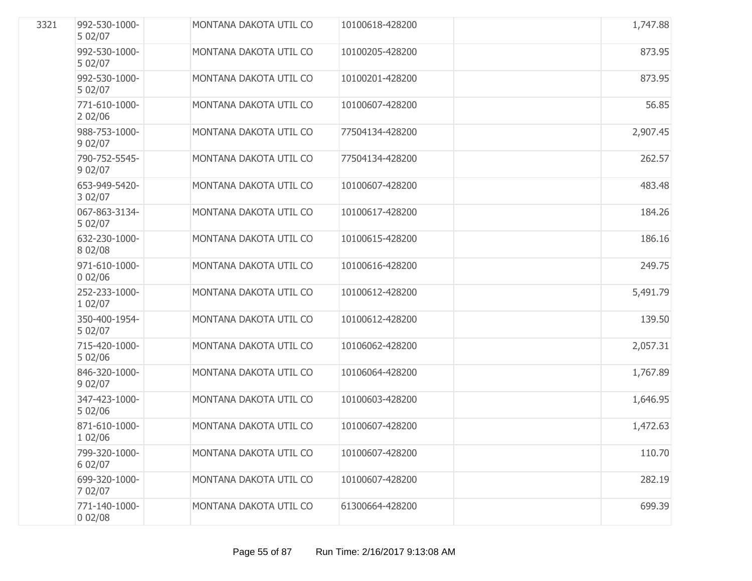| | | | | | | |
|---|---|---|---|---|---|---|
| 3321 | 992-530-1000-5 02/07 | | MONTANA DAKOTA UTIL CO | 10100618-428200 | | 1,747.88 |
| | 992-530-1000-5 02/07 | | MONTANA DAKOTA UTIL CO | 10100205-428200 | | 873.95 |
| | 992-530-1000-5 02/07 | | MONTANA DAKOTA UTIL CO | 10100201-428200 | | 873.95 |
| | 771-610-1000-2 02/06 | | MONTANA DAKOTA UTIL CO | 10100607-428200 | | 56.85 |
| | 988-753-1000-9 02/07 | | MONTANA DAKOTA UTIL CO | 77504134-428200 | | 2,907.45 |
| | 790-752-5545-9 02/07 | | MONTANA DAKOTA UTIL CO | 77504134-428200 | | 262.57 |
| | 653-949-5420-3 02/07 | | MONTANA DAKOTA UTIL CO | 10100607-428200 | | 483.48 |
| | 067-863-3134-5 02/07 | | MONTANA DAKOTA UTIL CO | 10100617-428200 | | 184.26 |
| | 632-230-1000-8 02/08 | | MONTANA DAKOTA UTIL CO | 10100615-428200 | | 186.16 |
| | 971-610-1000-0 02/06 | | MONTANA DAKOTA UTIL CO | 10100616-428200 | | 249.75 |
| | 252-233-1000-1 02/07 | | MONTANA DAKOTA UTIL CO | 10100612-428200 | | 5,491.79 |
| | 350-400-1954-5 02/07 | | MONTANA DAKOTA UTIL CO | 10100612-428200 | | 139.50 |
| | 715-420-1000-5 02/06 | | MONTANA DAKOTA UTIL CO | 10106062-428200 | | 2,057.31 |
| | 846-320-1000-9 02/07 | | MONTANA DAKOTA UTIL CO | 10106064-428200 | | 1,767.89 |
| | 347-423-1000-5 02/06 | | MONTANA DAKOTA UTIL CO | 10100603-428200 | | 1,646.95 |
| | 871-610-1000-1 02/06 | | MONTANA DAKOTA UTIL CO | 10100607-428200 | | 1,472.63 |
| | 799-320-1000-6 02/07 | | MONTANA DAKOTA UTIL CO | 10100607-428200 | | 110.70 |
| | 699-320-1000-7 02/07 | | MONTANA DAKOTA UTIL CO | 10100607-428200 | | 282.19 |
| | 771-140-1000-0 02/08 | | MONTANA DAKOTA UTIL CO | 61300664-428200 | | 699.39 |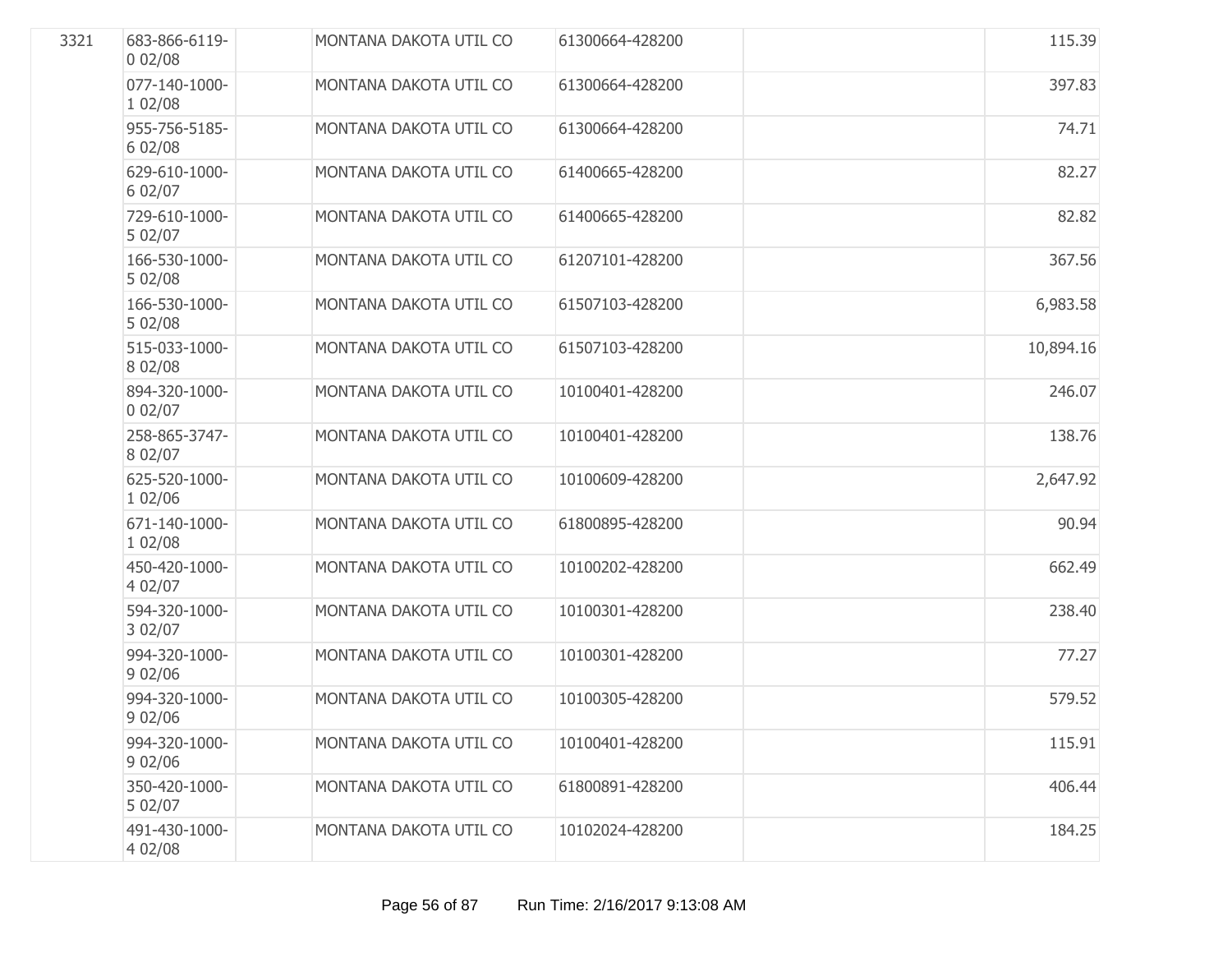| | | | | | | |
|---|---|---|---|---|---|---|
| 3321 | 683-866-6119-0 02/08 | | MONTANA DAKOTA UTIL CO | 61300664-428200 | | 115.39 |
| | 077-140-1000-1 02/08 | | MONTANA DAKOTA UTIL CO | 61300664-428200 | | 397.83 |
| | 955-756-5185-6 02/08 | | MONTANA DAKOTA UTIL CO | 61300664-428200 | | 74.71 |
| | 629-610-1000-6 02/07 | | MONTANA DAKOTA UTIL CO | 61400665-428200 | | 82.27 |
| | 729-610-1000-5 02/07 | | MONTANA DAKOTA UTIL CO | 61400665-428200 | | 82.82 |
| | 166-530-1000-5 02/08 | | MONTANA DAKOTA UTIL CO | 61207101-428200 | | 367.56 |
| | 166-530-1000-5 02/08 | | MONTANA DAKOTA UTIL CO | 61507103-428200 | | 6,983.58 |
| | 515-033-1000-8 02/08 | | MONTANA DAKOTA UTIL CO | 61507103-428200 | | 10,894.16 |
| | 894-320-1000-0 02/07 | | MONTANA DAKOTA UTIL CO | 10100401-428200 | | 246.07 |
| | 258-865-3747-8 02/07 | | MONTANA DAKOTA UTIL CO | 10100401-428200 | | 138.76 |
| | 625-520-1000-1 02/06 | | MONTANA DAKOTA UTIL CO | 10100609-428200 | | 2,647.92 |
| | 671-140-1000-1 02/08 | | MONTANA DAKOTA UTIL CO | 61800895-428200 | | 90.94 |
| | 450-420-1000-4 02/07 | | MONTANA DAKOTA UTIL CO | 10100202-428200 | | 662.49 |
| | 594-320-1000-3 02/07 | | MONTANA DAKOTA UTIL CO | 10100301-428200 | | 238.40 |
| | 994-320-1000-9 02/06 | | MONTANA DAKOTA UTIL CO | 10100301-428200 | | 77.27 |
| | 994-320-1000-9 02/06 | | MONTANA DAKOTA UTIL CO | 10100305-428200 | | 579.52 |
| | 994-320-1000-9 02/06 | | MONTANA DAKOTA UTIL CO | 10100401-428200 | | 115.91 |
| | 350-420-1000-5 02/07 | | MONTANA DAKOTA UTIL CO | 61800891-428200 | | 406.44 |
| | 491-430-1000-4 02/08 | | MONTANA DAKOTA UTIL CO | 10102024-428200 | | 184.25 |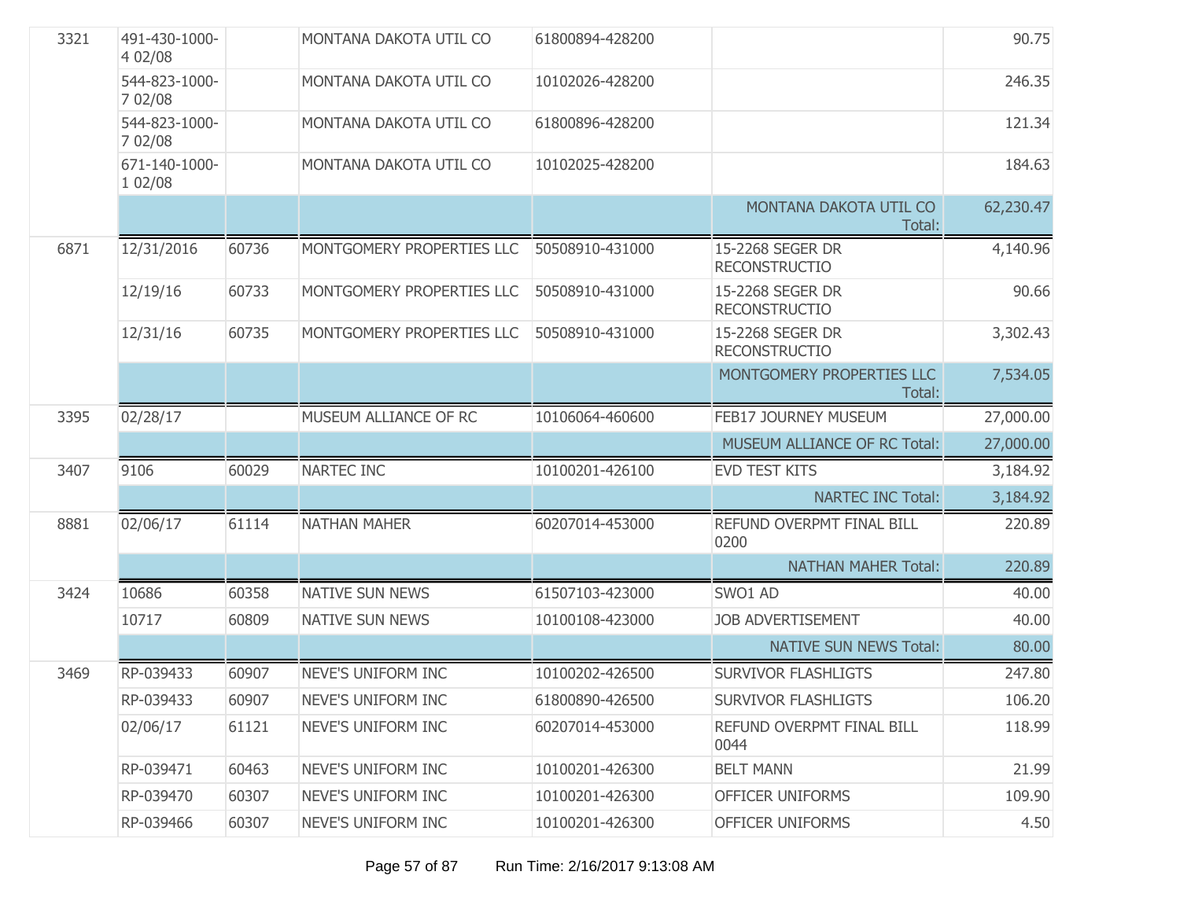| | | | | | | |
|---|---|---|---|---|---|---|
| 3321 | 491-430-1000-4 02/08 | | MONTANA DAKOTA UTIL CO | 61800894-428200 | | 90.75 |
| | 544-823-1000-7 02/08 | | MONTANA DAKOTA UTIL CO | 10102026-428200 | | 246.35 |
| | 544-823-1000-7 02/08 | | MONTANA DAKOTA UTIL CO | 61800896-428200 | | 121.34 |
| | 671-140-1000-1 02/08 | | MONTANA DAKOTA UTIL CO | 10102025-428200 | | 184.63 |
| | | | | | MONTANA DAKOTA UTIL CO Total: | 62,230.47 |
| 6871 | 12/31/2016 | 60736 | MONTGOMERY PROPERTIES LLC | 50508910-431000 | 15-2268 SEGER DR RECONSTRUCTIO | 4,140.96 |
| | 12/19/16 | 60733 | MONTGOMERY PROPERTIES LLC | 50508910-431000 | 15-2268 SEGER DR RECONSTRUCTIO | 90.66 |
| | 12/31/16 | 60735 | MONTGOMERY PROPERTIES LLC | 50508910-431000 | 15-2268 SEGER DR RECONSTRUCTIO | 3,302.43 |
| | | | | | MONTGOMERY PROPERTIES LLC Total: | 7,534.05 |
| 3395 | 02/28/17 | | MUSEUM ALLIANCE OF RC | 10106064-460600 | FEB17 JOURNEY MUSEUM | 27,000.00 |
| | | | | | MUSEUM ALLIANCE OF RC Total: | 27,000.00 |
| 3407 | 9106 | 60029 | NARTEC INC | 10100201-426100 | EVD TEST KITS | 3,184.92 |
| | | | | | NARTEC INC Total: | 3,184.92 |
| 8881 | 02/06/17 | 61114 | NATHAN MAHER | 60207014-453000 | REFUND OVERPMT FINAL BILL 0200 | 220.89 |
| | | | | | NATHAN MAHER Total: | 220.89 |
| 3424 | 10686 | 60358 | NATIVE SUN NEWS | 61507103-423000 | SWO1 AD | 40.00 |
| | 10717 | 60809 | NATIVE SUN NEWS | 10100108-423000 | JOB ADVERTISEMENT | 40.00 |
| | | | | | NATIVE SUN NEWS Total: | 80.00 |
| 3469 | RP-039433 | 60907 | NEVE'S UNIFORM INC | 10100202-426500 | SURVIVOR FLASHLIGTS | 247.80 |
| | RP-039433 | 60907 | NEVE'S UNIFORM INC | 61800890-426500 | SURVIVOR FLASHLIGTS | 106.20 |
| | 02/06/17 | 61121 | NEVE'S UNIFORM INC | 60207014-453000 | REFUND OVERPMT FINAL BILL 0044 | 118.99 |
| | RP-039471 | 60463 | NEVE'S UNIFORM INC | 10100201-426300 | BELT MANN | 21.99 |
| | RP-039470 | 60307 | NEVE'S UNIFORM INC | 10100201-426300 | OFFICER UNIFORMS | 109.90 |
| | RP-039466 | 60307 | NEVE'S UNIFORM INC | 10100201-426300 | OFFICER UNIFORMS | 4.50 |

Run Time: 2/16/2017 9:13:08 AM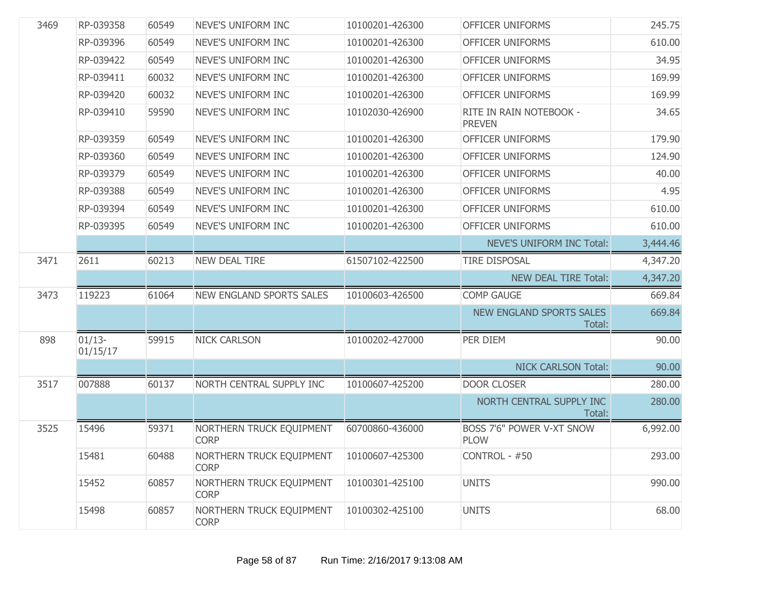| | | | | | | |
|---|---|---|---|---|---|---|
| 3469 | RP-039358 | 60549 | NEVE'S UNIFORM INC | 10100201-426300 | OFFICER UNIFORMS | 245.75 |
| | RP-039396 | 60549 | NEVE'S UNIFORM INC | 10100201-426300 | OFFICER UNIFORMS | 610.00 |
| | RP-039422 | 60549 | NEVE'S UNIFORM INC | 10100201-426300 | OFFICER UNIFORMS | 34.95 |
| | RP-039411 | 60032 | NEVE'S UNIFORM INC | 10100201-426300 | OFFICER UNIFORMS | 169.99 |
| | RP-039420 | 60032 | NEVE'S UNIFORM INC | 10100201-426300 | OFFICER UNIFORMS | 169.99 |
| | RP-039410 | 59590 | NEVE'S UNIFORM INC | 10102030-426900 | RITE IN RAIN NOTEBOOK - PREVEN | 34.65 |
| | RP-039359 | 60549 | NEVE'S UNIFORM INC | 10100201-426300 | OFFICER UNIFORMS | 179.90 |
| | RP-039360 | 60549 | NEVE'S UNIFORM INC | 10100201-426300 | OFFICER UNIFORMS | 124.90 |
| | RP-039379 | 60549 | NEVE'S UNIFORM INC | 10100201-426300 | OFFICER UNIFORMS | 40.00 |
| | RP-039388 | 60549 | NEVE'S UNIFORM INC | 10100201-426300 | OFFICER UNIFORMS | 4.95 |
| | RP-039394 | 60549 | NEVE'S UNIFORM INC | 10100201-426300 | OFFICER UNIFORMS | 610.00 |
| | RP-039395 | 60549 | NEVE'S UNIFORM INC | 10100201-426300 | OFFICER UNIFORMS | 610.00 |
| | | | | | NEVE'S UNIFORM INC Total: | 3,444.46 |
| 3471 | 2611 | 60213 | NEW DEAL TIRE | 61507102-422500 | TIRE DISPOSAL | 4,347.20 |
| | | | | | NEW DEAL TIRE Total: | 4,347.20 |
| 3473 | 119223 | 61064 | NEW ENGLAND SPORTS SALES | 10100603-426500 | COMP GAUGE | 669.84 |
| | | | | | NEW ENGLAND SPORTS SALES Total: | 669.84 |
| 898 | 01/13-01/15/17 | 59915 | NICK CARLSON | 10100202-427000 | PER DIEM | 90.00 |
| | | | | | NICK CARLSON Total: | 90.00 |
| 3517 | 007888 | 60137 | NORTH CENTRAL SUPPLY INC | 10100607-425200 | DOOR CLOSER | 280.00 |
| | | | | | NORTH CENTRAL SUPPLY INC Total: | 280.00 |
| 3525 | 15496 | 59371 | NORTHERN TRUCK EQUIPMENT CORP | 60700860-436000 | BOSS 7'6" POWER V-XT SNOW PLOW | 6,992.00 |
| | 15481 | 60488 | NORTHERN TRUCK EQUIPMENT CORP | 10100607-425300 | CONTROL - #50 | 293.00 |
| | 15452 | 60857 | NORTHERN TRUCK EQUIPMENT CORP | 10100301-425100 | UNITS | 990.00 |
| | 15498 | 60857 | NORTHERN TRUCK EQUIPMENT CORP | 10100302-425100 | UNITS | 68.00 |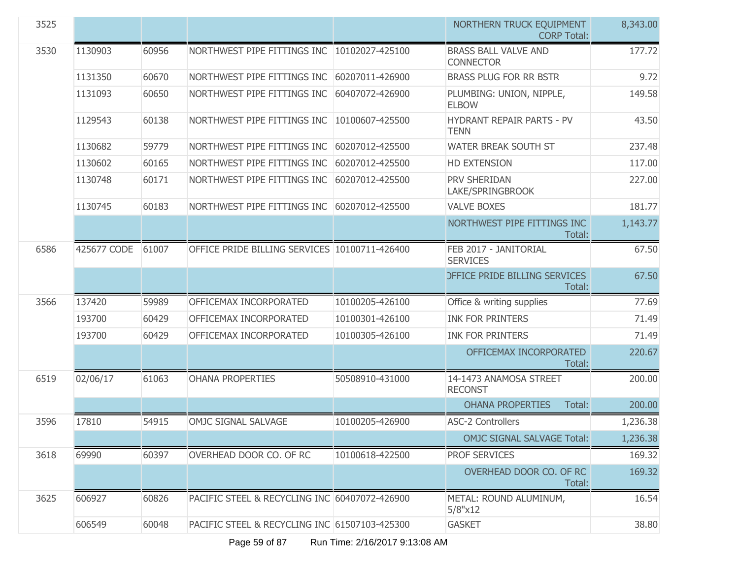| | | | | | | |
|---|---|---|---|---|---|---|
| 3525 | | | | | NORTHERN TRUCK EQUIPMENT CORP Total: | 8,343.00 |
| 3530 | 1130903 | 60956 | NORTHWEST PIPE FITTINGS INC | 10102027-425100 | BRASS BALL VALVE AND CONNECTOR | 177.72 |
| | 1131350 | 60670 | NORTHWEST PIPE FITTINGS INC | 60207011-426900 | BRASS PLUG FOR RR BSTR | 9.72 |
| | 1131093 | 60650 | NORTHWEST PIPE FITTINGS INC | 60407072-426900 | PLUMBING: UNION, NIPPLE, ELBOW | 149.58 |
| | 1129543 | 60138 | NORTHWEST PIPE FITTINGS INC | 10100607-425500 | HYDRANT REPAIR PARTS - PV TENN | 43.50 |
| | 1130682 | 59779 | NORTHWEST PIPE FITTINGS INC | 60207012-425500 | WATER BREAK SOUTH ST | 237.48 |
| | 1130602 | 60165 | NORTHWEST PIPE FITTINGS INC | 60207012-425500 | HD EXTENSION | 117.00 |
| | 1130748 | 60171 | NORTHWEST PIPE FITTINGS INC | 60207012-425500 | PRV SHERIDAN LAKE/SPRINGBROOK | 227.00 |
| | 1130745 | 60183 | NORTHWEST PIPE FITTINGS INC | 60207012-425500 | VALVE BOXES | 181.77 |
| | | | | | NORTHWEST PIPE FITTINGS INC Total: | 1,143.77 |
| 6586 | 425677 CODE | 61007 | OFFICE PRIDE BILLING SERVICES | 10100711-426400 | FEB 2017 - JANITORIAL SERVICES | 67.50 |
| | | | | | OFFICE PRIDE BILLING SERVICES Total: | 67.50 |
| 3566 | 137420 | 59989 | OFFICEMAX INCORPORATED | 10100205-426100 | Office & writing supplies | 77.69 |
| | 193700 | 60429 | OFFICEMAX INCORPORATED | 10100301-426100 | INK FOR PRINTERS | 71.49 |
| | 193700 | 60429 | OFFICEMAX INCORPORATED | 10100305-426100 | INK FOR PRINTERS | 71.49 |
| | | | | | OFFICEMAX INCORPORATED Total: | 220.67 |
| 6519 | 02/06/17 | 61063 | OHANA PROPERTIES | 50508910-431000 | 14-1473 ANAMOSA STREET RECONST | 200.00 |
| | | | | | OHANA PROPERTIES Total: | 200.00 |
| 3596 | 17810 | 54915 | OMJC SIGNAL SALVAGE | 10100205-426900 | ASC-2 Controllers | 1,236.38 |
| | | | | | OMJC SIGNAL SALVAGE Total: | 1,236.38 |
| 3618 | 69990 | 60397 | OVERHEAD DOOR CO. OF RC | 10100618-422500 | PROF SERVICES | 169.32 |
| | | | | | OVERHEAD DOOR CO. OF RC Total: | 169.32 |
| 3625 | 606927 | 60826 | PACIFIC STEEL & RECYCLING INC | 60407072-426900 | METAL: ROUND ALUMINUM, 5/8"x12 | 16.54 |
| | 606549 | 60048 | PACIFIC STEEL & RECYCLING INC | 61507103-425300 | GASKET | 38.80 |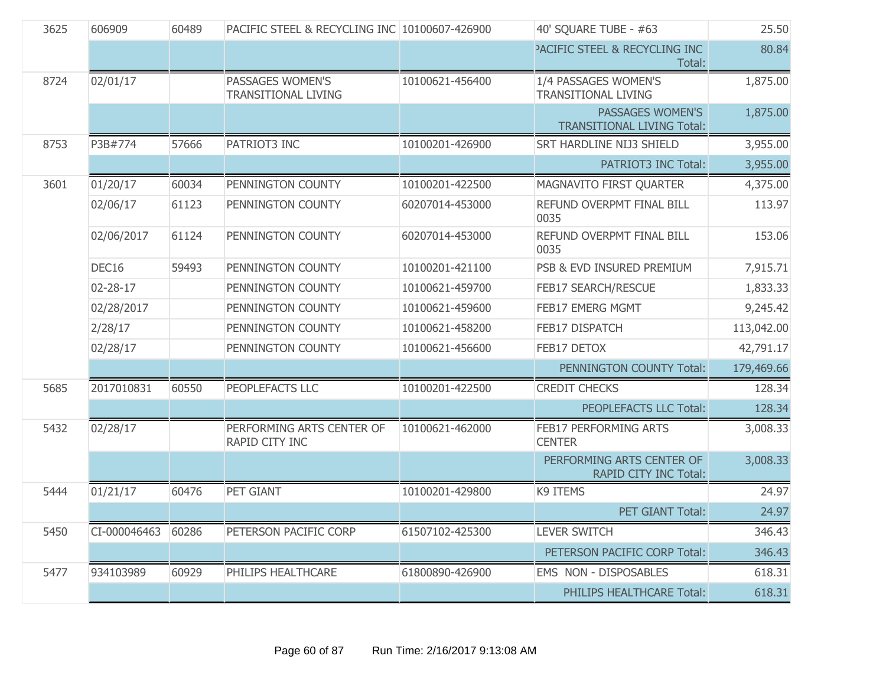| | | | | | | |
|---|---|---|---|---|---|---|
| 3625 | 606909 | 60489 | PACIFIC STEEL & RECYCLING INC | 10100607-426900 | 40' SQUARE TUBE - #63 | 25.50 |
| | | | | | PACIFIC STEEL & RECYCLING INC Total: | 80.84 |
| 8724 | 02/01/17 | | PASSAGES WOMEN'S TRANSITIONAL LIVING | 10100621-456400 | 1/4 PASSAGES WOMEN'S TRANSITIONAL LIVING | 1,875.00 |
| | | | | | PASSAGES WOMEN'S TRANSITIONAL LIVING Total: | 1,875.00 |
| 8753 | P3B#774 | 57666 | PATRIOT3 INC | 10100201-426900 | SRT HARDLINE NIJ3 SHIELD | 3,955.00 |
| | | | | | PATRIOT3 INC Total: | 3,955.00 |
| 3601 | 01/20/17 | 60034 | PENNINGTON COUNTY | 10100201-422500 | MAGNAVITO FIRST QUARTER | 4,375.00 |
| | 02/06/17 | 61123 | PENNINGTON COUNTY | 60207014-453000 | REFUND OVERPMT FINAL BILL 0035 | 113.97 |
| | 02/06/2017 | 61124 | PENNINGTON COUNTY | 60207014-453000 | REFUND OVERPMT FINAL BILL 0035 | 153.06 |
| | DEC16 | 59493 | PENNINGTON COUNTY | 10100201-421100 | PSB & EVD INSURED PREMIUM | 7,915.71 |
| | 02-28-17 | | PENNINGTON COUNTY | 10100621-459700 | FEB17 SEARCH/RESCUE | 1,833.33 |
| | 02/28/2017 | | PENNINGTON COUNTY | 10100621-459600 | FEB17 EMERG MGMT | 9,245.42 |
| | 2/28/17 | | PENNINGTON COUNTY | 10100621-458200 | FEB17 DISPATCH | 113,042.00 |
| | 02/28/17 | | PENNINGTON COUNTY | 10100621-456600 | FEB17 DETOX | 42,791.17 |
| | | | | | PENNINGTON COUNTY Total: | 179,469.66 |
| 5685 | 2017010831 | 60550 | PEOPLEFACTS LLC | 10100201-422500 | CREDIT CHECKS | 128.34 |
| | | | | | PEOPLEFACTS LLC Total: | 128.34 |
| 5432 | 02/28/17 | | PERFORMING ARTS CENTER OF RAPID CITY INC | 10100621-462000 | FEB17 PERFORMING ARTS CENTER | 3,008.33 |
| | | | | | PERFORMING ARTS CENTER OF RAPID CITY INC Total: | 3,008.33 |
| 5444 | 01/21/17 | 60476 | PET GIANT | 10100201-429800 | K9 ITEMS | 24.97 |
| | | | | | PET GIANT Total: | 24.97 |
| 5450 | CI-000046463 | 60286 | PETERSON PACIFIC CORP | 61507102-425300 | LEVER SWITCH | 346.43 |
| | | | | | PETERSON PACIFIC CORP Total: | 346.43 |
| 5477 | 934103989 | 60929 | PHILIPS HEALTHCARE | 61800890-426900 | EMS NON - DISPOSABLES | 618.31 |
| | | | | | PHILIPS HEALTHCARE Total: | 618.31 |

Run Time: 2/16/2017 9:13:08 AM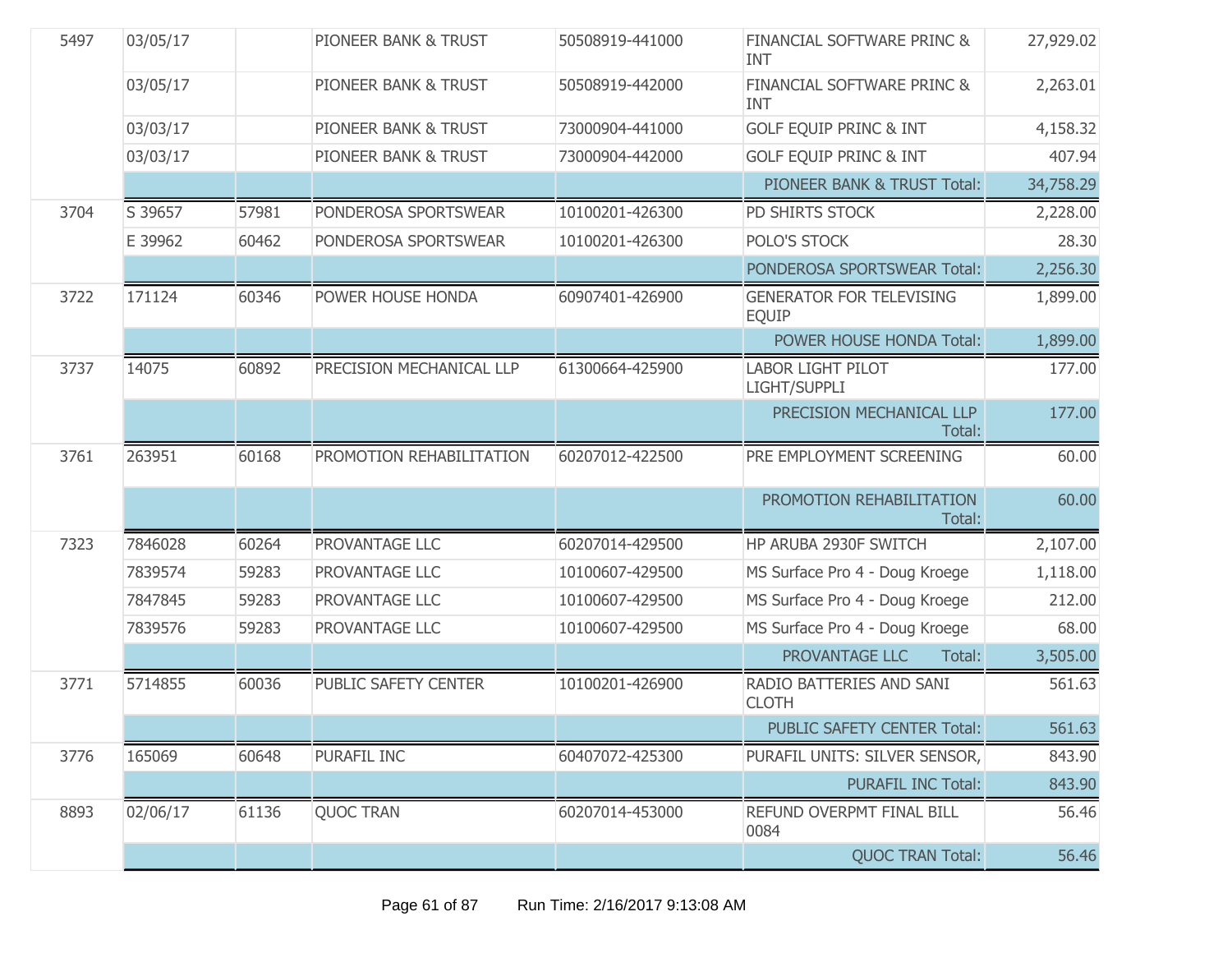| | | | | | | |
|---|---|---|---|---|---|---|
| 5497 | 03/05/17 | | PIONEER BANK & TRUST | 50508919-441000 | FINANCIAL SOFTWARE PRINC & INT | 27,929.02 |
| | 03/05/17 | | PIONEER BANK & TRUST | 50508919-442000 | FINANCIAL SOFTWARE PRINC & INT | 2,263.01 |
| | 03/03/17 | | PIONEER BANK & TRUST | 73000904-441000 | GOLF EQUIP PRINC & INT | 4,158.32 |
| | 03/03/17 | | PIONEER BANK & TRUST | 73000904-442000 | GOLF EQUIP PRINC & INT | 407.94 |
| | | | | | PIONEER BANK & TRUST Total: | 34,758.29 |
| 3704 | S 39657 | 57981 | PONDEROSA SPORTSWEAR | 10100201-426300 | PD SHIRTS STOCK | 2,228.00 |
| | E 39962 | 60462 | PONDEROSA SPORTSWEAR | 10100201-426300 | POLO'S STOCK | 28.30 |
| | | | | | PONDEROSA SPORTSWEAR Total: | 2,256.30 |
| 3722 | 171124 | 60346 | POWER HOUSE HONDA | 60907401-426900 | GENERATOR FOR TELEVISING EQUIP | 1,899.00 |
| | | | | | POWER HOUSE HONDA Total: | 1,899.00 |
| 3737 | 14075 | 60892 | PRECISION MECHANICAL LLP | 61300664-425900 | LABOR LIGHT PILOT LIGHT/SUPPLI | 177.00 |
| | | | | | PRECISION MECHANICAL LLP Total: | 177.00 |
| 3761 | 263951 | 60168 | PROMOTION REHABILITATION | 60207012-422500 | PRE EMPLOYMENT SCREENING | 60.00 |
| | | | | | PROMOTION REHABILITATION Total: | 60.00 |
| 7323 | 7846028 | 60264 | PROVANTAGE LLC | 60207014-429500 | HP ARUBA 2930F SWITCH | 2,107.00 |
| | 7839574 | 59283 | PROVANTAGE LLC | 10100607-429500 | MS Surface Pro 4 - Doug Kroege | 1,118.00 |
| | 7847845 | 59283 | PROVANTAGE LLC | 10100607-429500 | MS Surface Pro 4 - Doug Kroege | 212.00 |
| | 7839576 | 59283 | PROVANTAGE LLC | 10100607-429500 | MS Surface Pro 4 - Doug Kroege | 68.00 |
| | | | | | PROVANTAGE LLC Total: | 3,505.00 |
| 3771 | 5714855 | 60036 | PUBLIC SAFETY CENTER | 10100201-426900 | RADIO BATTERIES AND SANI CLOTH | 561.63 |
| | | | | | PUBLIC SAFETY CENTER Total: | 561.63 |
| 3776 | 165069 | 60648 | PURAFIL INC | 60407072-425300 | PURAFIL UNITS: SILVER SENSOR, | 843.90 |
| | | | | | PURAFIL INC Total: | 843.90 |
| 8893 | 02/06/17 | 61136 | QUOC TRAN | 60207014-453000 | REFUND OVERPMT FINAL BILL 0084 | 56.46 |
| | | | | | QUOC TRAN Total: | 56.46 |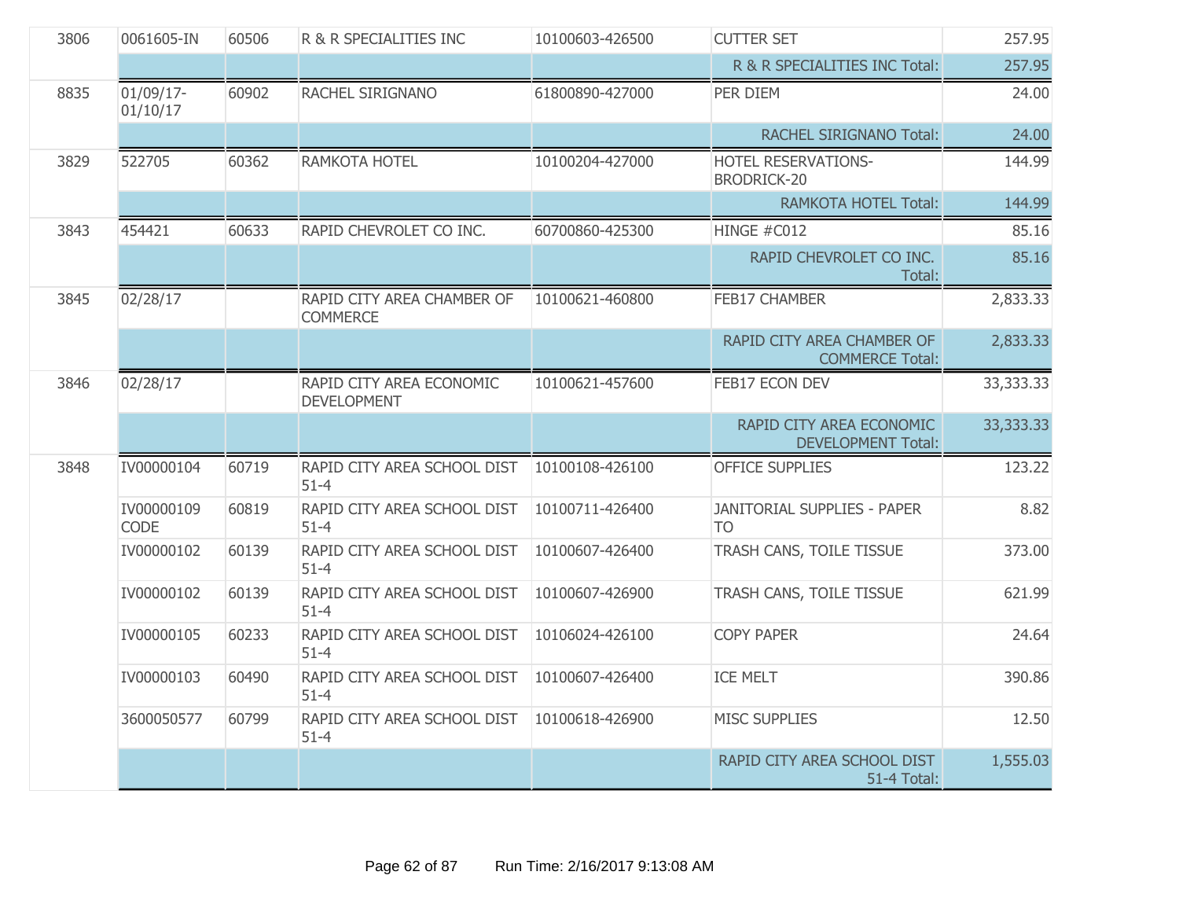| | | | | | | |
|---|---|---|---|---|---|---|
| 3806 | 0061605-IN | 60506 | R & R SPECIALITIES INC | 10100603-426500 | CUTTER SET | 257.95 |
| | | | | | R & R SPECIALITIES INC Total: | 257.95 |
| 8835 | 01/09/17-01/10/17 | 60902 | RACHEL SIRIGNANO | 61800890-427000 | PER DIEM | 24.00 |
| | | | | | RACHEL SIRIGNANO Total: | 24.00 |
| 3829 | 522705 | 60362 | RAMKOTA HOTEL | 10100204-427000 | HOTEL RESERVATIONS-BRODRICK-20 | 144.99 |
| | | | | | RAMKOTA HOTEL Total: | 144.99 |
| 3843 | 454421 | 60633 | RAPID CHEVROLET CO INC. | 60700860-425300 | HINGE #C012 | 85.16 |
| | | | | | RAPID CHEVROLET CO INC. Total: | 85.16 |
| 3845 | 02/28/17 | | RAPID CITY AREA CHAMBER OF COMMERCE | 10100621-460800 | FEB17 CHAMBER | 2,833.33 |
| | | | | | RAPID CITY AREA CHAMBER OF COMMERCE Total: | 2,833.33 |
| 3846 | 02/28/17 | | RAPID CITY AREA ECONOMIC DEVELOPMENT | 10100621-457600 | FEB17 ECON DEV | 33,333.33 |
| | | | | | RAPID CITY AREA ECONOMIC DEVELOPMENT Total: | 33,333.33 |
| 3848 | IV00000104 | 60719 | RAPID CITY AREA SCHOOL DIST 51-4 | 10100108-426100 | OFFICE SUPPLIES | 123.22 |
| | IV00000109 CODE | 60819 | RAPID CITY AREA SCHOOL DIST 51-4 | 10100711-426400 | JANITORIAL SUPPLIES - PAPER TO | 8.82 |
| | IV00000102 | 60139 | RAPID CITY AREA SCHOOL DIST 51-4 | 10100607-426400 | TRASH CANS, TOILE TISSUE | 373.00 |
| | IV00000102 | 60139 | RAPID CITY AREA SCHOOL DIST 51-4 | 10100607-426900 | TRASH CANS, TOILE TISSUE | 621.99 |
| | IV00000105 | 60233 | RAPID CITY AREA SCHOOL DIST 51-4 | 10106024-426100 | COPY PAPER | 24.64 |
| | IV00000103 | 60490 | RAPID CITY AREA SCHOOL DIST 51-4 | 10100607-426400 | ICE MELT | 390.86 |
| | 3600050577 | 60799 | RAPID CITY AREA SCHOOL DIST 51-4 | 10100618-426900 | MISC SUPPLIES | 12.50 |
| | | | | | RAPID CITY AREA SCHOOL DIST 51-4 Total: | 1,555.03 |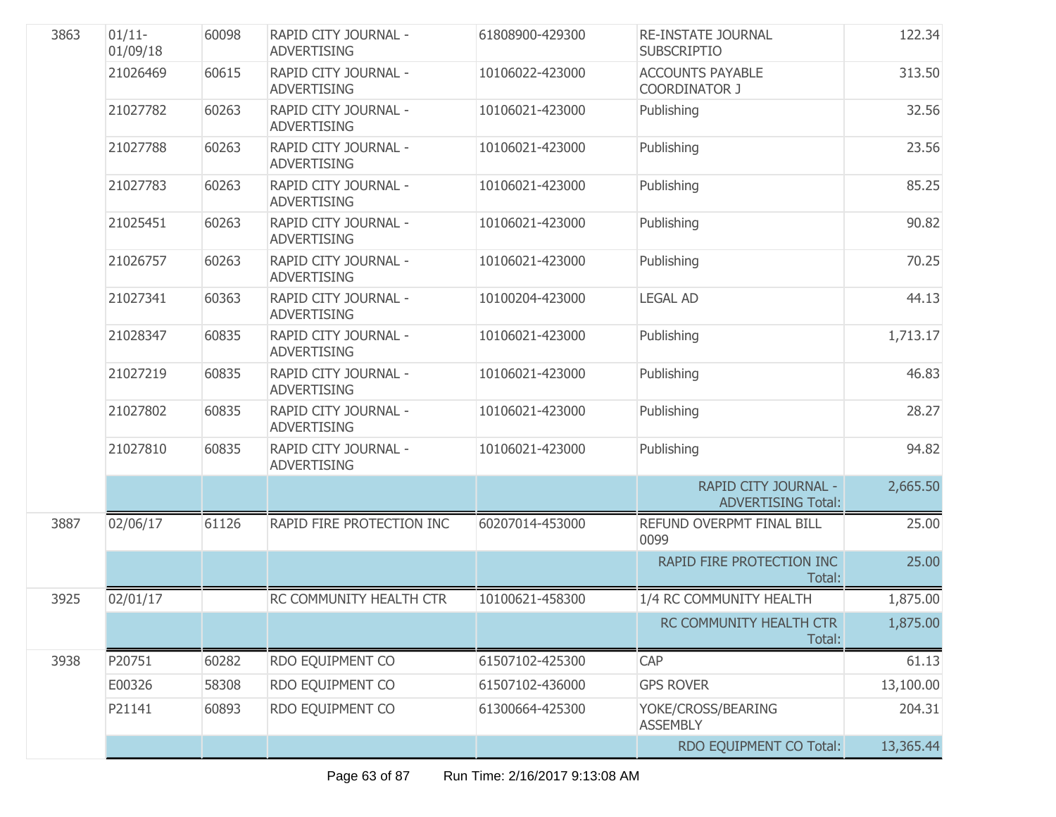| | | | | | | |
|---|---|---|---|---|---|---|
| 3863 | 01/11-01/09/18 | 60098 | RAPID CITY JOURNAL - ADVERTISING | 61808900-429300 | RE-INSTATE JOURNAL SUBSCRIPTIO | 122.34 |
| | 21026469 | 60615 | RAPID CITY JOURNAL - ADVERTISING | 10106022-423000 | ACCOUNTS PAYABLE COORDINATOR J | 313.50 |
| | 21027782 | 60263 | RAPID CITY JOURNAL - ADVERTISING | 10106021-423000 | Publishing | 32.56 |
| | 21027788 | 60263 | RAPID CITY JOURNAL - ADVERTISING | 10106021-423000 | Publishing | 23.56 |
| | 21027783 | 60263 | RAPID CITY JOURNAL - ADVERTISING | 10106021-423000 | Publishing | 85.25 |
| | 21025451 | 60263 | RAPID CITY JOURNAL - ADVERTISING | 10106021-423000 | Publishing | 90.82 |
| | 21026757 | 60263 | RAPID CITY JOURNAL - ADVERTISING | 10106021-423000 | Publishing | 70.25 |
| | 21027341 | 60363 | RAPID CITY JOURNAL - ADVERTISING | 10100204-423000 | LEGAL AD | 44.13 |
| | 21028347 | 60835 | RAPID CITY JOURNAL - ADVERTISING | 10106021-423000 | Publishing | 1,713.17 |
| | 21027219 | 60835 | RAPID CITY JOURNAL - ADVERTISING | 10106021-423000 | Publishing | 46.83 |
| | 21027802 | 60835 | RAPID CITY JOURNAL - ADVERTISING | 10106021-423000 | Publishing | 28.27 |
| | 21027810 | 60835 | RAPID CITY JOURNAL - ADVERTISING | 10106021-423000 | Publishing | 94.82 |
| | | | | | RAPID CITY JOURNAL - ADVERTISING Total: | 2,665.50 |
| 3887 | 02/06/17 | 61126 | RAPID FIRE PROTECTION INC | 60207014-453000 | REFUND OVERPMT FINAL BILL 0099 | 25.00 |
| | | | | | RAPID FIRE PROTECTION INC Total: | 25.00 |
| 3925 | 02/01/17 | | RC COMMUNITY HEALTH CTR | 10100621-458300 | 1/4 RC COMMUNITY HEALTH | 1,875.00 |
| | | | | | RC COMMUNITY HEALTH CTR Total: | 1,875.00 |
| 3938 | P20751 | 60282 | RDO EQUIPMENT CO | 61507102-425300 | CAP | 61.13 |
| | E00326 | 58308 | RDO EQUIPMENT CO | 61507102-436000 | GPS ROVER | 13,100.00 |
| | P21141 | 60893 | RDO EQUIPMENT CO | 61300664-425300 | YOKE/CROSS/BEARING ASSEMBLY | 204.31 |
| | | | | | RDO EQUIPMENT CO Total: | 13,365.44 |

Run Time: 2/16/2017 9:13:08 AM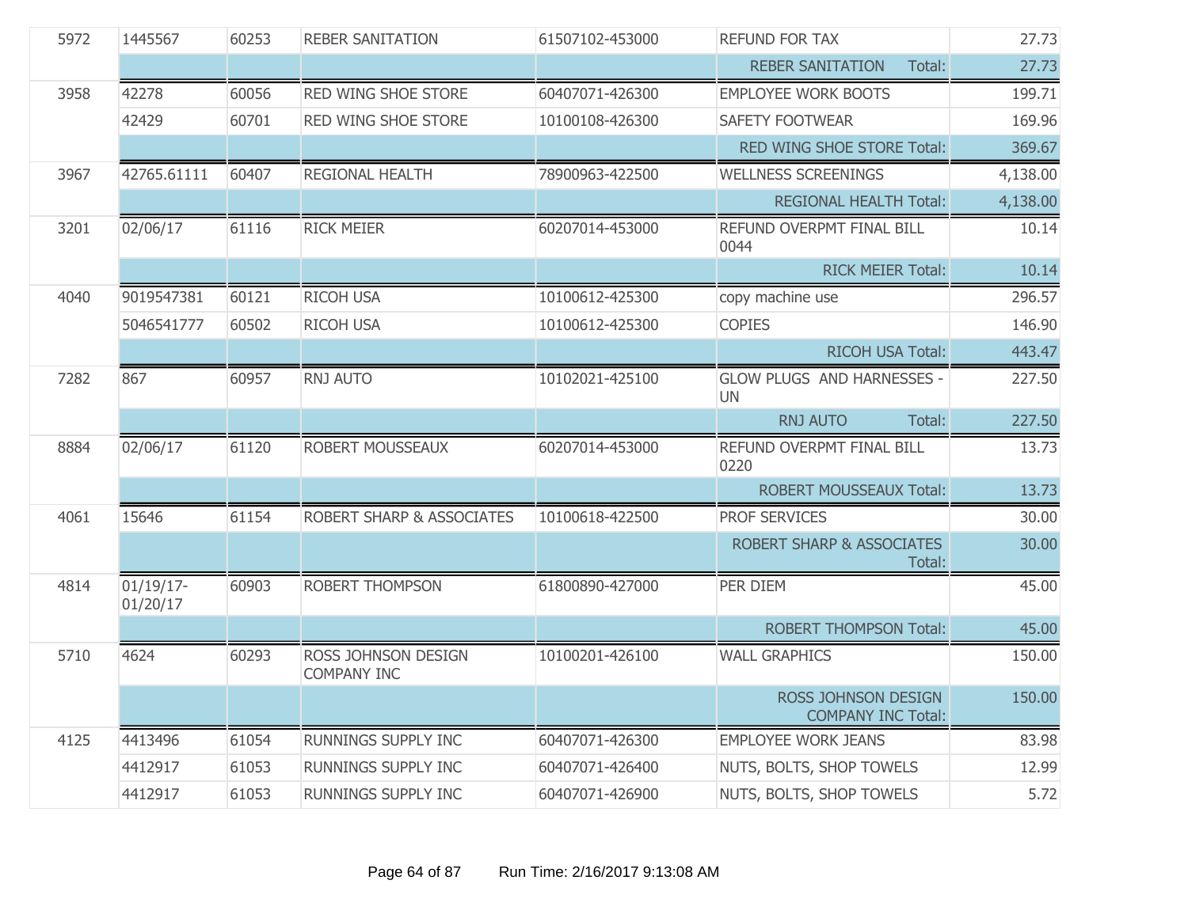| | | | | | | |
|---|---|---|---|---|---|---|
| 5972 | 1445567 | 60253 | REBER SANITATION | 61507102-453000 | REFUND FOR TAX | 27.73 |
| | | | | | REBER SANITATION Total: | 27.73 |
| 3958 | 42278 | 60056 | RED WING SHOE STORE | 60407071-426300 | EMPLOYEE WORK BOOTS | 199.71 |
| | 42429 | 60701 | RED WING SHOE STORE | 10100108-426300 | SAFETY FOOTWEAR | 169.96 |
| | | | | | RED WING SHOE STORE Total: | 369.67 |
| 3967 | 42765.61111 | 60407 | REGIONAL HEALTH | 78900963-422500 | WELLNESS SCREENINGS | 4,138.00 |
| | | | | | REGIONAL HEALTH Total: | 4,138.00 |
| 3201 | 02/06/17 | 61116 | RICK MEIER | 60207014-453000 | REFUND OVERPMT FINAL BILL 0044 | 10.14 |
| | | | | | RICK MEIER Total: | 10.14 |
| 4040 | 9019547381 | 60121 | RICOH USA | 10100612-425300 | copy machine use | 296.57 |
| | 5046541777 | 60502 | RICOH USA | 10100612-425300 | COPIES | 146.90 |
| | | | | | RICOH USA Total: | 443.47 |
| 7282 | 867 | 60957 | RNJ AUTO | 10102021-425100 | GLOW PLUGS AND HARNESSES - UN | 227.50 |
| | | | | | RNJ AUTO Total: | 227.50 |
| 8884 | 02/06/17 | 61120 | ROBERT MOUSSEAUX | 60207014-453000 | REFUND OVERPMT FINAL BILL 0220 | 13.73 |
| | | | | | ROBERT MOUSSEAUX Total: | 13.73 |
| 4061 | 15646 | 61154 | ROBERT SHARP & ASSOCIATES | 10100618-422500 | PROF SERVICES | 30.00 |
| | | | | | ROBERT SHARP & ASSOCIATES Total: | 30.00 |
| 4814 | 01/19/17-01/20/17 | 60903 | ROBERT THOMPSON | 61800890-427000 | PER DIEM | 45.00 |
| | | | | | ROBERT THOMPSON Total: | 45.00 |
| 5710 | 4624 | 60293 | ROSS JOHNSON DESIGN COMPANY INC | 10100201-426100 | WALL GRAPHICS | 150.00 |
| | | | | | ROSS JOHNSON DESIGN COMPANY INC Total: | 150.00 |
| 4125 | 4413496 | 61054 | RUNNINGS SUPPLY INC | 60407071-426300 | EMPLOYEE WORK JEANS | 83.98 |
| | 4412917 | 61053 | RUNNINGS SUPPLY INC | 60407071-426400 | NUTS, BOLTS, SHOP TOWELS | 12.99 |
| | 4412917 | 61053 | RUNNINGS SUPPLY INC | 60407071-426900 | NUTS, BOLTS, SHOP TOWELS | 5.72 |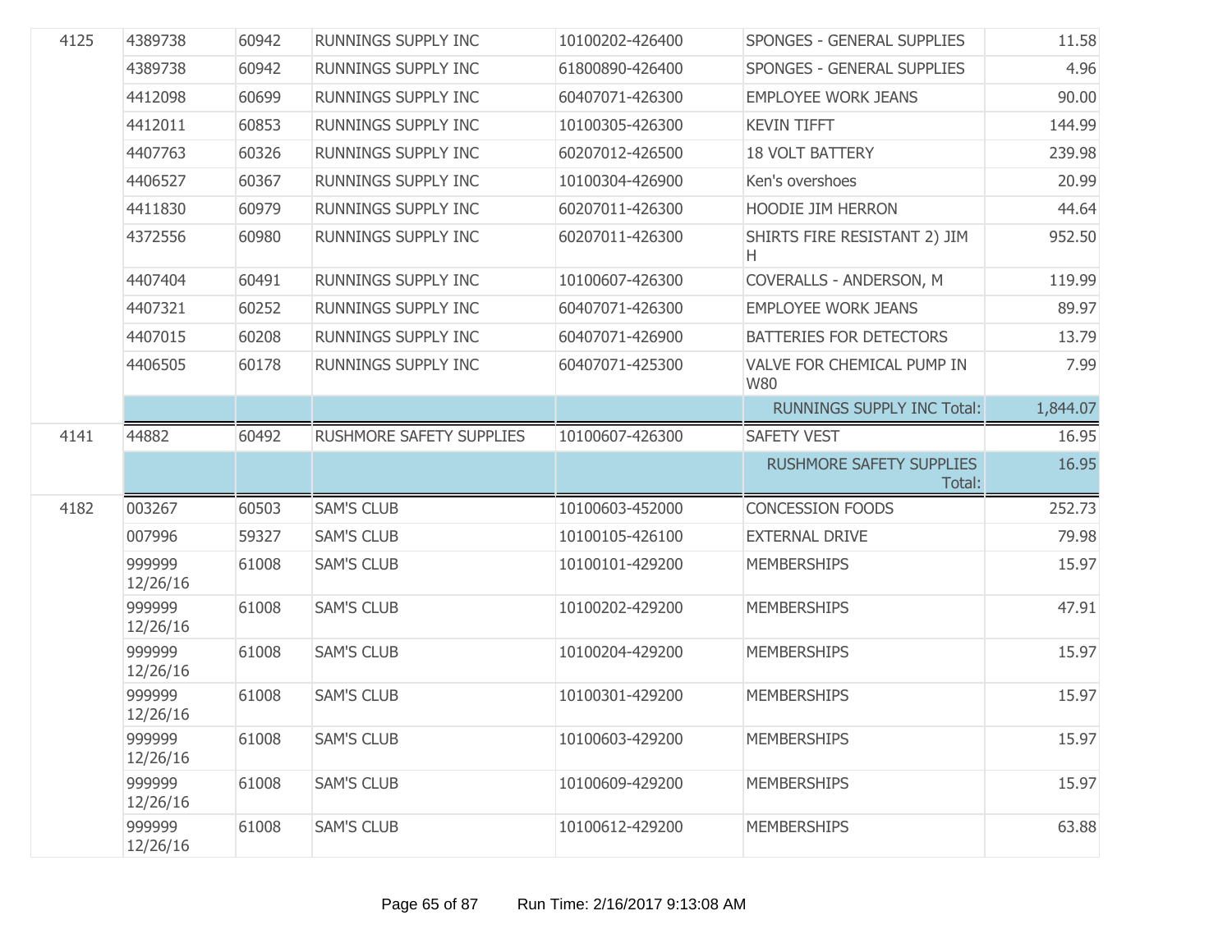| | | | | | | |
|---|---|---|---|---|---|---|
| 4125 | 4389738 | 60942 | RUNNINGS SUPPLY INC | 10100202-426400 | SPONGES - GENERAL SUPPLIES | 11.58 |
| | 4389738 | 60942 | RUNNINGS SUPPLY INC | 61800890-426400 | SPONGES - GENERAL SUPPLIES | 4.96 |
| | 4412098 | 60699 | RUNNINGS SUPPLY INC | 60407071-426300 | EMPLOYEE WORK JEANS | 90.00 |
| | 4412011 | 60853 | RUNNINGS SUPPLY INC | 10100305-426300 | KEVIN TIFFT | 144.99 |
| | 4407763 | 60326 | RUNNINGS SUPPLY INC | 60207012-426500 | 18 VOLT BATTERY | 239.98 |
| | 4406527 | 60367 | RUNNINGS SUPPLY INC | 10100304-426900 | Ken's overshoes | 20.99 |
| | 4411830 | 60979 | RUNNINGS SUPPLY INC | 60207011-426300 | HOODIE JIM HERRON | 44.64 |
| | 4372556 | 60980 | RUNNINGS SUPPLY INC | 60207011-426300 | SHIRTS FIRE RESISTANT 2) JIM H | 952.50 |
| | 4407404 | 60491 | RUNNINGS SUPPLY INC | 10100607-426300 | COVERALLS - ANDERSON, M | 119.99 |
| | 4407321 | 60252 | RUNNINGS SUPPLY INC | 60407071-426300 | EMPLOYEE WORK JEANS | 89.97 |
| | 4407015 | 60208 | RUNNINGS SUPPLY INC | 60407071-426900 | BATTERIES FOR DETECTORS | 13.79 |
| | 4406505 | 60178 | RUNNINGS SUPPLY INC | 60407071-425300 | VALVE FOR CHEMICAL PUMP IN W80 | 7.99 |
| | | | | | RUNNINGS SUPPLY INC Total: | 1,844.07 |
| 4141 | 44882 | 60492 | RUSHMORE SAFETY SUPPLIES | 10100607-426300 | SAFETY VEST | 16.95 |
| | | | | | RUSHMORE SAFETY SUPPLIES Total: | 16.95 |
| 4182 | 003267 | 60503 | SAM'S CLUB | 10100603-452000 | CONCESSION FOODS | 252.73 |
| | 007996 | 59327 | SAM'S CLUB | 10100105-426100 | EXTERNAL DRIVE | 79.98 |
| | 999999 12/26/16 | 61008 | SAM'S CLUB | 10100101-429200 | MEMBERSHIPS | 15.97 |
| | 999999 12/26/16 | 61008 | SAM'S CLUB | 10100202-429200 | MEMBERSHIPS | 47.91 |
| | 999999 12/26/16 | 61008 | SAM'S CLUB | 10100204-429200 | MEMBERSHIPS | 15.97 |
| | 999999 12/26/16 | 61008 | SAM'S CLUB | 10100301-429200 | MEMBERSHIPS | 15.97 |
| | 999999 12/26/16 | 61008 | SAM'S CLUB | 10100603-429200 | MEMBERSHIPS | 15.97 |
| | 999999 12/26/16 | 61008 | SAM'S CLUB | 10100609-429200 | MEMBERSHIPS | 15.97 |
| | 999999 12/26/16 | 61008 | SAM'S CLUB | 10100612-429200 | MEMBERSHIPS | 63.88 |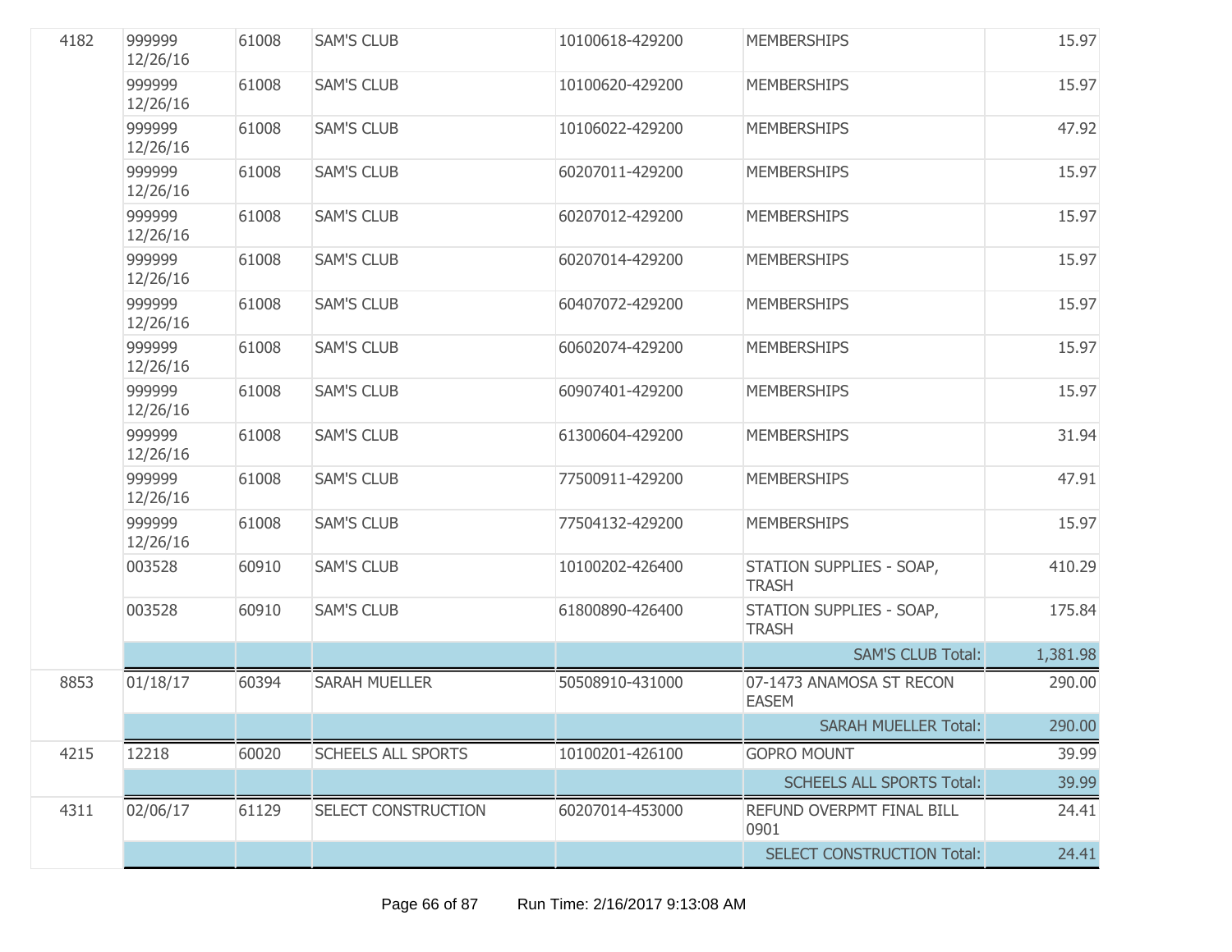| | | | | | | |
|---|---|---|---|---|---|---|
| 4182 | 999999 12/26/16 | 61008 | SAM'S CLUB | 10100618-429200 | MEMBERSHIPS | 15.97 |
| | 999999 12/26/16 | 61008 | SAM'S CLUB | 10100620-429200 | MEMBERSHIPS | 15.97 |
| | 999999 12/26/16 | 61008 | SAM'S CLUB | 10106022-429200 | MEMBERSHIPS | 47.92 |
| | 999999 12/26/16 | 61008 | SAM'S CLUB | 60207011-429200 | MEMBERSHIPS | 15.97 |
| | 999999 12/26/16 | 61008 | SAM'S CLUB | 60207012-429200 | MEMBERSHIPS | 15.97 |
| | 999999 12/26/16 | 61008 | SAM'S CLUB | 60207014-429200 | MEMBERSHIPS | 15.97 |
| | 999999 12/26/16 | 61008 | SAM'S CLUB | 60407072-429200 | MEMBERSHIPS | 15.97 |
| | 999999 12/26/16 | 61008 | SAM'S CLUB | 60602074-429200 | MEMBERSHIPS | 15.97 |
| | 999999 12/26/16 | 61008 | SAM'S CLUB | 60907401-429200 | MEMBERSHIPS | 15.97 |
| | 999999 12/26/16 | 61008 | SAM'S CLUB | 61300604-429200 | MEMBERSHIPS | 31.94 |
| | 999999 12/26/16 | 61008 | SAM'S CLUB | 77500911-429200 | MEMBERSHIPS | 47.91 |
| | 999999 12/26/16 | 61008 | SAM'S CLUB | 77504132-429200 | MEMBERSHIPS | 15.97 |
| | 003528 | 60910 | SAM'S CLUB | 10100202-426400 | STATION SUPPLIES - SOAP, TRASH | 410.29 |
| | 003528 | 60910 | SAM'S CLUB | 61800890-426400 | STATION SUPPLIES - SOAP, TRASH | 175.84 |
| | | | | | SAM'S CLUB Total: | 1,381.98 |
| 8853 | 01/18/17 | 60394 | SARAH MUELLER | 50508910-431000 | 07-1473 ANAMOSA ST RECON EASEM | 290.00 |
| | | | | | SARAH MUELLER Total: | 290.00 |
| 4215 | 12218 | 60020 | SCHEELS ALL SPORTS | 10100201-426100 | GOPRO MOUNT | 39.99 |
| | | | | | SCHEELS ALL SPORTS Total: | 39.99 |
| 4311 | 02/06/17 | 61129 | SELECT CONSTRUCTION | 60207014-453000 | REFUND OVERPMT FINAL BILL 0901 | 24.41 |
| | | | | | SELECT CONSTRUCTION Total: | 24.41 |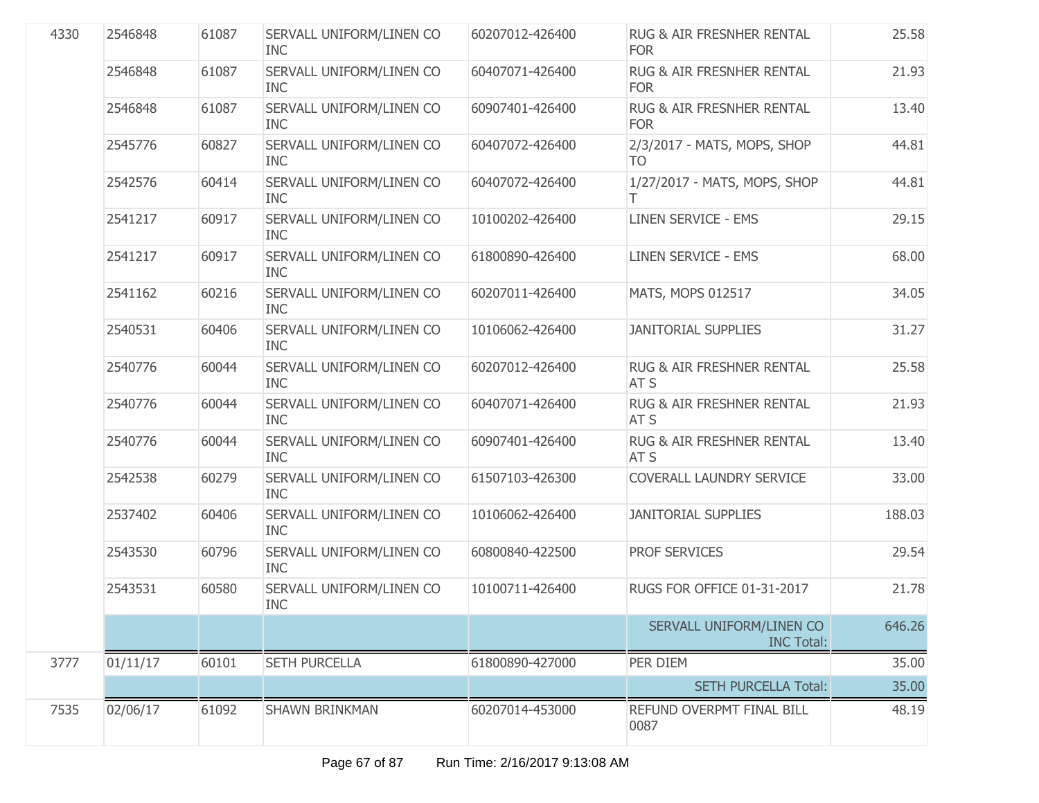| | | | | | | |
|---|---|---|---|---|---|---|
| 4330 | 2546848 | 61087 | SERVALL UNIFORM/LINEN CO INC | 60207012-426400 | RUG & AIR FRESNHER RENTAL FOR | 25.58 |
| | 2546848 | 61087 | SERVALL UNIFORM/LINEN CO INC | 60407071-426400 | RUG & AIR FRESNHER RENTAL FOR | 21.93 |
| | 2546848 | 61087 | SERVALL UNIFORM/LINEN CO INC | 60907401-426400 | RUG & AIR FRESNHER RENTAL FOR | 13.40 |
| | 2545776 | 60827 | SERVALL UNIFORM/LINEN CO INC | 60407072-426400 | 2/3/2017 - MATS, MOPS, SHOP TO | 44.81 |
| | 2542576 | 60414 | SERVALL UNIFORM/LINEN CO INC | 60407072-426400 | 1/27/2017 - MATS, MOPS, SHOP T | 44.81 |
| | 2541217 | 60917 | SERVALL UNIFORM/LINEN CO INC | 10100202-426400 | LINEN SERVICE - EMS | 29.15 |
| | 2541217 | 60917 | SERVALL UNIFORM/LINEN CO INC | 61800890-426400 | LINEN SERVICE - EMS | 68.00 |
| | 2541162 | 60216 | SERVALL UNIFORM/LINEN CO INC | 60207011-426400 | MATS, MOPS 012517 | 34.05 |
| | 2540531 | 60406 | SERVALL UNIFORM/LINEN CO INC | 10106062-426400 | JANITORIAL SUPPLIES | 31.27 |
| | 2540776 | 60044 | SERVALL UNIFORM/LINEN CO INC | 60207012-426400 | RUG & AIR FRESHNER RENTAL AT S | 25.58 |
| | 2540776 | 60044 | SERVALL UNIFORM/LINEN CO INC | 60407071-426400 | RUG & AIR FRESHNER RENTAL AT S | 21.93 |
| | 2540776 | 60044 | SERVALL UNIFORM/LINEN CO INC | 60907401-426400 | RUG & AIR FRESHNER RENTAL AT S | 13.40 |
| | 2542538 | 60279 | SERVALL UNIFORM/LINEN CO INC | 61507103-426300 | COVERALL LAUNDRY SERVICE | 33.00 |
| | 2537402 | 60406 | SERVALL UNIFORM/LINEN CO INC | 10106062-426400 | JANITORIAL SUPPLIES | 188.03 |
| | 2543530 | 60796 | SERVALL UNIFORM/LINEN CO INC | 60800840-422500 | PROF SERVICES | 29.54 |
| | 2543531 | 60580 | SERVALL UNIFORM/LINEN CO INC | 10100711-426400 | RUGS FOR OFFICE 01-31-2017 | 21.78 |
| | | | | | SERVALL UNIFORM/LINEN CO INC Total: | 646.26 |
| 3777 | 01/11/17 | 60101 | SETH PURCELLA | 61800890-427000 | PER DIEM | 35.00 |
| | | | | | SETH PURCELLA Total: | 35.00 |
| 7535 | 02/06/17 | 61092 | SHAWN BRINKMAN | 60207014-453000 | REFUND OVERPMT FINAL BILL 0087 | 48.19 |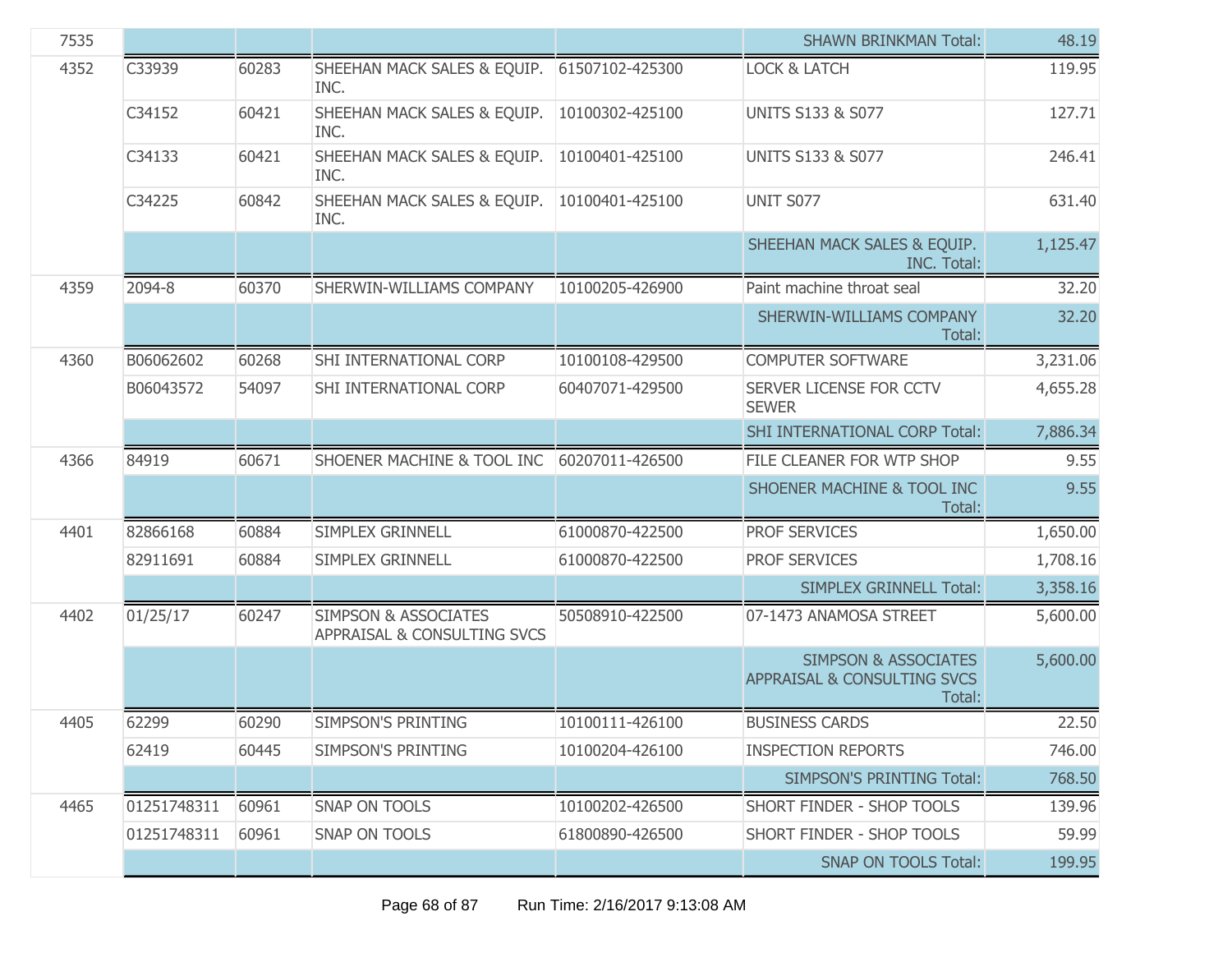| | | | | | | |
|---|---|---|---|---|---|---|
| 7535 | | | | | SHAWN BRINKMAN Total: | 48.19 |
| 4352 | C33939 | 60283 | SHEEHAN MACK SALES & EQUIP. INC. | 61507102-425300 | LOCK & LATCH | 119.95 |
| | C34152 | 60421 | SHEEHAN MACK SALES & EQUIP. INC. | 10100302-425100 | UNITS S133 & S077 | 127.71 |
| | C34133 | 60421 | SHEEHAN MACK SALES & EQUIP. INC. | 10100401-425100 | UNITS S133 & S077 | 246.41 |
| | C34225 | 60842 | SHEEHAN MACK SALES & EQUIP. INC. | 10100401-425100 | UNIT S077 | 631.40 |
| | | | | | SHEEHAN MACK SALES & EQUIP. INC. Total: | 1,125.47 |
| 4359 | 2094-8 | 60370 | SHERWIN-WILLIAMS COMPANY | 10100205-426900 | Paint machine throat seal | 32.20 |
| | | | | | SHERWIN-WILLIAMS COMPANY Total: | 32.20 |
| 4360 | B06062602 | 60268 | SHI INTERNATIONAL CORP | 10100108-429500 | COMPUTER SOFTWARE | 3,231.06 |
| | B06043572 | 54097 | SHI INTERNATIONAL CORP | 60407071-429500 | SERVER LICENSE FOR CCTV SEWER | 4,655.28 |
| | | | | | SHI INTERNATIONAL CORP Total: | 7,886.34 |
| 4366 | 84919 | 60671 | SHOENER MACHINE & TOOL INC | 60207011-426500 | FILE CLEANER FOR WTP SHOP | 9.55 |
| | | | | | SHOENER MACHINE & TOOL INC Total: | 9.55 |
| 4401 | 82866168 | 60884 | SIMPLEX GRINNELL | 61000870-422500 | PROF SERVICES | 1,650.00 |
| | 82911691 | 60884 | SIMPLEX GRINNELL | 61000870-422500 | PROF SERVICES | 1,708.16 |
| | | | | | SIMPLEX GRINNELL Total: | 3,358.16 |
| 4402 | 01/25/17 | 60247 | SIMPSON & ASSOCIATES APPRAISAL & CONSULTING SVCS | 50508910-422500 | 07-1473 ANAMOSA STREET | 5,600.00 |
| | | | | | SIMPSON & ASSOCIATES APPRAISAL & CONSULTING SVCS Total: | 5,600.00 |
| 4405 | 62299 | 60290 | SIMPSON'S PRINTING | 10100111-426100 | BUSINESS CARDS | 22.50 |
| | 62419 | 60445 | SIMPSON'S PRINTING | 10100204-426100 | INSPECTION REPORTS | 746.00 |
| | | | | | SIMPSON'S PRINTING Total: | 768.50 |
| 4465 | 01251748311 | 60961 | SNAP ON TOOLS | 10100202-426500 | SHORT FINDER - SHOP TOOLS | 139.96 |
| | 01251748311 | 60961 | SNAP ON TOOLS | 61800890-426500 | SHORT FINDER - SHOP TOOLS | 59.99 |
| | | | | | SNAP ON TOOLS Total: | 199.95 |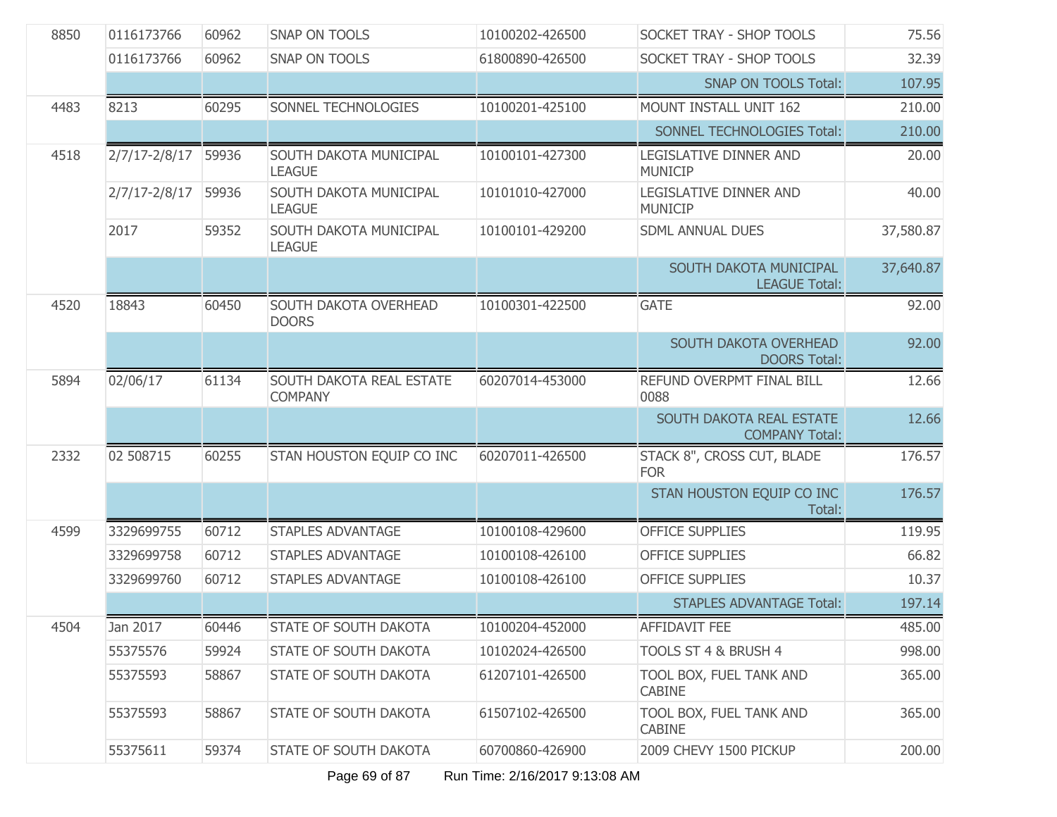| | | | | | | |
|---|---|---|---|---|---|---|
| 8850 | 0116173766 | 60962 | SNAP ON TOOLS | 10100202-426500 | SOCKET TRAY - SHOP TOOLS | 75.56 |
| | 0116173766 | 60962 | SNAP ON TOOLS | 61800890-426500 | SOCKET TRAY - SHOP TOOLS | 32.39 |
| | | | | | SNAP ON TOOLS Total: | 107.95 |
| 4483 | 8213 | 60295 | SONNEL TECHNOLOGIES | 10100201-425100 | MOUNT INSTALL UNIT 162 | 210.00 |
| | | | | | SONNEL TECHNOLOGIES Total: | 210.00 |
| 4518 | 2/7/17-2/8/17 | 59936 | SOUTH DAKOTA MUNICIPAL LEAGUE | 10100101-427300 | LEGISLATIVE DINNER AND MUNICIP | 20.00 |
| | 2/7/17-2/8/17 | 59936 | SOUTH DAKOTA MUNICIPAL LEAGUE | 10101010-427000 | LEGISLATIVE DINNER AND MUNICIP | 40.00 |
| | 2017 | 59352 | SOUTH DAKOTA MUNICIPAL LEAGUE | 10100101-429200 | SDML ANNUAL DUES | 37,580.87 |
| | | | | | SOUTH DAKOTA MUNICIPAL LEAGUE Total: | 37,640.87 |
| 4520 | 18843 | 60450 | SOUTH DAKOTA OVERHEAD DOORS | 10100301-422500 | GATE | 92.00 |
| | | | | | SOUTH DAKOTA OVERHEAD DOORS Total: | 92.00 |
| 5894 | 02/06/17 | 61134 | SOUTH DAKOTA REAL ESTATE COMPANY | 60207014-453000 | REFUND OVERPMT FINAL BILL 0088 | 12.66 |
| | | | | | SOUTH DAKOTA REAL ESTATE COMPANY Total: | 12.66 |
| 2332 | 02 508715 | 60255 | STAN HOUSTON EQUIP CO INC | 60207011-426500 | STACK 8", CROSS CUT, BLADE FOR | 176.57 |
| | | | | | STAN HOUSTON EQUIP CO INC Total: | 176.57 |
| 4599 | 3329699755 | 60712 | STAPLES ADVANTAGE | 10100108-429600 | OFFICE SUPPLIES | 119.95 |
| | 3329699758 | 60712 | STAPLES ADVANTAGE | 10100108-426100 | OFFICE SUPPLIES | 66.82 |
| | 3329699760 | 60712 | STAPLES ADVANTAGE | 10100108-426100 | OFFICE SUPPLIES | 10.37 |
| | | | | | STAPLES ADVANTAGE Total: | 197.14 |
| 4504 | Jan 2017 | 60446 | STATE OF SOUTH DAKOTA | 10100204-452000 | AFFIDAVIT FEE | 485.00 |
| | 55375576 | 59924 | STATE OF SOUTH DAKOTA | 10102024-426500 | TOOLS ST 4 & BRUSH 4 | 998.00 |
| | 55375593 | 58867 | STATE OF SOUTH DAKOTA | 61207101-426500 | TOOL BOX, FUEL TANK AND CABINE | 365.00 |
| | 55375593 | 58867 | STATE OF SOUTH DAKOTA | 61507102-426500 | TOOL BOX, FUEL TANK AND CABINE | 365.00 |
| | 55375611 | 59374 | STATE OF SOUTH DAKOTA | 60700860-426900 | 2009 CHEVY 1500 PICKUP | 200.00 |

Run Time: 2/16/2017 9:13:08 AM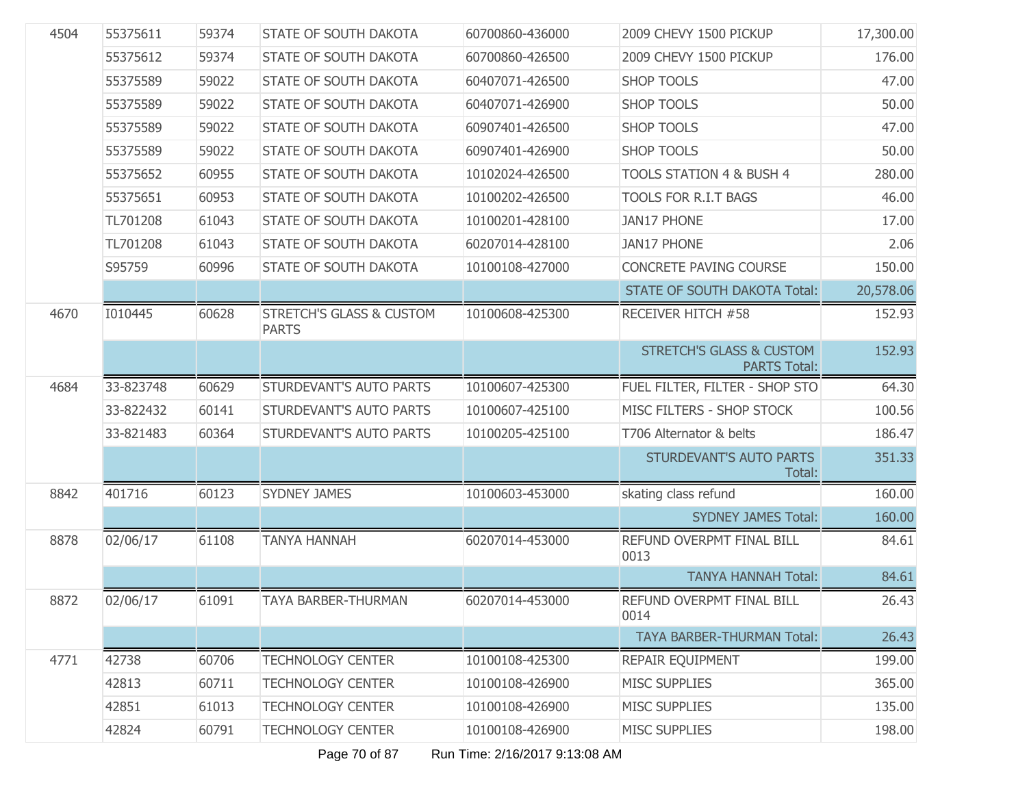| | | | | | | |
|---|---|---|---|---|---|---|
| 4504 | 55375611 | 59374 | STATE OF SOUTH DAKOTA | 60700860-436000 | 2009 CHEVY 1500 PICKUP | 17,300.00 |
| | 55375612 | 59374 | STATE OF SOUTH DAKOTA | 60700860-426500 | 2009 CHEVY 1500 PICKUP | 176.00 |
| | 55375589 | 59022 | STATE OF SOUTH DAKOTA | 60407071-426500 | SHOP TOOLS | 47.00 |
| | 55375589 | 59022 | STATE OF SOUTH DAKOTA | 60407071-426900 | SHOP TOOLS | 50.00 |
| | 55375589 | 59022 | STATE OF SOUTH DAKOTA | 60907401-426500 | SHOP TOOLS | 47.00 |
| | 55375589 | 59022 | STATE OF SOUTH DAKOTA | 60907401-426900 | SHOP TOOLS | 50.00 |
| | 55375652 | 60955 | STATE OF SOUTH DAKOTA | 10102024-426500 | TOOLS STATION 4 & BUSH 4 | 280.00 |
| | 55375651 | 60953 | STATE OF SOUTH DAKOTA | 10100202-426500 | TOOLS FOR R.I.T BAGS | 46.00 |
| | TL701208 | 61043 | STATE OF SOUTH DAKOTA | 10100201-428100 | JAN17 PHONE | 17.00 |
| | TL701208 | 61043 | STATE OF SOUTH DAKOTA | 60207014-428100 | JAN17 PHONE | 2.06 |
| | S95759 | 60996 | STATE OF SOUTH DAKOTA | 10100108-427000 | CONCRETE PAVING COURSE | 150.00 |
| | | | | | STATE OF SOUTH DAKOTA Total: | 20,578.06 |
| 4670 | I010445 | 60628 | STRETCH'S GLASS & CUSTOM PARTS | 10100608-425300 | RECEIVER HITCH #58 | 152.93 |
| | | | | | STRETCH'S GLASS & CUSTOM PARTS Total: | 152.93 |
| 4684 | 33-823748 | 60629 | STURDEVANT'S AUTO PARTS | 10100607-425300 | FUEL FILTER, FILTER - SHOP STO | 64.30 |
| | 33-822432 | 60141 | STURDEVANT'S AUTO PARTS | 10100607-425100 | MISC FILTERS - SHOP STOCK | 100.56 |
| | 33-821483 | 60364 | STURDEVANT'S AUTO PARTS | 10100205-425100 | T706 Alternator & belts | 186.47 |
| | | | | | STURDEVANT'S AUTO PARTS Total: | 351.33 |
| 8842 | 401716 | 60123 | SYDNEY JAMES | 10100603-453000 | skating class refund | 160.00 |
| | | | | | SYDNEY JAMES Total: | 160.00 |
| 8878 | 02/06/17 | 61108 | TANYA HANNAH | 60207014-453000 | REFUND OVERPMT FINAL BILL 0013 | 84.61 |
| | | | | | TANYA HANNAH Total: | 84.61 |
| 8872 | 02/06/17 | 61091 | TAYA BARBER-THURMAN | 60207014-453000 | REFUND OVERPMT FINAL BILL 0014 | 26.43 |
| | | | | | TAYA BARBER-THURMAN Total: | 26.43 |
| 4771 | 42738 | 60706 | TECHNOLOGY CENTER | 10100108-425300 | REPAIR EQUIPMENT | 199.00 |
| | 42813 | 60711 | TECHNOLOGY CENTER | 10100108-426900 | MISC SUPPLIES | 365.00 |
| | 42851 | 61013 | TECHNOLOGY CENTER | 10100108-426900 | MISC SUPPLIES | 135.00 |
| | 42824 | 60791 | TECHNOLOGY CENTER | 10100108-426900 | MISC SUPPLIES | 198.00 |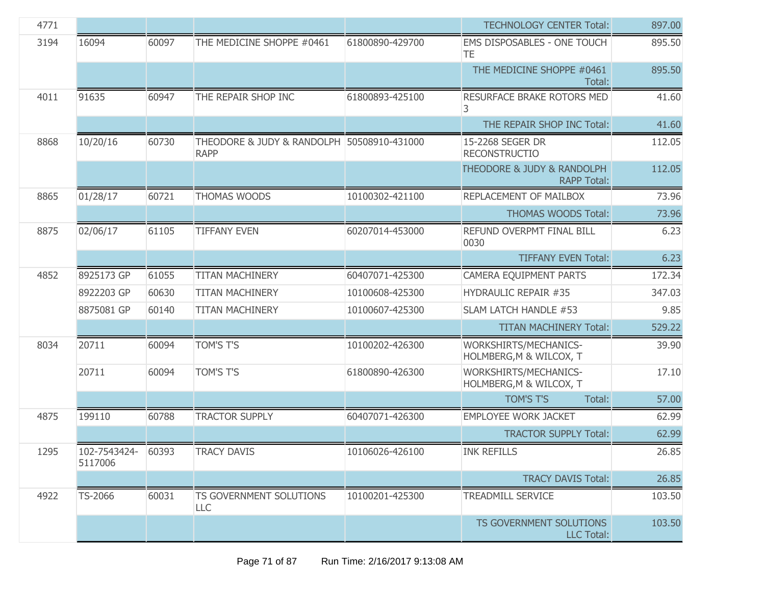| | | | | | | |
|---|---|---|---|---|---|---|
| 4771 | | | | | TECHNOLOGY CENTER Total: | 897.00 |
| 3194 | 16094 | 60097 | THE MEDICINE SHOPPE #0461 | 61800890-429700 | EMS DISPOSABLES - ONE TOUCH TE | 895.50 |
| | | | | | THE MEDICINE SHOPPE #0461 Total: | 895.50 |
| 4011 | 91635 | 60947 | THE REPAIR SHOP INC | 61800893-425100 | RESURFACE BRAKE ROTORS MED 3 | 41.60 |
| | | | | | THE REPAIR SHOP INC Total: | 41.60 |
| 8868 | 10/20/16 | 60730 | THEODORE & JUDY & RANDOLPH RAPP | 50508910-431000 | 15-2268 SEGER DR RECONSTRUCTIO | 112.05 |
| | | | | | THEODORE & JUDY & RANDOLPH RAPP Total: | 112.05 |
| 8865 | 01/28/17 | 60721 | THOMAS WOODS | 10100302-421100 | REPLACEMENT OF MAILBOX | 73.96 |
| | | | | | THOMAS WOODS Total: | 73.96 |
| 8875 | 02/06/17 | 61105 | TIFFANY EVEN | 60207014-453000 | REFUND OVERPMT FINAL BILL 0030 | 6.23 |
| | | | | | TIFFANY EVEN Total: | 6.23 |
| 4852 | 8925173 GP | 61055 | TITAN MACHINERY | 60407071-425300 | CAMERA EQUIPMENT PARTS | 172.34 |
| | 8922203 GP | 60630 | TITAN MACHINERY | 10100608-425300 | HYDRAULIC REPAIR #35 | 347.03 |
| | 8875081 GP | 60140 | TITAN MACHINERY | 10100607-425300 | SLAM LATCH HANDLE #53 | 9.85 |
| | | | | | TITAN MACHINERY Total: | 529.22 |
| 8034 | 20711 | 60094 | TOM'S T'S | 10100202-426300 | WORKSHIRTS/MECHANICS-HOLMBERG,M & WILCOX, T | 39.90 |
| | 20711 | 60094 | TOM'S T'S | 61800890-426300 | WORKSHIRTS/MECHANICS-HOLMBERG,M & WILCOX, T | 17.10 |
| | | | | | TOM'S T'S Total: | 57.00 |
| 4875 | 199110 | 60788 | TRACTOR SUPPLY | 60407071-426300 | EMPLOYEE WORK JACKET | 62.99 |
| | | | | | TRACTOR SUPPLY Total: | 62.99 |
| 1295 | 102-7543424-5117006 | 60393 | TRACY DAVIS | 10106026-426100 | INK REFILLS | 26.85 |
| | | | | | TRACY DAVIS Total: | 26.85 |
| 4922 | TS-2066 | 60031 | TS GOVERNMENT SOLUTIONS LLC | 10100201-425300 | TREADMILL SERVICE | 103.50 |
| | | | | | TS GOVERNMENT SOLUTIONS LLC Total: | 103.50 |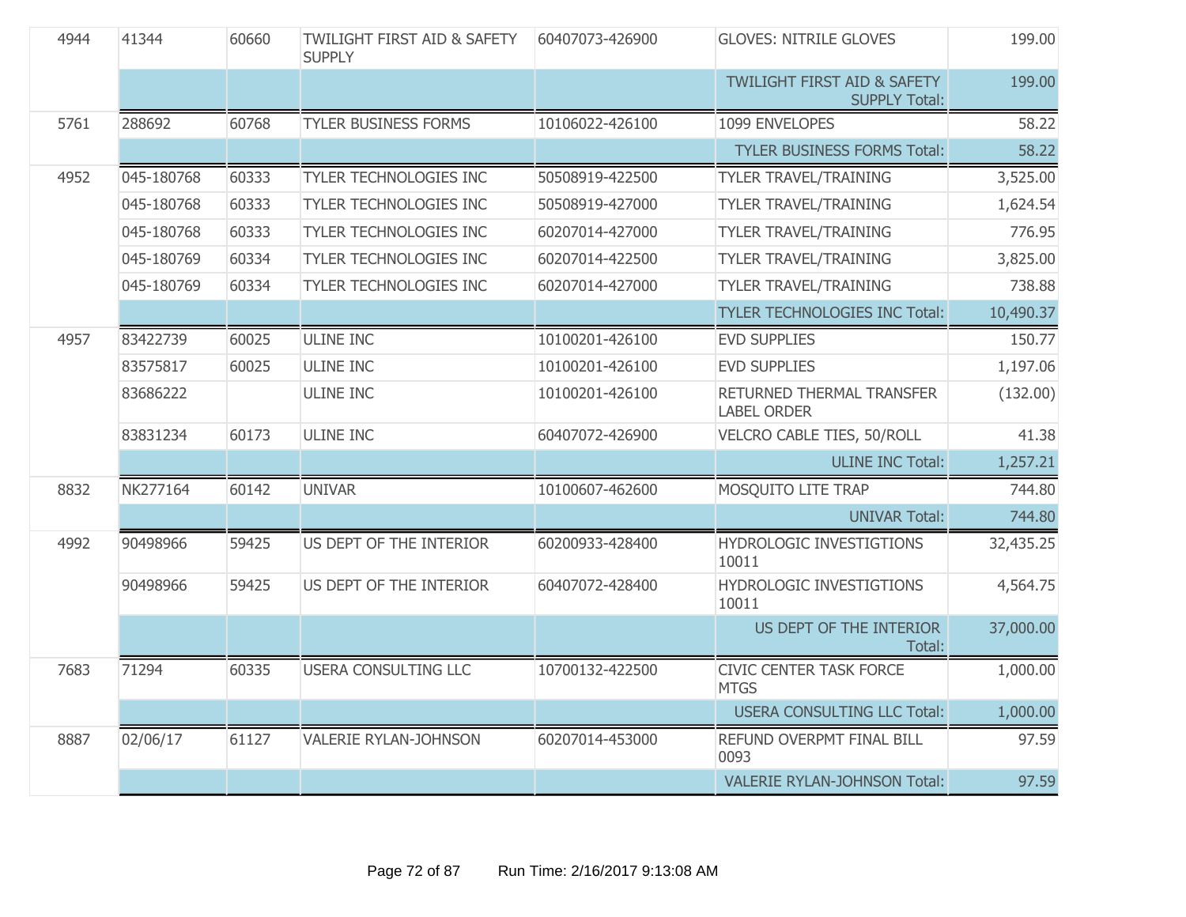| | | | | | | |
|---|---|---|---|---|---|---|
| 4944 | 41344 | 60660 | TWILIGHT FIRST AID & SAFETY SUPPLY | 60407073-426900 | GLOVES: NITRILE GLOVES | 199.00 |
| | | | | | TWILIGHT FIRST AID & SAFETY SUPPLY Total: | 199.00 |
| 5761 | 288692 | 60768 | TYLER BUSINESS FORMS | 10106022-426100 | 1099 ENVELOPES | 58.22 |
| | | | | | TYLER BUSINESS FORMS Total: | 58.22 |
| 4952 | 045-180768 | 60333 | TYLER TECHNOLOGIES INC | 50508919-422500 | TYLER TRAVEL/TRAINING | 3,525.00 |
| | 045-180768 | 60333 | TYLER TECHNOLOGIES INC | 50508919-427000 | TYLER TRAVEL/TRAINING | 1,624.54 |
| | 045-180768 | 60333 | TYLER TECHNOLOGIES INC | 60207014-427000 | TYLER TRAVEL/TRAINING | 776.95 |
| | 045-180769 | 60334 | TYLER TECHNOLOGIES INC | 60207014-422500 | TYLER TRAVEL/TRAINING | 3,825.00 |
| | 045-180769 | 60334 | TYLER TECHNOLOGIES INC | 60207014-427000 | TYLER TRAVEL/TRAINING | 738.88 |
| | | | | | TYLER TECHNOLOGIES INC Total: | 10,490.37 |
| 4957 | 83422739 | 60025 | ULINE INC | 10100201-426100 | EVD SUPPLIES | 150.77 |
| | 83575817 | 60025 | ULINE INC | 10100201-426100 | EVD SUPPLIES | 1,197.06 |
| | 83686222 | | ULINE INC | 10100201-426100 | RETURNED THERMAL TRANSFER LABEL ORDER | (132.00) |
| | 83831234 | 60173 | ULINE INC | 60407072-426900 | VELCRO CABLE TIES, 50/ROLL | 41.38 |
| | | | | | ULINE INC Total: | 1,257.21 |
| 8832 | NK277164 | 60142 | UNIVAR | 10100607-462600 | MOSQUITO LITE TRAP | 744.80 |
| | | | | | UNIVAR Total: | 744.80 |
| 4992 | 90498966 | 59425 | US DEPT OF THE INTERIOR | 60200933-428400 | HYDROLOGIC INVESTIGTIONS 10011 | 32,435.25 |
| | 90498966 | 59425 | US DEPT OF THE INTERIOR | 60407072-428400 | HYDROLOGIC INVESTIGTIONS 10011 | 4,564.75 |
| | | | | | US DEPT OF THE INTERIOR Total: | 37,000.00 |
| 7683 | 71294 | 60335 | USERA CONSULTING LLC | 10700132-422500 | CIVIC CENTER TASK FORCE MTGS | 1,000.00 |
| | | | | | USERA CONSULTING LLC Total: | 1,000.00 |
| 8887 | 02/06/17 | 61127 | VALERIE RYLAN-JOHNSON | 60207014-453000 | REFUND OVERPMT FINAL BILL 0093 | 97.59 |
| | | | | | VALERIE RYLAN-JOHNSON Total: | 97.59 |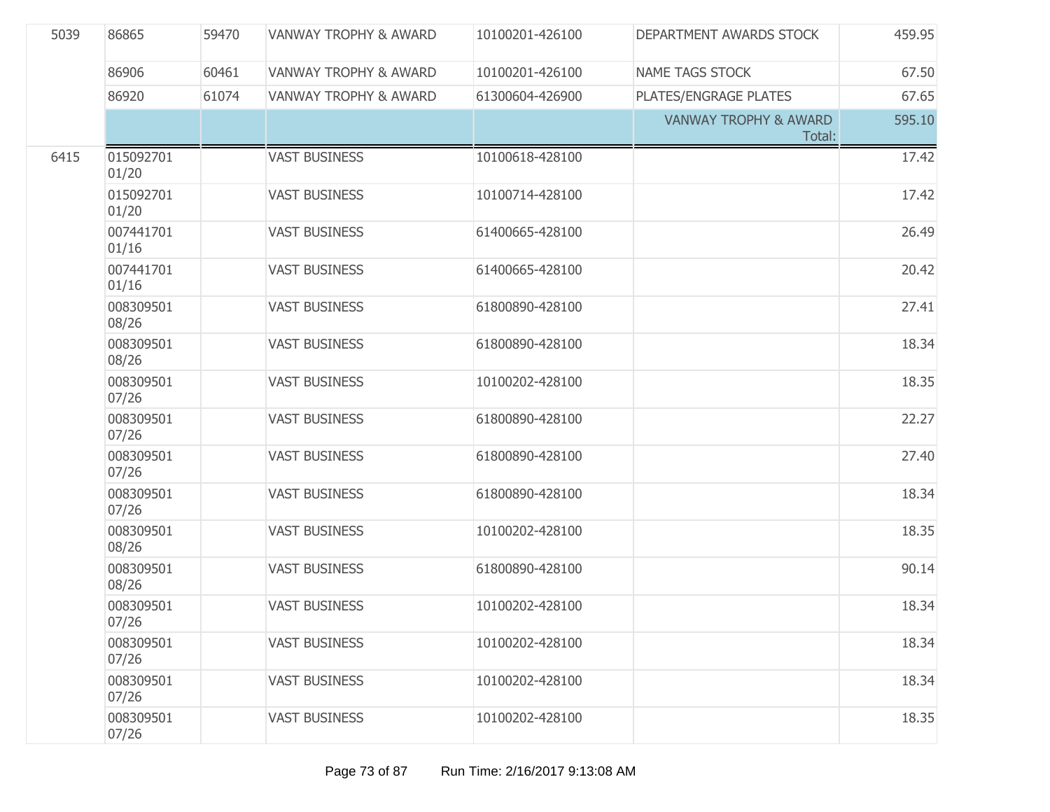| | | | | | | |
|---|---|---|---|---|---|---|
| 5039 | 86865 | 59470 | VANWAY TROPHY & AWARD | 10100201-426100 | DEPARTMENT AWARDS STOCK | 459.95 |
| | 86906 | 60461 | VANWAY TROPHY & AWARD | 10100201-426100 | NAME TAGS STOCK | 67.50 |
| | 86920 | 61074 | VANWAY TROPHY & AWARD | 61300604-426900 | PLATES/ENGRAGE PLATES | 67.65 |
| | | | | | VANWAY TROPHY & AWARD Total: | 595.10 |
| 6415 | 015092701 01/20 | | VAST BUSINESS | 10100618-428100 | | 17.42 |
| | 015092701 01/20 | | VAST BUSINESS | 10100714-428100 | | 17.42 |
| | 007441701 01/16 | | VAST BUSINESS | 61400665-428100 | | 26.49 |
| | 007441701 01/16 | | VAST BUSINESS | 61400665-428100 | | 20.42 |
| | 008309501 08/26 | | VAST BUSINESS | 61800890-428100 | | 27.41 |
| | 008309501 08/26 | | VAST BUSINESS | 61800890-428100 | | 18.34 |
| | 008309501 07/26 | | VAST BUSINESS | 10100202-428100 | | 18.35 |
| | 008309501 07/26 | | VAST BUSINESS | 61800890-428100 | | 22.27 |
| | 008309501 07/26 | | VAST BUSINESS | 61800890-428100 | | 27.40 |
| | 008309501 07/26 | | VAST BUSINESS | 61800890-428100 | | 18.34 |
| | 008309501 08/26 | | VAST BUSINESS | 10100202-428100 | | 18.35 |
| | 008309501 08/26 | | VAST BUSINESS | 61800890-428100 | | 90.14 |
| | 008309501 07/26 | | VAST BUSINESS | 10100202-428100 | | 18.34 |
| | 008309501 07/26 | | VAST BUSINESS | 10100202-428100 | | 18.34 |
| | 008309501 07/26 | | VAST BUSINESS | 10100202-428100 | | 18.34 |
| | 008309501 07/26 | | VAST BUSINESS | 10100202-428100 | | 18.35 |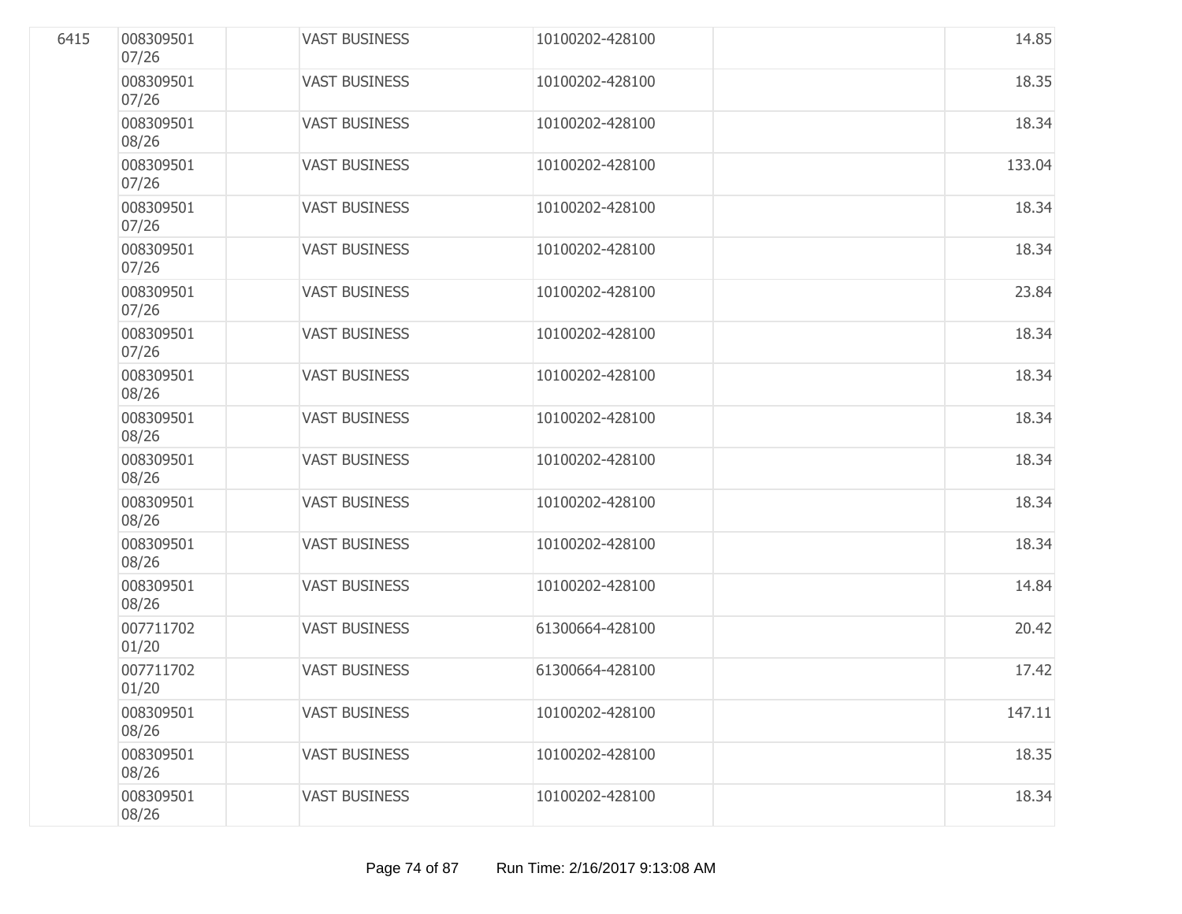| | | | | | | |
|---|---|---|---|---|---|---|
| 6415 | 008309501 07/26 | | VAST BUSINESS | 10100202-428100 | | 14.85 |
| | 008309501 07/26 | | VAST BUSINESS | 10100202-428100 | | 18.35 |
| | 008309501 08/26 | | VAST BUSINESS | 10100202-428100 | | 18.34 |
| | 008309501 07/26 | | VAST BUSINESS | 10100202-428100 | | 133.04 |
| | 008309501 07/26 | | VAST BUSINESS | 10100202-428100 | | 18.34 |
| | 008309501 07/26 | | VAST BUSINESS | 10100202-428100 | | 18.34 |
| | 008309501 07/26 | | VAST BUSINESS | 10100202-428100 | | 23.84 |
| | 008309501 07/26 | | VAST BUSINESS | 10100202-428100 | | 18.34 |
| | 008309501 08/26 | | VAST BUSINESS | 10100202-428100 | | 18.34 |
| | 008309501 08/26 | | VAST BUSINESS | 10100202-428100 | | 18.34 |
| | 008309501 08/26 | | VAST BUSINESS | 10100202-428100 | | 18.34 |
| | 008309501 08/26 | | VAST BUSINESS | 10100202-428100 | | 18.34 |
| | 008309501 08/26 | | VAST BUSINESS | 10100202-428100 | | 18.34 |
| | 008309501 08/26 | | VAST BUSINESS | 10100202-428100 | | 14.84 |
| | 007711702 01/20 | | VAST BUSINESS | 61300664-428100 | | 20.42 |
| | 007711702 01/20 | | VAST BUSINESS | 61300664-428100 | | 17.42 |
| | 008309501 08/26 | | VAST BUSINESS | 10100202-428100 | | 147.11 |
| | 008309501 08/26 | | VAST BUSINESS | 10100202-428100 | | 18.35 |
| | 008309501 08/26 | | VAST BUSINESS | 10100202-428100 | | 18.34 |

Run Time: 2/16/2017 9:13:08 AM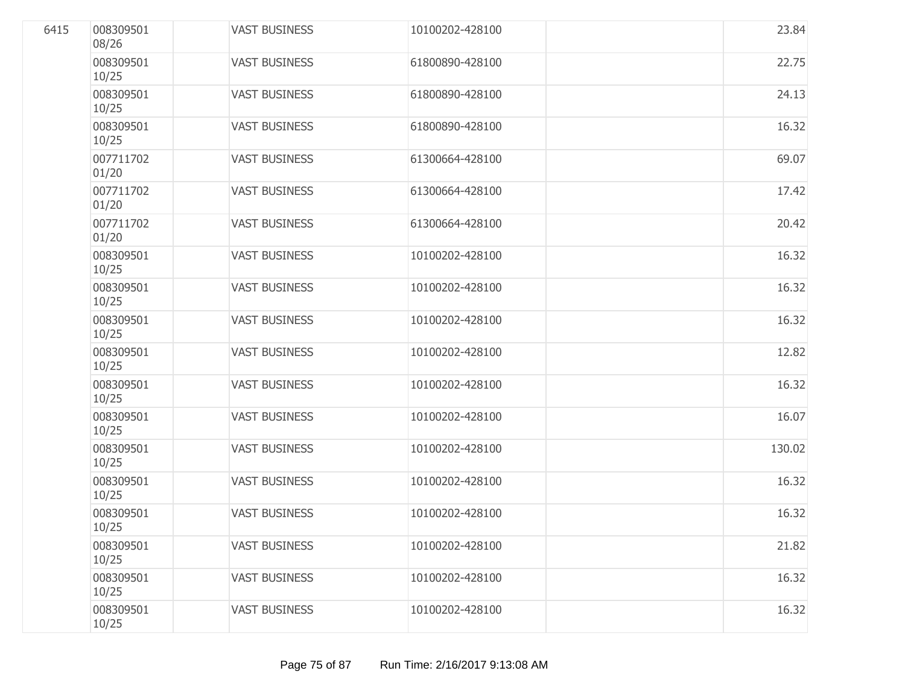| | | | | | | |
|---|---|---|---|---|---|---|
| 6415 | 008309501 08/26 | | VAST BUSINESS | 10100202-428100 | | 23.84 |
| | 008309501 10/25 | | VAST BUSINESS | 61800890-428100 | | 22.75 |
| | 008309501 10/25 | | VAST BUSINESS | 61800890-428100 | | 24.13 |
| | 008309501 10/25 | | VAST BUSINESS | 61800890-428100 | | 16.32 |
| | 007711702 01/20 | | VAST BUSINESS | 61300664-428100 | | 69.07 |
| | 007711702 01/20 | | VAST BUSINESS | 61300664-428100 | | 17.42 |
| | 007711702 01/20 | | VAST BUSINESS | 61300664-428100 | | 20.42 |
| | 008309501 10/25 | | VAST BUSINESS | 10100202-428100 | | 16.32 |
| | 008309501 10/25 | | VAST BUSINESS | 10100202-428100 | | 16.32 |
| | 008309501 10/25 | | VAST BUSINESS | 10100202-428100 | | 16.32 |
| | 008309501 10/25 | | VAST BUSINESS | 10100202-428100 | | 12.82 |
| | 008309501 10/25 | | VAST BUSINESS | 10100202-428100 | | 16.32 |
| | 008309501 10/25 | | VAST BUSINESS | 10100202-428100 | | 16.07 |
| | 008309501 10/25 | | VAST BUSINESS | 10100202-428100 | | 130.02 |
| | 008309501 10/25 | | VAST BUSINESS | 10100202-428100 | | 16.32 |
| | 008309501 10/25 | | VAST BUSINESS | 10100202-428100 | | 16.32 |
| | 008309501 10/25 | | VAST BUSINESS | 10100202-428100 | | 21.82 |
| | 008309501 10/25 | | VAST BUSINESS | 10100202-428100 | | 16.32 |
| | 008309501 10/25 | | VAST BUSINESS | 10100202-428100 | | 16.32 |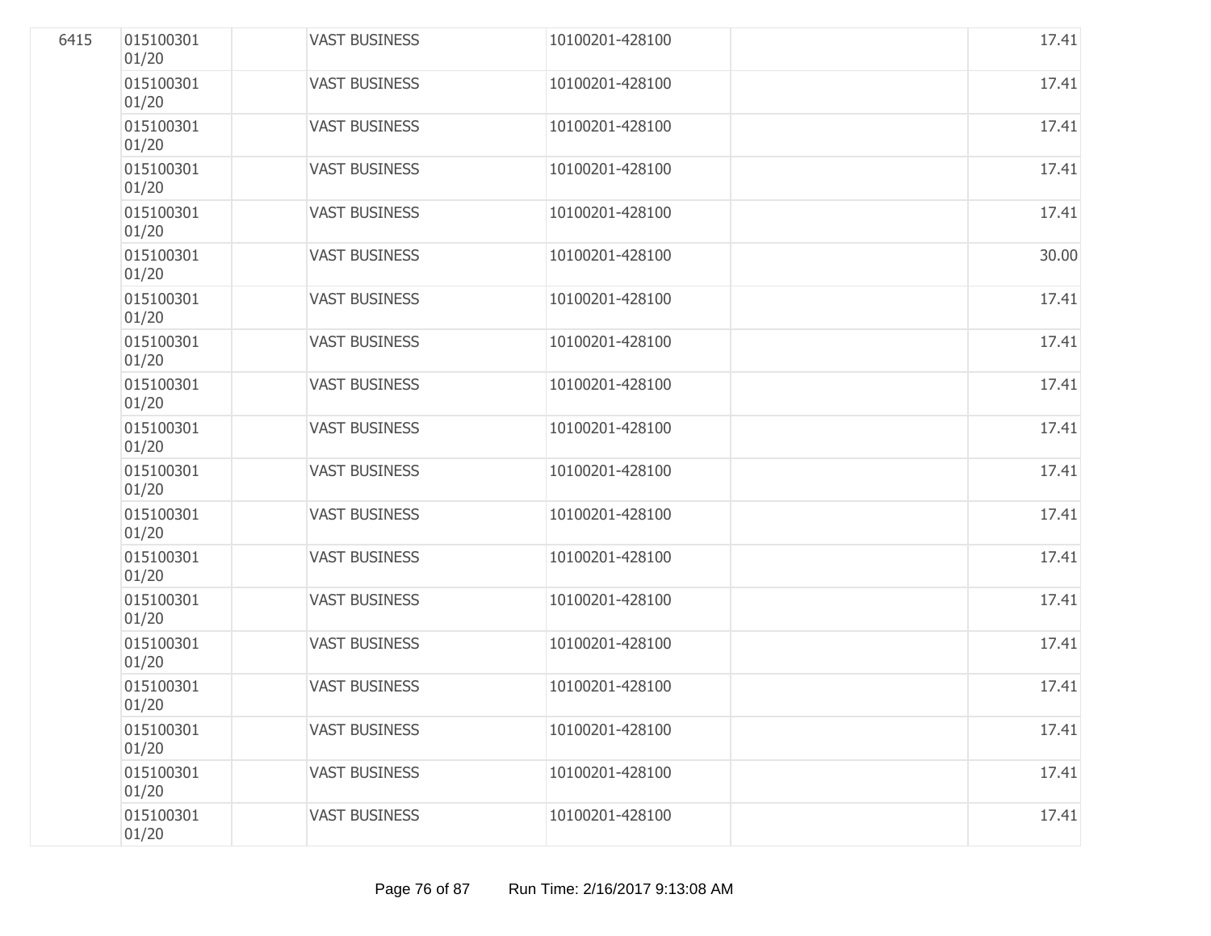| | | | | | | |
|---|---|---|---|---|---|---|
| 6415 | 015100301 01/20 | | VAST BUSINESS | 10100201-428100 | | 17.41 |
| | 015100301 01/20 | | VAST BUSINESS | 10100201-428100 | | 17.41 |
| | 015100301 01/20 | | VAST BUSINESS | 10100201-428100 | | 17.41 |
| | 015100301 01/20 | | VAST BUSINESS | 10100201-428100 | | 17.41 |
| | 015100301 01/20 | | VAST BUSINESS | 10100201-428100 | | 17.41 |
| | 015100301 01/20 | | VAST BUSINESS | 10100201-428100 | | 30.00 |
| | 015100301 01/20 | | VAST BUSINESS | 10100201-428100 | | 17.41 |
| | 015100301 01/20 | | VAST BUSINESS | 10100201-428100 | | 17.41 |
| | 015100301 01/20 | | VAST BUSINESS | 10100201-428100 | | 17.41 |
| | 015100301 01/20 | | VAST BUSINESS | 10100201-428100 | | 17.41 |
| | 015100301 01/20 | | VAST BUSINESS | 10100201-428100 | | 17.41 |
| | 015100301 01/20 | | VAST BUSINESS | 10100201-428100 | | 17.41 |
| | 015100301 01/20 | | VAST BUSINESS | 10100201-428100 | | 17.41 |
| | 015100301 01/20 | | VAST BUSINESS | 10100201-428100 | | 17.41 |
| | 015100301 01/20 | | VAST BUSINESS | 10100201-428100 | | 17.41 |
| | 015100301 01/20 | | VAST BUSINESS | 10100201-428100 | | 17.41 |
| | 015100301 01/20 | | VAST BUSINESS | 10100201-428100 | | 17.41 |
| | 015100301 01/20 | | VAST BUSINESS | 10100201-428100 | | 17.41 |
| | 015100301 01/20 | | VAST BUSINESS | 10100201-428100 | | 17.41 |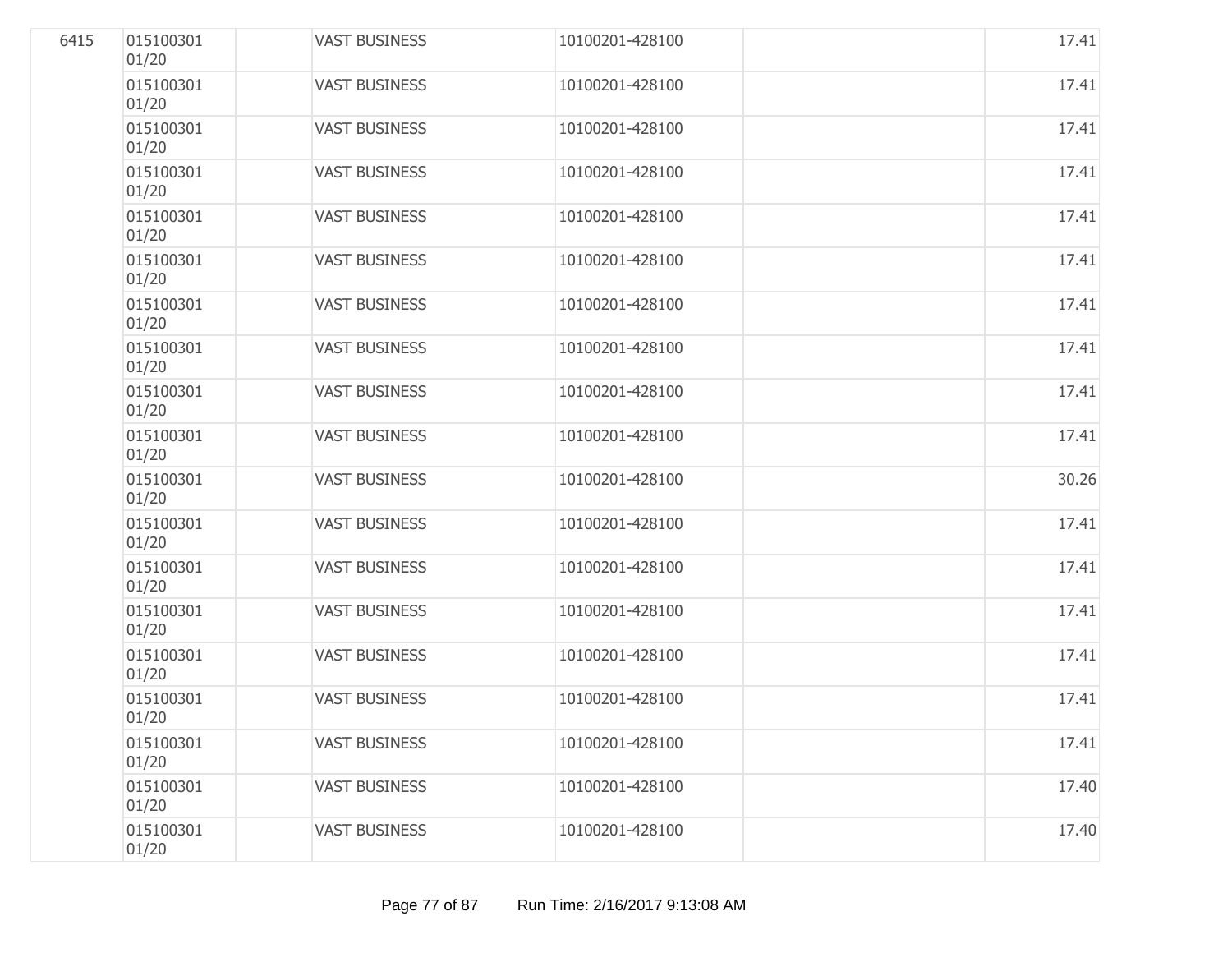| | | | | | | |
|---|---|---|---|---|---|---|
| 6415 | 015100301 01/20 | | VAST BUSINESS | 10100201-428100 | | 17.41 |
| | 015100301 01/20 | | VAST BUSINESS | 10100201-428100 | | 17.41 |
| | 015100301 01/20 | | VAST BUSINESS | 10100201-428100 | | 17.41 |
| | 015100301 01/20 | | VAST BUSINESS | 10100201-428100 | | 17.41 |
| | 015100301 01/20 | | VAST BUSINESS | 10100201-428100 | | 17.41 |
| | 015100301 01/20 | | VAST BUSINESS | 10100201-428100 | | 17.41 |
| | 015100301 01/20 | | VAST BUSINESS | 10100201-428100 | | 17.41 |
| | 015100301 01/20 | | VAST BUSINESS | 10100201-428100 | | 17.41 |
| | 015100301 01/20 | | VAST BUSINESS | 10100201-428100 | | 17.41 |
| | 015100301 01/20 | | VAST BUSINESS | 10100201-428100 | | 17.41 |
| | 015100301 01/20 | | VAST BUSINESS | 10100201-428100 | | 30.26 |
| | 015100301 01/20 | | VAST BUSINESS | 10100201-428100 | | 17.41 |
| | 015100301 01/20 | | VAST BUSINESS | 10100201-428100 | | 17.41 |
| | 015100301 01/20 | | VAST BUSINESS | 10100201-428100 | | 17.41 |
| | 015100301 01/20 | | VAST BUSINESS | 10100201-428100 | | 17.41 |
| | 015100301 01/20 | | VAST BUSINESS | 10100201-428100 | | 17.41 |
| | 015100301 01/20 | | VAST BUSINESS | 10100201-428100 | | 17.41 |
| | 015100301 01/20 | | VAST BUSINESS | 10100201-428100 | | 17.40 |
| | 015100301 01/20 | | VAST BUSINESS | 10100201-428100 | | 17.40 |

Run Time: 2/16/2017 9:13:08 AM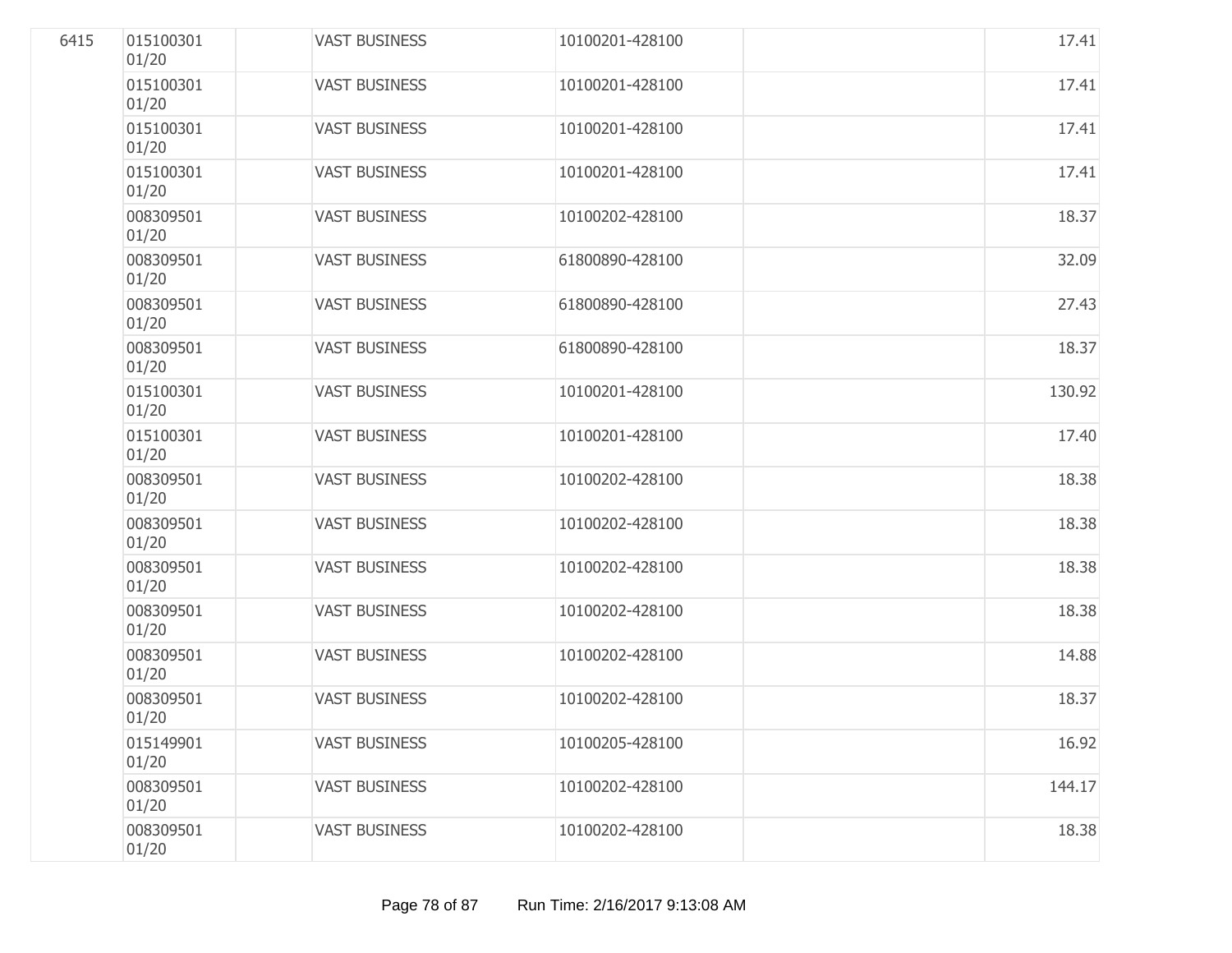| | | | | | | |
|---|---|---|---|---|---|---|
| 6415 | 015100301 01/20 | | VAST BUSINESS | 10100201-428100 | | 17.41 |
| | 015100301 01/20 | | VAST BUSINESS | 10100201-428100 | | 17.41 |
| | 015100301 01/20 | | VAST BUSINESS | 10100201-428100 | | 17.41 |
| | 015100301 01/20 | | VAST BUSINESS | 10100201-428100 | | 17.41 |
| | 008309501 01/20 | | VAST BUSINESS | 10100202-428100 | | 18.37 |
| | 008309501 01/20 | | VAST BUSINESS | 61800890-428100 | | 32.09 |
| | 008309501 01/20 | | VAST BUSINESS | 61800890-428100 | | 27.43 |
| | 008309501 01/20 | | VAST BUSINESS | 61800890-428100 | | 18.37 |
| | 015100301 01/20 | | VAST BUSINESS | 10100201-428100 | | 130.92 |
| | 015100301 01/20 | | VAST BUSINESS | 10100201-428100 | | 17.40 |
| | 008309501 01/20 | | VAST BUSINESS | 10100202-428100 | | 18.38 |
| | 008309501 01/20 | | VAST BUSINESS | 10100202-428100 | | 18.38 |
| | 008309501 01/20 | | VAST BUSINESS | 10100202-428100 | | 18.38 |
| | 008309501 01/20 | | VAST BUSINESS | 10100202-428100 | | 18.38 |
| | 008309501 01/20 | | VAST BUSINESS | 10100202-428100 | | 14.88 |
| | 008309501 01/20 | | VAST BUSINESS | 10100202-428100 | | 18.37 |
| | 015149901 01/20 | | VAST BUSINESS | 10100205-428100 | | 16.92 |
| | 008309501 01/20 | | VAST BUSINESS | 10100202-428100 | | 144.17 |
| | 008309501 01/20 | | VAST BUSINESS | 10100202-428100 | | 18.38 |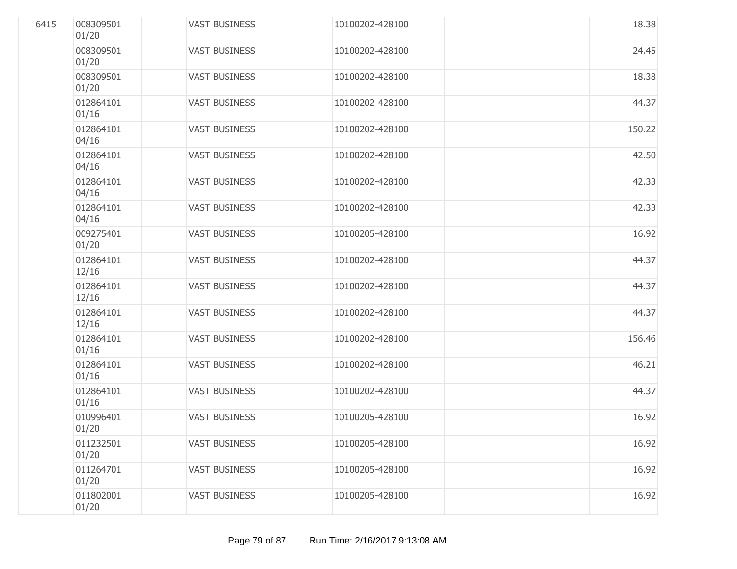| | | | | | | |
|---|---|---|---|---|---|---|
| 6415 | 008309501 01/20 | | VAST BUSINESS | 10100202-428100 | | 18.38 |
| | 008309501 01/20 | | VAST BUSINESS | 10100202-428100 | | 24.45 |
| | 008309501 01/20 | | VAST BUSINESS | 10100202-428100 | | 18.38 |
| | 012864101 01/16 | | VAST BUSINESS | 10100202-428100 | | 44.37 |
| | 012864101 04/16 | | VAST BUSINESS | 10100202-428100 | | 150.22 |
| | 012864101 04/16 | | VAST BUSINESS | 10100202-428100 | | 42.50 |
| | 012864101 04/16 | | VAST BUSINESS | 10100202-428100 | | 42.33 |
| | 012864101 04/16 | | VAST BUSINESS | 10100202-428100 | | 42.33 |
| | 009275401 01/20 | | VAST BUSINESS | 10100205-428100 | | 16.92 |
| | 012864101 12/16 | | VAST BUSINESS | 10100202-428100 | | 44.37 |
| | 012864101 12/16 | | VAST BUSINESS | 10100202-428100 | | 44.37 |
| | 012864101 12/16 | | VAST BUSINESS | 10100202-428100 | | 44.37 |
| | 012864101 01/16 | | VAST BUSINESS | 10100202-428100 | | 156.46 |
| | 012864101 01/16 | | VAST BUSINESS | 10100202-428100 | | 46.21 |
| | 012864101 01/16 | | VAST BUSINESS | 10100202-428100 | | 44.37 |
| | 010996401 01/20 | | VAST BUSINESS | 10100205-428100 | | 16.92 |
| | 011232501 01/20 | | VAST BUSINESS | 10100205-428100 | | 16.92 |
| | 011264701 01/20 | | VAST BUSINESS | 10100205-428100 | | 16.92 |
| | 011802001 01/20 | | VAST BUSINESS | 10100205-428100 | | 16.92 |

Run Time: 2/16/2017 9:13:08 AM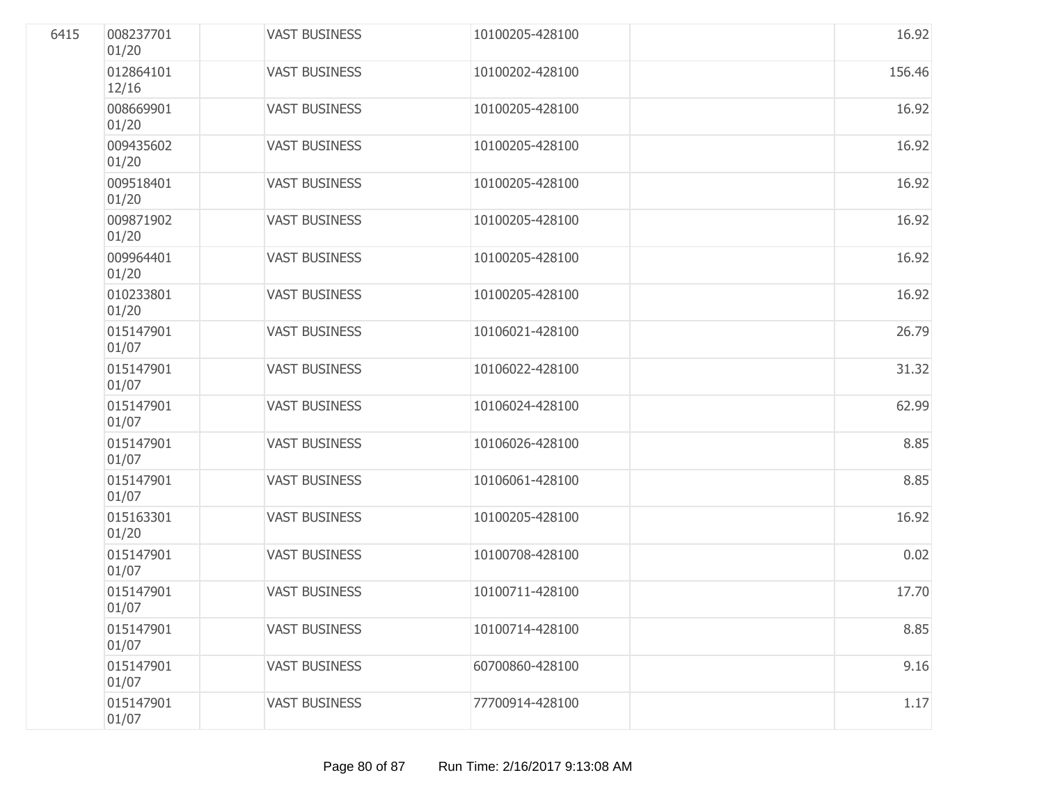| | | | | | | |
|---|---|---|---|---|---|---|
| 6415 | 008237701 01/20 | | VAST BUSINESS | 10100205-428100 | | 16.92 |
| | 012864101 12/16 | | VAST BUSINESS | 10100202-428100 | | 156.46 |
| | 008669901 01/20 | | VAST BUSINESS | 10100205-428100 | | 16.92 |
| | 009435602 01/20 | | VAST BUSINESS | 10100205-428100 | | 16.92 |
| | 009518401 01/20 | | VAST BUSINESS | 10100205-428100 | | 16.92 |
| | 009871902 01/20 | | VAST BUSINESS | 10100205-428100 | | 16.92 |
| | 009964401 01/20 | | VAST BUSINESS | 10100205-428100 | | 16.92 |
| | 010233801 01/20 | | VAST BUSINESS | 10100205-428100 | | 16.92 |
| | 015147901 01/07 | | VAST BUSINESS | 10106021-428100 | | 26.79 |
| | 015147901 01/07 | | VAST BUSINESS | 10106022-428100 | | 31.32 |
| | 015147901 01/07 | | VAST BUSINESS | 10106024-428100 | | 62.99 |
| | 015147901 01/07 | | VAST BUSINESS | 10106026-428100 | | 8.85 |
| | 015147901 01/07 | | VAST BUSINESS | 10106061-428100 | | 8.85 |
| | 015163301 01/20 | | VAST BUSINESS | 10100205-428100 | | 16.92 |
| | 015147901 01/07 | | VAST BUSINESS | 10100708-428100 | | 0.02 |
| | 015147901 01/07 | | VAST BUSINESS | 10100711-428100 | | 17.70 |
| | 015147901 01/07 | | VAST BUSINESS | 10100714-428100 | | 8.85 |
| | 015147901 01/07 | | VAST BUSINESS | 60700860-428100 | | 9.16 |
| | 015147901 01/07 | | VAST BUSINESS | 77700914-428100 | | 1.17 |

Run Time: 2/16/2017 9:13:08 AM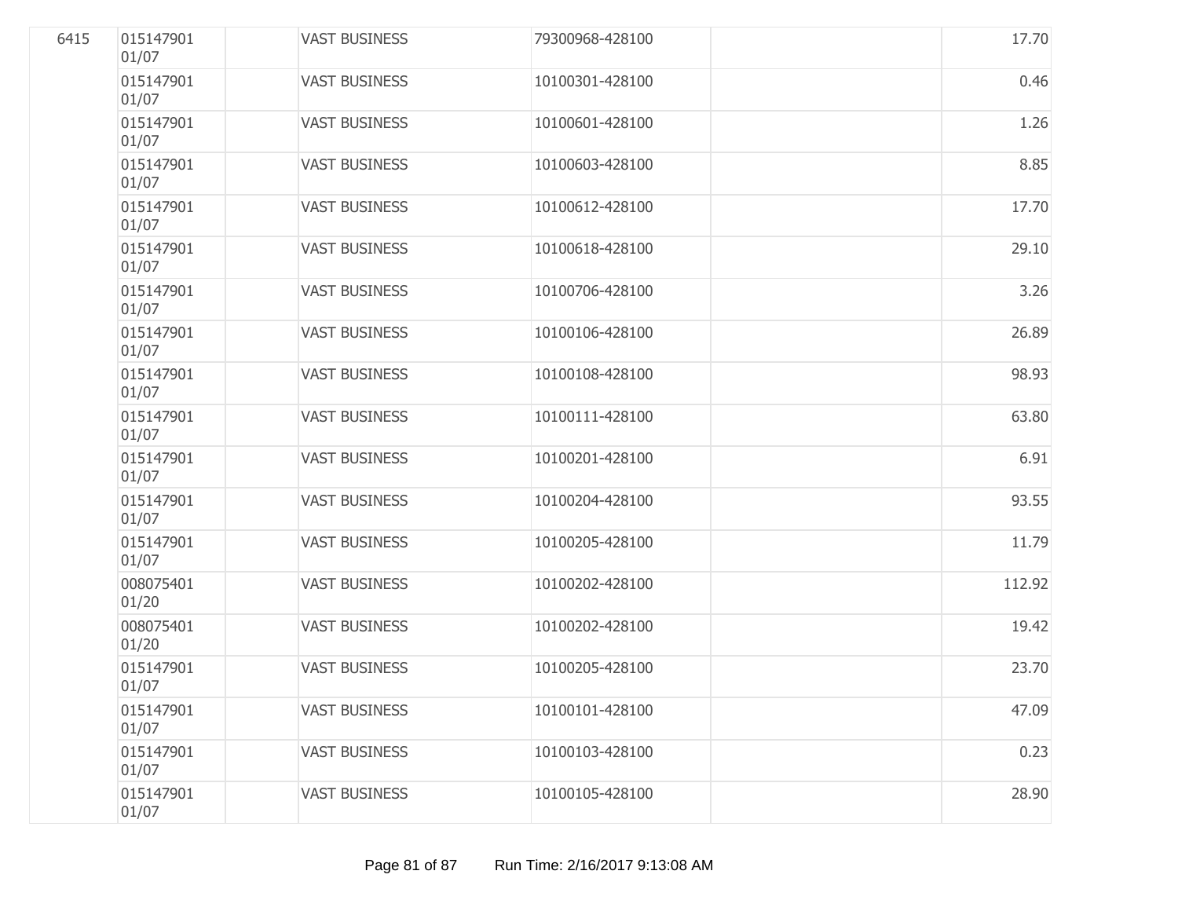| | | | | | | |
|---|---|---|---|---|---|---|
| 6415 | 015147901 01/07 | | VAST BUSINESS | 79300968-428100 | | 17.70 |
| | 015147901 01/07 | | VAST BUSINESS | 10100301-428100 | | 0.46 |
| | 015147901 01/07 | | VAST BUSINESS | 10100601-428100 | | 1.26 |
| | 015147901 01/07 | | VAST BUSINESS | 10100603-428100 | | 8.85 |
| | 015147901 01/07 | | VAST BUSINESS | 10100612-428100 | | 17.70 |
| | 015147901 01/07 | | VAST BUSINESS | 10100618-428100 | | 29.10 |
| | 015147901 01/07 | | VAST BUSINESS | 10100706-428100 | | 3.26 |
| | 015147901 01/07 | | VAST BUSINESS | 10100106-428100 | | 26.89 |
| | 015147901 01/07 | | VAST BUSINESS | 10100108-428100 | | 98.93 |
| | 015147901 01/07 | | VAST BUSINESS | 10100111-428100 | | 63.80 |
| | 015147901 01/07 | | VAST BUSINESS | 10100201-428100 | | 6.91 |
| | 015147901 01/07 | | VAST BUSINESS | 10100204-428100 | | 93.55 |
| | 015147901 01/07 | | VAST BUSINESS | 10100205-428100 | | 11.79 |
| | 008075401 01/20 | | VAST BUSINESS | 10100202-428100 | | 112.92 |
| | 008075401 01/20 | | VAST BUSINESS | 10100202-428100 | | 19.42 |
| | 015147901 01/07 | | VAST BUSINESS | 10100205-428100 | | 23.70 |
| | 015147901 01/07 | | VAST BUSINESS | 10100101-428100 | | 47.09 |
| | 015147901 01/07 | | VAST BUSINESS | 10100103-428100 | | 0.23 |
| | 015147901 01/07 | | VAST BUSINESS | 10100105-428100 | | 28.90 |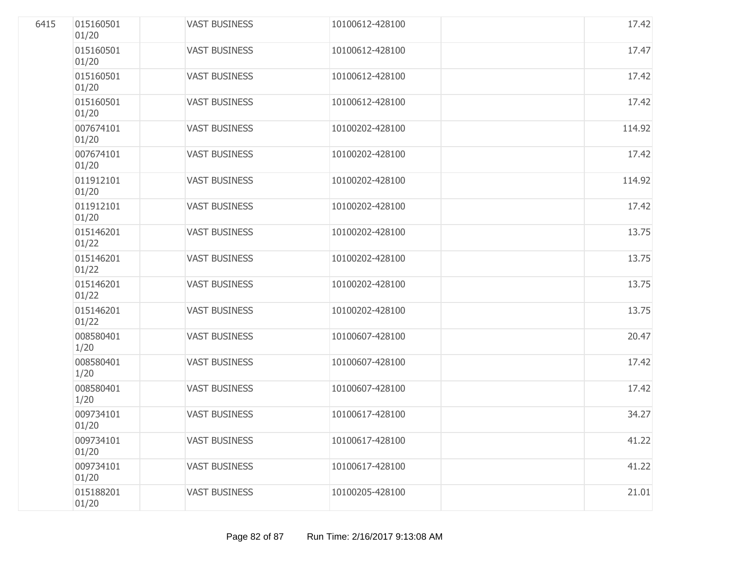| | | | | | | |
|---|---|---|---|---|---|---|
| 6415 | 015160501 01/20 | | VAST BUSINESS | 10100612-428100 | | 17.42 |
| | 015160501 01/20 | | VAST BUSINESS | 10100612-428100 | | 17.47 |
| | 015160501 01/20 | | VAST BUSINESS | 10100612-428100 | | 17.42 |
| | 015160501 01/20 | | VAST BUSINESS | 10100612-428100 | | 17.42 |
| | 007674101 01/20 | | VAST BUSINESS | 10100202-428100 | | 114.92 |
| | 007674101 01/20 | | VAST BUSINESS | 10100202-428100 | | 17.42 |
| | 011912101 01/20 | | VAST BUSINESS | 10100202-428100 | | 114.92 |
| | 011912101 01/20 | | VAST BUSINESS | 10100202-428100 | | 17.42 |
| | 015146201 01/22 | | VAST BUSINESS | 10100202-428100 | | 13.75 |
| | 015146201 01/22 | | VAST BUSINESS | 10100202-428100 | | 13.75 |
| | 015146201 01/22 | | VAST BUSINESS | 10100202-428100 | | 13.75 |
| | 015146201 01/22 | | VAST BUSINESS | 10100202-428100 | | 13.75 |
| | 008580401 1/20 | | VAST BUSINESS | 10100607-428100 | | 20.47 |
| | 008580401 1/20 | | VAST BUSINESS | 10100607-428100 | | 17.42 |
| | 008580401 1/20 | | VAST BUSINESS | 10100607-428100 | | 17.42 |
| | 009734101 01/20 | | VAST BUSINESS | 10100617-428100 | | 34.27 |
| | 009734101 01/20 | | VAST BUSINESS | 10100617-428100 | | 41.22 |
| | 009734101 01/20 | | VAST BUSINESS | 10100617-428100 | | 41.22 |
| | 015188201 01/20 | | VAST BUSINESS | 10100205-428100 | | 21.01 |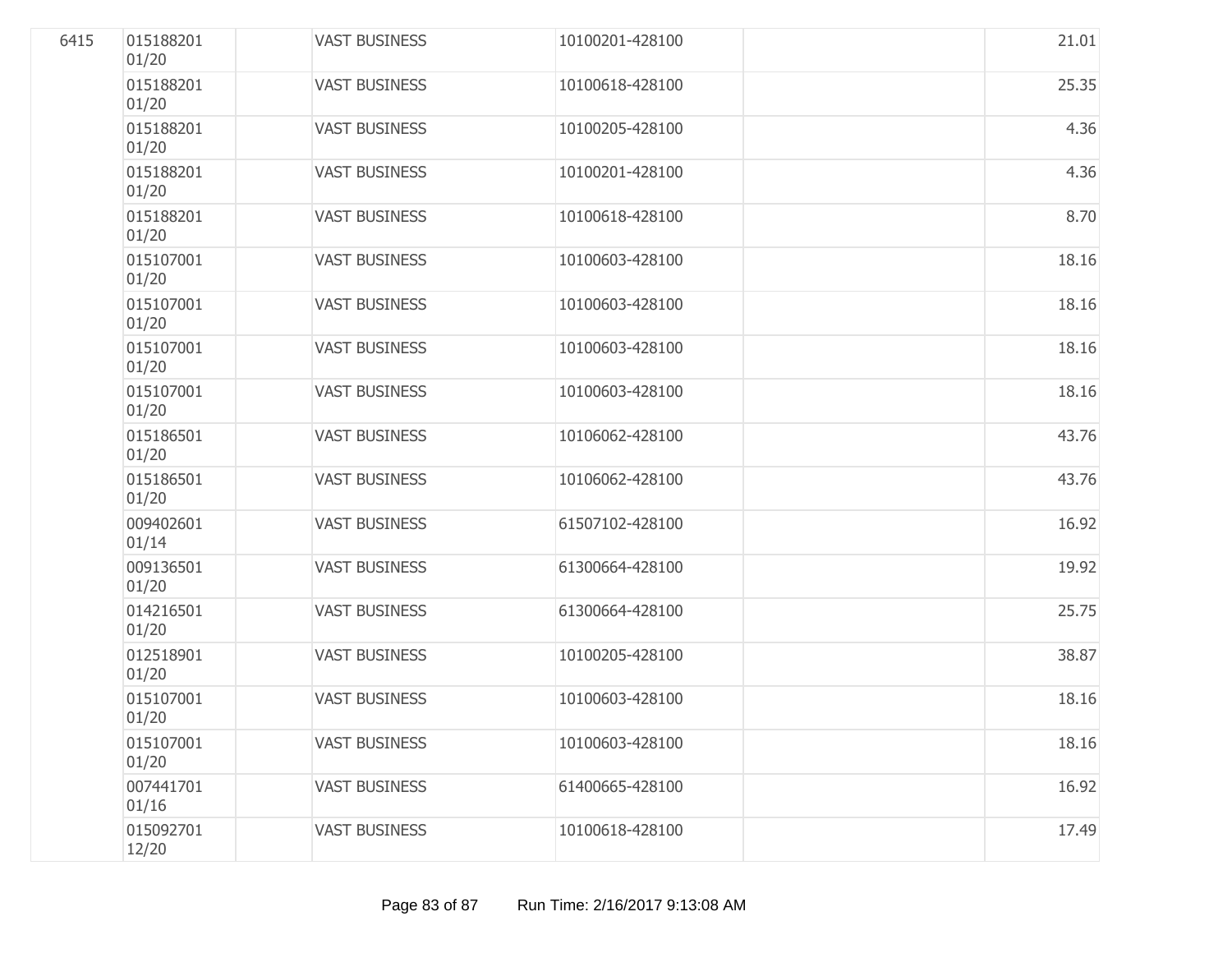| | | | | | | |
|---|---|---|---|---|---|---|
| 6415 | 015188201 01/20 | | VAST BUSINESS | 10100201-428100 | | 21.01 |
| | 015188201 01/20 | | VAST BUSINESS | 10100618-428100 | | 25.35 |
| | 015188201 01/20 | | VAST BUSINESS | 10100205-428100 | | 4.36 |
| | 015188201 01/20 | | VAST BUSINESS | 10100201-428100 | | 4.36 |
| | 015188201 01/20 | | VAST BUSINESS | 10100618-428100 | | 8.70 |
| | 015107001 01/20 | | VAST BUSINESS | 10100603-428100 | | 18.16 |
| | 015107001 01/20 | | VAST BUSINESS | 10100603-428100 | | 18.16 |
| | 015107001 01/20 | | VAST BUSINESS | 10100603-428100 | | 18.16 |
| | 015107001 01/20 | | VAST BUSINESS | 10100603-428100 | | 18.16 |
| | 015186501 01/20 | | VAST BUSINESS | 10106062-428100 | | 43.76 |
| | 015186501 01/20 | | VAST BUSINESS | 10106062-428100 | | 43.76 |
| | 009402601 01/14 | | VAST BUSINESS | 61507102-428100 | | 16.92 |
| | 009136501 01/20 | | VAST BUSINESS | 61300664-428100 | | 19.92 |
| | 014216501 01/20 | | VAST BUSINESS | 61300664-428100 | | 25.75 |
| | 012518901 01/20 | | VAST BUSINESS | 10100205-428100 | | 38.87 |
| | 015107001 01/20 | | VAST BUSINESS | 10100603-428100 | | 18.16 |
| | 015107001 01/20 | | VAST BUSINESS | 10100603-428100 | | 18.16 |
| | 007441701 01/16 | | VAST BUSINESS | 61400665-428100 | | 16.92 |
| | 015092701 12/20 | | VAST BUSINESS | 10100618-428100 | | 17.49 |

Run Time: 2/16/2017 9:13:08 AM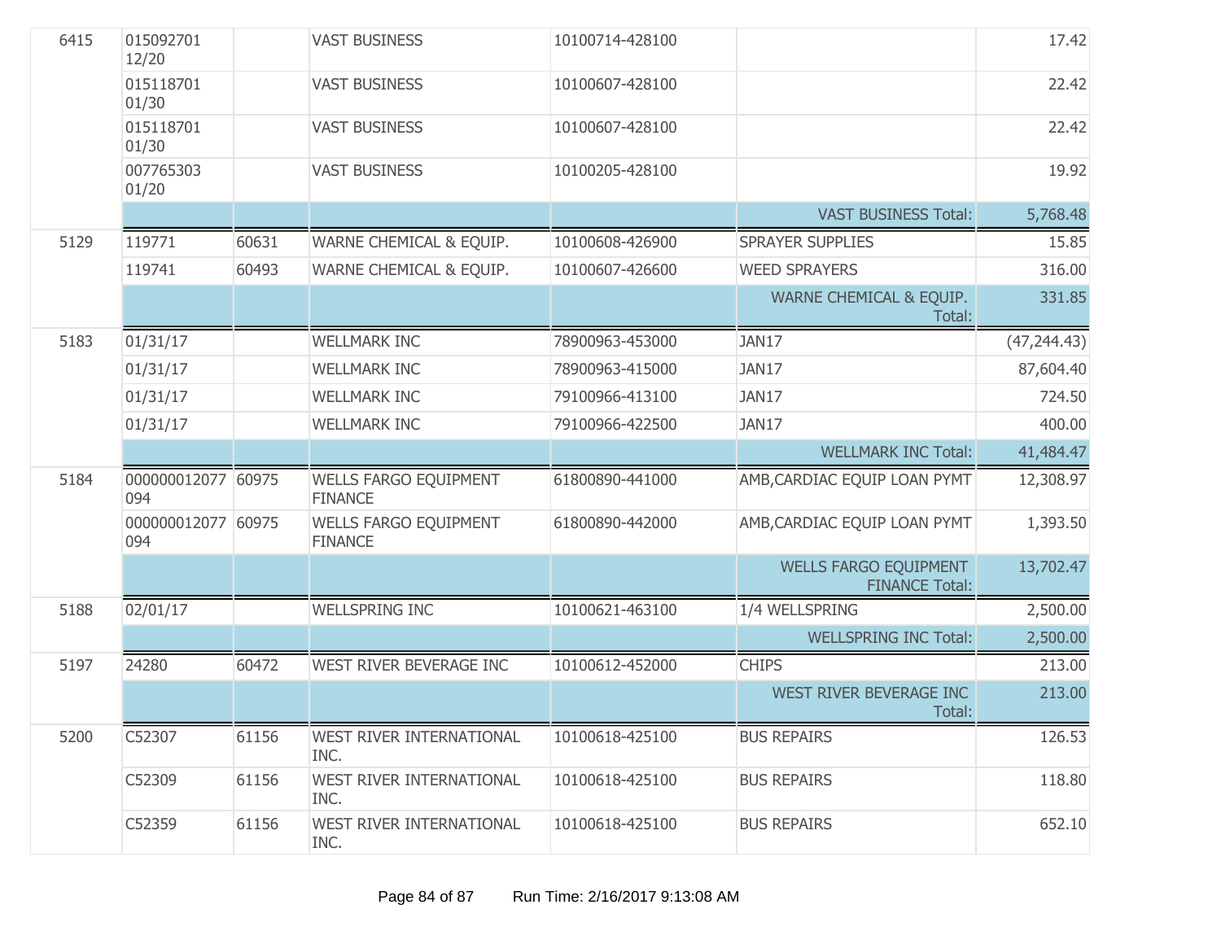| | | | | | | |
|---|---|---|---|---|---|---|
| 6415 | 015092701 12/20 | | VAST BUSINESS | 10100714-428100 | | 17.42 |
| | 015118701 01/30 | | VAST BUSINESS | 10100607-428100 | | 22.42 |
| | 015118701 01/30 | | VAST BUSINESS | 10100607-428100 | | 22.42 |
| | 007765303 01/20 | | VAST BUSINESS | 10100205-428100 | | 19.92 |
| | | | | | VAST BUSINESS Total: | 5,768.48 |
| 5129 | 119771 | 60631 | WARNE CHEMICAL & EQUIP. | 10100608-426900 | SPRAYER SUPPLIES | 15.85 |
| | 119741 | 60493 | WARNE CHEMICAL & EQUIP. | 10100607-426600 | WEED SPRAYERS | 316.00 |
| | | | | | WARNE CHEMICAL & EQUIP. Total: | 331.85 |
| 5183 | 01/31/17 | | WELLMARK INC | 78900963-453000 | JAN17 | (47,244.43) |
| | 01/31/17 | | WELLMARK INC | 78900963-415000 | JAN17 | 87,604.40 |
| | 01/31/17 | | WELLMARK INC | 79100966-413100 | JAN17 | 724.50 |
| | 01/31/17 | | WELLMARK INC | 79100966-422500 | JAN17 | 400.00 |
| | | | | | WELLMARK INC Total: | 41,484.47 |
| 5184 | 000000012077 094 | 60975 | WELLS FARGO EQUIPMENT FINANCE | 61800890-441000 | AMB,CARDIAC EQUIP LOAN PYMT | 12,308.97 |
| | 000000012077 094 | 60975 | WELLS FARGO EQUIPMENT FINANCE | 61800890-442000 | AMB,CARDIAC EQUIP LOAN PYMT | 1,393.50 |
| | | | | | WELLS FARGO EQUIPMENT FINANCE Total: | 13,702.47 |
| 5188 | 02/01/17 | | WELLSPRING INC | 10100621-463100 | 1/4 WELLSPRING | 2,500.00 |
| | | | | | WELLSPRING INC Total: | 2,500.00 |
| 5197 | 24280 | 60472 | WEST RIVER BEVERAGE INC | 10100612-452000 | CHIPS | 213.00 |
| | | | | | WEST RIVER BEVERAGE INC Total: | 213.00 |
| 5200 | C52307 | 61156 | WEST RIVER INTERNATIONAL INC. | 10100618-425100 | BUS REPAIRS | 126.53 |
| | C52309 | 61156 | WEST RIVER INTERNATIONAL INC. | 10100618-425100 | BUS REPAIRS | 118.80 |
| | C52359 | 61156 | WEST RIVER INTERNATIONAL INC. | 10100618-425100 | BUS REPAIRS | 652.10 |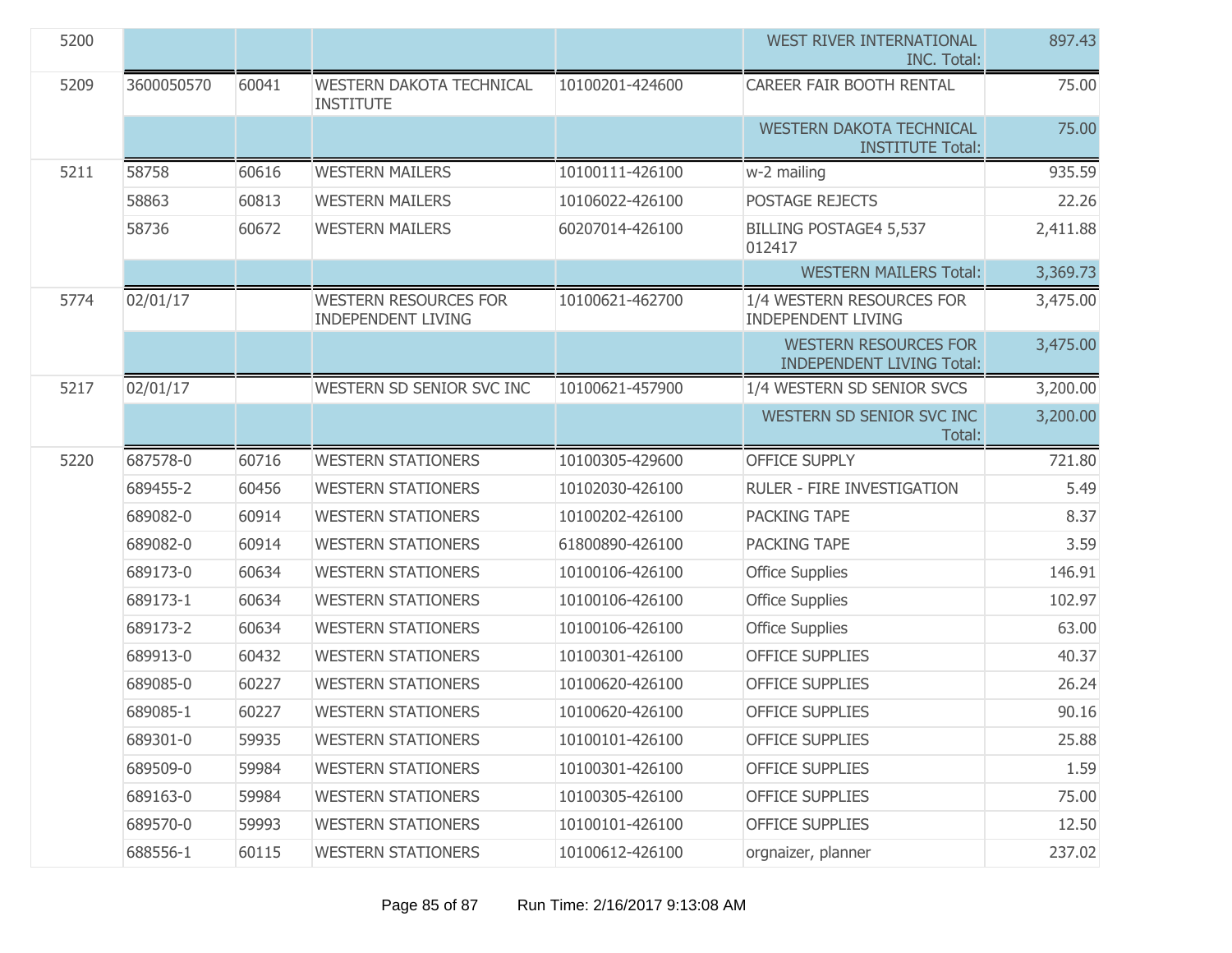| | | | | | | |
|---|---|---|---|---|---|---|
| 5200 | | | | | WEST RIVER INTERNATIONAL INC. Total: | 897.43 |
| 5209 | 3600050570 | 60041 | WESTERN DAKOTA TECHNICAL INSTITUTE | 10100201-424600 | CAREER FAIR BOOTH RENTAL | 75.00 |
| | | | | | WESTERN DAKOTA TECHNICAL INSTITUTE Total: | 75.00 |
| 5211 | 58758 | 60616 | WESTERN MAILERS | 10100111-426100 | w-2 mailing | 935.59 |
| | 58863 | 60813 | WESTERN MAILERS | 10106022-426100 | POSTAGE REJECTS | 22.26 |
| | 58736 | 60672 | WESTERN MAILERS | 60207014-426100 | BILLING POSTAGE4 5,537 012417 | 2,411.88 |
| | | | | | WESTERN MAILERS Total: | 3,369.73 |
| 5774 | 02/01/17 | | WESTERN RESOURCES FOR INDEPENDENT LIVING | 10100621-462700 | 1/4 WESTERN RESOURCES FOR INDEPENDENT LIVING | 3,475.00 |
| | | | | | WESTERN RESOURCES FOR INDEPENDENT LIVING Total: | 3,475.00 |
| 5217 | 02/01/17 | | WESTERN SD SENIOR SVC INC | 10100621-457900 | 1/4 WESTERN SD SENIOR SVCS | 3,200.00 |
| | | | | | WESTERN SD SENIOR SVC INC Total: | 3,200.00 |
| 5220 | 687578-0 | 60716 | WESTERN STATIONERS | 10100305-429600 | OFFICE SUPPLY | 721.80 |
| | 689455-2 | 60456 | WESTERN STATIONERS | 10102030-426100 | RULER - FIRE INVESTIGATION | 5.49 |
| | 689082-0 | 60914 | WESTERN STATIONERS | 10100202-426100 | PACKING TAPE | 8.37 |
| | 689082-0 | 60914 | WESTERN STATIONERS | 61800890-426100 | PACKING TAPE | 3.59 |
| | 689173-0 | 60634 | WESTERN STATIONERS | 10100106-426100 | Office Supplies | 146.91 |
| | 689173-1 | 60634 | WESTERN STATIONERS | 10100106-426100 | Office Supplies | 102.97 |
| | 689173-2 | 60634 | WESTERN STATIONERS | 10100106-426100 | Office Supplies | 63.00 |
| | 689913-0 | 60432 | WESTERN STATIONERS | 10100301-426100 | OFFICE SUPPLIES | 40.37 |
| | 689085-0 | 60227 | WESTERN STATIONERS | 10100620-426100 | OFFICE SUPPLIES | 26.24 |
| | 689085-1 | 60227 | WESTERN STATIONERS | 10100620-426100 | OFFICE SUPPLIES | 90.16 |
| | 689301-0 | 59935 | WESTERN STATIONERS | 10100101-426100 | OFFICE SUPPLIES | 25.88 |
| | 689509-0 | 59984 | WESTERN STATIONERS | 10100301-426100 | OFFICE SUPPLIES | 1.59 |
| | 689163-0 | 59984 | WESTERN STATIONERS | 10100305-426100 | OFFICE SUPPLIES | 75.00 |
| | 689570-0 | 59993 | WESTERN STATIONERS | 10100101-426100 | OFFICE SUPPLIES | 12.50 |
| | 688556-1 | 60115 | WESTERN STATIONERS | 10100612-426100 | orgnaizer, planner | 237.02 |

Run Time: 2/16/2017 9:13:08 AM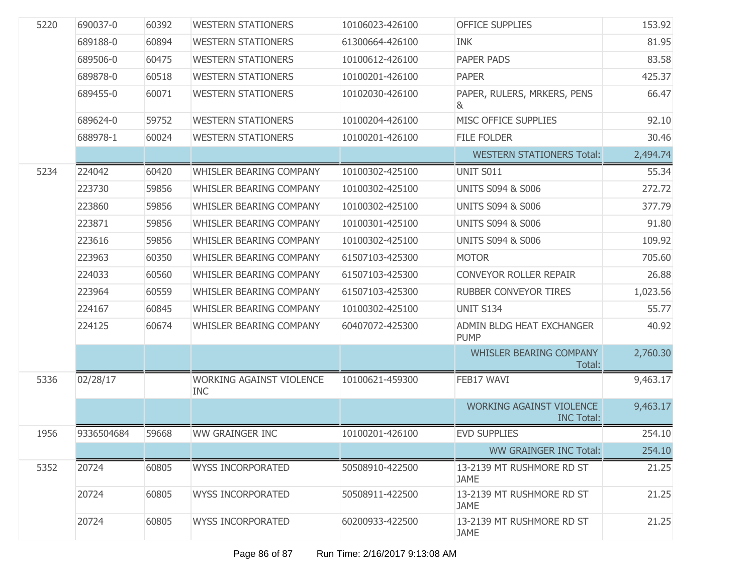| | | | | | | |
|---|---|---|---|---|---|---|
| 5220 | 690037-0 | 60392 | WESTERN STATIONERS | 10106023-426100 | OFFICE SUPPLIES | 153.92 |
| | 689188-0 | 60894 | WESTERN STATIONERS | 61300664-426100 | INK | 81.95 |
| | 689506-0 | 60475 | WESTERN STATIONERS | 10100612-426100 | PAPER PADS | 83.58 |
| | 689878-0 | 60518 | WESTERN STATIONERS | 10100201-426100 | PAPER | 425.37 |
| | 689455-0 | 60071 | WESTERN STATIONERS | 10102030-426100 | PAPER, RULERS, MRKERS, PENS & | 66.47 |
| | 689624-0 | 59752 | WESTERN STATIONERS | 10100204-426100 | MISC OFFICE SUPPLIES | 92.10 |
| | 688978-1 | 60024 | WESTERN STATIONERS | 10100201-426100 | FILE FOLDER | 30.46 |
| | | | | | WESTERN STATIONERS Total: | 2,494.74 |
| 5234 | 224042 | 60420 | WHISLER BEARING COMPANY | 10100302-425100 | UNIT S011 | 55.34 |
| | 223730 | 59856 | WHISLER BEARING COMPANY | 10100302-425100 | UNITS S094 & S006 | 272.72 |
| | 223860 | 59856 | WHISLER BEARING COMPANY | 10100302-425100 | UNITS S094 & S006 | 377.79 |
| | 223871 | 59856 | WHISLER BEARING COMPANY | 10100301-425100 | UNITS S094 & S006 | 91.80 |
| | 223616 | 59856 | WHISLER BEARING COMPANY | 10100302-425100 | UNITS S094 & S006 | 109.92 |
| | 223963 | 60350 | WHISLER BEARING COMPANY | 61507103-425300 | MOTOR | 705.60 |
| | 224033 | 60560 | WHISLER BEARING COMPANY | 61507103-425300 | CONVEYOR ROLLER REPAIR | 26.88 |
| | 223964 | 60559 | WHISLER BEARING COMPANY | 61507103-425300 | RUBBER CONVEYOR TIRES | 1,023.56 |
| | 224167 | 60845 | WHISLER BEARING COMPANY | 10100302-425100 | UNIT S134 | 55.77 |
| | 224125 | 60674 | WHISLER BEARING COMPANY | 60407072-425300 | ADMIN BLDG HEAT EXCHANGER PUMP | 40.92 |
| | | | | | WHISLER BEARING COMPANY Total: | 2,760.30 |
| 5336 | 02/28/17 | | WORKING AGAINST VIOLENCE INC | 10100621-459300 | FEB17 WAVI | 9,463.17 |
| | | | | | WORKING AGAINST VIOLENCE INC Total: | 9,463.17 |
| 1956 | 9336504684 | 59668 | WW GRAINGER INC | 10100201-426100 | EVD SUPPLIES | 254.10 |
| | | | | | WW GRAINGER INC Total: | 254.10 |
| 5352 | 20724 | 60805 | WYSS INCORPORATED | 50508910-422500 | 13-2139 MT RUSHMORE RD ST JAME | 21.25 |
| | 20724 | 60805 | WYSS INCORPORATED | 50508911-422500 | 13-2139 MT RUSHMORE RD ST JAME | 21.25 |
| | 20724 | 60805 | WYSS INCORPORATED | 60200933-422500 | 13-2139 MT RUSHMORE RD ST JAME | 21.25 |

Run Time: 2/16/2017 9:13:08 AM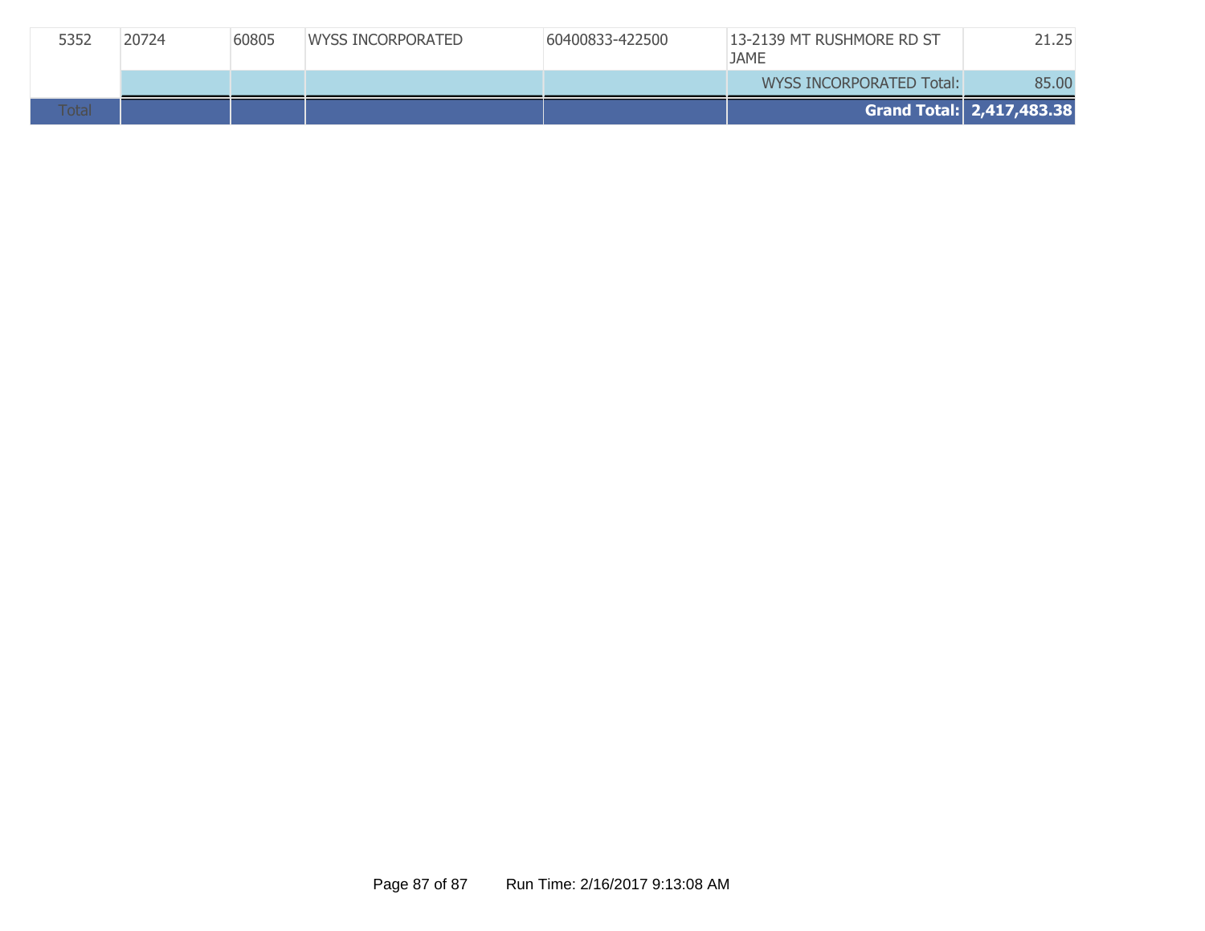| | | | | | | |
|---|---|---|---|---|---|---|
| 5352 | 20724 | 60805 | WYSS INCORPORATED | 60400833-422500 | 13-2139 MT RUSHMORE RD ST JAME | 21.25 |
| | | | | | WYSS INCORPORATED Total: | 85.00 |
| Total | | | | | **Grand Total:** | **2,417,483.38** |

Run Time: 2/16/2017 9:13:08 AM